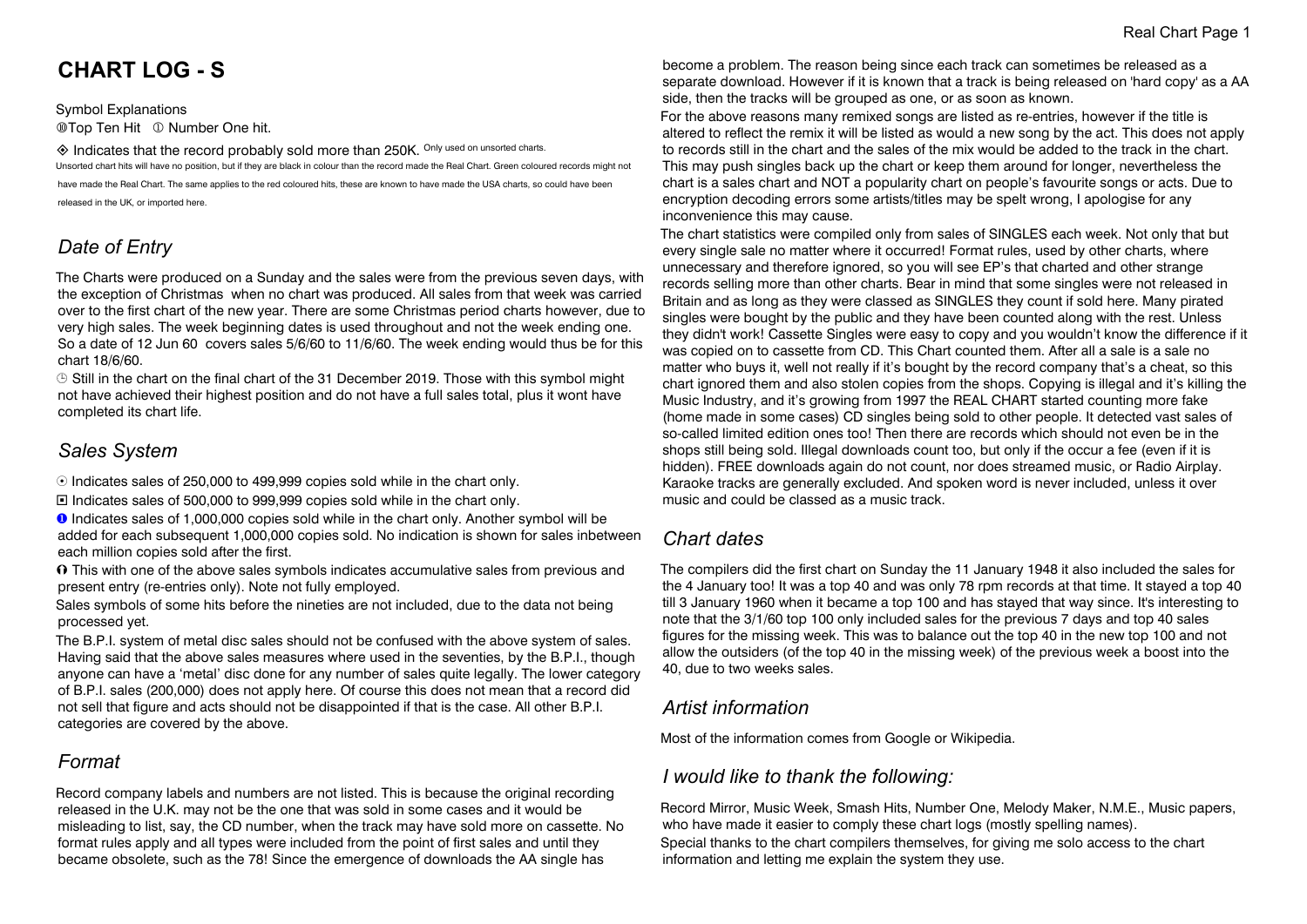# CHART LOG - S

Symbol Explanations

⑩Top Ten Hit ① Number One hit.

◈ Indicates that the record probably sold more than 250K. Only used on unsorted charts.

Unsorted chart hits will have no position, but if they are black in colour than the record made the Real Chart. Green coloured records might not have made the Real Chart. The same applies to the red coloured hits, these are known to have made the USA charts, so could have been released in the UK, or imported here.

## *Date of Entry*

The Charts were produced on a Sunday and the sales were from the previous seven days, with the exception of Christmas when no chart was produced. All sales from that week was carried over to the first chart of the new year. There are some Christmas period charts however, due to very high sales. The week beginning dates is used throughout and not the week ending one. So a date of 12 Jun 60 covers sales 5/6/60 to 11/6/60. The week ending would thus be for this chart 18/6/60.

◷ Still in the chart on the final chart of the 31 December 2019. Those with this symbol might not have achieved their highest position and do not have a full sales total, plus it wont have completed its chart life.

## *Sales System*

☉ Indicates sales of 250,000 to 499,999 copies sold while in the chart only.

◘ Indicates sales of 500,000 to 999,999 copies sold while in the chart only.

❶ Indicates sales of 1,000,000 copies sold while in the chart only. Another symbol will be added for each subsequent 1,000,000 copies sold. No indication is shown for sales inbetween each million copies sold after the first.

⥀ This with one of the above sales symbols indicates accumulative sales from previous and present entry (re-entries only). Note not fully employed.

Sales symbols of some hits before the nineties are not included, due to the data not being processed yet.

The B.P.I. system of metal disc sales should not be confused with the above system of sales. Having said that the above sales measures where used in the seventies, by the B.P.I., though anyone can have a 'metal' disc done for any number of sales quite legally. The lower category of B.P.I. sales (200,000) does not apply here. Of course this does not mean that a record did not sell that figure and acts should not be disappointed if that is the case. All other B.P.I. categories are covered by the above.

## *Format*

Record company labels and numbers are not listed. This is because the original recording released in the U.K. may not be the one that was sold in some cases and it would be misleading to list, say, the CD number, when the track may have sold more on cassette. No format rules apply and all types were included from the point of first sales and until they became obsolete, such as the 78! Since the emergence of downloads the AA single has become a problem. The reason being since each track can sometimes be released as a separate download. However if it is known that a track is being released on 'hard copy' as a AA side, then the tracks will be grouped as one, or as soon as known.

For the above reasons many remixed songs are listed as re-entries, however if the title is altered to reflect the remix it will be listed as would a new song by the act. This does not apply to records still in the chart and the sales of the mix would be added to the track in the chart. This may push singles back up the chart or keep them around for longer, nevertheless the chart is a sales chart and NOT a popularity chart on people's favourite songs or acts. Due to encryption decoding errors some artists/titles may be spelt wrong, I apologise for any inconvenience this may cause.

The chart statistics were compiled only from sales of SINGLES each week. Not only that but every single sale no matter where it occurred! Format rules, used by other charts, where unnecessary and therefore ignored, so you will see EP's that charted and other strange records selling more than other charts. Bear in mind that some singles were not released in Britain and as long as they were classed as SINGLES they count if sold here. Many pirated singles were bought by the public and they have been counted along with the rest. Unless they didn't work! Cassette Singles were easy to copy and you wouldn't know the difference if it was copied on to cassette from CD. This Chart counted them. After all a sale is a sale no matter who buys it, well not really if it's bought by the record company that's a cheat, so this chart ignored them and also stolen copies from the shops. Copying is illegal and it's killing the Music Industry, and it's growing from 1997 the REAL CHART started counting more fake (home made in some cases) CD singles being sold to other people. It detected vast sales of so-called limited edition ones too! Then there are records which should not even be in the shops still being sold. Illegal downloads count too, but only if the occur a fee (even if it is hidden). FREE downloads again do not count, nor does streamed music, or Radio Airplay. Karaoke tracks are generally excluded. And spoken word is never included, unless it over music and could be classed as a music track.

## *Chart dates*

The compilers did the first chart on Sunday the 11 January 1948 it also included the sales for the 4 January too! It was a top 40 and was only 78 rpm records at that time. It stayed a top 40 till 3 January 1960 when it became a top 100 and has stayed that way since. It's interesting to note that the 3/1/60 top 100 only included sales for the previous 7 days and top 40 sales figures for the missing week. This was to balance out the top 40 in the new top 100 and not allow the outsiders (of the top 40 in the missing week) of the previous week a boost into the 40, due to two weeks sales.

## *Artist information*

Most of the information comes from Google or Wikipedia.

## *I would like to thank the following:*

Record Mirror, Music Week, Smash Hits, Number One, Melody Maker, N.M.E., Music papers, who have made it easier to comply these chart logs (mostly spelling names).

Special thanks to the chart compilers themselves, for giving me solo access to the chart information and letting me explain the system they use.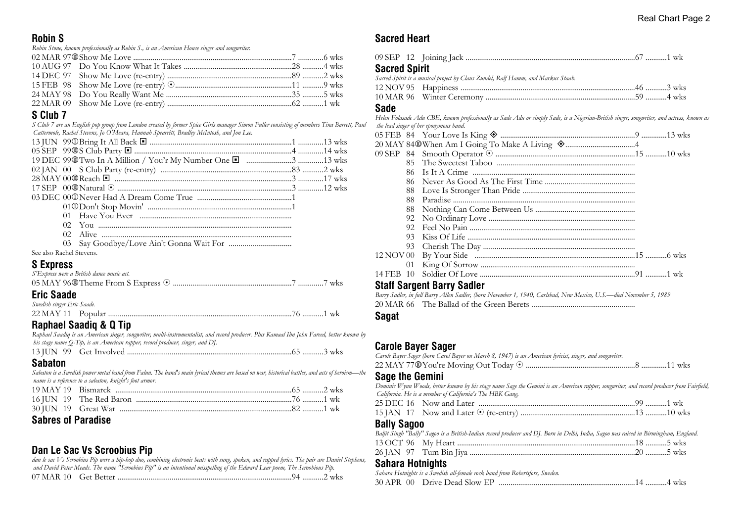## Robin S

*Robin Stone, known professionally as Robin S., is an American House singer and songwriter.*

02 MAR 97⑩Show Me Love ................................................................................7 .............6 wks
10 AUG 97 Do You Know What It Takes .......................................................28 ...........4 wks
14 DEC 97 Show Me Love (re-entry) ...............................................................89 ...........2 wks
15 FEB 98 Show Me Love (re-entry) ⊙...........................................................11 ...........9 wks
24 MAY 98 Do You Really Want Me ................................................................35 ...........5 wks
22 MAR 09 Show Me Love (re-entry) ...............................................................62 ...........1 wk

## S Club 7

*S Club 7 are an English pop group from London created by former Spice Girls manager Simon Fuller consisting of members Tina Barrett, Paul Cattermole, Rachel Stevens, Jo O'Meara, Hannah Spearritt, Bradley McIntosh, and Jon Lee.*

13 JUN 99①Bring It All Back ▣ ........................................................................1 .............13 wks
05 SEP 99⑩S Club Party ▣ ................................................................................4 .............14 wks
19 DEC 99⑩Two In A Million / You'r My Number One ▣ .......................3 .............13 wks
02 JAN 00 S Club Party (re-entry) ...................................................................83 ...........2 wks
28 MAY 00⑩Reach ▣ ........................................................................................3 .............17 wks
17 SEP 00⑩Natural ⊙ .........................................................................................3 .............12 wks
03 DEC 00①Never Had A Dream Come True ................................................1
01①Don't Stop Movin' .........................................................................1
01 Have You Ever .............................................................................
02 You ...................................................................................................
02 Alive .................................................................................................
03 Say Goodbye/Love Ain't Gonna Wait For ................................

See also Rachel Stevens.

## S Express

*S'Express were a British dance music act.*

05 MAY 96⑩Theme From S Express ⊙ ............................................................7 .............7 wks

## Eric Saade

*Swedish singer Eric Saade.*

22 MAY 11 Popular .............................................................................................76 ...........1 wk

## Raphael Saadiq & Q Tip

*Raphael Saadiq is an American singer, songwriter, multi-instrumentalist, and record producer. Plus Kamaal Ibn John Fareed, better known by his stage name Q-Tip, is an American rapper, record producer, singer, and DJ.*

13 JUN 99 Get Involved ...................................................................................65 ...........3 wks

## Sabaton

*Sabaton is a Swedish power metal band from Falun. The band's main lyrical themes are based on war, historical battles, and acts of heroism—the name is a reference to a sabaton, knight's foot armor.*

19 MAY 19 Bismarck ..........................................................................................65 ...........2 wks
16 JUN 19 The Red Baron ...............................................................................76 ...........1 wk
30 JUN 19 Great War .......................................................................................82 ...........1 wk

## Sabres of Paradise

## Dan Le Sac Vs Scroobius Pip

*dan le sac Vs Scroobius Pip were a hip-hop duo, combining electronic beats with sung, spoken, and rapped lyrics. The pair are Daniel Stephens, and David Peter Meads. The name "Scroobius Pip" is an intentional misspelling of the Edward Lear poem, The Scroobious Pip.*

07 MAR 10 Get Better .........................................................................................94 ...........2 wks

## Sacred Heart

09 SEP 12 Joining Jack .......................................................................................67 ...........1 wk

## Sacred Spirit

*Sacred Spirit is a musical project by Claus Zundel, Ralf Hamm, and Markus Staab.*

12 NOV 95 Happiness .........................................................................................46 ...........3 wks
10 MAR 96 Winter Ceremony ............................................................................59 ...........4 wks

## Sade

*Helen Folasade Adu CBE, known professionally as Sade Adu or simply Sade, is a Nigerian-British singer, songwriter, and actress, known as the lead singer of her eponymous band.*

05 FEB 84 Your Love Is King ◈ .....................................................................9 .............13 wks
20 MAY 84⑩When Am I Going To Make A Living ◈...................................4
09 SEP 84 Smooth Operator ⊙ .......................................................................15 ...........10 wks
85 The Sweetest Taboo .......................................................................
86 Is It A Crime ...................................................................................
86 Never As Good As The First Time ..............................................
88 Love Is Stronger Than Pride ..........................................................
88 Paradise .............................................................................................
88 Nothing Can Come Between Us ...................................................
92 No Ordinary Love ...........................................................................
92 Feel No Pain .....................................................................................
93 Kiss Of Life ......................................................................................
93 Cherish The Day ..............................................................................
12 NOV 00 By Your Side .................................................................................15 ...........6 wks
01 King Of Sorrow ...............................................................................
14 FEB 10 Soldier Of Love ...............................................................................91 ...........1 wk

## Staff Sargent Barry Sadler

*Barry Sadler, in full Barry Allen Sadler, (born November 1, 1940, Carlsbad, New Mexico, U.S.—died November 5, 1989*

20 MAR 66 The Ballad of the Green Berets .....................................................

## Sagat

## Carole Bayer Sager

*Carole Bayer Sager (born Carol Bayer on March 8, 1947) is an American lyricist, singer, and songwriter.*

22 MAY 77⑩You're Moving Out Today ⊙ .......................................................8 .............11 wks

## Sage the Gemini

*Dominic Wynn Woods, better known by his stage name Sage the Gemini is an American rapper, songwriter, and record producer from Fairfield, California. He is a member of California's The HBK Gang.*

25 DEC 16 Now and Later ................................................................................99 ...........1 wk
15 JAN 17 Now and Later ⊙ (re-entry) ..........................................................13 ...........10 wks

## Bally Sagoo

*Baljit Singh "Bally" Sagoo is a British-Indian record producer and DJ. Born in Delhi, India, Sagoo was raised in Birmingham, England.*

13 OCT 96 My Heart ..........................................................................................18 ...........5 wks
26 JAN 97 Tum Bin Jiya ....................................................................................20 ...........5 wks

## Sahara Hotnights

*Sahara Hotnights is a Swedish all-female rock band from Robertsfors, Sweden.*

30 APR 00 Drive Dead Slow EP .....................................................................14 ...........4 wks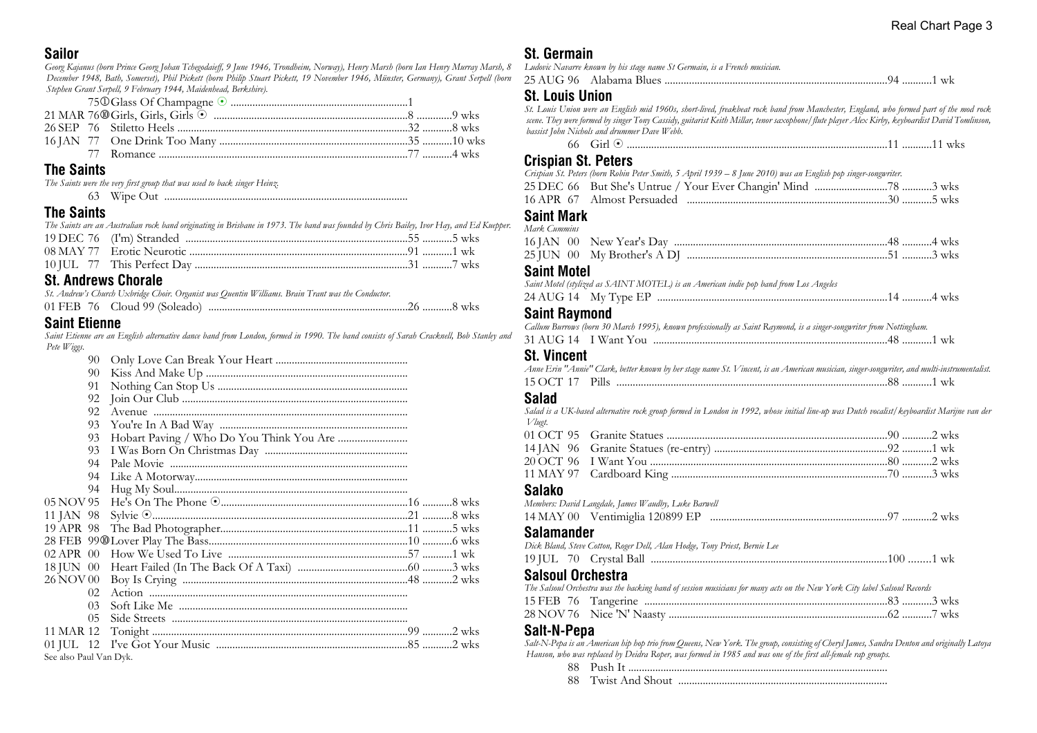## Sailor

*Georg Kajanus (born Prince Georg Johan Tchegodaieff, 9 June 1946, Trondheim, Norway), Henry Marsh (born Ian Henry Murray Marsh, 8 December 1948, Bath, Somerset), Phil Pickett (born Philip Stuart Pickett, 19 November 1946, Münster, Germany), Grant Serpell (born Stephen Grant Serpell, 9 February 1944, Maidenhead, Berkshire).*

| Date | Title | Pos | Weeks |
|---|---|---|---|
| 75 ① | Glass Of Champagne ⊙ | 1 | |
| 21 MAR 76 ⑩ | Girls, Girls, Girls ⊙ | 8 | 9 wks |
| 26 SEP 76 | Stiletto Heels | 32 | 8 wks |
| 16 JAN 77 | One Drink Too Many | 35 | 10 wks |
| 77 | Romance | 77 | 4 wks |

## The Saints

*The Saints were the very first group that was used to back singer Heinz.*

| Date | Title | Pos | Weeks |
|---|---|---|---|
| 63 | Wipe Out | | |

## The Saints

*The Saints are an Australian rock band originating in Brisbane in 1973. The band was founded by Chris Bailey, Ivor Hay, and Ed Kuepper.*

| Date | Title | Pos | Weeks |
|---|---|---|---|
| 19 DEC 76 | (I'm) Stranded | 55 | 5 wks |
| 08 MAY 77 | Erotic Neurotic | 91 | 1 wk |
| 10 JUL 77 | This Perfect Day | 31 | 7 wks |

## St. Andrews Chorale

*St. Andrew's Church Uxbridge Choir. Organist was Quentin Williams. Brain Trant was the Conductor.*

| Date | Title | Pos | Weeks |
|---|---|---|---|
| 01 FEB 76 | Cloud 99 (Soleado) | 26 | 8 wks |

## Saint Etienne

*Saint Etienne are an English alternative dance band from London, formed in 1990. The band consists of Sarah Cracknell, Bob Stanley and Pete Wiggs.*

| Date | Title | Pos | Weeks |
|---|---|---|---|
| 90 | Only Love Can Break Your Heart | | |
| 90 | Kiss And Make Up | | |
| 91 | Nothing Can Stop Us | | |
| 92 | Join Our Club | | |
| 92 | Avenue | | |
| 93 | You're In A Bad Way | | |
| 93 | Hobart Paving / Who Do You Think You Are | | |
| 93 | I Was Born On Christmas Day | | |
| 94 | Pale Movie | | |
| 94 | Like A Motorway | | |
| 94 | Hug My Soul | | |
| 05 NOV 95 | He's On The Phone ⊙ | 16 | 8 wks |
| 11 JAN 98 | Sylvie ⊙ | 21 | 8 wks |
| 19 APR 98 | The Bad Photographer | 11 | 5 wks |
| 28 FEB 99 ⑩ | Lover Play The Bass | 10 | 6 wks |
| 02 APR 00 | How We Used To Live | 57 | 1 wk |
| 18 JUN 00 | Heart Failed (In The Back Of A Taxi) | 60 | 3 wks |
| 26 NOV 00 | Boy Is Crying | 48 | 2 wks |
| 02 | Action | | |
| 03 | Soft Like Me | | |
| 05 | Side Streets | | |
| 11 MAR 12 | Tonight | 99 | 2 wks |
| 01 JUL 12 | I've Got Your Music | 85 | 2 wks |

See also Paul Van Dyk.

## St. Germain

*Ludovic Navarre known by his stage name St Germain, is a French musician.*

| Date | Title | Pos | Weeks |
|---|---|---|---|
| 25 AUG 96 | Alabama Blues | 94 | 1 wk |

## St. Louis Union

*St. Louis Union were an English mid 1960s, short-lived, freakbeat rock band from Manchester, England, who formed part of the mod rock scene. They were formed by singer Tony Cassidy, guitarist Keith Millar, tenor saxophone/flute player Alex Kirby, keyboardist David Tomlinson, bassist John Nichols and drummer Dave Webb.*

| Date | Title | Pos | Weeks |
|---|---|---|---|
| 66 | Girl ⊙ | 11 | 11 wks |

## Crispian St. Peters

*Crispian St. Peters (born Robin Peter Smith, 5 April 1939 – 8 June 2010) was an English pop singer-songwriter.*

| Date | Title | Pos | Weeks |
|---|---|---|---|
| 25 DEC 66 | But She's Untrue / Your Ever Changin' Mind | 78 | 3 wks |
| 16 APR 67 | Almost Persuaded | 30 | 5 wks |

## Saint Mark

*Mark Cummins*

| Date | Title | Pos | Weeks |
|---|---|---|---|
| 16 JAN 00 | New Year's Day | 48 | 4 wks |
| 25 JUN 00 | My Brother's A DJ | 51 | 3 wks |

## Saint Motel

*Saint Motel (stylized as SAINT MOTEL) is an American indie pop band from Los Angeles*

| Date | Title | Pos | Weeks |
|---|---|---|---|
| 24 AUG 14 | My Type EP | 14 | 4 wks |

## Saint Raymond

*Callum Burrows (born 30 March 1995), known professionally as Saint Raymond, is a singer-songwriter from Nottingham.*

| Date | Title | Pos | Weeks |
|---|---|---|---|
| 31 AUG 14 | I Want You | 48 | 1 wk |

## St. Vincent

*Anne Erin "Annie" Clark, better known by her stage name St. Vincent, is an American musician, singer-songwriter, and multi-instrumentalist.*

| Date | Title | Pos | Weeks |
|---|---|---|---|
| 15 OCT 17 | Pills | 88 | 1 wk |

## Salad

*Salad is a UK-based alternative rock group formed in London in 1992, whose initial line-up was Dutch vocalist/keyboardist Marijne van der Vlugt.*

| Date | Title | Pos | Weeks |
|---|---|---|---|
| 01 OCT 95 | Granite Statues | 90 | 2 wks |
| 14 JAN 96 | Granite Statues (re-entry) | 92 | 1 wk |
| 20 OCT 96 | I Want You | 80 | 2 wks |
| 11 MAY 97 | Cardboard King | 70 | 3 wks |

## Salako

*Members: David Langdale, James Waudby, Luke Barwell*

| Date | Title | Pos | Weeks |
|---|---|---|---|
| 14 MAY 00 | Ventimiglia 120899 EP | 97 | 2 wks |

## Salamander

*Dick Bland, Steve Cotton, Roger Dell, Alan Hodge, Tony Priest, Bernie Lee*

| Date | Title | Pos | Weeks |
|---|---|---|---|
| 19 JUL 70 | Crystal Ball | 100 | 1 wk |

## Salsoul Orchestra

*The Salsoul Orchestra was the backing band of session musicians for many acts on the New York City label Salsoul Records*

| Date | Title | Pos | Weeks |
|---|---|---|---|
| 15 FEB 76 | Tangerine | 83 | 3 wks |
| 28 NOV 76 | Nice 'N' Naasty | 62 | 7 wks |

## Salt-N-Pepa

*Salt-N-Pepa is an American hip hop trio from Queens, New York. The group, consisting of Cheryl James, Sandra Denton and originally Latoya Hanson, who was replaced by Deidra Roper, was formed in 1985 and was one of the first all-female rap groups.*

| Date | Title | Pos | Weeks |
|---|---|---|---|
| 88 | Push It | | |
| 88 | Twist And Shout | | |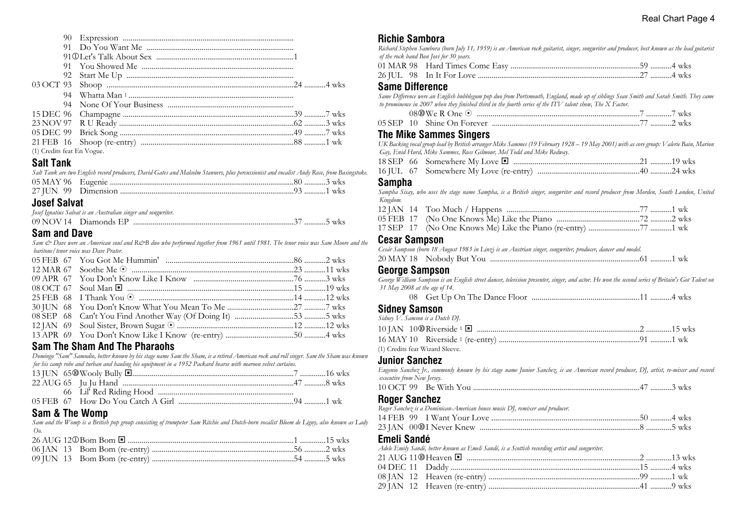| Date | Title | Peak | Weeks |
|---|---|---|---|
| 90 | Expression | | |
| 91 | Do You Want Me | | |
| 91① | Let's Talk About Sex | 1 | |
| 91 | You Showed Me | | |
| 92 | Start Me Up | | |
| 03 OCT 93 | Shoop | 24 | 4 wks |
| 94 | Whatta Man [1] | | |
| 94 | None Of Your Business | | |
| 15 DEC 96 | Champagne | 39 | 7 wks |
| 23 NOV 97 | R U Ready | 62 | 3 wks |
| 05 DEC 99 | Brick Song | 49 | 7 wks |
| 21 FEB 16 | Shoop (re-entry) | 88 | 1 wk |

(1) Credits feat En Vogue.

## Salt Tank

*Salt Tank are two English record producers, David Gates and Malcolm Stanners, plus percussionist and vocalist Andy Rose, from Basingstoke.*

| Date | Title | Peak | Weeks |
|---|---|---|---|
| 05 MAY 96 | Eugenie | 80 | 3 wks |
| 27 JUN 99 | Dimension | 93 | 1 wks |

## Josef Salvat

*Josef Ignatius Salvat is an Australian singer and songwriter.*

| Date | Title | Peak | Weeks |
|---|---|---|---|
| 09 NOV 14 | Diamonds EP | 37 | 5 wks |

## Sam and Dave

*Sam & Dave were an American soul and R&B duo who performed together from 1961 until 1981. The tenor voice was Sam Moore and the baritone/tenor voice was Dave Prater.*

| Date | Title | Peak | Weeks |
|---|---|---|---|
| 05 FEB 67 | You Got Me Hummin' | 86 | 2 wks |
| 12 MAR 67 | Soothe Me ⊙ | 23 | 11 wks |
| 09 APR 67 | You Don't Know Like I Know | 76 | 3 wks |
| 08 OCT 67 | Soul Man ◘ | 15 | 19 wks |
| 25 FEB 68 | I Thank You ⊙ | 14 | 12 wks |
| 30 JUN 68 | You Don't Know What You Mean To Me | 27 | 7 wks |
| 08 SEP 68 | Can't You Find Another Way (Of Doing It) | 53 | 5 wks |
| 12 JAN 69 | Soul Sister, Brown Sugar ⊙ | 12 | 12 wks |
| 13 APR 69 | You Don't Know Like I Know (re-entry) | 50 | 4 wks |

## Sam The Sham And The Pharaohs

*Domingo "Sam" Samudio, better known by his stage name Sam the Sham, is a retired American rock and roll singer. Sam the Sham was known for his camp robe and turban and hauling his equipment in a 1952 Packard hearse with maroon velvet curtains.*

| Date | Title | Peak | Weeks |
|---|---|---|---|
| 13 JUN 65⑩ | Wooly Bully ◘ | 7 | 16 wks |
| 22 AUG 65 | Ju Ju Hand | 47 | 8 wks |
| 66 | Lil' Red Riding Hood | | |
| 05 FEB 67 | How Do You Catch A Girl | 94 | 1 wk |

## Sam & The Womp

*Sam and the Womp is a British pop group consisting of trumpeter Sam Ritchie and Dutch-born vocalist Bloem de Ligny, also known as Lady Oo.*

| Date | Title | Peak | Weeks |
|---|---|---|---|
| 26 AUG 12① | Bom Bom ◘ | 1 | 15 wks |
| 06 JAN 13 | Bom Bom (re-entry) | 56 | 2 wks |
| 09 JUN 13 | Bom Bom (re-entry) | 54 | 5 wks |

## Richie Sambora

*Richard Stephen Sambora (born July 11, 1959) is an American rock guitarist, singer, songwriter and producer, best known as the lead guitarist of the rock band Bon Jovi for 30 years.*

| Date | Title | Peak | Weeks |
|---|---|---|---|
| 01 MAR 98 | Hard Times Come Easy | 59 | 4 wks |
| 26 JUL 98 | In It For Love | 27 | 4 wks |

## Same Difference

*Same Difference were an English bubblegum pop duo from Portsmouth, England, made up of siblings Sean Smith and Sarah Smith. They came to prominence in 2007 when they finished third in the fourth series of the ITV talent show, The X Factor.*

| Date | Title | Peak | Weeks |
|---|---|---|---|
| 08⑩ | We R One ⊙ | 7 | 7 wks |
| 05 SEP 10 | Shine On Forever | 77 | 2 wks |

## The Mike Sammes Singers

*UK Backing vocal group lead by British arranger Mike Sammes (19 February 1928 – 19 May 2001) with as core group: Valerie Bain, Marion Gay, Enid Hurd, Mike Sammes, Ross Gilmour, Mel Todd and Mike Redway.*

| Date | Title | Peak | Weeks |
|---|---|---|---|
| 18 SEP 66 | Somewhere My Love ◘ | 21 | 19 wks |
| 16 JUL 67 | Somewhere My Love (re-entry) | 40 | 24 wks |

## Sampha

*Sampha Sisay, who uses the stage name Sampha, is a British singer, songwriter and record producer from Morden, South London, United Kingdom.*

| Date | Title | Peak | Weeks |
|---|---|---|---|
| 12 JAN 14 | Too Much / Happens | 77 | 1 wk |
| 05 FEB 17 | (No One Knows Me) Like the Piano | 72 | 2 wks |
| 17 SEP 17 | (No One Knows Me) Like the Piano (re-entry) | 77 | 1 wk |

## Cesar Sampson

*Cesár Sampson (born 18 August 1983 in Linz) is an Austrian singer, songwriter, producer, dancer and model.*

| Date | Title | Peak | Weeks |
|---|---|---|---|
| 20 MAY 18 | Nobody But You | 61 | 1 wk |

## George Sampson

*George William Sampson is an English street dancer, television presenter, singer, and actor. He won the second series of Britain's Got Talent on 31 May 2008 at the age of 14.*

| Date | Title | Peak | Weeks |
|---|---|---|---|
| 08 | Get Up On The Dance Floor | 11 | 4 wks |

## Sidney Samson

*Sidney V. Samson is a Dutch DJ.*

| Date | Title | Peak | Weeks |
|---|---|---|---|
| 10 JAN 10⑩ | Riverside [1] ◘ | 2 | 15 wks |
| 16 MAY 10 | Riverside [1] (re-entry) | 91 | 1 wk |

(1) Credits feat Wizard Sleeve.

## Junior Sanchez

*Eugenio Sanchez Jr., commonly known by his stage name Junior Sanchez, is an American record producer, DJ, artist, re-mixer and record executive from New Jersey.*

| Date | Title | Peak | Weeks |
|---|---|---|---|
| 10 OCT 99 | Be With You | 47 | 3 wks |

## Roger Sanchez

*Roger Sanchez is a Dominican-American house music DJ, remixer and producer.*

| Date | Title | Peak | Weeks |
|---|---|---|---|
| 14 FEB 99 | I Want Your Love | 50 | 4 wks |
| 23 JAN 00⑩ | I Never Knew | 8 | 5 wks |

## Emeli Sandé

*Adele Emily Sandé, better known as Emeli Sandé, is a Scottish recording artist and songwriter.*

| Date | Title | Peak | Weeks |
|---|---|---|---|
| 21 AUG 11⑩ | Heaven ◘ | 2 | 13 wks |
| 04 DEC 11 | Daddy | 15 | 4 wks |
| 08 JAN 12 | Heaven (re-entry) | 99 | 1 wk |
| 29 JAN 12 | Heaven (re-entry) | 41 | 9 wks |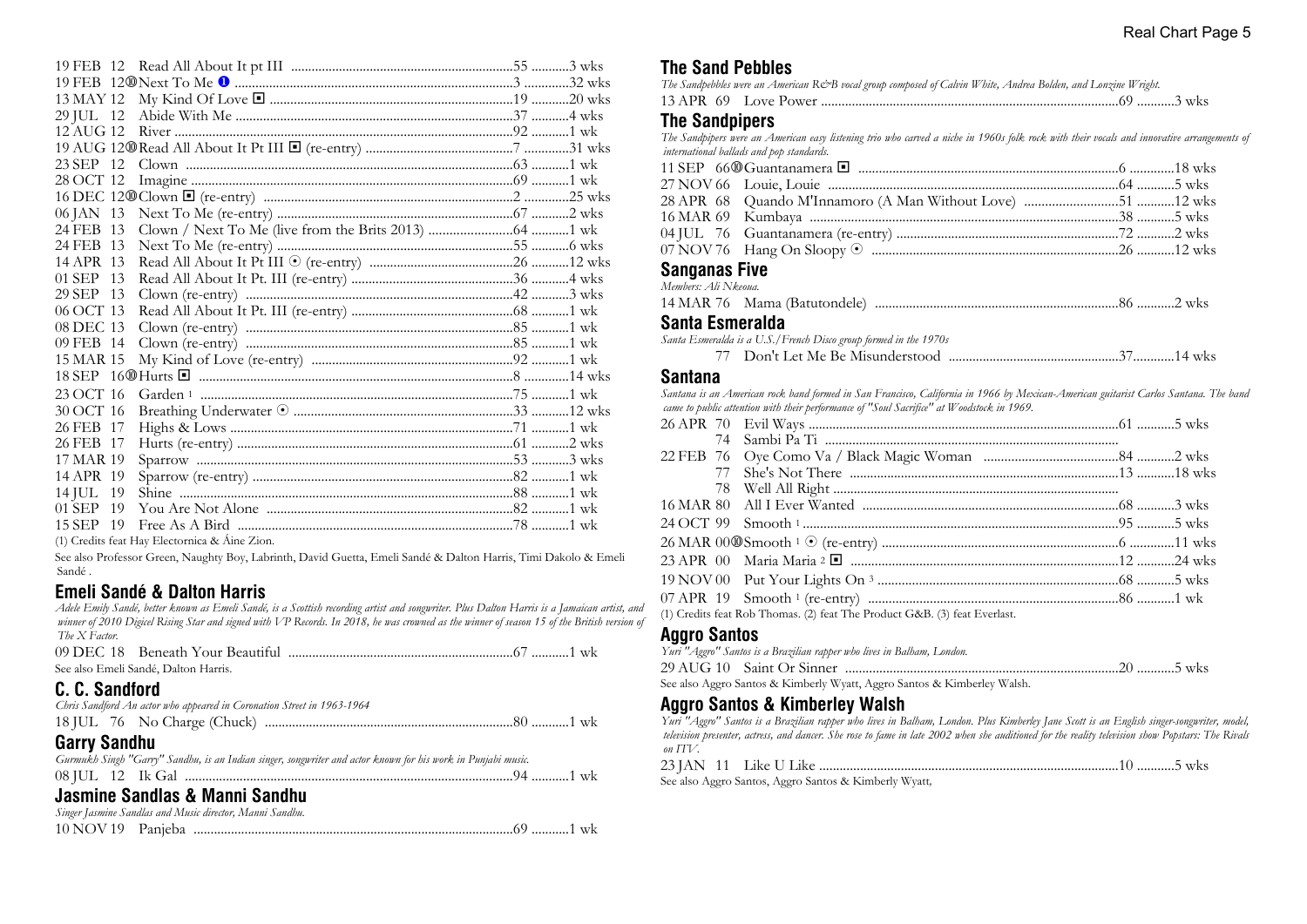19 FEB 12 Read All About It pt III ...55 ...3 wks
19 FEB 12⑩Next To Me ❶ ...3 ...32 wks
13 MAY 12 My Kind Of Love ◙ ...19 ...20 wks
29 JUL 12 Abide With Me ...37 ...4 wks
12 AUG 12 River ...92 ...1 wk
19 AUG 12⑩Read All About It Pt III ◙ (re-entry) ...7 ...31 wks
23 SEP 12 Clown ...63 ...1 wk
28 OCT 12 Imagine ...69 ...1 wk
16 DEC 12⑩Clown ◙ (re-entry) ...2 ...25 wks
06 JAN 13 Next To Me (re-entry) ...67 ...2 wks
24 FEB 13 Clown / Next To Me (live from the Brits 2013) ...64 ...1 wk
24 FEB 13 Next To Me (re-entry) ...55 ...6 wks
14 APR 13 Read All About It Pt III ⊙ (re-entry) ...26 ...12 wks
01 SEP 13 Read All About It Pt. III (re-entry) ...36 ...4 wks
29 SEP 13 Clown (re-entry) ...42 ...3 wks
06 OCT 13 Read All About It Pt. III (re-entry) ...68 ...1 wk
08 DEC 13 Clown (re-entry) ...85 ...1 wk
09 FEB 14 Clown (re-entry) ...85 ...1 wk
15 MAR 15 My Kind of Love (re-entry) ...92 ...1 wk
18 SEP 16⑩Hurts ◙ ...8 ...14 wks
23 OCT 16 Garden [1] ...75 ...1 wk
30 OCT 16 Breathing Underwater ⊙ ...33 ...12 wks
26 FEB 17 Highs & Lows ...71 ...1 wk
26 FEB 17 Hurts (re-entry) ...61 ...2 wks
17 MAR 19 Sparrow ...53 ...3 wks
14 APR 19 Sparrow (re-entry) ...82 ...1 wk
14 JUL 19 Shine ...88 ...1 wk
01 SEP 19 You Are Not Alone ...82 ...1 wk
15 SEP 19 Free As A Bird ...78 ...1 wk

(1) Credits feat Hay Electornica & Áine Zion.

See also Professor Green, Naughty Boy, Labrinth, David Guetta, Emeli Sandé & Dalton Harris, Timi Dakolo & Emeli Sandé .

## Emeli Sandé & Dalton Harris

*Adele Emily Sandé, better known as Emeli Sandé, is a Scottish recording artist and songwriter. Plus Dalton Harris is a Jamaican artist, and winner of 2010 Digicel Rising Star and signed with VP Records. In 2018, he was crowned as the winner of season 15 of the British version of The X Factor.*

09 DEC 18 Beneath Your Beautiful ...67 ...1 wk

See also Emeli Sandé, Dalton Harris.

## C. C. Sandford

*Chris Sandford An actor who appeared in Coronation Street in 1963-1964*

18 JUL 76 No Charge (Chuck) ...80 ...1 wk

## Garry Sandhu

*Gurmukh Singh "Garry" Sandhu, is an Indian singer, songwriter and actor known for his work in Punjabi music.*

08 JUL 12 Ik Gal ...94 ...1 wk

## Jasmine Sandlas & Manni Sandhu

*Singer Jasmine Sandlas and Music director, Manni Sandhu.*

10 NOV 19 Panjeba ...69 ...1 wk

## The Sand Pebbles

*The Sandpebbles were an American R&B vocal group composed of Calvin White, Andrea Bolden, and Lonzine Wright.*

13 APR 69 Love Power ...69 ...3 wks

## The Sandpipers

*The Sandpipers were an American easy listening trio who carved a niche in 1960s folk rock with their vocals and innovative arrangements of international ballads and pop standards.*

11 SEP 66⑩Guantanamera ◙ ...6 ...18 wks
27 NOV 66 Louie, Louie ...64 ...5 wks
28 APR 68 Quando M'Innamoro (A Man Without Love) ...51 ...12 wks
16 MAR 69 Kumbaya ...38 ...5 wks
04 JUL 76 Guantanamera (re-entry) ...72 ...2 wks
07 NOV 76 Hang On Sloopy ⊙ ...26 ...12 wks

## Sanganas Five

*Members: Ali Nkeoua.*

14 MAR 76 Mama (Batutondele) ...86 ...2 wks

## Santa Esmeralda

*Santa Esmeralda is a U.S./French Disco group formed in the 1970s*

77 Don't Let Me Be Misunderstood ...37 ...14 wks

## Santana

*Santana is an American rock band formed in San Francisco, California in 1966 by Mexican-American guitarist Carlos Santana. The band came to public attention with their performance of "Soul Sacrifice" at Woodstock in 1969.*

26 APR 70 Evil Ways ...61 ...5 wks
74 Sambi Pa Ti ...
22 FEB 76 Oye Como Va / Black Magic Woman ...84 ...2 wks
77 She's Not There ...13 ...18 wks
78 Well All Right ...
16 MAR 80 All I Ever Wanted ...68 ...3 wks
24 OCT 99 Smooth [1] ...95 ...5 wks
26 MAR 00⑩Smooth [1] ⊙ (re-entry) ...6 ...11 wks
23 APR 00 Maria Maria [2] ◙ ...12 ...24 wks
19 NOV 00 Put Your Lights On [3] ...68 ...5 wks
07 APR 19 Smooth [1] (re-entry) ...86 ...1 wk

(1) Credits feat Rob Thomas. (2) feat The Product G&B. (3) feat Everlast.

## Aggro Santos

*Yuri "Aggro" Santos is a Brazilian rapper who lives in Balham, London.*

29 AUG 10 Saint Or Sinner ...20 ...5 wks

See also Aggro Santos & Kimberly Wyatt, Aggro Santos & Kimberley Walsh.

## Aggro Santos & Kimberley Walsh

*Yuri "Aggro" Santos is a Brazilian rapper who lives in Balham, London. Plus Kimberley Jane Scott is an English singer-songwriter, model, television presenter, actress, and dancer. She rose to fame in late 2002 when she auditioned for the reality television show Popstars: The Rivals on ITV.*

23 JAN 11 Like U Like ...10 ...5 wks

See also Aggro Santos, Aggro Santos & Kimberly Wyatt,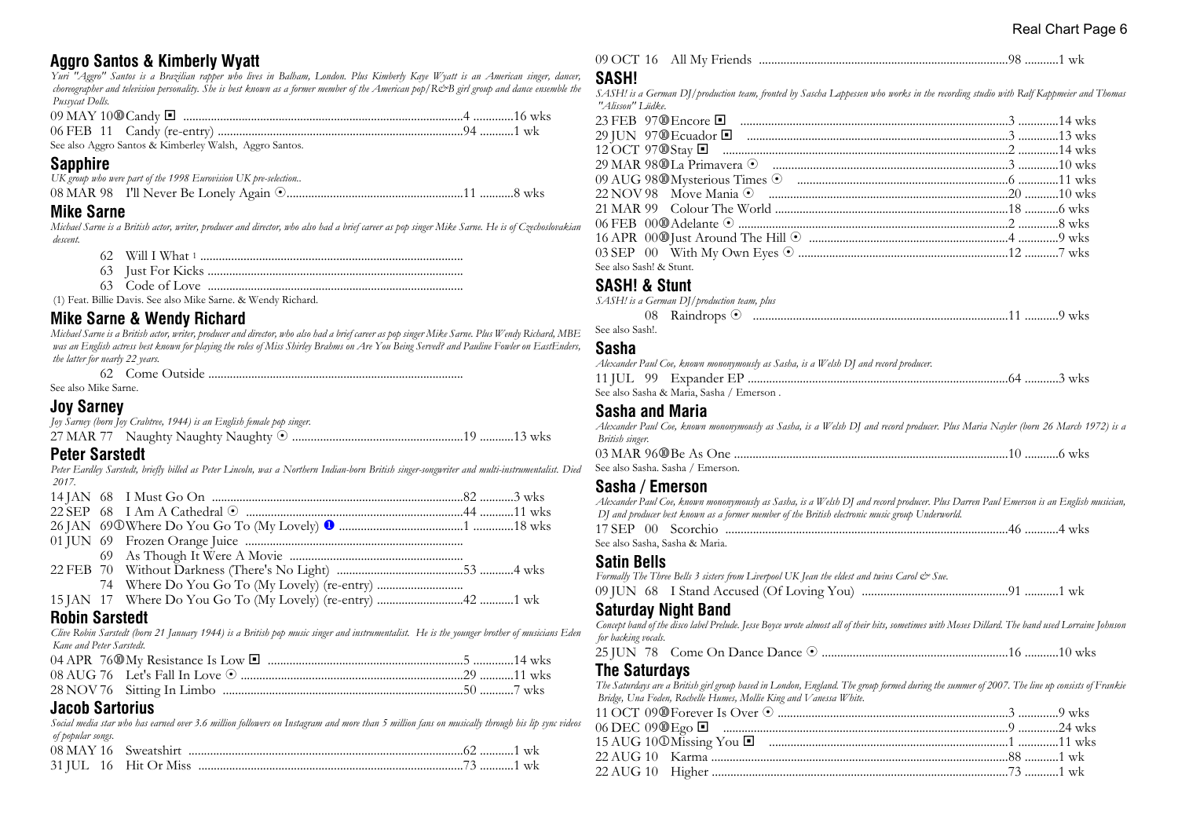## Aggro Santos & Kimberly Wyatt

*Yuri "Aggro" Santos is a Brazilian rapper who lives in Balham, London. Plus Kimberly Kaye Wyatt is an American singer, dancer, choreographer and television personality. She is best known as a former member of the American pop/R&B girl group and dance ensemble the Pussycat Dolls.*

09 MAY 10⑩Candy ◙ ....4 ....16 wks
06 FEB 11 Candy (re-entry) ....94 ....1 wk

See also Aggro Santos & Kimberley Walsh, Aggro Santos.

## Sapphire

*UK group who were part of the 1998 Eurovision UK pre-selection..*

08 MAR 98 I'll Never Be Lonely Again ⊙....11 ....8 wks

## Mike Sarne

*Michael Sarne is a British actor, writer, producer and director, who also had a brief career as pop singer Mike Sarne. He is of Czechoslovakian descent.*

62 Will I What [1] ....
63 Just For Kicks ....
63 Code of Love ....

(1) Feat. Billie Davis. See also Mike Sarne. & Wendy Richard.

## Mike Sarne & Wendy Richard

*Michael Sarne is a British actor, writer, producer and director, who also had a brief career as pop singer Mike Sarne. Plus Wendy Richard, MBE was an English actress best known for playing the roles of Miss Shirley Brahms on Are You Being Served? and Pauline Fowler on EastEnders, the latter for nearly 22 years.*

62 Come Outside ....

See also Mike Sarne.

## Joy Sarney

*Joy Sarney (born Joy Crabtree, 1944) is an English female pop singer.*

27 MAR 77 Naughty Naughty Naughty ⊙ ....19 ....13 wks

## Peter Sarstedt

*Peter Eardley Sarstedt, briefly billed as Peter Lincoln, was a Northern Indian-born British singer-songwriter and multi-instrumentalist. Died 2017.*

14 JAN 68 I Must Go On ....82 ....3 wks
22 SEP 68 I Am A Cathedral ⊙ ....44 ....11 wks
26 JAN 69①Where Do You Go To (My Lovely) ❶ ....1 ....18 wks
01 JUN 69 Frozen Orange Juice ....
69 As Though It Were A Movie ....
22 FEB 70 Without Darkness (There's No Light) ....53 ....4 wks
74 Where Do You Go To (My Lovely) (re-entry) ....
15 JAN 17 Where Do You Go To (My Lovely) (re-entry) ....42 ....1 wk

## Robin Sarstedt

*Clive Robin Sarstedt (born 21 January 1944) is a British pop music singer and instrumentalist. He is the younger brother of musicians Eden Kane and Peter Sarstedt.*

04 APR 76⑩My Resistance Is Low ◙ ....5 ....14 wks
08 AUG 76 Let's Fall In Love ⊙ ....29 ....11 wks
28 NOV 76 Sitting In Limbo ....50 ....7 wks

## Jacob Sartorius

*Social media star who has earned over 3.6 million followers on Instagram and more than 5 million fans on musically through his lip sync videos of popular songs.*

08 MAY 16 Sweatshirt ....62 ....1 wk
31 JUL 16 Hit Or Miss ....73 ....1 wk
09 OCT 16 All My Friends ....98 ....1 wk

## SASH!

*SASH! is a German DJ/production team, fronted by Sascha Lappessen who works in the recording studio with Ralf Kappmeier and Thomas "Alisson" Lüdke.*

23 FEB 97⑩Encore ◙ ....3 ....14 wks
29 JUN 97⑩Ecuador ◙ ....3 ....13 wks
12 OCT 97⑩Stay ◙ ....2 ....14 wks
29 MAR 98⑩La Primavera ⊙ ....3 ....10 wks
09 AUG 98⑩Mysterious Times ⊙ ....6 ....11 wks
22 NOV 98 Move Mania ⊙ ....20 ....10 wks
21 MAR 99 Colour The World ....18 ....6 wks
06 FEB 00⑩Adelante ⊙ ....2 ....8 wks
16 APR 00⑩Just Around The Hill ⊙ ....4 ....9 wks
03 SEP 00 With My Own Eyes ⊙ ....12 ....7 wks

See also Sash! & Stunt.

## SASH! & Stunt

*SASH! is a German DJ/production team, plus*

08 Raindrops ⊙ ....11 ....9 wks

See also Sash!.

## Sasha

*Alexander Paul Coe, known mononymously as Sasha, is a Welsh DJ and record producer.*

11 JUL 99 Expander EP ....64 ....3 wks

See also Sasha & Maria, Sasha / Emerson .

## Sasha and Maria

*Alexander Paul Coe, known mononymously as Sasha, is a Welsh DJ and record producer. Plus Maria Nayler (born 26 March 1972) is a British singer.*

03 MAR 96⑩Be As One ....10 ....6 wks

See also Sasha. Sasha / Emerson.

## Sasha / Emerson

*Alexander Paul Coe, known mononymously as Sasha, is a Welsh DJ and record producer. Plus Darren Paul Emerson is an English musician, DJ and producer best known as a former member of the British electronic music group Underworld.*

17 SEP 00 Scorchio ....46 ....4 wks

See also Sasha, Sasha & Maria.

## Satin Bells

*Formally The Three Bells 3 sisters from Liverpool UK Jean the eldest and twins Carol & Sue.*

09 JUN 68 I Stand Accused (Of Loving You) ....91 ....1 wk

## Saturday Night Band

*Concept band of the disco label Prelude. Jesse Boyce wrote almost all of their hits, sometimes with Moses Dillard. The band used Lorraine Johnson for backing vocals.*

25 JUN 78 Come On Dance Dance ⊙ ....16 ....10 wks

## The Saturdays

*The Saturdays are a British girl group based in London, England. The group formed during the summer of 2007. The line up consists of Frankie Bridge, Una Foden, Rochelle Humes, Mollie King and Vanessa White.*

11 OCT 09⑩Forever Is Over ⊙ ....3 ....9 wks
06 DEC 09⑩Ego ◙ ....9 ....24 wks
15 AUG 10①Missing You ◙ ....1 ....11 wks
22 AUG 10 Karma ....88 ....1 wk
22 AUG 10 Higher ....73 ....1 wk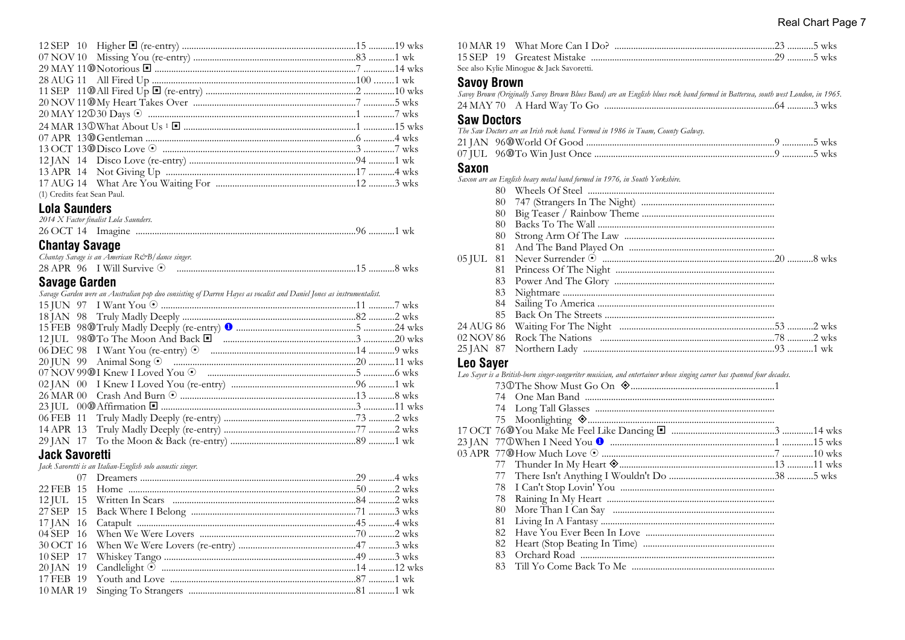12 SEP 10 Higher ◼ (re-entry) ....................15 ..........19 wks
07 NOV 10 Missing You (re-entry) ....................83 ..........1 wk
29 MAY 11 ⑩ Notorious ◼ ....................7 ..........14 wks
28 AUG 11 All Fired Up ....................100 ..........1 wk
11 SEP 11 ⑩ All Fired Up ◼ (re-entry) ....................2 ..........10 wks
20 NOV 11 ⑩ My Heart Takes Over ....................7 ..........5 wks
20 MAY 12 ① 30 Days ⦿ ....................1 ..........7 wks
24 MAR 13 ① What About Us [1] ◼ ....................1 ..........15 wks
07 APR 13 ⑩ Gentleman ....................6 ..........4 wks
13 OCT 13 ⑩ Disco Love ⦿ ....................3 ..........7 wks
12 JAN 14 Disco Love (re-entry) ....................94 ..........1 wk
13 APR 14 Not Giving Up ....................17 ..........4 wks
17 AUG 14 What Are You Waiting For ....................12 ..........3 wks

(1) Credits feat Sean Paul.

## Lola Saunders

*2014 X Factor finalist Lola Saunders.*

26 OCT 14 Imagine ....................96 ..........1 wk

## Chantay Savage

*Chantay Savage is an American R&B/dance singer.*

28 APR 96 I Will Survive ⦿ ....................15 ..........8 wks

## Savage Garden

*Savage Garden were an Australian pop duo consisting of Darren Hayes as vocalist and Daniel Jones as instrumentalist.*

15 JUN 97 I Want You ⦿ ....................11 ..........7 wks
18 JAN 98 Truly Madly Deeply ....................82 ..........2 wks
15 FEB 98 ⑩ Truly Madly Deeply (re-entry) ❶ ....................5 ..........24 wks
12 JUL 98 ⑩ To The Moon And Back ◼ ....................3 ..........20 wks
06 DEC 98 I Want You (re-entry) ⦿ ....................14 ..........9 wks
20 JUN 99 Animal Song ⦿ ....................20 ..........11 wks
07 NOV 99 ⑩ I Knew I Loved You ⦿ ....................5 ..........6 wks
02 JAN 00 I Knew I Loved You (re-entry) ....................96 ..........1 wk
26 MAR 00 Crash And Burn ⦿ ....................13 ..........8 wks
23 JUL 00 ⑩ Affirmation ◼ ....................3 ..........11 wks
06 FEB 11 Truly Madly Deeply (re-entry) ....................73 ..........2 wks
14 APR 13 Truly Madly Deeply (re-entry) ....................77 ..........2 wks
29 JAN 17 To the Moon & Back (re-entry) ....................89 ..........1 wk

## Jack Savoretti

*Jack Savoretti is an Italian-English solo acoustic singer.*

07 Dreamers ....................29 ..........4 wks
22 FEB 15 Home ....................50 ..........2 wks
12 JUL 15 Written In Scars ....................84 ..........2 wks
27 SEP 15 Back Where I Belong ....................71 ..........3 wks
17 JAN 16 Catapult ....................45 ..........4 wks
04 SEP 16 When We Were Lovers ....................70 ..........2 wks
30 OCT 16 When We Were Lovers (re-entry) ....................47 ..........3 wks
10 SEP 17 Whiskey Tango ....................49 ..........3 wks
20 JAN 19 Candlelight ⦿ ....................14 ..........12 wks
17 FEB 19 Youth and Love ....................87 ..........1 wk
10 MAR 19 Singing To Strangers ....................81 ..........1 wk
10 MAR 19 What More Can I Do? ....................23 ..........5 wks
15 SEP 19 Greatest Mistake ....................29 ..........5 wks

See also Kylie Minogue & Jack Savoretti.

## Savoy Brown

*Savoy Brown (Originally Savoy Brown Blues Band) are an English blues rock band formed in Battersea, south west London, in 1965.*

24 MAY 70 A Hard Way To Go ....................64 ..........3 wks

## Saw Doctors

*The Saw Doctors are an Irish rock band. Formed in 1986 in Tuam, County Galway.*

21 JAN 96 ⑩ World Of Good ....................9 ..........5 wks
07 JUL 96 ⑩ To Win Just Once ....................9 ..........5 wks

## Saxon

*Saxon are an English heavy metal band formed in 1976, in South Yorkshire.*

80 Wheels Of Steel ....................
80 747 (Strangers In The Night) ....................
80 Big Teaser / Rainbow Theme ....................
80 Backs To The Wall ....................
80 Strong Arm Of The Law ....................
81 And The Band Played On ....................
05 JUL 81 Never Surrender ⦿ ....................20 ..........8 wks
81 Princess Of The Night ....................
83 Power And The Glory ....................
83 Nightmare ....................
84 Sailing To America ....................
85 Back On The Streets ....................
24 AUG 86 Waiting For The Night ....................53 ..........2 wks
02 NOV 86 Rock The Nations ....................78 ..........2 wks
25 JAN 87 Northern Lady ....................93 ..........1 wk

## Leo Sayer

*Leo Sayer is a British-born singer-songwriter musician, and entertainer whose singing career has spanned four decades.*

73 ① The Show Must Go On ◈....................1
74 One Man Band ....................
74 Long Tall Glasses ....................
75 Moonlighting ◈....................
17 OCT 76 ⑩ You Make Me Feel Like Dancing ◼ ....................3 ..........14 wks
23 JAN 77 ① When I Need You ❶ ....................1 ..........15 wks
03 APR 77 ⑩ How Much Love ⦿ ....................7 ..........10 wks
77 Thunder In My Heart ◈....................13 ..........11 wks
77 There Isn't Anything I Wouldn't Do ....................38 ..........5 wks
78 I Can't Stop Lovin' You ....................
78 Raining In My Heart ....................
80 More Than I Can Say ....................
81 Living In A Fantasy ....................
82 Have You Ever Been In Love ....................
82 Heart (Stop Beating In Time) ....................
83 Orchard Road ....................
83 Till Yo Come Back To Me ....................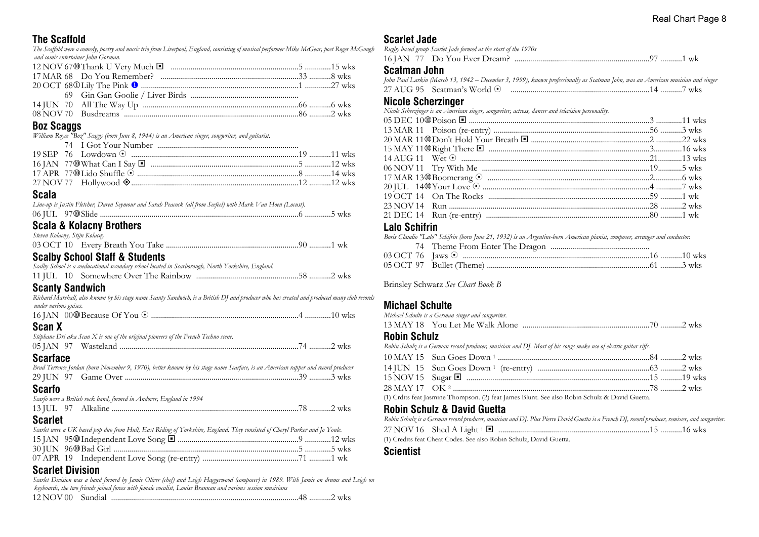## The Scaffold

*The Scaffold were a comedy, poetry and music trio from Liverpool, England, consisting of musical performer Mike McGear, poet Roger McGough and comic entertainer John Gorman.*

12 NOV 67 ⓾ Thank U Very Much ◙ ....................5 .............15 wks
17 MAR 68 Do You Remember? ....................33 ...........8 wks
20 OCT 68 ① Lily The Pink ❶ ....................1 .............27 wks
69 Gin Gan Goolie / Liver Birds ....................
14 JUN 70 All The Way Up ....................66 ...........6 wks
08 NOV 70 Busdreams ....................86 ...........2 wks

## Boz Scaggs

*William Royce "Boz" Scaggs (born June 8, 1944) is an American singer, songwriter, and guitarist.*

74 I Got Your Number ....................
19 SEP 76 Lowdown ⊙ ....................19 ...........11 wks
16 JAN 77 ⓾ What Can I Say ◙ ....................5 .............12 wks
17 APR 77 ⓾ Lido Shuffle ⊙ ....................8 .............14 wks
27 NOV 77 Hollywood ◈....................12 ...........12 wks

## Scala

*Line-up is Justin Fletcher, Daren Seymour and Sarah Peacock (all from Seefeel) with Mark Van Hoen (Locust).*

06 JUL 97 ⓾ Slide ....................6 .............5 wks

## Scala & Kolacny Brothers

*Steven Kolacny, Stijn Kolacny*

03 OCT 10 Every Breath You Take ....................90 ...........1 wk

## Scalby School Staff & Students

*Scalby School is a coeducational secondary school located in Scarborough, North Yorkshire, England.*

11 JUL 10 Somewhere Over The Rainbow ....................58 ...........2 wks

## Scanty Sandwich

*Richard Marshall, also known by his stage name Scanty Sandwich, is a British DJ and producer who has created and produced many club records under various guises.*

16 JAN 00 ⓾ Because Of You ⊙ ....................4 .............10 wks

## Scan X

*Stéphane Dri aka Scan X is one of the original pioneers of the French Techno scene.*

05 JAN 97 Wasteland ....................74 ...........2 wks

## Scarface

*Brad Terrence Jordan (born November 9, 1970), better known by his stage name Scarface, is an American rapper and record producer*

29 JUN 97 Game Over ....................39 ...........3 wks

## Scarfo

*Scarfo were a British rock band, formed in Andover, England in 1994*

13 JUL 97 Alkaline ....................78 ...........2 wks

## Scarlet

*Scarlet were a UK based pop duo from Hull, East Riding of Yorkshire, England. They consisted of Cheryl Parker and Jo Youle.*

15 JAN 95 ⓾ Independent Love Song ◙ ....................9 .............12 wks
30 JUN 96 ⓾ Bad Girl ....................5 .............5 wks
07 APR 19 Independent Love Song (re-entry) ....................71 ...........1 wk

## Scarlet Division

*Scarlet Division was a band formed by Jamie Oliver (chef) and Leigh Haggerwood (composer) in 1989. With Jamie on drums and Leigh on keyboards, the two friends joined forces with female vocalist, Louise Brannan and various session musicians*

12 NOV 00 Sundial ....................48 ...........2 wks

## Scarlet Jade

*Rugby based group Scarlet Jade formed at the start of the 1970s*

16 JAN 77 Do You Ever Dream? ....................97 ...........1 wk

## Scatman John

*John Paul Larkin (March 13, 1942 – December 3, 1999), known professionally as Scatman John, was an American musician and singer*

27 AUG 95 Scatman's World ⊙ ....................14 ...........7 wks

## Nicole Scherzinger

*Nicole Scherzinger is an American singer, songwriter, actress, dancer and television personality.*

05 DEC 10 ⓾ Poison ◙ ....................3 .............11 wks
13 MAR 11 Poison (re-entry) ....................56 ...........3 wks
20 MAR 11 ⓾ Don't Hold Your Breath ◙ ....................2 .............22 wks
15 MAY 11 ⓾ Right There ◙ ....................3..............16 wks
14 AUG 11 Wet ⊙ ....................21............13 wks
06 NOV 11 Try With Me ....................19............5 wks
17 MAR 13 ⓾ Boomerang ⊙ ....................2..............6 wks
20 JUL 14 ⓾ Your Love ⊙ ....................4 .............7 wks
19 OCT 14 On The Rocks ....................59 ...........1 wk
23 NOV 14 Run ....................28 ...........2 wks
21 DEC 14 Run (re-entry) ....................80 ...........1 wk

## Lalo Schifrin

*Boris Claudio "Lalo" Schifrin (born June 21, 1932) is an Argentine-born American pianist, composer, arranger and conductor.*

74 Theme From Enter The Dragon ....................
03 OCT 76 Jaws ⊙ ....................16 ...........10 wks
05 OCT 97 Bullet (Theme) ....................61 ...........3 wks

Brinsley Schwarz *See Chart Book B*

## Michael Schulte

*Michael Schulte is a German singer and songwriter.*

13 MAY 18 You Let Me Walk Alone ....................70 ...........2 wks

## Robin Schulz

*Robin Schulz is a German record producer, musician and DJ. Most of his songs make use of electric guitar riffs.*

10 MAY 15 Sun Goes Down [1] ....................84 ...........2 wks
14 JUN 15 Sun Goes Down [1] (re-entry) ....................63 ...........2 wks
15 NOV 15 Sugar ◙ ....................15 ...........19 wks
28 MAY 17 OK [2] ....................78 ...........2 wks

(1) Crdits feat Jasmine Thompson. (2) feat James Blunt. See also Robin Schulz & David Guetta.

## Robin Schulz & David Guetta

*Robin Schulz is a German record producer, musician and DJ. Plus Pierre David Guetta is a French DJ, record producer, remixer, and songwriter.*

27 NOV 16 Shed A Light [1] ◙ ....................15 ...........16 wks

(1) Credits feat Cheat Codes. See also Robin Schulz, David Guetta.

## Scientist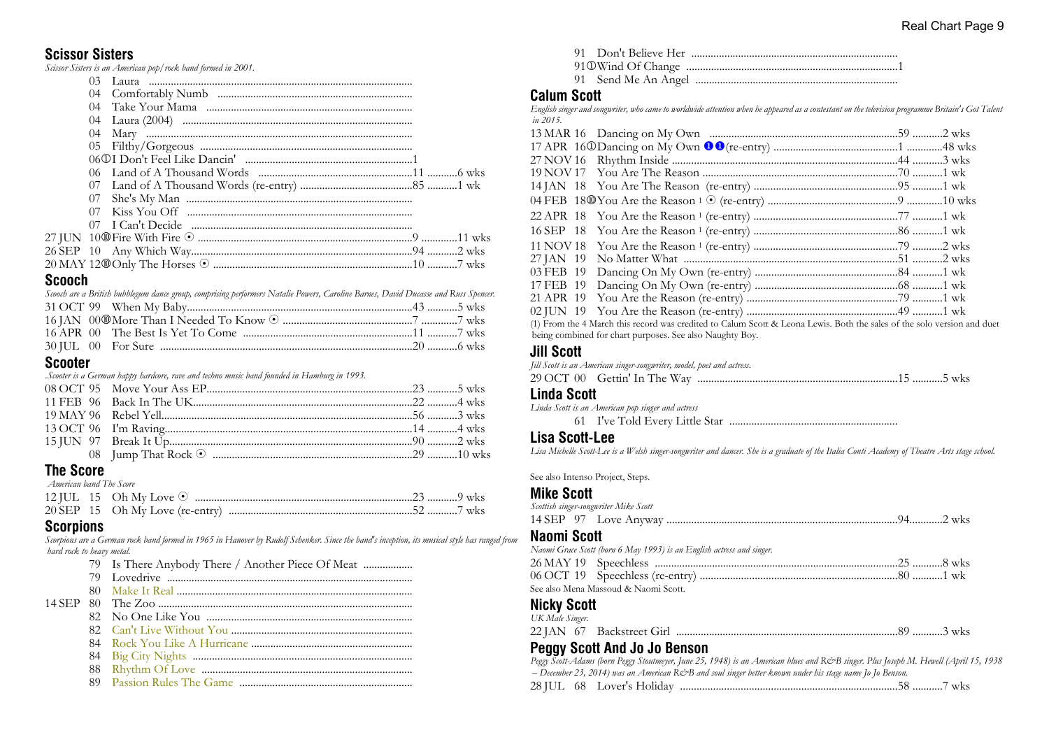## Scissor Sisters

*Scissor Sisters is an American pop/rock band formed in 2001.*

03 Laura ...............................................................................................
04 Comfortably Numb ......................................................................
04 Take Your Mama ..........................................................................
04 Laura (2004) ..................................................................................
04 Mary ...............................................................................................
05 Filthy/Gorgeous ............................................................................
06① I Don't Feel Like Dancin' ............................................................1
06 Land of A Thousand Words .......................................................11 ...........6 wks
07 Land of A Thousand Words (re-entry) ........................................85 ...........1 wk
07 She's My Man ................................................................................
07 Kiss You Off ..................................................................................
07 I Can't Decide ................................................................................
27 JUN 10⑩ Fire With Fire ⊙ ..............................................................9 .............11 wks
26 SEP 10 Any Which Way.................................................................94 ...........2 wks
20 MAY 12⑩ Only The Horses ⊙ .......................................................10 ...........7 wks

## Scooch

*Scooch are a British bubblegum dance group, comprising performers Natalie Powers, Caroline Barnes, David Ducasse and Russ Spencer.*

31 OCT 99 When My Baby...................................................................43 ...........5 wks
16 JAN 00⑩ More Than I Needed To Know ⊙ .............................................7 .............7 wks
16 APR 00 The Best Is Yet To Come .............................................11 ...........7 wks
30 JUL 00 For Sure ...........................................................................20 ...........6 wks

## Scooter

*.Scooter is a German happy hardcore, rave and techno music band founded in Hamburg in 1993.*

08 OCT 95 Move Your Ass EP.........................................................23 ...........5 wks
11 FEB 96 Back In The UK..............................................................22 ...........4 wks
19 MAY 96 Rebel Yell..........................................................................56 ...........3 wks
13 OCT 96 I'm Raving.........................................................................14 ...........4 wks
15 JUN 97 Break It Up.......................................................................90 ...........2 wks
08 Jump That Rock ⊙ ........................................................29 ...........10 wks

## The Score

*American band The Score*

12 JUL 15 Oh My Love ⊙ ..............................................................23 ...........9 wks
20 SEP 15 Oh My Love (re-entry) ..................................................52 ...........7 wks

## Scorpions

*Scorpions are a German rock band formed in 1965 in Hanover by Rudolf Schenker. Since the band's inception, its musical style has ranged from hard rock to heavy metal.*

79 Is There Anybody There / Another Piece Of Meat ..................
79 Lovedrive ........................................................................................
80 Make It Real ....................................................................................
14 SEP 80 The Zoo ........................................................................................
82 No One Like You ............................................................................
82 Can't Live Without You ..................................................................
84 Rock You Like A Hurricane ...........................................................
84 Big City Nights ................................................................................
88 Rhythm Of Love .............................................................................
89 Passion Rules The Game ...............................................................
91 Don't Believe Her ...........................................................................
91① Wind Of Change .............................................................................1
91 Send Me An Angel .........................................................................

## Calum Scott

*English singer and songwriter, who came to worldwide attention when he appeared as a contestant on the television programme Britain's Got Talent in 2015.*

13 MAR 16 Dancing on My Own ...................................................................59 ...........2 wks
17 APR 16① Dancing on My Own ❶❶ (re-entry) ..............................................1 .............48 wks
27 NOV 16 Rhythm Inside ............................................................................44 ...........3 wks
19 NOV 17 You Are The Reason .....................................................................70 ...........1 wk
14 JAN 18 You Are The Reason (re-entry) ....................................................95 ...........1 wk
04 FEB 18⑩ You Are the Reason [1] ⊙ (re-entry) ...............................................9 .............10 wks
22 APR 18 You Are the Reason [1] (re-entry) ....................................................77 ...........1 wk
16 SEP 18 You Are the Reason [1] (re-entry) ....................................................86 ...........1 wk
11 NOV 18 You Are the Reason [1] (re-entry) ....................................................79 ...........2 wks
27 JAN 19 No Matter What .............................................................................51 ...........2 wks
03 FEB 19 Dancing On My Own (re-entry) ....................................................84 ...........1 wk
17 FEB 19 Dancing On My Own (re-entry) ....................................................68 ...........1 wk
21 APR 19 You Are the Reason (re-entry) .......................................................79 ...........1 wk
02 JUN 19 You Are the Reason (re-entry) .......................................................49 ...........1 wk

(1) From the 4 March this record was credited to Calum Scott & Leona Lewis. Both the sales of the solo version and duet being combined for chart purposes. See also Naughty Boy.

## Jill Scott

*Jill Scott is an American singer-songwriter, model, poet and actress.*

29 OCT 00 Gettin' In The Way ........................................................................15 ...........5 wks

## Linda Scott

*Linda Scott is an American pop singer and actress*

61 I've Told Every Little Star .............................................................

## Lisa Scott-Lee

*Lisa Michelle Scott-Lee is a Welsh singer-songwriter and dancer. She is a graduate of the Italia Conti Academy of Theatre Arts stage school.*

See also Intenso Project, Steps.

## Mike Scott

*Scottish singer-songwriter Mike Scott*

14 SEP 97 Love Anyway .....................................................................................94............2 wks

## Naomi Scott

*Naomi Grace Scott (born 6 May 1993) is an English actress and singer.*

26 MAY 19 Speechless ........................................................................................25 ...........8 wks
06 OCT 19 Speechless (re-entry) .......................................................................80 ...........1 wk

See also Mena Massoud & Naomi Scott.

## Nicky Scott

*UK Male Singer.*

22 JAN 67 Backstreet Girl .................................................................................89 ...........3 wks

## Peggy Scott And Jo Jo Benson

*Peggy Scott-Adams (born Peggy Stoutmeyer, June 25, 1948) is an American blues and R&B singer. Plus Joseph M. Hewell (April 15, 1938 – December 23, 2014) was an American R&B and soul singer better known under his stage name Jo Jo Benson.*

28 JUL 68 Lover's Holiday ...............................................................................58 ...........7 wks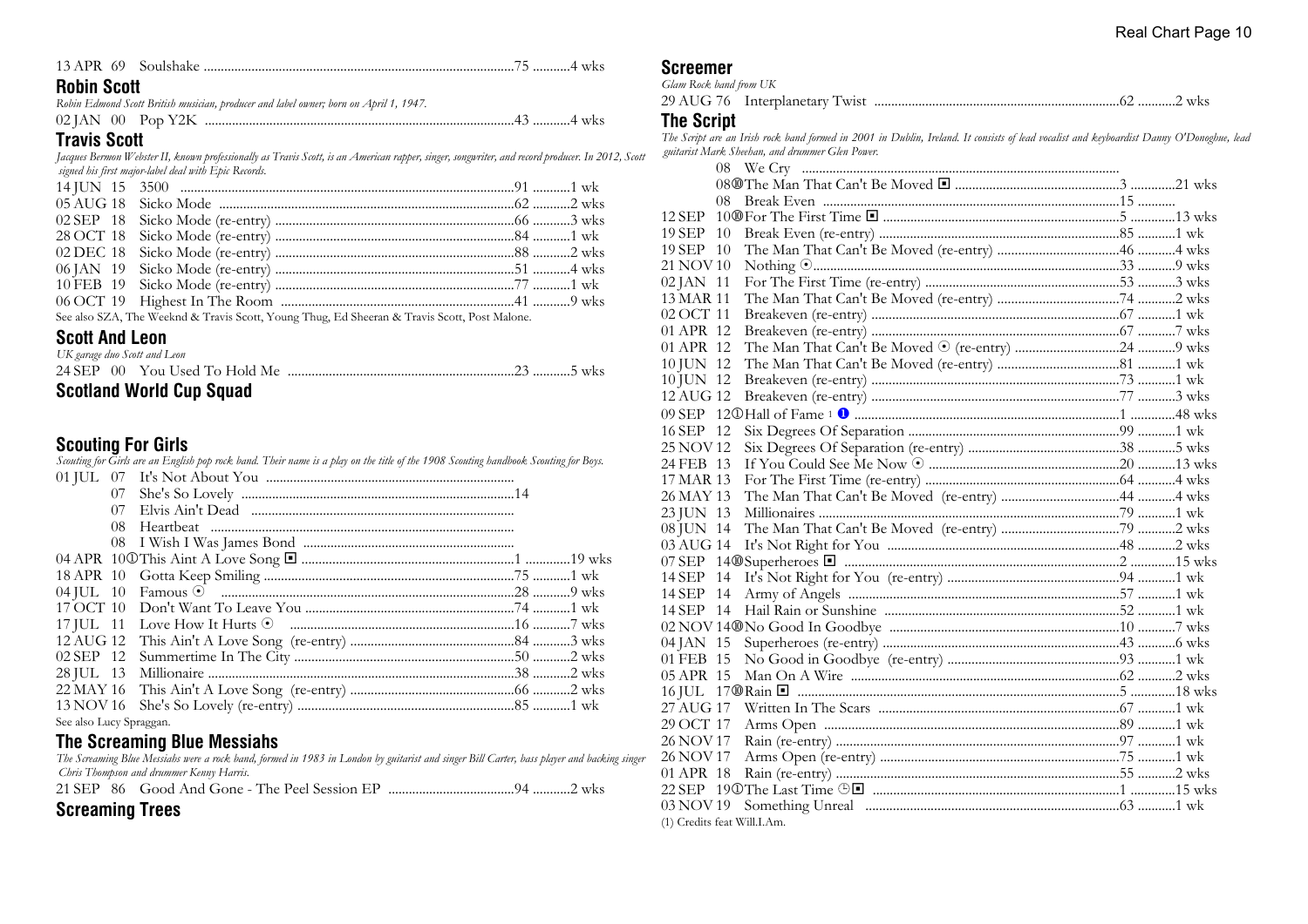13 APR 69 Soulshake ..........75 ..........4 wks

## Robin Scott

*Robin Edmond Scott British musician, producer and label owner; born on April 1, 1947.*

02 JAN 00 Pop Y2K ..........43 ..........4 wks

## Travis Scott

*Jacques Bermon Webster II, known professionally as Travis Scott, is an American rapper, singer, songwriter, and record producer. In 2012, Scott signed his first major-label deal with Epic Records.*

14 JUN 15 3500 ..........91 ..........1 wk
05 AUG 18 Sicko Mode ..........62 ..........2 wks
02 SEP 18 Sicko Mode (re-entry) ..........66 ..........3 wks
28 OCT 18 Sicko Mode (re-entry) ..........84 ..........1 wk
02 DEC 18 Sicko Mode (re-entry) ..........88 ..........2 wks
06 JAN 19 Sicko Mode (re-entry) ..........51 ..........4 wks
10 FEB 19 Sicko Mode (re-entry) ..........77 ..........1 wk
06 OCT 19 Highest In The Room ..........41 ..........9 wks

See also SZA, The Weeknd & Travis Scott, Young Thug, Ed Sheeran & Travis Scott, Post Malone.

## Scott And Leon

*UK garage duo Scott and Leon*

24 SEP 00 You Used To Hold Me ..........23 ..........5 wks

## Scotland World Cup Squad

## Scouting For Girls

*Scouting for Girls are an English pop rock band. Their name is a play on the title of the 1908 Scouting handbook Scouting for Boys.*

01 JUL 07 It's Not About You ..........
07 She's So Lovely ..........14
07 Elvis Ain't Dead ..........
08 Heartbeat ..........
08 I Wish I Was James Bond ..........
04 APR 10① This Aint A Love Song ▣ ..........1 ..........19 wks
18 APR 10 Gotta Keep Smiling ..........75 ..........1 wk
04 JUL 10 Famous ⊙ ..........28 ..........9 wks
17 OCT 10 Don't Want To Leave You ..........74 ..........1 wk
17 JUL 11 Love How It Hurts ⊙ ..........16 ..........7 wks
12 AUG 12 This Ain't A Love Song (re-entry) ..........84 ..........3 wks
02 SEP 12 Summertime In The City ..........50 ..........2 wks
28 JUL 13 Millionaire ..........38 ..........2 wks
22 MAY 16 This Ain't A Love Song (re-entry) ..........66 ..........2 wks
13 NOV 16 She's So Lovely (re-entry) ..........85 ..........1 wk

See also Lucy Spraggan.

## The Screaming Blue Messiahs

*The Screaming Blue Messiahs were a rock band, formed in 1983 in London by guitarist and singer Bill Carter, bass player and backing singer Chris Thompson and drummer Kenny Harris.*

21 SEP 86 Good And Gone - The Peel Session EP ..........94 ..........2 wks

## Screaming Trees

## Screemer

*Glam Rock band from UK*

29 AUG 76 Interplanetary Twist ..........62 ..........2 wks

## The Script

*The Script are an Irish rock band formed in 2001 in Dublin, Ireland. It consists of lead vocalist and keyboardist Danny O'Donoghue, lead guitarist Mark Sheehan, and drummer Glen Power.*

08 We Cry ..........
08⑩ The Man That Can't Be Moved ▣ ..........3 ..........21 wks
08 Break Even ..........15 ..........
12 SEP 10⑩ For The First Time ▣ ..........5 ..........13 wks
19 SEP 10 Break Even (re-entry) ..........85 ..........1 wk
19 SEP 10 The Man That Can't Be Moved (re-entry) ..........46 ..........4 wks
21 NOV 10 Nothing ⊙ ..........33 ..........9 wks
02 JAN 11 For The First Time (re-entry) ..........53 ..........3 wks
13 MAR 11 The Man That Can't Be Moved (re-entry) ..........74 ..........2 wks
02 OCT 11 Breakeven (re-entry) ..........67 ..........1 wk
01 APR 12 Breakeven (re-entry) ..........67 ..........7 wks
01 APR 12 The Man That Can't Be Moved ⊙ (re-entry) ..........24 ..........9 wks
10 JUN 12 The Man That Can't Be Moved (re-entry) ..........81 ..........1 wk
10 JUN 12 Breakeven (re-entry) ..........73 ..........1 wk
12 AUG 12 Breakeven (re-entry) ..........77 ..........3 wks
09 SEP 12① Hall of Fame [1] ❶ ..........1 ..........48 wks
16 SEP 12 Six Degrees Of Separation ..........99 ..........1 wk
25 NOV 12 Six Degrees Of Separation (re-entry) ..........38 ..........5 wks
24 FEB 13 If You Could See Me Now ⊙ ..........20 ..........13 wks
17 MAR 13 For The First Time (re-entry) ..........64 ..........4 wks
26 MAY 13 The Man That Can't Be Moved (re-entry) ..........44 ..........4 wks
23 JUN 13 Millionaires ..........79 ..........1 wk
08 JUN 14 The Man That Can't Be Moved (re-entry) ..........79 ..........2 wks
03 AUG 14 It's Not Right for You ..........48 ..........2 wks
07 SEP 14⑩ Superheroes ▣ ..........2 ..........15 wks
14 SEP 14 It's Not Right for You (re-entry) ..........94 ..........1 wk
14 SEP 14 Army of Angels ..........57 ..........1 wk
14 SEP 14 Hail Rain or Sunshine ..........52 ..........1 wk
02 NOV 14⑩ No Good In Goodbye ..........10 ..........7 wks
04 JAN 15 Superheroes (re-entry) ..........43 ..........6 wks
01 FEB 15 No Good in Goodbye (re-entry) ..........93 ..........1 wk
05 APR 15 Man On A Wire ..........62 ..........2 wks
16 JUL 17⑩ Rain ▣ ..........5 ..........18 wks
27 AUG 17 Written In The Scars ..........67 ..........1 wk
29 OCT 17 Arms Open ..........89 ..........1 wk
26 NOV 17 Rain (re-entry) ..........97 ..........1 wk
26 NOV 17 Arms Open (re-entry) ..........75 ..........1 wk
01 APR 18 Rain (re-entry) ..........55 ..........2 wks
22 SEP 19① The Last Time ⊕▣ ..........1 ..........15 wks
03 NOV 19 Something Unreal ..........63 ..........1 wk

(1) Credits feat Will.I.Am.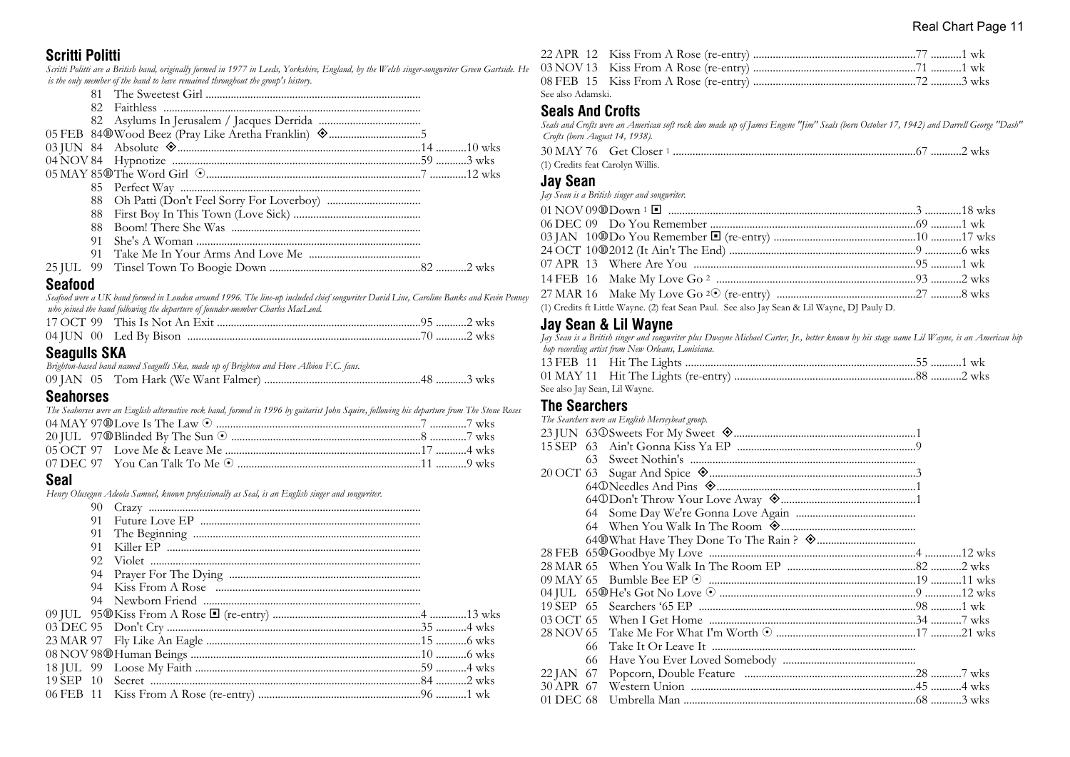## Scritti Politti

*Scritti Politti are a British band, originally formed in 1977 in Leeds, Yorkshire, England, by the Welsh singer-songwriter Green Gartside. He is the only member of the band to have remained throughout the group's history.*

| Date | Title | Peak | Weeks |
|---|---|---|---|
| 81 | The Sweetest Girl | | |
| 82 | Faithless | | |
| 82 | Asylums In Jerusalem / Jacques Derrida | | |
| 05 FEB 84⑩ | Wood Beez (Pray Like Aretha Franklin) ◈ | 5 | |
| 03 JUN 84 | Absolute ◈ | 14 | 10 wks |
| 04 NOV 84 | Hypnotize | 59 | 3 wks |
| 05 MAY 85⑩ | The Word Girl ⊙ | 7 | 12 wks |
| 85 | Perfect Way | | |
| 88 | Oh Patti (Don't Feel Sorry For Loverboy) | | |
| 88 | First Boy In This Town (Love Sick) | | |
| 88 | Boom! There She Was | | |
| 91 | She's A Woman | | |
| 91 | Take Me In Your Arms And Love Me | | |
| 25 JUL 99 | Tinsel Town To Boogie Down | 82 | 2 wks |

## Seafood

*Seafood were a UK band formed in London around 1996. The line-up included chief songwriter David Line, Caroline Banks and Kevin Penney who joined the band following the departure of founder-member Charles MacLeod.*

| Date | Title | Peak | Weeks |
|---|---|---|---|
| 17 OCT 99 | This Is Not An Exit | 95 | 2 wks |
| 04 JUN 00 | Led By Bison | 70 | 2 wks |

## Seagulls SKA

*Brighton-based band named Seagulls Ska, made up of Brighton and Hove Albion F.C. fans.*

| Date | Title | Peak | Weeks |
|---|---|---|---|
| 09 JAN 05 | Tom Hark (We Want Falmer) | 48 | 3 wks |

## Seahorses

*The Seahorses were an English alternative rock band, formed in 1996 by guitarist John Squire, following his departure from The Stone Roses*

| Date | Title | Peak | Weeks |
|---|---|---|---|
| 04 MAY 97⑩ | Love Is The Law ⊙ | 7 | 7 wks |
| 20 JUL 97⑩ | Blinded By The Sun ⊙ | 8 | 7 wks |
| 05 OCT 97 | Love Me & Leave Me | 17 | 4 wks |
| 07 DEC 97 | You Can Talk To Me ⊙ | 11 | 9 wks |

## Seal

*Henry Olusegun Adeola Samuel, known professionally as Seal, is an English singer and songwriter.*

| Date | Title | Peak | Weeks |
|---|---|---|---|
| 90 | Crazy | | |
| 91 | Future Love EP | | |
| 91 | The Beginning | | |
| 91 | Killer EP | | |
| 92 | Violet | | |
| 94 | Prayer For The Dying | | |
| 94 | Kiss From A Rose | | |
| 94 | Newborn Friend | | |
| 09 JUL 95⑩ | Kiss From A Rose ◼ (re-entry) | 4 | 13 wks |
| 03 DEC 95 | Don't Cry | 35 | 4 wks |
| 23 MAR 97 | Fly Like An Eagle | 15 | 6 wks |
| 08 NOV 98⑩ | Human Beings | 10 | 6 wks |
| 18 JUL 99 | Loose My Faith | 59 | 4 wks |
| 19 SEP 10 | Secret | 84 | 2 wks |
| 06 FEB 11 | Kiss From A Rose (re-entry) | 96 | 1 wk |
| 22 APR 12 | Kiss From A Rose (re-entry) | 77 | 1 wk |
| 03 NOV 13 | Kiss From A Rose (re-entry) | 71 | 1 wk |
| 08 FEB 15 | Kiss From A Rose (re-entry) | 72 | 3 wks |

See also Adamski.

## Seals And Crofts

*Seals and Crofts were an American soft rock duo made up of James Eugene "Jim" Seals (born October 17, 1942) and Darrell George "Dash" Crofts (born August 14, 1938).*

| Date | Title | Peak | Weeks |
|---|---|---|---|
| 30 MAY 76 | Get Closer [1] | 67 | 2 wks |

(1) Credits feat Carolyn Willis.

## Jay Sean

*Jay Sean is a British singer and songwriter.*

| Date | Title | Peak | Weeks |
|---|---|---|---|
| 01 NOV 09⑩ | Down [1] ◼ | 3 | 18 wks |
| 06 DEC 09 | Do You Remember | 69 | 1 wk |
| 03 JAN 10⑩ | Do You Remember ◼ (re-entry) | 10 | 17 wks |
| 24 OCT 10⑩ | 2012 (It Ain't The End) | 9 | 6 wks |
| 07 APR 13 | Where Are You | 95 | 1 wk |
| 14 FEB 16 | Make My Love Go [2] | 93 | 2 wks |
| 27 MAR 16 | Make My Love Go [2]⊙ (re-entry) | 27 | 8 wks |

(1) Credits ft Little Wayne. (2) feat Sean Paul. See also Jay Sean & Lil Wayne, DJ Pauly D.

## Jay Sean & Lil Wayne

*Jay Sean is a British singer and songwriter plus Dwayne Michael Carter, Jr., better known by his stage name Lil Wayne, is an American hip hop recording artist from New Orleans, Louisiana.*

| Date | Title | Peak | Weeks |
|---|---|---|---|
| 13 FEB 11 | Hit The Lights | 55 | 1 wk |
| 01 MAY 11 | Hit The Lights (re-entry) | 88 | 2 wks |

See also Jay Sean, Lil Wayne.

## The Searchers

*The Searchers were an English Merseybeat group.*

| Date | Title | Peak | Weeks |
|---|---|---|---|
| 23 JUN 63① | Sweets For My Sweet ◈ | 1 | |
| 15 SEP 63 | Ain't Gonna Kiss Ya EP | 9 | |
| 63 | Sweet Nothin's | | |
| 20 OCT 63 | Sugar And Spice ◈ | 3 | |
| 64① | Needles And Pins ◈ | 1 | |
| 64① | Don't Throw Your Love Away ◈ | 1 | |
| 64 | Some Day We're Gonna Love Again | | |
| 64 | When You Walk In The Room ◈ | | |
| 64⑩ | What Have They Done To The Rain ? ◈ | | |
| 28 FEB 65⑩ | Goodbye My Love | 4 | 12 wks |
| 28 MAR 65 | When You Walk In The Room EP | 82 | 2 wks |
| 09 MAY 65 | Bumble Bee EP ⊙ | 19 | 11 wks |
| 04 JUL 65⑩ | He's Got No Love ⊙ | 9 | 12 wks |
| 19 SEP 65 | Searchers '65 EP | 98 | 1 wk |
| 03 OCT 65 | When I Get Home | 34 | 7 wks |
| 28 NOV 65 | Take Me For What I'm Worth ⊙ | 17 | 21 wks |
| 66 | Take It Or Leave It | | |
| 66 | Have You Ever Loved Somebody | | |
| 22 JAN 67 | Popcorn, Double Feature | 28 | 7 wks |
| 30 APR 67 | Western Union | 45 | 4 wks |
| 01 DEC 68 | Umbrella Man | 68 | 3 wks |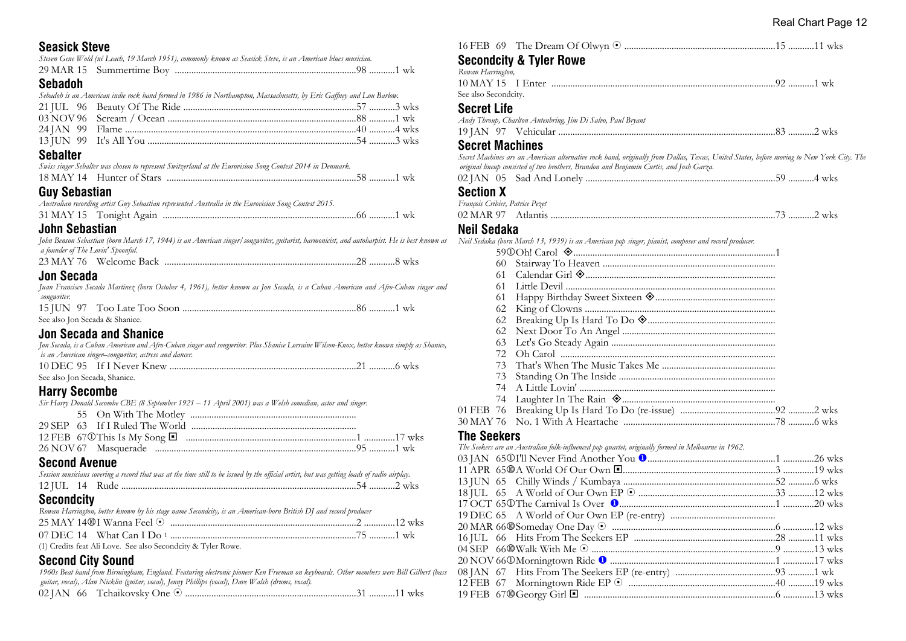## Seasick Steve

*Steven Gene Wold (né Leach, 19 March 1951), commonly known as Seasick Steve, is an American blues musician.*

29 MAR 15 Summertime Boy ....98 ....1 wk

## Sebadoh

*Sebadoh is an American indie rock band formed in 1986 in Northampton, Massachusetts, by Eric Gaffney and Lou Barlow.*

21 JUL 96 Beauty Of The Ride ....57 ....3 wks
03 NOV 96 Scream / Ocean ....88 ....1 wk
24 JAN 99 Flame ....40 ....4 wks
13 JUN 99 It's All You ....54 ....3 wks

## Sebalter

*Swiss singer Sebalter was chosen to represent Switzerland at the Eurovision Song Contest 2014 in Denmark.*

18 MAY 14 Hunter of Stars ....58 ....1 wk

## Guy Sebastian

*Australian recording artist Guy Sebastian represented Australia in the Eurovision Song Contest 2015.*

31 MAY 15 Tonight Again ....66 ....1 wk

## John Sebastian

*John Benson Sebastian (born March 17, 1944) is an American singer/songwriter, guitarist, harmonicist, and autoharpist. He is best known as a founder of The Lovin' Spoonful.*

23 MAY 76 Welcome Back ....28 ....8 wks

## Jon Secada

*Juan Francisco Secada Martínez (born October 4, 1961), better known as Jon Secada, is a Cuban American and Afro-Cuban singer and songwriter.*

15 JUN 97 Too Late Too Soon ....86 ....1 wk

See also Jon Secada & Shanice.

## Jon Secada and Shanice

*Jon Secada, is a Cuban American and Afro-Cuban singer and songwriter. Plus Shanice Lorraine Wilson-Knox, better known simply as Shanice, is an American singer–songwriter, actress and dancer.*

10 DEC 95 If I Never Knew ....21 ....6 wks

See also Jon Secada, Shanice.

## Harry Secombe

*Sir Harry Donald Secombe CBE (8 September 1921 – 11 April 2001) was a Welsh comedian, actor and singer.*

55 On With The Motley ....
29 SEP 63 If I Ruled The World ....
12 FEB 67 ① This Is My Song ◘ ....1 ....17 wks
26 NOV 67 Masquerade ....95 ....1 wk

## Second Avenue

*Session musicians covering a record that was at the time still to be issued by the official artist, but was getting loads of radio airplay.*

12 JUL 14 Rude ....54 ....2 wks

## Secondcity

*Rowan Harrington, better known by his stage name Secondcity, is an American-born British DJ and record producer*

25 MAY 14 ⑩ I Wanna Feel ⊙ ....2 ....12 wks
07 DEC 14 What Can I Do [1] ....75 ....1 wk

(1) Credits feat Ali Love. See also Secondcity & Tyler Rowe.

## Second City Sound

*1960s Beat band from Birmingham, England. Featuring electronic pioneer Ken Freeman on keyboards. Other members were Bill Gilbert (bass guitar, vocal), Alan Nicklin (guitar, vocal), Jenny Phillips (vocal), Dave Walsh (drums, vocal).*

02 JAN 66 Tchaikovsky One ⊙ ....31 ....11 wks
16 FEB 69 The Dream Of Olwyn ⊙ ....15 ....11 wks

## Secondcity & Tyler Rowe

*Rowan Harrington,*

10 MAY 15 I Enter ....92 ....1 wk

See also Secondcity.

## Secret Life

*Andy Throup, Charlton Antenbring, Jim Di Salvo, Paul Bryant*

19 JAN 97 Vehicular ....83 ....2 wks

## Secret Machines

*Secret Machines are an American alternative rock band, originally from Dallas, Texas, United States, before moving to New York City. The original lineup consisted of two brothers, Brandon and Benjamin Curtis, and Josh Garza.*

02 JAN 05 Sad And Lonely ....59 ....4 wks

## Section X

*François Cribier, Patrice Pezet*

02 MAR 97 Atlantis ....73 ....2 wks

## Neil Sedaka

*Neil Sedaka (born March 13, 1939) is an American pop singer, pianist, composer and record producer.*

59 ① Oh! Carol ◈ ....1
60 Stairway To Heaven ....
61 Calendar Girl ◈ ....
61 Little Devil ....
61 Happy Birthday Sweet Sixteen ◈ ....
62 King of Clowns ....
62 Breaking Up Is Hard To Do ◈ ....
62 Next Door To An Angel ....
63 Let's Go Steady Again ....
72 Oh Carol ....
73 That's When The Music Takes Me ....
73 Standing On The Inside ....
74 A Little Lovin' ....
74 Laughter In The Rain ◈ ....
01 FEB 76 Breaking Up Is Hard To Do (re-issue) ....92 ....2 wks
30 MAY 76 No. 1 With A Heartache ....78 ....6 wks

## The Seekers

*The Seekers are an Australian folk-influenced pop quartet, originally formed in Melbourne in 1962.*

03 JAN 65 ① I'll Never Find Another You ❶ ....1 ....26 wks
11 APR 65 ⑩ A World Of Our Own ◘ ....3 ....19 wks
13 JUN 65 Chilly Winds / Kumbaya ....52 ....6 wks
18 JUL 65 A World of Our Own EP ⊙ ....33 ....12 wks
17 OCT 65 ① The Carnival Is Over ❶ ....1 ....20 wks
19 DEC 65 A World of Our Own EP (re-entry) ....
20 MAR 66 ⑩ Someday One Day ⊙ ....6 ....12 wks
16 JUL 66 Hits From The Seekers EP ....28 ....11 wks
04 SEP 66 ⑩ Walk With Me ⊙ ....9 ....13 wks
20 NOV 66 ① Morningtown Ride ❶ ....1 ....17 wks
08 JAN 67 Hits From The Seekers EP (re-entry) ....93 ....1 wk
12 FEB 67 Morningtown Ride EP ⊙ ....40 ....19 wks
19 FEB 67 ⑩ Georgy Girl ◘ ....6 ....13 wks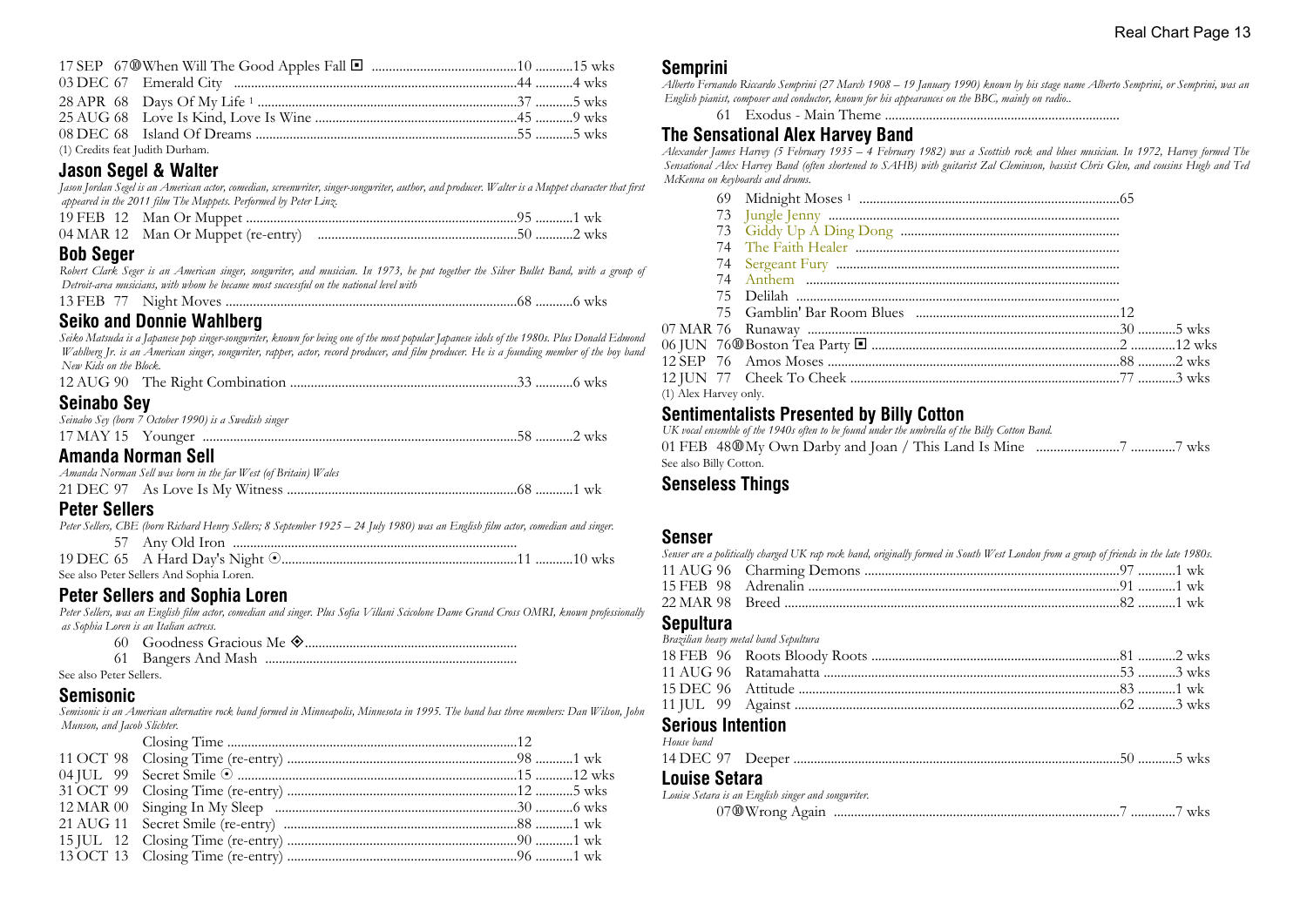| | | | |
|---|---|---|---|
| 17 SEP 67⑩ | When Will The Good Apples Fall ◘ | 10 | 15 wks |
| 03 DEC 67 | Emerald City | 44 | 4 wks |
| 28 APR 68 | Days Of My Life [1] | 37 | 5 wks |
| 25 AUG 68 | Love Is Kind, Love Is Wine | 45 | 9 wks |
| 08 DEC 68 | Island Of Dreams | 55 | 5 wks |

(1) Credits feat Judith Durham.

## Jason Segel & Walter

*Jason Jordan Segel is an American actor, comedian, screenwriter, singer-songwriter, author, and producer. Walter is a Muppet character that first appeared in the 2011 film The Muppets. Performed by Peter Linz.*

| | | | |
|---|---|---|---|
| 19 FEB 12 | Man Or Muppet | 95 | 1 wk |
| 04 MAR 12 | Man Or Muppet (re-entry) | 50 | 2 wks |

## Bob Seger

*Robert Clark Seger is an American singer, songwriter, and musician. In 1973, he put together the Silver Bullet Band, with a group of Detroit-area musicians, with whom he became most successful on the national level with*

| | | | |
|---|---|---|---|
| 13 FEB 77 | Night Moves | 68 | 6 wks |

## Seiko and Donnie Wahlberg

*Seiko Matsuda is a Japanese pop singer-songwriter, known for being one of the most popular Japanese idols of the 1980s. Plus Donald Edmond Wahlberg Jr. is an American singer, songwriter, rapper, actor, record producer, and film producer. He is a founding member of the boy band New Kids on the Block.*

| | | | |
|---|---|---|---|
| 12 AUG 90 | The Right Combination | 33 | 6 wks |

## Seinabo Sey

*Seinabo Sey (born 7 October 1990) is a Swedish singer*

| | | | |
|---|---|---|---|
| 17 MAY 15 | Younger | 58 | 2 wks |

## Amanda Norman Sell

*Amanda Norman Sell was born in the far West (of Britain) Wales*

| | | | |
|---|---|---|---|
| 21 DEC 97 | As Love Is My Witness | 68 | 1 wk |

## Peter Sellers

*Peter Sellers, CBE (born Richard Henry Sellers; 8 September 1925 – 24 July 1980) was an English film actor, comedian and singer.*

| | | | |
|---|---|---|---|
| 57 | Any Old Iron | | |
| 19 DEC 65 | A Hard Day's Night ⊙ | 11 | 10 wks |

See also Peter Sellers And Sophia Loren.

## Peter Sellers and Sophia Loren

*Peter Sellers, was an English film actor, comedian and singer. Plus Sofia Villani Scicolone Dame Grand Cross OMRI, known professionally as Sophia Loren is an Italian actress.*

| | | | |
|---|---|---|---|
| 60 | Goodness Gracious Me ◈ | | |
| 61 | Bangers And Mash | | |

See also Peter Sellers.

## Semisonic

*Semisonic is an American alternative rock band formed in Minneapolis, Minnesota in 1995. The band has three members: Dan Wilson, John Munson, and Jacob Slichter.*

| | | | |
|---|---|---|---|
| | Closing Time | 12 | |
| 11 OCT 98 | Closing Time (re-entry) | 98 | 1 wk |
| 04 JUL 99 | Secret Smile ⊙ | 15 | 12 wks |
| 31 OCT 99 | Closing Time (re-entry) | 12 | 5 wks |
| 12 MAR 00 | Singing In My Sleep | 30 | 6 wks |
| 21 AUG 11 | Secret Smile (re-entry) | 88 | 1 wk |
| 15 JUL 12 | Closing Time (re-entry) | 90 | 1 wk |
| 13 OCT 13 | Closing Time (re-entry) | 96 | 1 wk |

## Semprini

*Alberto Fernando Riccardo Semprini (27 March 1908 – 19 January 1990) known by his stage name Alberto Semprini, or Semprini, was an English pianist, composer and conductor, known for his appearances on the BBC, mainly on radio..*

| | | | |
|---|---|---|---|
| 61 | Exodus - Main Theme | | |

## The Sensational Alex Harvey Band

*Alexander James Harvey (5 February 1935 – 4 February 1982) was a Scottish rock and blues musician. In 1972, Harvey formed The Sensational Alex Harvey Band (often shortened to SAHB) with guitarist Zal Cleminson, bassist Chris Glen, and cousins Hugh and Ted McKenna on keyboards and drums.*

| | | | |
|---|---|---|---|
| 69 | Midnight Moses [1] | 65 | |
| 73 | Jungle Jenny | | |
| 73 | Giddy Up A Ding Dong | | |
| 74 | The Faith Healer | | |
| 74 | Sergeant Fury | | |
| 74 | Anthem | | |
| 75 | Delilah | | |
| 75 | Gamblin' Bar Room Blues | 12 | |
| 07 MAR 76 | Runaway | 30 | 5 wks |
| 06 JUN 76⑩ | Boston Tea Party ◘ | 2 | 12 wks |
| 12 SEP 76 | Amos Moses | 88 | 2 wks |
| 12 JUN 77 | Cheek To Cheek | 77 | 3 wks |

(1) Alex Harvey only.

## Sentimentalists Presented by Billy Cotton

*UK vocal ensemble of the 1940s often to be found under the umbrella of the Billy Cotton Band.*

| | | | |
|---|---|---|---|
| 01 FEB 48⑩ | My Own Darby and Joan / This Land Is Mine | 7 | 7 wks |

See also Billy Cotton.

## Senseless Things

## Senser

*Senser are a politically charged UK rap rock band, originally formed in South West London from a group of friends in the late 1980s.*

| | | | |
|---|---|---|---|
| 11 AUG 96 | Charming Demons | 97 | 1 wk |
| 15 FEB 98 | Adrenalin | 91 | 1 wk |
| 22 MAR 98 | Breed | 82 | 1 wk |

## Sepultura

*Brazilian heavy metal band Sepultura*

| | | | |
|---|---|---|---|
| 18 FEB 96 | Roots Bloody Roots | 81 | 2 wks |
| 11 AUG 96 | Ratamahatta | 53 | 3 wks |
| 15 DEC 96 | Attitude | 83 | 1 wk |
| 11 JUL 99 | Against | 62 | 3 wks |

## Serious Intention

*House band*

| | | | |
|---|---|---|---|
| 14 DEC 97 | Deeper | 50 | 5 wks |

## Louise Setara

*Louise Setara is an English singer and songwriter.*

| | | | |
|---|---|---|---|
| 07⑩ | Wrong Again | 7 | 7 wks |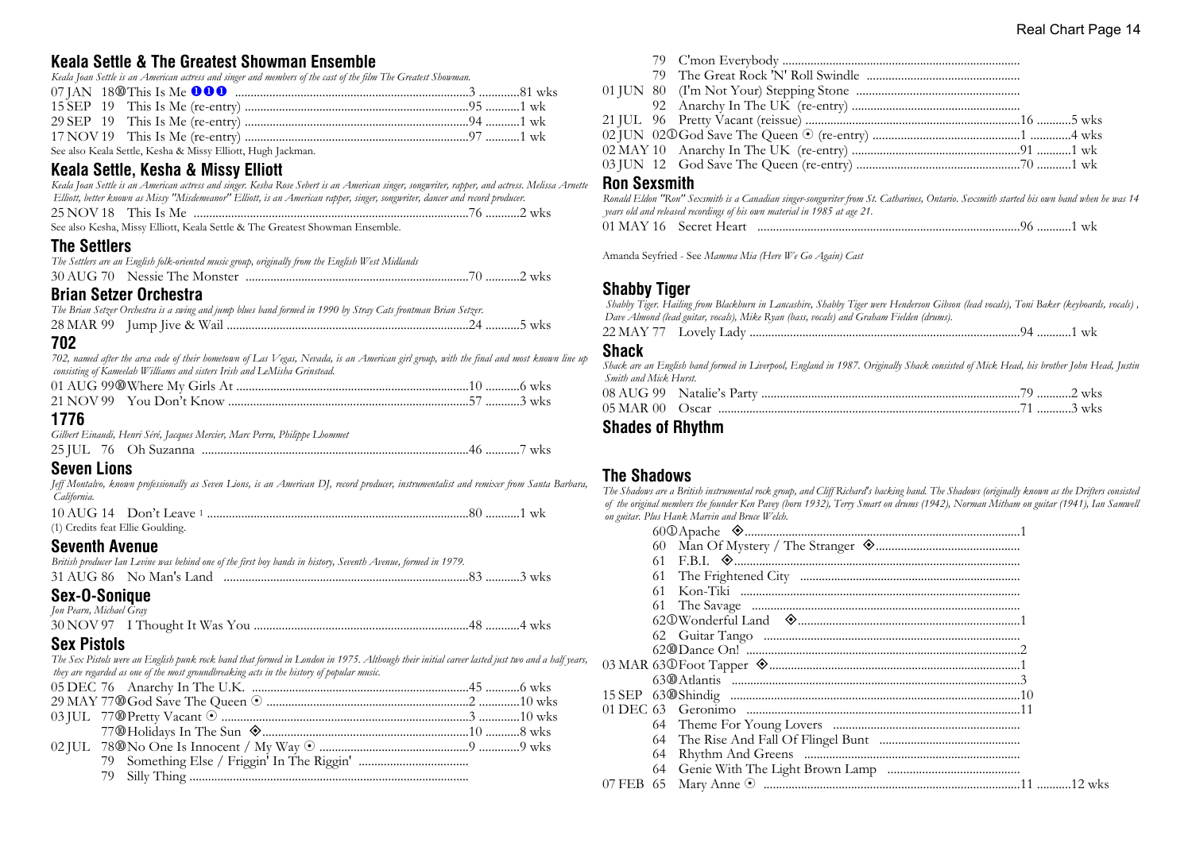## Keala Settle & The Greatest Showman Ensemble

*Keala Joan Settle is an American actress and singer and members of the cast of the film The Greatest Showman.*

07 JAN 18⑩This Is Me ❶❶❶ ...........................................................................3 .............81 wks
15 SEP 19 This Is Me (re-entry) .......................................................................95 ...........1 wk
29 SEP 19 This Is Me (re-entry) .......................................................................94 ...........1 wk
17 NOV 19 This Is Me (re-entry) .......................................................................97 ...........1 wk

See also Keala Settle, Kesha & Missy Elliott, Hugh Jackman.

## Keala Settle, Kesha & Missy Elliott

*Keala Joan Settle is an American actress and singer. Kesha Rose Sebert is an American singer, songwriter, rapper, and actress. Melissa Arnette Elliott, better known as Missy "Misdemeanor" Elliott, is an American rapper, singer, songwriter, dancer and record producer.*

25 NOV 18 This Is Me .......................................................................................76 ...........2 wks

See also Kesha, Missy Elliott, Keala Settle & The Greatest Showman Ensemble.

## The Settlers

*The Settlers are an English folk-oriented music group, originally from the English West Midlands*

30 AUG 70 Nessie The Monster .......................................................................70 ...........2 wks

## Brian Setzer Orchestra

*The Brian Setzer Orchestra is a swing and jump blues band formed in 1990 by Stray Cats frontman Brian Setzer.*

28 MAR 99 Jump Jive & Wail .............................................................................24 ...........5 wks

## 702

*702, named after the area code of their hometown of Las Vegas, Nevada, is an American girl group, with the final and most known line up consisting of Kameelah Williams and sisters Irish and LeMisha Grinstead.*

01 AUG 99⑩Where My Girls At ..........................................................................10 ...........6 wks
21 NOV 99 You Don't Know .............................................................................57 ...........3 wks

## 1776

*Gilbert Einaudi, Henri Séré, Jacques Mercier, Marc Perru, Philippe Lhommet*

25 JUL 76 Oh Suzanna .....................................................................................46 ...........7 wks

## Seven Lions

*Jeff Montalvo, known professionally as Seven Lions, is an American DJ, record producer, instrumentalist and remixer from Santa Barbara, California.*

10 AUG 14 Don't Leave [1] ...................................................................................80 ...........1 wk

(1) Credits feat Ellie Goulding.

## Seventh Avenue

*British producer Ian Levine was behind one of the first boy bands in history, Seventh Avenue, formed in 1979.*

31 AUG 86 No Man's Land ..............................................................................83 ...........3 wks

## Sex-O-Sonique

*Jon Pearn, Michael Gray*

30 NOV 97 I Thought It Was You ....................................................................48 ...........4 wks

## Sex Pistols

*The Sex Pistols were an English punk rock band that formed in London in 1975. Although their initial career lasted just two and a half years, they are regarded as one of the most groundbreaking acts in the history of popular music.*

05 DEC 76 Anarchy In The U.K. .....................................................................45 ...........6 wks
29 MAY 77⑩God Save The Queen ⊙ ................................................................2 .............10 wks
03 JUL 77⑩Pretty Vacant ⊙ ...............................................................................3 .............10 wks
77⑩Holidays In The Sun ◈.................................................................10 ...........8 wks
02 JUL 78⑩No One Is Innocent / My Way ⊙ ...............................................9 .............9 wks
79 Something Else / Friggin' In The Riggin' ..................................
79 Silly Thing .........................................................................................
79 C'mon Everybody ..........................................................................
79 The Great Rock 'N' Roll Swindle ................................................
01 JUN 80 (I'm Not Your) Stepping Stone ...................................................
92 Anarchy In The UK (re-entry) ....................................................
21 JUL 96 Pretty Vacant (reissue) ..................................................................16 ...........5 wks
02 JUN 02①God Save The Queen ⊙ (re-entry) ..............................................1 .............4 wks
02 MAY 10 Anarchy In The UK (re-entry) .....................................................91 ...........1 wk
03 JUN 12 God Save The Queen (re-entry) ...................................................70 ...........1 wk

## Ron Sexsmith

*Ronald Eldon "Ron" Sexsmith is a Canadian singer-songwriter from St. Catharines, Ontario. Sexsmith started his own band when he was 14 years old and released recordings of his own material in 1985 at age 21.*

01 MAY 16 Secret Heart ..................................................................................96 ...........1 wk

Amanda Seyfried - See *Mamma Mia (Here We Go Again) Cast*

## Shabby Tiger

*Shabby Tiger. Hailing from Blackburn in Lancashire, Shabby Tiger were Henderson Gibson (lead vocals), Toni Baker (keyboards, vocals), Dave Almond (lead guitar, vocals), Mike Ryan (bass, vocals) and Graham Fielden (drums).*

22 MAY 77 Lovely Lady .....................................................................................94 ...........1 wk

## Shack

*Shack are an English band formed in Liverpool, England in 1987. Originally Shack consisted of Mick Head, his brother John Head, Justin Smith and Mick Hurst.*

08 AUG 99 Natalie's Party .................................................................................79 ...........2 wks
05 MAR 00 Oscar ...............................................................................................71 ...........3 wks

## Shades of Rhythm

## The Shadows

*The Shadows are a British instrumental rock group, and Cliff Richard's backing band. The Shadows (originally known as the Drifters consisted of the original members the founder Ken Pavey (born 1932), Terry Smart on drums (1942), Norman Mitham on guitar (1941), Ian Samwell on guitar. Plus Hank Marvin and Bruce Welch.*

60①Apache ◈.......................................................................................1
60 Man Of Mystery / The Stranger ◈.............................................
61 F.B.I. ◈...........................................................................................
61 The Frightened City .....................................................................
61 Kon-Tiki ........................................................................................
61 The Savage ....................................................................................
62①Wonderful Land ◈......................................................................1
62 Guitar Tango ................................................................................
62⑩Dance On! ......................................................................................2
03 MAR 63①Foot Tapper ◈...............................................................................1
63⑩Atlantis ...........................................................................................3
15 SEP 63⑩Shindig ...........................................................................................10
01 DEC 63 Geronimo ......................................................................................11
64 Theme For Young Lovers ...........................................................
64 The Rise And Fall Of Flingel Bunt ............................................
64 Rhythm And Greens ...................................................................
64 Genie With The Light Brown Lamp ..........................................
07 FEB 65 Mary Anne ⊙ .................................................................................11 ...........12 wks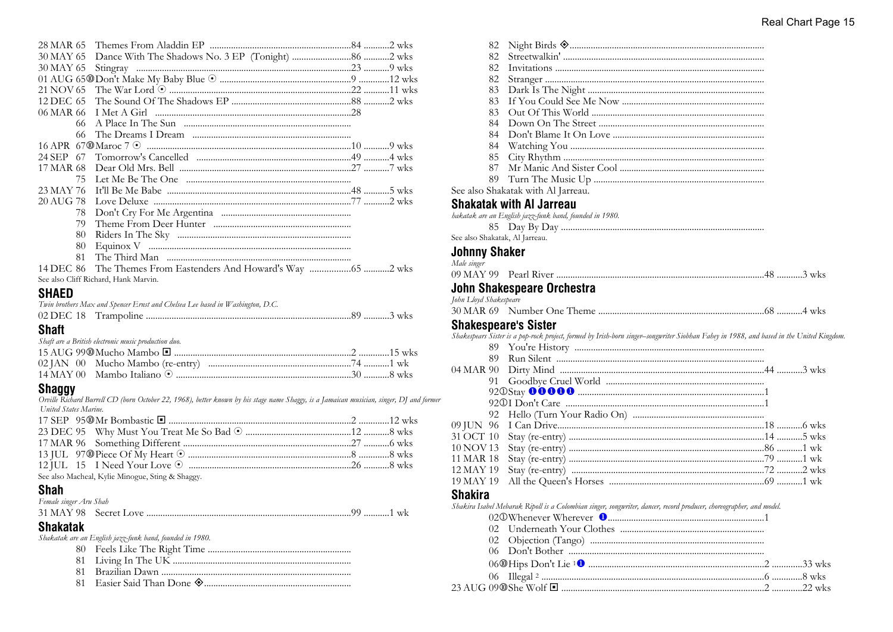28 MAR 65  Themes From Aladdin EP ..........................................................84 ...........2 wks
30 MAY 65  Dance With The Shadows No. 3 EP (Tonight) .........................86 ...........2 wks
30 MAY 65  Stingray ...........................................................................23 ...........9 wks
01 AUG 65⑩Don't Make My Baby Blue ⦿ .......................................................9 .............12 wks
21 NOV 65  The War Lord ⦿ ..........................................................................22 ...........11 wks
12 DEC 65  The Sound Of The Shadows EP ..................................................88 ...........2 wks
06 MAR 66  I Met A Girl ..................................................................................28
66  A Place In The Sun ......................................................
66  The Dreams I Dream ....................................................
16 APR 67⑩Maroc 7 ⦿ ........................................................................................10 ...........9 wks
24 SEP 67  Tomorrow's Cancelled .................................................................49 ...........4 wks
17 MAR 68  Dear Old Mrs. Bell ........................................................................27 ...........7 wks
75  Let Me Be The One ......................................................
23 MAY 76  It'll Be Me Babe .............................................................................48 ...........5 wks
20 AUG 78  Love Deluxe ......................................................................................77 ...........2 wks
78  Don't Cry For Me Argentina .........................................
79  Theme From Deer Hunter ............................................
80  Riders In The Sky ........................................................
80  Equinox V ......................................................................
81  The Third Man ...............................................................
14 DEC 86  The Themes From Eastenders And Howard's Way .................65 ...........2 wks

See also Cliff Richard, Hank Marvin.

## SHAED

*Twin brothers Max and Spencer Ernst and Chelsea Lee based in Washington, D.C.*

02 DEC 18  Trampoline ........................................................................................89 ...........3 wks

## Shaft

*Shaft are a British electronic music production duo.*

15 AUG 99⑩Mucho Mambo ◾ ...........................................................................2 .............15 wks
02 JAN 00  Mucho Mambo (re-entry) ............................................................74 ...........1 wk
14 MAY 00  Mambo Italiano ⦿ ..........................................................................30 ...........8 wks

## Shaggy

*Orville Richard Burrell CD (born October 22, 1968), better known by his stage name Shaggy, is a Jamaican musician, singer, DJ and former United States Marine.*

17 SEP 95⑩Mr Bombastic ◾ .............................................................................2 .............12 wks
23 DEC 95  Why Must You Treat Me So Bad ⦿ ............................................12 ...........8 wks
17 MAR 96  Something Different .......................................................................27 ...........6 wks
13 JUL 97⑩Piece Of My Heart ⦿ .....................................................................8 .............8 wks
12 JUL 15  I Need Your Love ⦿ .....................................................................26 ...........8 wks

See also Macheal, Kylie Minogue, Sting & Shaggy.

## Shah

*Female singer Aru Shah*

31 MAY 98  Secret Love .......................................................................................99 ...........1 wk

## Shakatak

*Shakatak are an English jazz-funk band, founded in 1980.*

80  Feels Like The Right Time ...........................................
81  Living In The UK ...........................................................
81  Brazilian Dawn .............................................................
81  Easier Said Than Done ◈ ..............................................
82  Night Birds ◈ ..................................................................
82  Streetwalkin' ....................................................................
82  Invitations .......................................................................
82  Stranger ..........................................................................
83  Dark Is The Night ..........................................................
83  If You Could See Me Now ............................................
83  Out Of This World .........................................................
84  Down On The Street ......................................................
84  Don't Blame It On Love ................................................
84  Watching You ................................................................
85  City Rhythm ...................................................................
87  Mr Manic And Sister Cool .............................................
89  Turn The Music Up .......................................................

See also Shakatak with Al Jarreau.

## Shakatak with Al Jarreau

*hakatak are an English jazz-funk band, founded in 1980.*

85  Day By Day ......................................................................

See also Shakatak, Al Jarreau.

## Johnny Shaker

*Male singer*

09 MAY 99  Pearl River ........................................................................................48 ...........3 wks

## John Shakespeare Orchestra

*John Lloyd Shakespeare*

30 MAR 69  Number One Theme .......................................................................68 ...........4 wks

## Shakespeare's Sister

*Shakespears Sister is a pop-rock project, formed by Irish-born singer–songwriter Siobhan Fahey in 1988, and based in the United Kingdom.*

89  You're History ................................................................
89  Run Silent .......................................................................
04 MAR 90  Dirty Mind .........................................................................................44 ...........3 wks
91  Goodbye Cruel World ...................................................
92①Stay ❶❶❶❶❶ ...............................................................................1
92①I Don't Care ....................................................................................1
92  Hello (Turn Your Radio On) .........................................
09 JUN 96  I Can Drive.........................................................................................18 ...........6 wks
31 OCT 10  Stay (re-entry) ..................................................................................14 ...........5 wks
10 NOV 13  Stay (re-entry) ..................................................................................86 ...........1 wk
11 MAR 18  Stay (re-entry) ..................................................................................79 ...........1 wk
12 MAY 19  Stay (re-entry) ..................................................................................72 ...........2 wks
19 MAY 19  All the Queen's Horses ..................................................................69 ...........1 wk

## Shakira

*Shakira Isabel Mebarak Ripoll is a Colombian singer, songwriter, dancer, record producer, choreographer, and model.*

02①Whenever Wherever ❶..............................................................1
02  Underneath Your Clothes .............................................
02  Objection (Tango) .........................................................
06  Don't Bother ..................................................................
06⑩Hips Don't Lie [1]❶ .............................................................................2 .............33 wks
06  Illegal [2] .................................................................................................6 .............8 wks
23 AUG 09⑩She Wolf ◾ .....................................................................................2 .............22 wks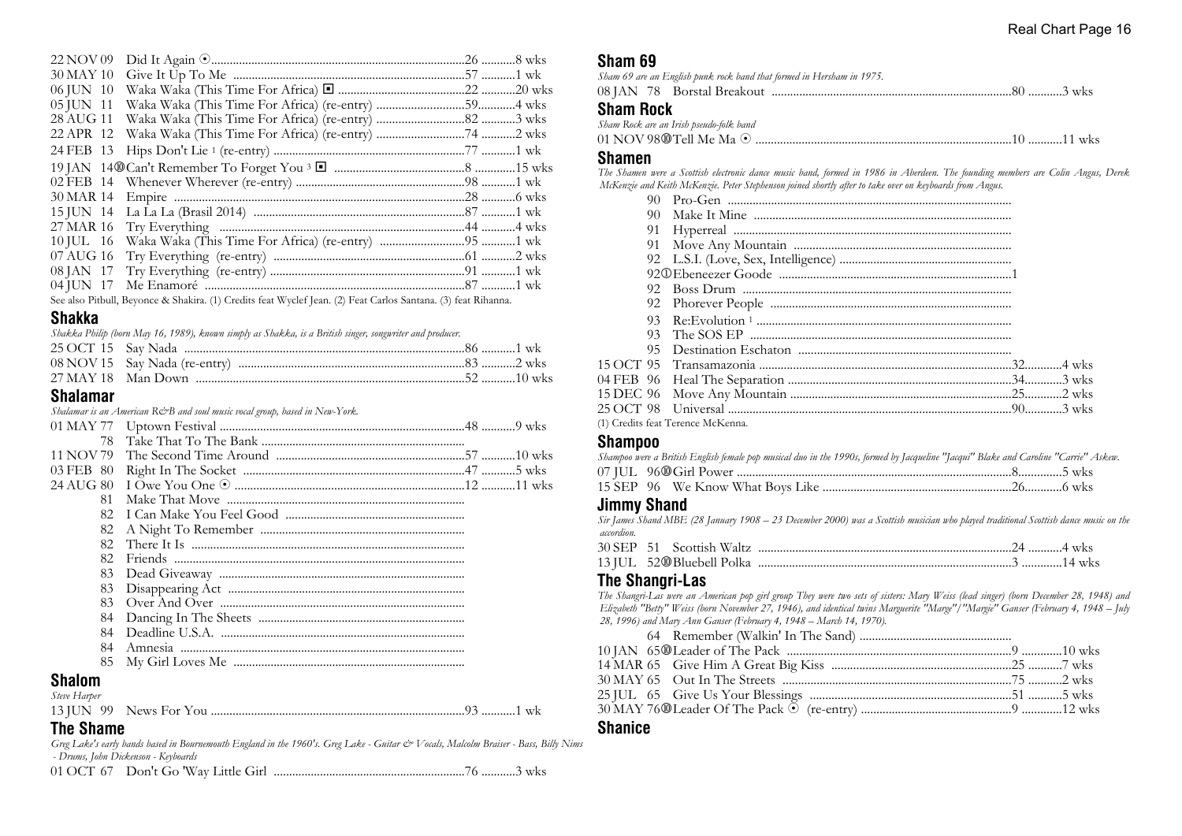| | | | |
|---|---|---|---|
| 22 NOV 09 | Did It Again ⊙ | 26 | 8 wks |
| 30 MAY 10 | Give It Up To Me | 57 | 1 wk |
| 06 JUN 10 | Waka Waka (This Time For Africa) ◼ | 22 | 20 wks |
| 05 JUN 11 | Waka Waka (This Time For Africa) (re-entry) | 59 | 4 wks |
| 28 AUG 11 | Waka Waka (This Time For Africa) (re-entry) | 82 | 3 wks |
| 22 APR 12 | Waka Waka (This Time For Africa) (re-entry) | 74 | 2 wks |
| 24 FEB 13 | Hips Don't Lie [1] (re-entry) | 77 | 1 wk |
| 19 JAN 14⑩ | Can't Remember To Forget You [3] ◼ | 8 | 15 wks |
| 02 FEB 14 | Whenever Wherever (re-entry) | 98 | 1 wk |
| 30 MAR 14 | Empire | 28 | 6 wks |
| 15 JUN 14 | La La La (Brasil 2014) | 87 | 1 wk |
| 27 MAR 16 | Try Everything | 44 | 4 wks |
| 10 JUL 16 | Waka Waka (This Time For Africa) (re-entry) | 95 | 1 wk |
| 07 AUG 16 | Try Everything (re-entry) | 61 | 2 wks |
| 08 JAN 17 | Try Everything (re-entry) | 91 | 1 wk |
| 04 JUN 17 | Me Enamoré | 87 | 1 wk |

See also Pitbull, Beyonce & Shakira. (1) Credits feat Wyclef Jean. (2) Feat Carlos Santana. (3) feat Rihanna.

## Shakka

*Shakka Philip (born May 16, 1989), known simply as Shakka, is a British singer, songwriter and producer.*

| | | | |
|---|---|---|---|
| 25 OCT 15 | Say Nada | 86 | 1 wk |
| 08 NOV 15 | Say Nada (re-entry) | 83 | 2 wks |
| 27 MAY 18 | Man Down | 52 | 10 wks |

## Shalamar

*Shalamar is an American R&B and soul music vocal group, based in New-York.*

| | | | |
|---|---|---|---|
| 01 MAY 77 | Uptown Festival | 48 | 9 wks |
| 78 | Take That To The Bank | | |
| 11 NOV 79 | The Second Time Around | 57 | 10 wks |
| 03 FEB 80 | Right In The Socket | 47 | 5 wks |
| 24 AUG 80 | I Owe You One ⊙ | 12 | 11 wks |
| 81 | Make That Move | | |
| 82 | I Can Make You Feel Good | | |
| 82 | A Night To Remember | | |
| 82 | There It Is | | |
| 82 | Friends | | |
| 83 | Dead Giveaway | | |
| 83 | Disappearing Act | | |
| 83 | Over And Over | | |
| 84 | Dancing In The Sheets | | |
| 84 | Deadline U.S.A. | | |
| 84 | Amnesia | | |
| 85 | My Girl Loves Me | | |

## Shalom

*Steve Harper*

| | | | |
|---|---|---|---|
| 13 JUN 99 | News For You | 93 | 1 wk |

## The Shame

*Greg Lake's early bands based in Bournemouth England in the 1960's. Greg Lake - Guitar & Vocals, Malcolm Braiser - Bass, Billy Nims - Drums, John Dickenson - Keyboards*

| | | | |
|---|---|---|---|
| 01 OCT 67 | Don't Go 'Way Little Girl | 76 | 3 wks |

## Sham 69

*Sham 69 are an English punk rock band that formed in Hersham in 1975.*

| | | | |
|---|---|---|---|
| 08 JAN 78 | Borstal Breakout | 80 | 3 wks |

## Sham Rock

*Sham Rock are an Irish pseudo-folk band*

| | | | |
|---|---|---|---|
| 01 NOV 98⑩ | Tell Me Ma ⊙ | 10 | 11 wks |

## Shamen

*The Shamen were a Scottish electronic dance music band, formed in 1986 in Aberdeen. The founding members are Colin Angus, Derek McKenzie and Keith McKenzie. Peter Stephenson joined shortly after to take over on keyboards from Angus.*

| | | | |
|---|---|---|---|
| 90 | Pro-Gen | | |
| 90 | Make It Mine | | |
| 91 | Hyperreal | | |
| 91 | Move Any Mountain | | |
| 92 | L.S.I. (Love, Sex, Intelligence) | | |
| 92① | Ebeneezer Goode | 1 | |
| 92 | Boss Drum | | |
| 92 | Phorever People | | |
| 93 | Re:Evolution [1] | | |
| 93 | The SOS EP | | |
| 95 | Destination Eschaton | | |
| 15 OCT 95 | Transamazonia | 32 | 4 wks |
| 04 FEB 96 | Heal The Separation | 34 | 3 wks |
| 15 DEC 96 | Move Any Mountain | 25 | 2 wks |
| 25 OCT 98 | Universal | 90 | 3 wks |

(1) Credits feat Terence McKenna.

## Shampoo

*Shampoo were a British English female pop musical duo in the 1990s, formed by Jacqueline "Jacqui" Blake and Caroline "Carrie" Askew.*

| | | | |
|---|---|---|---|
| 07 JUL 96⑩ | Girl Power | 8 | 5 wks |
| 15 SEP 96 | We Know What Boys Like | 26 | 6 wks |

## Jimmy Shand

*Sir James Shand MBE (28 January 1908 – 23 December 2000) was a Scottish musician who played traditional Scottish dance music on the accordion.*

| | | | |
|---|---|---|---|
| 30 SEP 51 | Scottish Waltz | 24 | 4 wks |
| 13 JUL 52⑩ | Bluebell Polka | 3 | 14 wks |

## The Shangri-Las

*The Shangri-Las were an American pop girl group They were two sets of sisters: Mary Weiss (lead singer) (born December 28, 1948) and Elizabeth "Betty" Weiss (born November 27, 1946), and identical twins Marguerite "Marge"/"Margie" Ganser (February 4, 1948 – July 28, 1996) and Mary Ann Ganser (February 4, 1948 – March 14, 1970).*

| | | | |
|---|---|---|---|
| 64 | Remember (Walkin' In The Sand) | | |
| 10 JAN 65⑩ | Leader of The Pack | 9 | 10 wks |
| 14 MAR 65 | Give Him A Great Big Kiss | 25 | 7 wks |
| 30 MAY 65 | Out In The Streets | 75 | 2 wks |
| 25 JUL 65 | Give Us Your Blessings | 51 | 5 wks |
| 30 MAY 76⑩ | Leader Of The Pack ⊙ (re-entry) | 9 | 12 wks |

## Shanice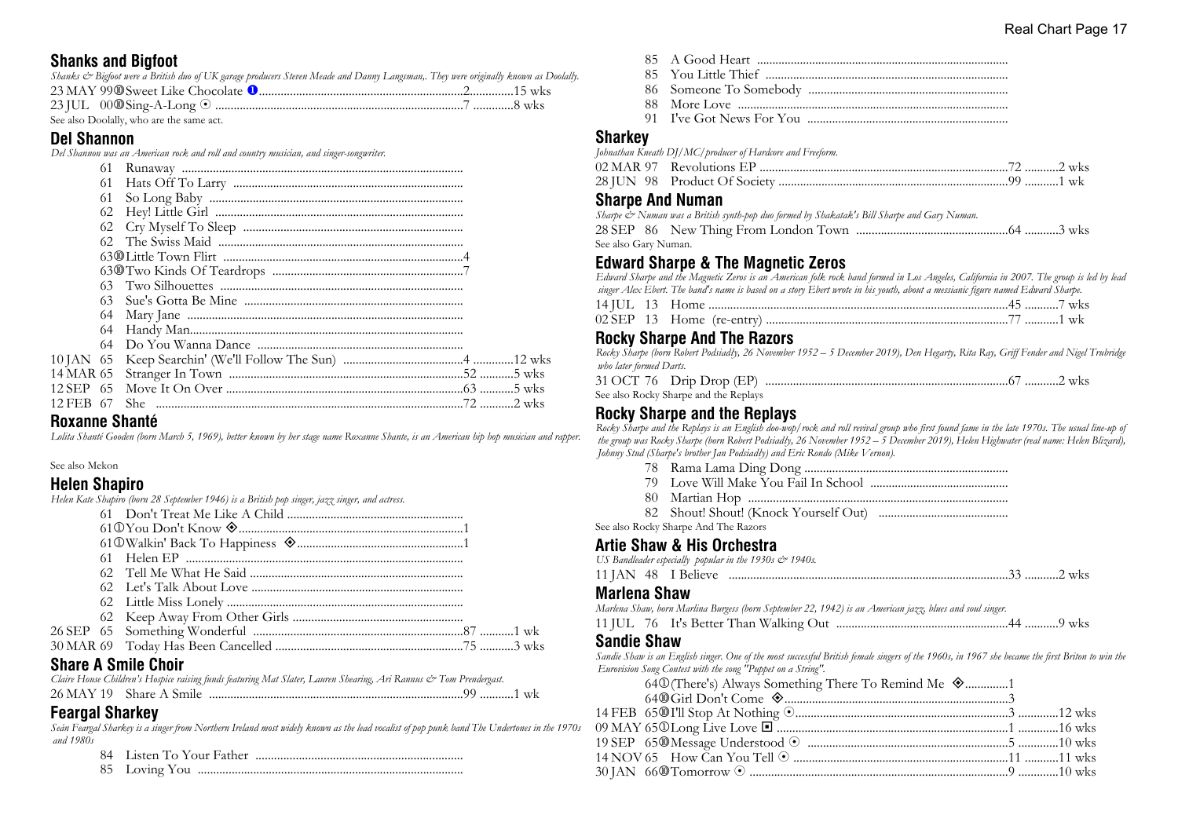## Shanks and Bigfoot

*Shanks & Bigfoot were a British duo of UK garage producers Steven Meade and Danny Langsman,. They were originally known as Doolally.*

23 MAY 99 ⑩ Sweet Like Chocolate ❶ ............................2 ..............15 wks
23 JUL 00 ⑩ Sing-A-Long ⊙ ............................7 .............8 wks

See also Doolally, who are the same act.

## Del Shannon

*Del Shannon was an American rock and roll and country musician, and singer-songwriter.*

61 Runaway ............................
61 Hats Off To Larry ............................
61 So Long Baby ............................
62 Hey! Little Girl ............................
62 Cry Myself To Sleep ............................
62 The Swiss Maid ............................
63 ⑩ Little Town Flirt ............................4
63 ⑩ Two Kinds Of Teardrops ............................7
63 Two Silhouettes ............................
63 Sue's Gotta Be Mine ............................
64 Mary Jane ............................
64 Handy Man............................
64 Do You Wanna Dance ............................
10 JAN 65 Keep Searchin' (We'll Follow The Sun) ............................4 .............12 wks
14 MAR 65 Stranger In Town ............................52 ...........5 wks
12 SEP 65 Move It On Over ............................63 ...........5 wks
12 FEB 67 She ............................72 ...........2 wks

## Roxanne Shanté

*Lolita Shanté Gooden (born March 5, 1969), better known by her stage name Roxanne Shante, is an American hip hop musician and rapper.*

See also Mekon

## Helen Shapiro

*Helen Kate Shapiro (born 28 September 1946) is a British pop singer, jazz singer, and actress.*

61 Don't Treat Me Like A Child ............................
61 ① You Don't Know ❖............................1
61 ① Walkin' Back To Happiness ❖............................1
61 Helen EP ............................
62 Tell Me What He Said ............................
62 Let's Talk About Love ............................
62 Little Miss Lonely ............................
62 Keep Away From Other Girls ............................
26 SEP 65 Something Wonderful ............................87 ...........1 wk
30 MAR 69 Today Has Been Cancelled ............................75 ...........3 wks

## Share A Smile Choir

*Claire House Children's Hospice raising funds featuring Mat Slater, Lauren Shearing, Ari Rannus & Tom Prendergast.*

26 MAY 19 Share A Smile ............................99 ...........1 wk

## Feargal Sharkey

*Seán Feargal Sharkey is a singer from Northern Ireland most widely known as the lead vocalist of pop punk band The Undertones in the 1970s and 1980s*

84 Listen To Your Father ............................
85 Loving You ............................
85 A Good Heart ............................
85 You Little Thief ............................
86 Someone To Somebody ............................
88 More Love ............................
91 I've Got News For You ............................

## Sharkey

*Johnathan Kneath DJ/MC/producer of Hardcore and Freeform.*

02 MAR 97 Revolutions EP ............................72 ...........2 wks
28 JUN 98 Product Of Society ............................99 ...........1 wk

## Sharpe And Numan

*Sharpe & Numan was a British synth-pop duo formed by Shakatak's Bill Sharpe and Gary Numan.*

28 SEP 86 New Thing From London Town ............................64 ...........3 wks

See also Gary Numan.

## Edward Sharpe & The Magnetic Zeros

*Edward Sharpe and the Magnetic Zeros is an American folk rock band formed in Los Angeles, California in 2007. The group is led by lead singer Alex Ebert. The band's name is based on a story Ebert wrote in his youth, about a messianic figure named Edward Sharpe.*

14 JUL 13 Home ............................45 ...........7 wks
02 SEP 13 Home (re-entry) ............................77 ...........1 wk

## Rocky Sharpe And The Razors

*Rocky Sharpe (born Robert Podsiadly, 26 November 1952 – 5 December 2019), Den Hegarty, Rita Ray, Griff Fender and Nigel Trubridge who later formed Darts.*

31 OCT 76 Drip Drop (EP) ............................67 ...........2 wks

See also Rocky Sharpe and the Replays

## Rocky Sharpe and the Replays

*Rocky Sharpe and the Replays is an English doo-wop/rock and roll revival group who first found fame in the late 1970s. The usual line-up of the group was Rocky Sharpe (born Robert Podsiadly, 26 November 1952 – 5 December 2019), Helen Highwater (real name: Helen Blizard), Johnny Stud (Sharpe's brother Jan Podsiadly) and Eric Rondo (Mike Vernon).*

78 Rama Lama Ding Dong ............................
79 Love Will Make You Fail In School ............................
80 Martian Hop ............................
82 Shout! Shout! (Knock Yourself Out) ............................

See also Rocky Sharpe And The Razors

## Artie Shaw & His Orchestra

*US Bandleader especially popular in the 1930s & 1940s.*

11 JAN 48 I Believe ............................33 ...........2 wks

## Marlena Shaw

*Marlena Shaw, born Marlina Burgess (born September 22, 1942) is an American jazz, blues and soul singer.*

11 JUL 76 It's Better Than Walking Out ............................44 ...........9 wks

## Sandie Shaw

*Sandie Shaw is an English singer. One of the most successful British female singers of the 1960s, in 1967 she became the first Briton to win the Eurovision Song Contest with the song "Puppet on a String".*

64 ① (There's) Always Something There To Remind Me ❖.............1
64 ⑩ Girl Don't Come ❖............................3
14 FEB 65 ⑩ I'll Stop At Nothing ⊙............................3 .............12 wks
09 MAY 65 ① Long Live Love ◘ ............................1 .............16 wks
19 SEP 65 ⑩ Message Understood ⊙ ............................5 .............10 wks
14 NOV 65 How Can You Tell ⊙ ............................11 ...........11 wks
30 JAN 66 ⑩ Tomorrow ⊙ ............................9 .............10 wks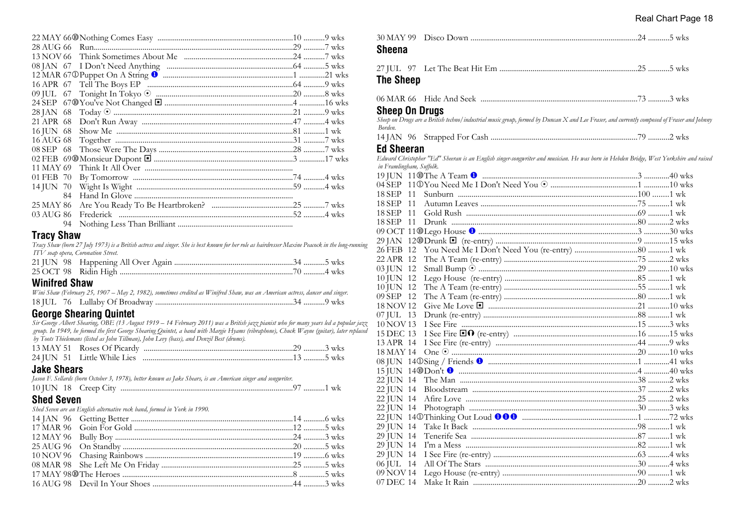22 MAY 66 ⑩ Nothing Comes Easy ....................................................................10 ...........9 wks
28 AUG 66 Run...........................................................................................29 ...........7 wks
13 NOV 66 Think Sometimes About Me .......................................................24 ...........7 wks
08 JAN 67 I Don't Need Anything ................................................................64 ...........5 wks
12 MAR 67 ① Puppet On A String ❶ ................................................................1 .............21 wks
16 APR 67 Tell The Boys EP ........................................................................64 ...........9 wks
09 JUL 67 Tonight In Tokyo ⊙ ......................................................................20 ...........8 wks
24 SEP 67 ⑩ You've Not Changed ◘ ...............................................................4 .............16 wks
28 JAN 68 Today ⊙ .......................................................................................21 ...........9 wks
21 APR 68 Don't Run Away ...........................................................................47 ...........4 wks
16 JUN 68 Show Me .......................................................................................81 ...........1 wk
16 AUG 68 Together .......................................................................................31 ...........7 wks
08 SEP 68 Those Were The Days ...................................................................28 ...........7 wks
02 FEB 69 ⑩ Monsieur Dupont ◘ ........................................................................3 .............17 wks
11 MAY 69 Think It All Over ...........................................................................
01 FEB 70 By Tomorrow ................................................................................74 ...........4 wks
14 JUN 70 Wight Is Wight .............................................................................59 ...........4 wks
94 Hand In Glove ................................................................................
25 MAY 86 Are You Ready To Be Heartbroken? .........................................25 ...........7 wks
03 AUG 86 Frederick .......................................................................................52 ...........4 wks
94 Nothing Less Than Brilliant ..........................................................

## Tracy Shaw

*Tracy Shaw (born 27 July 1973) is a British actress and singer. She is best known for her role as hairdresser Maxine Peacock in the long-running ITV soap opera, Coronation Street.*

21 JUN 98 Happening All Over Again ............................................................34 ...........5 wks
25 OCT 98 Ridin High .......................................................................................70 ...........4 wks

## Winifred Shaw

*Wini Shaw (February 25, 1907 – May 2, 1982), sometimes credited as Winifred Shaw, was an American actress, dancer and singer.*

18 JUL 76 Lullaby Of Broadway .....................................................................34 ...........9 wks

## George Shearing Quintet

*Sir George Albert Shearing, OBE (13 August 1919 – 14 February 2011) was a British jazz pianist who for many years led a popular jazz group. In 1949, he formed the first George Shearing Quintet, a band with Margie Hyams (vibraphone), Chuck Wayne (guitar), later replaced by Toots Thielemans (listed as John Tillman), John Levy (bass), and Denzil Best (drums).*

13 MAY 51 Roses Of Picardy ..........................................................................29 ...........3 wks
24 JUN 51 Little While Lies ...........................................................................13 ...........5 wks

## Jake Shears

*Jason F. Sellards (born October 3, 1978), better known as Jake Shears, is an American singer and songwriter.*

10 JUN 18 Creep City .......................................................................................97 ...........1 wk

## Shed Seven

*Shed Seven are an English alternative rock band, formed in York in 1990.*

14 JAN 96 Getting Better ................................................................................14 ...........6 wks
17 MAR 96 Goin For Gold ................................................................................12 ...........5 wks
12 MAY 96 Bully Boy .........................................................................................24 ...........3 wks
25 AUG 96 On Standby .....................................................................................20 ...........5 wks
10 NOV 96 Chasing Rainbows ..........................................................................19 ...........6 wks
08 MAR 98 She Left Me On Friday ..................................................................25 ...........5 wks
17 MAY 98 ⑩ The Heroes .....................................................................................8 .............5 wks
16 AUG 98 Devil In Your Shoes .......................................................................44 ...........3 wks
30 MAY 99 Disco Down ....................................................................................24 ...........5 wks

## Sheena

27 JUL 97 Let The Beat Hit Em .....................................................................25 ...........5 wks

## The Sheep

06 MAR 66 Hide And Seek ...............................................................................73 ...........3 wks

## Sheep On Drugs

*Sheep on Drugs are a British techno/industrial music group, formed by Duncan X and Lee Fraser, and currently composed of Fraser and Johnny Borden.*

14 JAN 96 Strapped For Cash ..........................................................................79 ...........2 wks

## Ed Sheeran

*Edward Christopher "Ed" Sheeran is an English singer-songwriter and musician. He was born in Hebden Bridge, West Yorkshire and raised in Framlingham, Suffolk.*

19 JUN 11 ⑩ The A Team ❶ ...............................................................................3 .............40 wks
04 SEP 11 ① You Need Me I Don't Need You ⊙ ............................................1 .............10 wks
18 SEP 11 Sunburn ........................................................................................100 .........1 wk
18 SEP 11 Autumn Leaves ...............................................................................75 ...........1 wk
18 SEP 11 Gold Rush .......................................................................................69 ...........1 wk
18 SEP 11 Drunk ...............................................................................................80 ...........2 wks
09 OCT 11 ⑩ Lego House ❶ ................................................................................3 .............30 wks
29 JAN 12 ⑩ Drunk ◘ (re-entry) ...........................................................................9 .............15 wks
26 FEB 12 You Need Me I Don't Need You (re-entry) ...............................80 ...........1 wk
22 APR 12 The A Team (re-entry) ...................................................................75 ...........2 wks
03 JUN 12 Small Bump ⊙ ................................................................................29 ...........10 wks
10 JUN 12 Lego House (re-entry) ..................................................................85 ...........1 wk
10 JUN 12 The A Team (re-entry) ...................................................................55 ...........1 wk
09 SEP 12 The A Team (re-entry) ...................................................................80 ...........1 wk
18 NOV 12 Give Me Love ◘ ...........................................................................21 ...........10 wks
07 JUL 13 Drunk (re-entry) ..............................................................................88 ...........1 wk
10 NOV 13 I See Fire ......................................................................................15 ...........3 wks
15 DEC 13 I See Fire ◘⓿ (re-entry) ..............................................................16 ...........15 wks
13 APR 14 I See Fire (re-entry) ......................................................................44 ...........9 wks
18 MAY 14 One ⊙ .............................................................................................20 ...........10 wks
08 JUN 14 ① Sing / Friends ❶ ...........................................................................1 .............41 wks
15 JUN 14 ⑩ Don't ❶ ..........................................................................................4 .............40 wks
22 JUN 14 The Man .........................................................................................38 ...........2 wks
22 JUN 14 Bloodstream ..................................................................................37 ...........2 wks
22 JUN 14 Afire Love ......................................................................................25 ...........2 wks
22 JUN 14 Photograph ....................................................................................30 ...........3 wks
22 JUN 14 ① Thinking Out Loud ❶❶❶ ..........................................................1 .............72 wks
29 JUN 14 Take It Back ...................................................................................98 ...........1 wk
29 JUN 14 Tenerife Sea ...................................................................................87 ...........1 wk
29 JUN 14 I'm a Mess ......................................................................................82 ...........1 wk
29 JUN 14 I See Fire (re-entry) .........................................................................63 ...........4 wks
06 JUL 14 All Of The Stars .............................................................................30 ...........4 wks
09 NOV 14 Lego House (re-entry) ...................................................................90 ...........1 wk
07 DEC 14 Make It Rain ..................................................................................20 ...........2 wks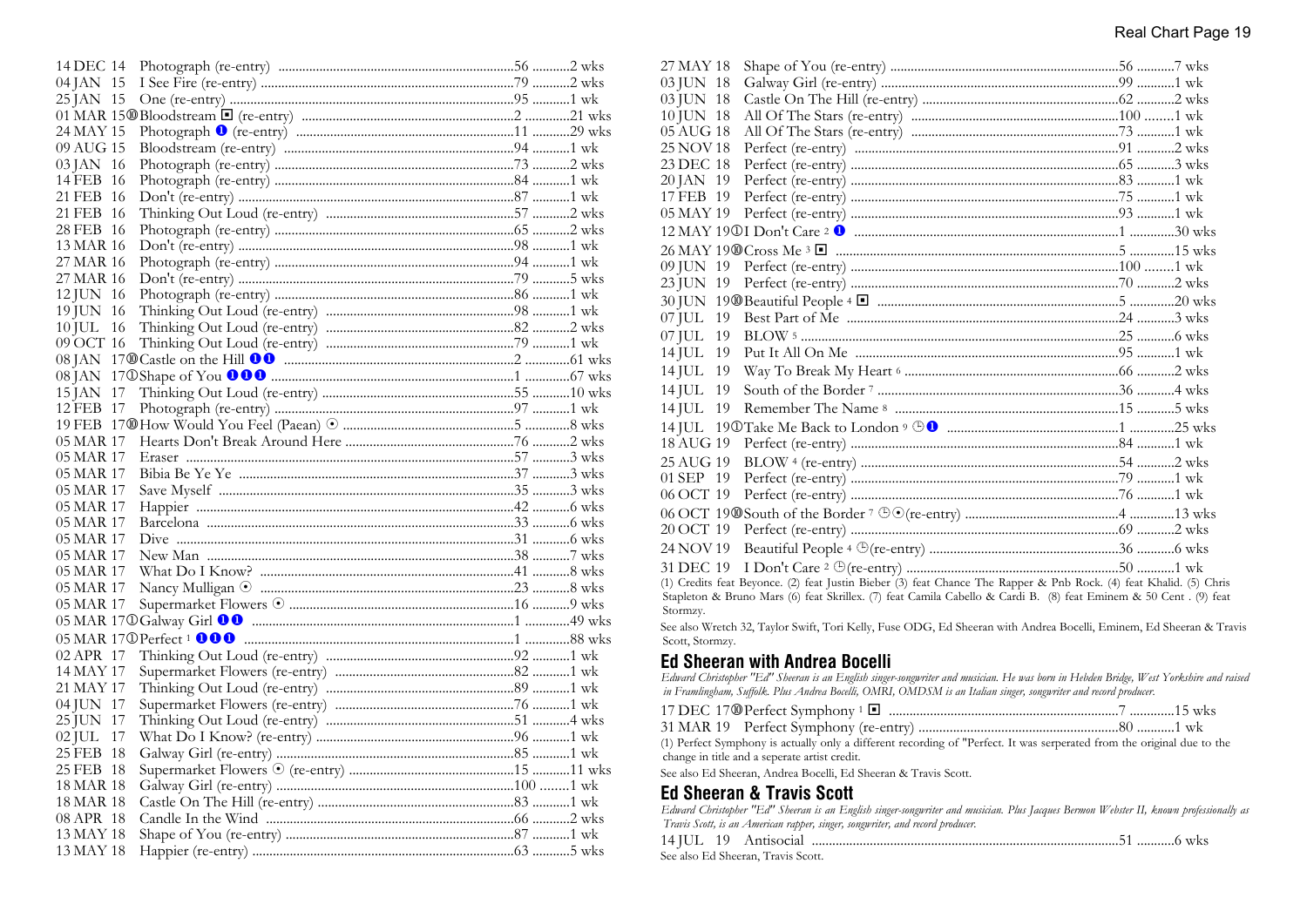14 DEC 14 Photograph (re-entry) ....................................................56 ...........2 wks
04 JAN 15 I See Fire (re-entry) ....................................................79 ...........2 wks
25 JAN 15 One (re-entry) ....................................................95 ...........1 wk
01 MAR 15⑩Bloodstream ◘ (re-entry) ....................................................2 .............21 wks
24 MAY 15 Photograph ❶ (re-entry) ....................................................11 ...........29 wks
09 AUG 15 Bloodstream (re-entry) ....................................................94 ...........1 wk
03 JAN 16 Photograph (re-entry) ....................................................73 ...........2 wks
14 FEB 16 Photograph (re-entry) ....................................................84 ...........1 wk
21 FEB 16 Don't (re-entry) ....................................................87 ...........1 wk
21 FEB 16 Thinking Out Loud (re-entry) ....................................................57 ...........2 wks
28 FEB 16 Photograph (re-entry) ....................................................65 ...........2 wks
13 MAR 16 Don't (re-entry) ....................................................98 ...........1 wk
27 MAR 16 Photograph (re-entry) ....................................................94 ...........1 wk
27 MAR 16 Don't (re-entry) ....................................................79 ...........5 wks
12 JUN 16 Photograph (re-entry) ....................................................86 ...........1 wk
19 JUN 16 Thinking Out Loud (re-entry) ....................................................98 ...........1 wk
10 JUL 16 Thinking Out Loud (re-entry) ....................................................82 ...........2 wks
09 OCT 16 Thinking Out Loud (re-entry) ....................................................79 ...........1 wk
08 JAN 17⑩Castle on the Hill ❶❶ ....................................................2 .............61 wks
08 JAN 17①Shape of You ❶❶❶ ....................................................1 .............67 wks
15 JAN 17 Thinking Out Loud (re-entry) ....................................................55 ...........10 wks
12 FEB 17 Photograph (re-entry) ....................................................97 ...........1 wk
19 FEB 17⑩How Would You Feel (Paean) ⦿ ....................................................5 .............8 wks
05 MAR 17 Hearts Don't Break Around Here ....................................................76 ...........2 wks
05 MAR 17 Eraser ....................................................57 ...........3 wks
05 MAR 17 Bibia Be Ye Ye ....................................................37 ...........3 wks
05 MAR 17 Save Myself ....................................................35 ...........3 wks
05 MAR 17 Happier ....................................................42 ...........6 wks
05 MAR 17 Barcelona ....................................................33 ...........6 wks
05 MAR 17 Dive ....................................................31 ...........6 wks
05 MAR 17 New Man ....................................................38 ...........7 wks
05 MAR 17 What Do I Know? ....................................................41 ...........8 wks
05 MAR 17 Nancy Mulligan ⦿ ....................................................23 ...........8 wks
05 MAR 17 Supermarket Flowers ⦿ ....................................................16 ...........9 wks
05 MAR 17①Galway Girl ❶❶ ....................................................1 .............49 wks
05 MAR 17①Perfect [1] ❶❶❶ ....................................................1 .............88 wks
02 APR 17 Thinking Out Loud (re-entry) ....................................................92 ...........1 wk
14 MAY 17 Supermarket Flowers (re-entry) ....................................................82 ...........1 wk
21 MAY 17 Thinking Out Loud (re-entry) ....................................................89 ...........1 wk
04 JUN 17 Supermarket Flowers (re-entry) ....................................................76 ...........1 wk
25 JUN 17 Thinking Out Loud (re-entry) ....................................................51 ...........4 wks
02 JUL 17 What Do I Know? (re-entry) ....................................................96 ...........1 wk
25 FEB 18 Galway Girl (re-entry) ....................................................85 ...........1 wk
25 FEB 18 Supermarket Flowers ⦿ (re-entry) ....................................................15 ...........11 wks
18 MAR 18 Galway Girl (re-entry) ....................................................100 .........1 wk
18 MAR 18 Castle On The Hill (re-entry) ....................................................83 ...........1 wk
08 APR 18 Candle In the Wind ....................................................66 ...........2 wks
13 MAY 18 Shape of You (re-entry) ....................................................87 ...........1 wk
13 MAY 18 Happier (re-entry) ....................................................63 ...........5 wks
27 MAY 18 Shape of You (re-entry) ....................................................56 ...........7 wks
03 JUN 18 Galway Girl (re-entry) ....................................................99 ...........1 wk
03 JUN 18 Castle On The Hill (re-entry) ....................................................62 ...........2 wks
10 JUN 18 All Of The Stars (re-entry) ....................................................100 .........1 wk
05 AUG 18 All Of The Stars (re-entry) ....................................................73 ...........1 wk
25 NOV 18 Perfect (re-entry) ....................................................91 ...........2 wks
23 DEC 18 Perfect (re-entry) ....................................................65 ...........3 wks
20 JAN 19 Perfect (re-entry) ....................................................83 ...........1 wk
17 FEB 19 Perfect (re-entry) ....................................................75 ...........1 wk
05 MAY 19 Perfect (re-entry) ....................................................93 ...........1 wk
12 MAY 19①I Don't Care [2] ❶ ....................................................1 .............30 wks
26 MAY 19⑩Cross Me [3] ◘ ....................................................5 .............15 wks
09 JUN 19 Perfect (re-entry) ....................................................100 .........1 wk
23 JUN 19 Perfect (re-entry) ....................................................70 ...........2 wks
30 JUN 19⑩Beautiful People [4] ◘ ....................................................5 .............20 wks
07 JUL 19 Best Part of Me ....................................................24 ...........3 wks
07 JUL 19 BLOW [5] ....................................................25 ...........6 wks
14 JUL 19 Put It All On Me ....................................................95 ...........1 wk
14 JUL 19 Way To Break My Heart [6] ....................................................66 ...........2 wks
14 JUL 19 South of the Border [7] ....................................................36 ...........4 wks
14 JUL 19 Remember The Name [8] ....................................................15 ...........5 wks
14 JUL 19①Take Me Back to London [9] ⓢ❶ ....................................................1 .............25 wks
18 AUG 19 Perfect (re-entry) ....................................................84 ...........1 wk
25 AUG 19 BLOW [4] (re-entry) ....................................................54 ...........2 wks
01 SEP 19 Perfect (re-entry) ....................................................79 ...........1 wk
06 OCT 19 Perfect (re-entry) ....................................................76 ...........1 wk
06 OCT 19⑩South of the Border [7] ⓢ⦿(re-entry) ....................................................4 .............13 wks
20 OCT 19 Perfect (re-entry) ....................................................69 ...........2 wks
24 NOV 19 Beautiful People [4] ⓢ(re-entry) ....................................................36 ...........6 wks
31 DEC 19 I Don't Care [2] ⓢ(re-entry) ....................................................50 .............1 wk

(1) Credits feat Beyonce. (2) feat Justin Bieber (3) feat Chance The Rapper & Pnb Rock. (4) feat Khalid. (5) Chris Stapleton & Bruno Mars (6) feat Skrillex. (7) feat Camila Cabello & Cardi B. (8) feat Eminem & 50 Cent . (9) feat Stormzy.

See also Wretch 32, Taylor Swift, Tori Kelly, Fuse ODG, Ed Sheeran with Andrea Bocelli, Eminem, Ed Sheeran & Travis Scott, Stormzy.

## Ed Sheeran with Andrea Bocelli

*Edward Christopher "Ed" Sheeran is an English singer-songwriter and musician. He was born in Hebden Bridge, West Yorkshire and raised in Framlingham, Suffolk. Plus Andrea Bocelli, OMRI, OMDSM is an Italian singer, songwriter and record producer.*

17 DEC 17⑩Perfect Symphony [1] ◘ ....................................................7 .............15 wks
31 MAR 19 Perfect Symphony (re-entry) ....................................................80 ...........1 wk

(1) Perfect Symphony is actually only a different recording of "Perfect. It was serperated from the original due to the change in title and a seperate artist credit.

See also Ed Sheeran, Andrea Bocelli, Ed Sheeran & Travis Scott.

## Ed Sheeran & Travis Scott

*Edward Christopher "Ed" Sheeran is an English singer-songwriter and musician. Plus Jacques Bermon Webster II, known professionally as Travis Scott, is an American rapper, singer, songwriter, and record producer.*

14 JUL 19 Antisocial ....................................................51 ...........6 wks

See also Ed Sheeran, Travis Scott.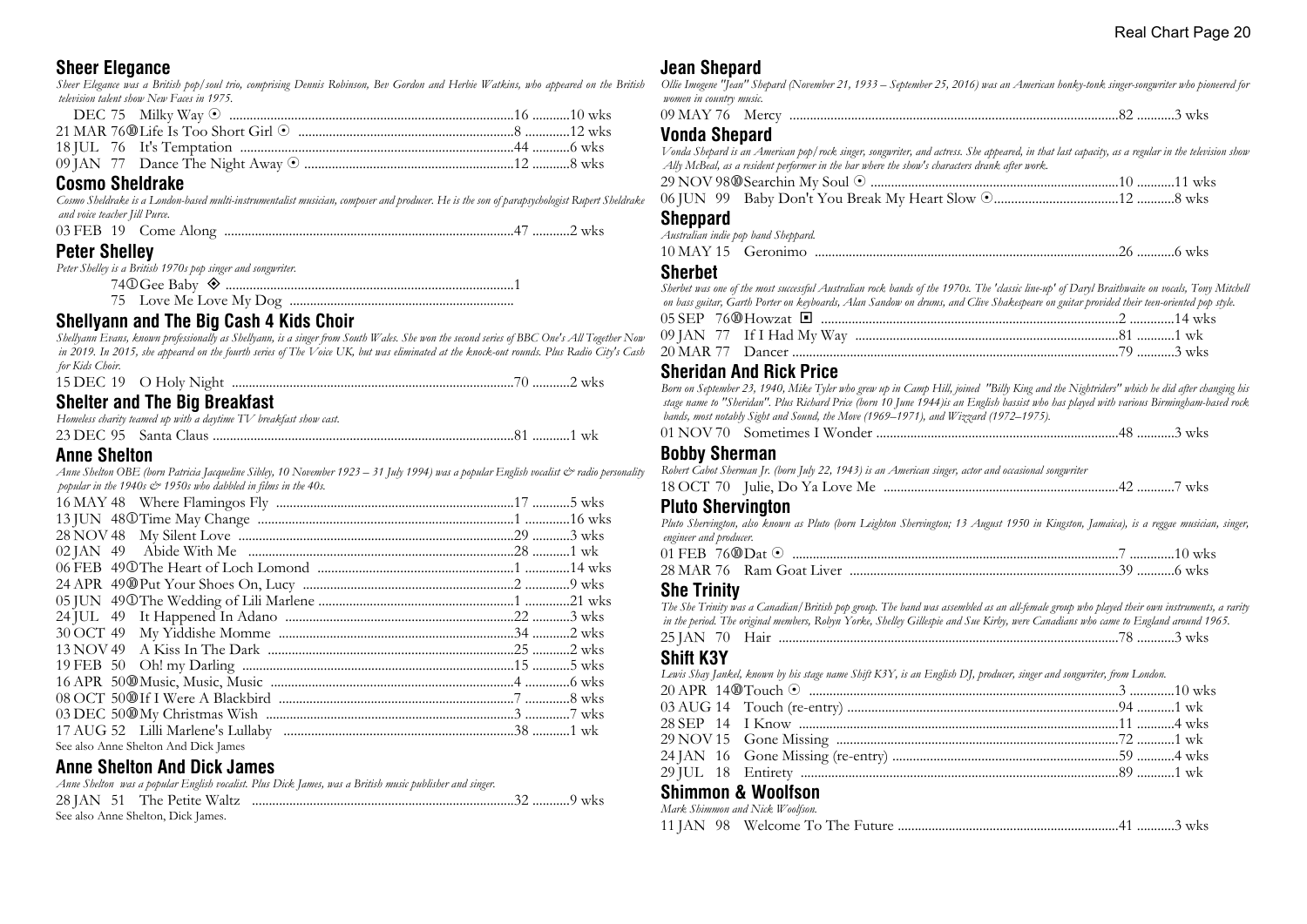## Sheer Elegance

*Sheer Elegance was a British pop/soul trio, comprising Dennis Robinson, Bev Gordon and Herbie Watkins, who appeared on the British television talent show New Faces in 1975.*

DEC 75 Milky Way ⊙ ....................16 ...........10 wks
21 MAR 76⑩Life Is Too Short Girl ⊙ ....................8 .............12 wks
18 JUL 76 It's Temptation ....................44 ...........6 wks
09 JAN 77 Dance The Night Away ⊙ ....................12 ...........8 wks

## Cosmo Sheldrake

*Cosmo Sheldrake is a London-based multi-instrumentalist musician, composer and producer. He is the son of parapsychologist Rupert Sheldrake and voice teacher Jill Purce.*

03 FEB 19 Come Along ....................47 ...........2 wks

## Peter Shelley

*Peter Shelley is a British 1970s pop singer and songwriter.*

74①Gee Baby ◈ ....................1
75 Love Me Love My Dog ....................

## Shellyann and The Big Cash 4 Kids Choir

*Shellyann Evans, known professionally as Shellyann, is a singer from South Wales. She won the second series of BBC One's All Together Now in 2019. In 2015, she appeared on the fourth series of The Voice UK, but was eliminated at the knock-out rounds. Plus Radio City's Cash for Kids Choir.*

15 DEC 19 O Holy Night ....................70 ...........2 wks

## Shelter and The Big Breakfast

*Homeless charity teamed up with a daytime TV breakfast show cast.*

23 DEC 95 Santa Claus ....................81 ...........1 wk

## Anne Shelton

*Anne Shelton OBE (born Patricia Jacqueline Sibley, 10 November 1923 – 31 July 1994) was a popular English vocalist & radio personality popular in the 1940s & 1950s who dabbled in films in the 40s.*

16 MAY 48 Where Flamingos Fly ....................17 ...........5 wks
13 JUN 48①Time May Change ....................1 .............16 wks
28 NOV 48 My Silent Love ....................29 ...........3 wks
02 JAN 49 Abide With Me ....................28 ...........1 wk
06 FEB 49①The Heart of Loch Lomond ....................1 .............14 wks
24 APR 49⑩Put Your Shoes On, Lucy ....................2 .............9 wks
05 JUN 49①The Wedding of Lili Marlene ....................1 .............21 wks
24 JUL 49 It Happened In Adano ....................22 ...........3 wks
30 OCT 49 My Yiddishe Momme ....................34 ...........2 wks
13 NOV 49 A Kiss In The Dark ....................25 ...........2 wks
19 FEB 50 Oh! my Darling ....................15 ...........5 wks
16 APR 50⑩Music, Music, Music ....................4 .............6 wks
08 OCT 50⑩If I Were A Blackbird ....................7 .............8 wks
03 DEC 50⑩My Christmas Wish ....................3 .............7 wks
17 AUG 52 Lilli Marlene's Lullaby ....................38 ...........1 wk

See also Anne Shelton And Dick James

## Anne Shelton And Dick James

*Anne Shelton was a popular English vocalist. Plus Dick James, was a British music publisher and singer.*

28 JAN 51 The Petite Waltz ....................32 ...........9 wks

See also Anne Shelton, Dick James.

## Jean Shepard

*Ollie Imogene "Jean" Shepard (November 21, 1933 – September 25, 2016) was an American honky-tonk singer-songwriter who pioneered for women in country music.*

09 MAY 76 Mercy ....................82 ...........3 wks

## Vonda Shepard

*Vonda Shepard is an American pop/rock singer, songwriter, and actress. She appeared, in that last capacity, as a regular in the television show Ally McBeal, as a resident performer in the bar where the show's characters drank after work.*

29 NOV 98⑩Searchin My Soul ⊙ ....................10 ...........11 wks
06 JUN 99 Baby Don't You Break My Heart Slow ⊙....................12 ...........8 wks

## Sheppard

*Australian indie pop band Sheppard.*

10 MAY 15 Geronimo ....................26 ...........6 wks

## Sherbet

*Sherbet was one of the most successful Australian rock bands of the 1970s. The 'classic line-up' of Daryl Braithwaite on vocals, Tony Mitchell on bass guitar, Garth Porter on keyboards, Alan Sandow on drums, and Clive Shakespeare on guitar provided their teen-oriented pop style.*

05 SEP 76⑩Howzat ▣ ....................2 .............14 wks
09 JAN 77 If I Had My Way ....................81 ...........1 wk
20 MAR 77 Dancer ....................79 ...........3 wks

## Sheridan And Rick Price

*Born on September 23, 1940, Mike Tyler who grew up in Camp Hill, joined "Billy King and the Nightriders" which he did after changing his stage name to "Sheridan". Plus Richard Price (born 10 June 1944)is an English bassist who has played with various Birmingham-based rock bands, most notably Sight and Sound, the Move (1969–1971), and Wizzard (1972–1975).*

01 NOV 70 Sometimes I Wonder ....................48 ...........3 wks

## Bobby Sherman

*Robert Cabot Sherman Jr. (born July 22, 1943) is an American singer, actor and occasional songwriter*

18 OCT 70 Julie, Do Ya Love Me ....................42 ...........7 wks

## Pluto Shervington

*Pluto Shervington, also known as Pluto (born Leighton Shervington; 13 August 1950 in Kingston, Jamaica), is a reggae musician, singer, engineer and producer.*

01 FEB 76⑩Dat ⊙ ....................7 .............10 wks
28 MAR 76 Ram Goat Liver ....................39 ...........6 wks

## She Trinity

*The She Trinity was a Canadian/British pop group. The band was assembled as an all-female group who played their own instruments, a rarity in the period. The original members, Robyn Yorke, Shelley Gillespie and Sue Kirby, were Canadians who came to England around 1965.*

25 JAN 70 Hair ....................78 ...........3 wks

## Shift K3Y

*Lewis Shay Jankel, known by his stage name Shift K3Y, is an English DJ, producer, singer and songwriter, from London.*

20 APR 14⑩Touch ⊙ ....................3 .............10 wks
03 AUG 14 Touch (re-entry) ....................94 ...........1 wk
28 SEP 14 I Know ....................11 ...........4 wks
29 NOV 15 Gone Missing ....................72 ...........1 wk
24 JAN 16 Gone Missing (re-entry) ....................59 ...........4 wks
29 JUL 18 Entirety ....................89 ...........1 wk

## Shimmon & Woolfson

*Mark Shimmon and Nick Woolfson.*

11 JAN 98 Welcome To The Future ....................41 ...........3 wks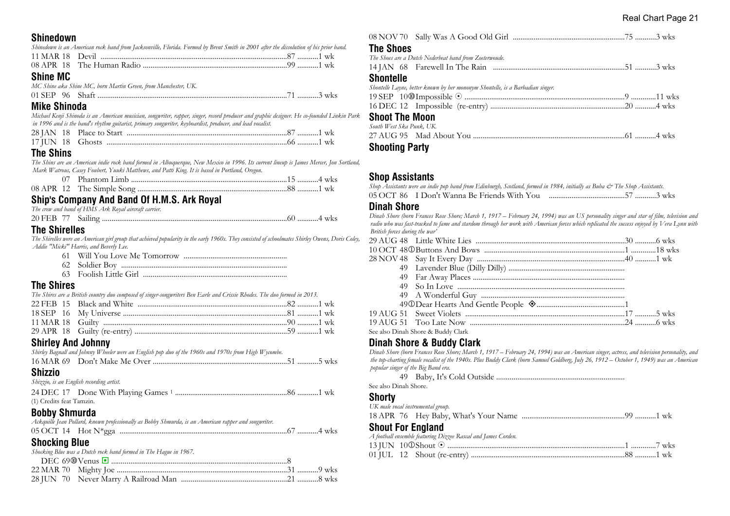## Shinedown

*Shinedown is an American rock band from Jacksonville, Florida. Formed by Brent Smith in 2001 after the dissolution of his prior band.*

11 MAR 18 Devil ..........87 ..........1 wk
08 APR 18 The Human Radio ..........99 ..........1 wk

## Shine MC

*MC Shine aka Shine MC, born Martin Green, from Manchester, UK.*

01 SEP 96 Shaft ..........71 ..........3 wks

## Mike Shinoda

*Michael Kenji Shinoda is an American musician, songwriter, rapper, singer, record producer and graphic designer. He co-founded Linkin Park in 1996 and is the band's rhythm guitarist, primary songwriter, keyboardist, producer, and lead vocalist.*

28 JAN 18 Place to Start ..........87 ..........1 wk
17 JUN 18 Ghosts ..........66 ..........1 wk

## The Shins

*The Shins are an American indie rock band formed in Albuquerque, New Mexico in 1996. Its current lineup is James Mercer, Jon Sortland, Mark Watrous, Casey Foubert, Yuuki Matthews, and Patti King. It is based in Portland, Oregon.*

07 Phantom Limb ..........15 ..........4 wks
08 APR 12 The Simple Song ..........88 ..........1 wk

## Ship's Company And Band Of H.M.S. Ark Royal

*The crew and band of HMS Ark Royal aircraft carrier.*

20 FEB 77 Sailing ..........60 ..........4 wks

## The Shirelles

*The Shirelles were an American girl group that achieved popularity in the early 1960s. They consisted of schoolmates Shirley Owens, Doris Coley, Addie "Micki" Harris, and Beverly Lee.*

61 Will You Love Me Tomorrow ..........
62 Soldier Boy ..........
63 Foolish Little Girl ..........

## The Shires

*The Shires are a British country duo composed of singer-songwriters Ben Earle and Crissie Rhodes. The duo formed in 2013.*

22 FEB 15 Black and White ..........82 ..........1 wk
18 SEP 16 My Universe ..........81 ..........1 wk
11 MAR 18 Guilty ..........90 ..........1 wk
29 APR 18 Guilty (re-entry) ..........59 ..........1 wk

## Shirley And Johnny

*Shirley Bagnall and Johnny Wheeler were an English pop duo of the 1960s and 1970s from High Wycombe.*

16 MAR 69 Don't Make Me Over ..........51 ..........5 wks

## Shizzio

*Shizzio, is an English recording artist.*

24 DEC 17 Done With Playing Games [1] ..........86 ..........1 wk

(1) Credits feat Tamzin.

## Bobby Shmurda

*Ackquille Jean Pollard, known professionally as Bobby Shmurda, is an American rapper and songwriter.*

05 OCT 14 Hot N*gga ..........67 ..........4 wks

## Shocking Blue

*Shocking Blue was a Dutch rock band formed in The Hague in 1967.*

DEC 69⑩Venus ◘ ..........8
22 MAR 70 Mighty Joe ..........31 ..........9 wks
28 JUN 70 Never Marry A Railroad Man ..........21 ..........8 wks
08 NOV 70 Sally Was A Good Old Girl ..........75 ..........3 wks

## The Shoes

*The Shoes are a Dutch Nederbeat band from Zoeterwoude.*

14 JAN 68 Farewell In The Rain ..........51 ..........3 wks

## Shontelle

*Shontelle Layne, better known by her mononym Shontelle, is a Barbadian singer.*

19 SEP 10⑩Impossible ⊙ ..........9 ..........11 wks
16 DEC 12 Impossible (re-entry) ..........20 ..........4 wks

## Shoot The Moon

*South West Ska Punk, UK.*

27 AUG 95 Mad About You ..........61 ..........4 wks

## Shooting Party

## Shop Assistants

*Shop Assistants were an indie pop band from Edinburgh, Scotland, formed in 1984, initially as Buba & The Shop Assistants.*

05 OCT 86 I Don't Wanna Be Friends With You ..........57 ..........3 wks

## Dinah Shore

*Dinah Shore (born Frances Rose Shore; March 1, 1917 – February 24, 1994) was an US personality singer and star of film, television and radio who was fast-tracked to fame and stardom through her work with American forces which replicated the success enjoyed by Vera Lynn with British forces during the war'*

29 AUG 48 Little White Lies ..........30 ..........6 wks
10 OCT 48①Buttons And Bows ..........1 ..........18 wks
28 NOV 48 Say It Every Day ..........40 ..........1 wk
49 Lavender Blue (Dilly Dilly) ..........
49 Far Away Places ..........
49 So In Love ..........
49 A Wonderful Guy ..........
49①Dear Hearts And Gentle People ⊗..........1
19 AUG 51 Sweet Violets ..........17 ..........5 wks
19 AUG 51 Too Late Now ..........24 ..........6 wks

See also Dinah Shore & Buddy Clark

## Dinah Shore & Buddy Clark

*Dinah Shore (born Frances Rose Shore; March 1, 1917 – February 24, 1994) was an American singer, actress, and television personality, and the top-charting female vocalist of the 1940s. Plus Buddy Clark (born Samuel Goldberg, July 26, 1912 – October 1, 1949) was an American popular singer of the Big Band era.*

49 Baby, It's Cold Outside ..........

See also Dinah Shore.

## Shorty

*UK male vocal instrumental group.*

18 APR 76 Hey Baby, What's Your Name ..........99 ..........1 wk

## Shout For England

*A football ensemble featuring Dizzee Rascal and James Corden.*

13 JUN 10①Shout ⊙ ..........1 ..........7 wks
01 JUL 12 Shout (re-entry) ..........88 ..........1 wk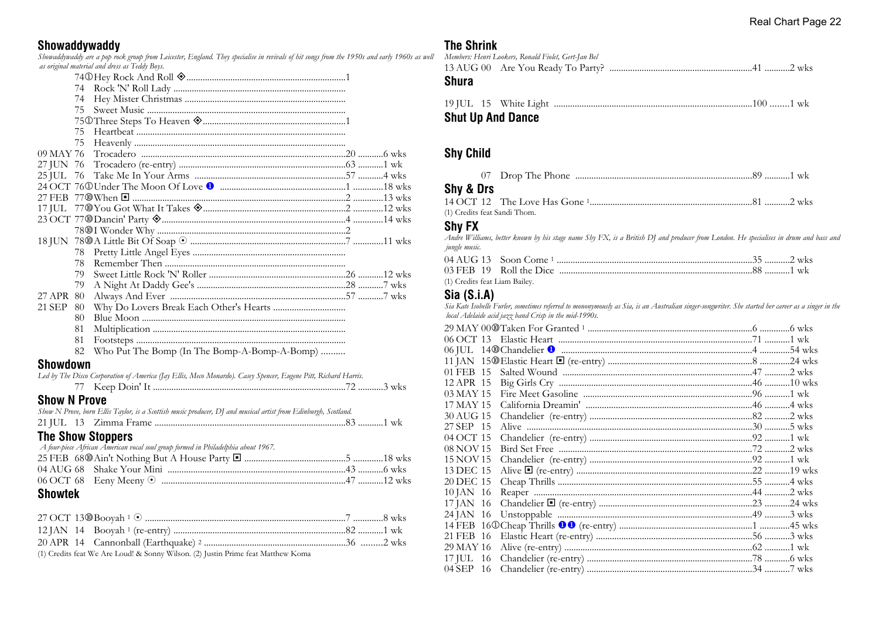## Showaddywaddy

*Showaddywaddy are a pop rock group from Leicester, England. They specialise in revivals of hit songs from the 1950s and early 1960s as well as original material and dress as Teddy Boys.*

74① Hey Rock And Roll ◈ ....1
74 Rock 'N' Roll Lady ....
74 Hey Mister Christmas ....
75 Sweet Music ....
75① Three Steps To Heaven ◈ ....1
75 Heartbeat ....
75 Heavenly ....
09 MAY 76 Trocadero ....20 ....6 wks
27 JUN 76 Trocadero (re-entry) ....63 ....1 wk
25 JUL 76 Take Me In Your Arms ....57 ....4 wks
24 OCT 76① Under The Moon Of Love ❶ ....1 ....18 wks
27 FEB 77⑩ When ◘ ....2 ....13 wks
17 JUL 77⑩ You Got What It Takes ◈ ....2 ....12 wks
23 OCT 77⑩ Dancin' Party ◈ ....4 ....14 wks
78⑩ I Wonder Why ....2
18 JUN 78⑩ A Little Bit Of Soap ⊙ ....7 ....11 wks
78 Pretty Little Angel Eyes ....
78 Remember Then ....
79 Sweet Little Rock 'N' Roller ....26 ....12 wks
79 A Night At Daddy Gee's ....28 ....7 wks
27 APR 80 Always And Ever ....57 ....7 wks
21 SEP 80 Why Do Lovers Break Each Other's Hearts ....
80 Blue Moon ....
81 Multiplication ....
81 Footsteps ....
82 Who Put The Bomp (In The Bomp-A-Bomp-A-Bomp) ....

## Showdown

*Led by The Disco Corporation of America (Jay Ellis, Meco Monardo). Casey Spencer, Eugene Pitt, Richard Harris.*

77 Keep Doin' It ....72 ....3 wks

## Show N Prove

*Show N Prove, born Ellis Taylor, is a Scottish music producer, DJ and musical artist from Edinburgh, Scotland.*

21 JUL 13 Zimma Frame ....83 ....1 wk

## The Show Stoppers

*A four-piece African American vocal soul group formed in Philadelphia about 1967.*

25 FEB 68⑩ Ain't Nothing But A House Party ◘ ....5 ....18 wks
04 AUG 68 Shake Your Mini ....43 ....6 wks
06 OCT 68 Eeny Meeny ⊙ ....47 ....12 wks

## Showtek

27 OCT 13⑩ Booyah [1] ⊙ ....7 ....8 wks
12 JAN 14 Booyah [1] (re-entry) ....82 ....1 wk
20 APR 14 Cannonball (Earthquake) [2] ....36 ....2 wks

(1) Credits feat We Are Loud! & Sonny Wilson. (2) Justin Prime feat Matthew Koma

## The Shrink

*Members: Henri Lookers, Ronald Fiolet, Gert-Jan Bel*

13 AUG 00 Are You Ready To Party? ....41 ....2 wks

## Shura

19 JUL 15 White Light ....100 ....1 wk

## Shut Up And Dance

## Shy Child

07 Drop The Phone ....89 ....1 wk

## Shy & Drs

14 OCT 12 The Love Has Gone [1] ....81 ....2 wks

(1) Credits feat Sandi Thom.

## Shy FX

*Andre Williams, better known by his stage name Shy FX, is a British DJ and producer from London. He specialises in drum and bass and jungle music.*

04 AUG 13 Soon Come [1] ....35 ....2 wks
03 FEB 19 Roll the Dice ....88 ....1 wk

(1) Credits feat Liam Bailey.

## Sia (S.i.A)

*Sia Kate Isobelle Furler, sometimes referred to mononymously as Sia, is an Australian singer-songwriter. She started her career as a singer in the local Adelaide acid jazz band Crisp in the mid-1990s.*

29 MAY 00⑩ Taken For Granted [1] ....6 ....6 wks
06 OCT 13 Elastic Heart ....71 ....1 wk
06 JUL 14⑩ Chandelier ❶ ....4 ....54 wks
11 JAN 15⑩ Elastic Heart ◘ (re-entry) ....8 ....24 wks
01 FEB 15 Salted Wound ....47 ....2 wks
12 APR 15 Big Girls Cry ....46 ....10 wks
03 MAY 15 Fire Meet Gasoline ....96 ....1 wk
17 MAY 15 California Dreamin' ....46 ....4 wks
30 AUG 15 Chandelier (re-entry) ....82 ....2 wks
27 SEP 15 Alive ....30 ....5 wks
04 OCT 15 Chandelier (re-entry) ....92 ....1 wk
08 NOV 15 Bird Set Free ....72 ....2 wks
15 NOV 15 Chandelier (re-entry) ....92 ....1 wk
13 DEC 15 Alive ◘ (re-entry) ....22 ....19 wks
20 DEC 15 Cheap Thrills ....55 ....4 wks
10 JAN 16 Reaper ....44 ....2 wks
17 JAN 16 Chandelier ◘ (re-entry) ....23 ....24 wks
24 JAN 16 Unstoppable ....49 ....3 wks
14 FEB 16① Cheap Thrills ❶❶ (re-entry) ....1 ....45 wks
21 FEB 16 Elastic Heart (re-entry) ....56 ....3 wks
29 MAY 16 Alive (re-entry) ....62 ....1 wk
17 JUL 16 Chandelier (re-entry) ....78 ....6 wks
04 SEP 16 Chandelier (re-entry) ....34 ....7 wks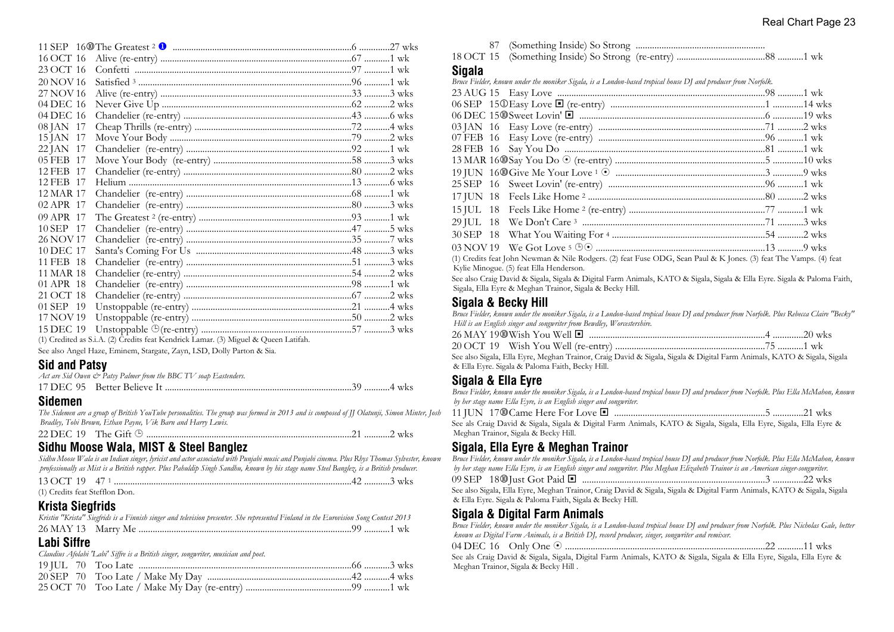| | | | |
|---|---|---|---|
| 11 SEP 16 | ⑩The Greatest [2] ❶ | 6 | 27 wks |
| 16 OCT 16 | Alive (re-entry) | 67 | 1 wk |
| 23 OCT 16 | Confetti | 97 | 1 wk |
| 20 NOV 16 | Satisfied [3] | 96 | 1 wk |
| 27 NOV 16 | Alive (re-entry) | 33 | 3 wks |
| 04 DEC 16 | Never Give Up | 62 | 2 wks |
| 04 DEC 16 | Chandelier (re-entry) | 43 | 6 wks |
| 08 JAN 17 | Cheap Thrills (re-entry) | 72 | 4 wks |
| 15 JAN 17 | Move Your Body | 79 | 2 wks |
| 22 JAN 17 | Chandelier (re-entry) | 92 | 1 wk |
| 05 FEB 17 | Move Your Body (re-entry) | 58 | 3 wks |
| 12 FEB 17 | Chandelier (re-entry) | 80 | 2 wks |
| 12 FEB 17 | Helium | 13 | 6 wks |
| 12 MAR 17 | Chandelier (re-entry) | 68 | 1 wk |
| 02 APR 17 | Chandelier (re-entry) | 80 | 3 wks |
| 09 APR 17 | The Greatest [2] (re-entry) | 93 | 1 wk |
| 10 SEP 17 | Chandelier (re-entry) | 47 | 5 wks |
| 26 NOV 17 | Chandelier (re-entry) | 35 | 7 wks |
| 10 DEC 17 | Santa's Coming For Us | 48 | 3 wks |
| 11 FEB 18 | Chandelier (re-entry) | 51 | 3 wks |
| 11 MAR 18 | Chandelier (re-entry) | 54 | 2 wks |
| 01 APR 18 | Chandelier (re-entry) | 98 | 1 wk |
| 21 OCT 18 | Chandelier (re-entry) | 67 | 2 wks |
| 01 SEP 19 | Unstoppable (re-entry) | 21 | 4 wks |
| 17 NOV 19 | Unstoppable (re-entry) | 50 | 2 wks |
| 15 DEC 19 | Unstoppable ⌚(re-entry) | 57 | 3 wks |

(1) Credited as S.i.A. (2) Credits feat Kendrick Lamar. (3) Miguel & Queen Latifah.

See also Angel Haze, Eminem, Stargate, Zayn, LSD, Dolly Parton & Sia.

## Sid and Patsy

*Act are Sid Owen & Patsy Palmer from the BBC TV soap Eastenders.*

| | | | |
|---|---|---|---|
| 17 DEC 95 | Better Believe It | 39 | 4 wks |

## Sidemen

*The Sidemen are a group of British YouTube personalities. The group was formed in 2013 and is composed of JJ Olatunji, Simon Minter, Josh Bradley, Tobi Brown, Ethan Payne, Vik Barn and Harry Lewis.*

| | | | |
|---|---|---|---|
| 22 DEC 19 | The Gift ⌚ | 21 | 2 wks |

## Sidhu Moose Wala, MIST & Steel Banglez

*Sidhu Moose Wala is an Indian singer, lyricist and actor associated with Punjabi music and Punjabi cinema. Plus Rhys Thomas Sylvester, known professionally as Mist is a British rapper. Plus Pabuldip Singh Sandhu, known by his stage name Steel Banglez, is a British producer.*

| | | | |
|---|---|---|---|
| 13 OCT 19 | 47 [1] | 42 | 3 wks |

(1) Credits feat Stefflon Don.

## Krista Siegfrids

*Kristin "Krista" Siegfrids is a Finnish singer and television presenter. She represented Finland in the Eurovision Song Contest 2013*

| | | | |
|---|---|---|---|
| 26 MAY 13 | Marry Me | 99 | 1 wk |

## Labi Siffre

*Claudius Afolabi 'Labi' Siffre is a British singer, songwriter, musician and poet.*

| | | | |
|---|---|---|---|
| 19 JUL 70 | Too Late | 66 | 3 wks |
| 20 SEP 70 | Too Late / Make My Day | 42 | 4 wks |
| 25 OCT 70 | Too Late / Make My Day (re-entry) | 99 | 1 wk |
| 87 | (Something Inside) So Strong | | |
| 18 OCT 15 | (Something Inside) So Strong (re-entry) | 88 | 1 wk |

## Sigala

*Bruce Fielder, known under the moniker Sigala, is a London-based tropical house DJ and producer from Norfolk.*

| | | | |
|---|---|---|---|
| 23 AUG 15 | Easy Love | 98 | 1 wk |
| 06 SEP 15 | ①Easy Love ◘ (re-entry) | 1 | 14 wks |
| 06 DEC 15 | ⑩Sweet Lovin' ◘ | 6 | 19 wks |
| 03 JAN 16 | Easy Love (re-entry) | 71 | 2 wks |
| 07 FEB 16 | Easy Love (re-entry) | 96 | 1 wk |
| 28 FEB 16 | Say You Do | 81 | 1 wk |
| 13 MAR 16 | ⑩Say You Do ⊙ (re-entry) | 5 | 10 wks |
| 19 JUN 16 | ⑩Give Me Your Love [1] ⊙ | 3 | 9 wks |
| 25 SEP 16 | Sweet Lovin' (re-entry) | 96 | 1 wk |
| 17 JUN 18 | Feels Like Home [2] | 80 | 2 wks |
| 15 JUL 18 | Feels Like Home [2] (re-entry) | 77 | 1 wk |
| 29 JUL 18 | We Don't Care [3] | 71 | 3 wks |
| 30 SEP 18 | What You Waiting For [4] | 54 | 2 wks |
| 03 NOV 19 | We Got Love [5] ⌚⊙ | 13 | 9 wks |

(1) Credits feat John Newman & Nile Rodgers. (2) feat Fuse ODG, Sean Paul & K Jones. (3) feat The Vamps. (4) feat Kylie Minogue. (5) feat Ella Henderson.

See also Craig David & Sigala, Sigala & Digital Farm Animals, KATO & Sigala, Sigala & Ella Eyre. Sigala & Paloma Faith, Sigala, Ella Eyre & Meghan Trainor, Sigala & Becky Hill.

## Sigala & Becky Hill

*Bruce Fielder, known under the moniker Sigala, is a London-based tropical house DJ and producer from Norfolk. Plus Rebecca Claire "Becky" Hill is an English singer and songwriter from Bewdley, Worcestershire.*

| | | | |
|---|---|---|---|
| 26 MAY 19 | ⑩Wish You Well ◘ | 4 | 20 wks |
| 20 OCT 19 | Wish You Well (re-entry) | 75 | 1 wk |

See also Sigala, Ella Eyre, Meghan Trainor, Craig David & Sigala, Sigala & Digital Farm Animals, KATO & Sigala, Sigala & Ella Eyre. Sigala & Paloma Faith, Becky Hill.

## Sigala & Ella Eyre

*Bruce Fielder, known under the moniker Sigala, is a London-based tropical house DJ and producer from Norfolk. Plus Ella McMahon, known by her stage name Ella Eyre, is an English singer and songwriter.*

| | | | |
|---|---|---|---|
| 11 JUN 17 | ⑩Came Here For Love ◘ | 5 | 21 wks |

See also Craig David & Sigala, Sigala & Digital Farm Animals, KATO & Sigala, Sigala, Ella Eyre, Sigala, Ella Eyre & Meghan Trainor, Sigala & Becky Hill.

## Sigala, Ella Eyre & Meghan Trainor

*Bruce Fielder, known under the moniker Sigala, is a London-based tropical house DJ and producer from Norfolk. Plus Ella McMahon, known by her stage name Ella Eyre, is an English singer and songwriter. Plus Meghan Elizabeth Trainor is an American singer-songwriter.*

| | | | |
|---|---|---|---|
| 09 SEP 18 | ⑩Just Got Paid ◘ | 3 | 22 wks |

See also Sigala, Ella Eyre, Meghan Trainor, Craig David & Sigala, Sigala & Digital Farm Animals, KATO & Sigala, Sigala & Ella Eyre. Sigala & Paloma Faith, Sigala & Becky Hill.

## Sigala & Digital Farm Animals

*Bruce Fielder, known under the moniker Sigala, is a London-based tropical house DJ and producer from Norfolk. Plus Nicholas Gale, better known as Digital Farm Animals, is a British DJ, record producer, singer, songwriter and remixer.*

| | | | |
|---|---|---|---|
| 04 DEC 16 | Only One ⊙ | 22 | 11 wks |

See als Craig David & Sigala, Sigala, Digital Farm Animals, KATO & Sigala, Sigala & Ella Eyre, Sigala, Ella Eyre & Meghan Trainor, Sigala & Becky Hill .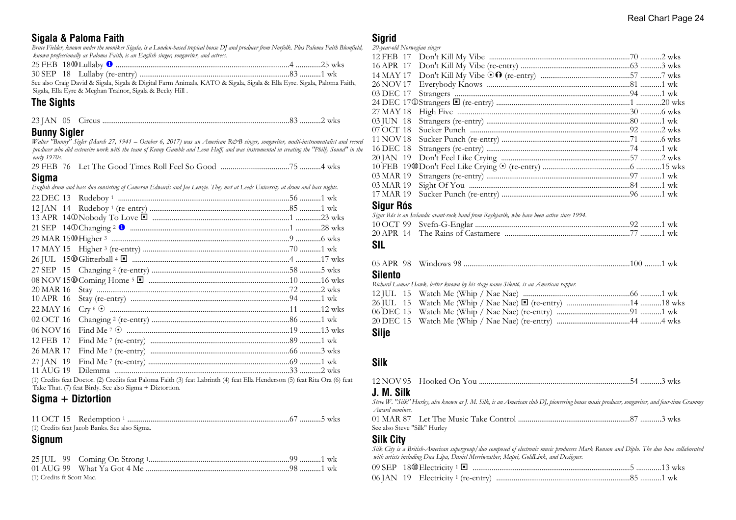## Sigala & Paloma Faith

*Bruce Fielder, known under the moniker Sigala, is a London-based tropical house DJ and producer from Norfolk. Plus Paloma Faith Blomfield, known professionally as Paloma Faith, is an English singer, songwriter, and actress.*

25 FEB 18 ⑩ Lullaby ❶ ........................................................................4 .............25 wks
30 SEP 18 Lullaby (re-entry) ...............................................................................83 ...........1 wk

See also Craig David & Sigala, Sigala & Digital Farm Animals, KATO & Sigala, Sigala & Ella Eyre. Sigala, Paloma Faith, Sigala, Ella Eyre & Meghan Trainor, Sigala & Becky Hill .

## The Sights

23 JAN 05 Circus ................................................................................................83 ...........2 wks

## Bunny Sigler

*Walter "Bunny" Sigler (March 27, 1941 – October 6, 2017) was an American R&B singer, songwriter, multi-instrumentalist and record producer who did extensive work with the team of Kenny Gamble and Leon Huff, and was instrumental in creating the "Philly Sound" in the early 1970s.*

29 FEB 76 Let The Good Times Roll Feel So Good ...................................75 ...........4 wks

## Sigma

*English drum and bass duo consisting of Cameron Edwards and Joe Lenzie. They met at Leeds University at drum and bass nights.*

22 DEC 13 Rudeboy [1] ........................................................................................56 ...........1 wk
12 JAN 14 Rudeboy [1] (re-entry) ........................................................................85 ...........1 wk
13 APR 14 ① Nobody To Love ▣ ..........................................................................1 .............23 wks
21 SEP 14 ① Changing [2] ❶ ..................................................................................1 .............28 wks
29 MAR 15 ⑩ Higher [3] ...............................................................................................9 .............6 wks
17 MAY 15 Higher [3] (re-entry) ...........................................................................70 ...........1 wk
26 JUL 15 ⑩ Glitterball [4] ▣ ..................................................................................4 .............17 wks
27 SEP 15 Changing [2] (re-entry) ......................................................................58 ...........5 wks
08 NOV 15 ⑩ Coming Home [5] ▣ .......................................................................10 ...........16 wks
20 MAR 16 Stay ...................................................................................................72 ...........2 wks
10 APR 16 Stay (re-entry) .................................................................................94 ...........1 wk
22 MAY 16 Cry [6] ⊙ ...........................................................................................11 ...........12 wks
02 OCT 16 Changing [2] (re-entry) .......................................................................86 ...........1 wk
06 NOV 16 Find Me [7] ⊙ ....................................................................................19 ...........13 wks
12 FEB 17 Find Me [7] (re-entry) .......................................................................89 ...........1 wk
26 MAR 17 Find Me [7] (re-entry) .......................................................................66 ...........3 wks
27 JAN 19 Find Me [7] (re-entry) .........................................................................69 ...........1 wk
11 AUG 19 Dilemma ..........................................................................................33 ...........2 wks

(1) Credits feat Doctor. (2) Credits feat Paloma Faith (3) feat Labrinth (4) feat Ella Henderson (5) feat Rita Ora (6) feat Take That. (7) feat Birdy. See also Sigma + Diztortion.

## Sigma + Diztortion

11 OCT 15 Redemption [1] ..................................................................................67 ...........5 wks

(1) Credits feat Jacob Banks. See also Sigma.

## Signum

25 JUL 99 Coming On Strong [1] .......................................................................99 ...........1 wk
01 AUG 99 What Ya Got 4 Me ..........................................................................98 ...........1 wk

(1) Credits ft Scott Mac.

## Sigrid

*20-year-old Norwegian singer*

12 FEB 17 Don't Kill My Vibe ........................................................................70 ...........2 wks
16 APR 17 Don't Kill My Vibe (re-entry) ........................................................63 ...........3 wks
14 MAY 17 Don't Kill My Vibe ⊙⓿ (re-entry) .............................................57 ...........7 wks
26 NOV 17 Everybody Knows ........................................................................81 ...........1 wk
03 DEC 17 Strangers ........................................................................................94 ...........1 wk
24 DEC 17 ① Strangers ▣ (re-entry) ....................................................................1 .............20 wks
27 MAY 18 High Five .........................................................................................30 ...........6 wks
03 JUN 18 Strangers (re-entry) ..........................................................................80 ...........1 wk
07 OCT 18 Sucker Punch .................................................................................92 ...........2 wks
11 NOV 18 Sucker Punch (re-entry) ..................................................................71 ...........6 wks
16 DEC 18 Strangers (re-entry) ..........................................................................74 ...........1 wk
20 JAN 19 Don't Feel Like Crying ..................................................................57 ...........2 wks
10 FEB 19 ⑩ Don't Feel Like Crying ⊙ (re-entry) .............................................6 .............15 wks
03 MAR 19 Strangers (re-entry) ..........................................................................97 ...........1 wk
03 MAR 19 Sight Of You ..................................................................................84 ...........1 wk
17 MAR 19 Sucker Punch (re-entry) ..................................................................96 ...........1 wk

## Sigur Rós

*Sigur Rós is an Icelandic avant-rock band from Reykjavík, who have been active since 1994.*

10 OCT 99 Svefn-G-Englar ...............................................................................92 ...........1 wk
20 APR 14 The Rains of Castamere ................................................................77 ...........1 wk

## SIL

05 APR 98 Windows 98 .....................................................................................100 ........1 wk

## Silento

*Richard Lamar Hawk, better known by his stage name Silentó, is an American rapper.*

12 JUL 15 Watch Me (Whip / Nae Nae) .......................................................66 ...........1 wk
26 JUL 15 Watch Me (Whip / Nae Nae) ▣ (re-entry) ................................14 ...........18 wks
06 DEC 15 Watch Me (Whip / Nae Nae) (re-entry) .....................................91 ...........1 wk
20 DEC 15 Watch Me (Whip / Nae Nae) (re-entry) .....................................44 ...........4 wks

## Silje

## Silk

12 NOV 95 Hooked On You .............................................................................54 ...........3 wks

## J. M. Silk

*Steve W. "Silk" Hurley, also known as J. M. Silk, is an American club DJ, pioneering house music producer, songwriter, and four-time Grammy Award nominee.*

01 MAR 87 Let The Music Take Control .........................................................87 ...........3 wks

See also Steve "Silk" Hurley

## Silk City

*Silk City is a British-American supergroup/duo composed of electronic music producers Mark Ronson and Diplo. The duo have collaborated with artists including Dua Lipa, Daniel Merriweather, Mapei, GoldLink, and Desiigner.*

09 SEP 18 ⑩ Electricity [1] ▣ .................................................................................5 .............13 wks
06 JAN 19 Electricity [1] (re-entry) ....................................................................85 ...........1 wk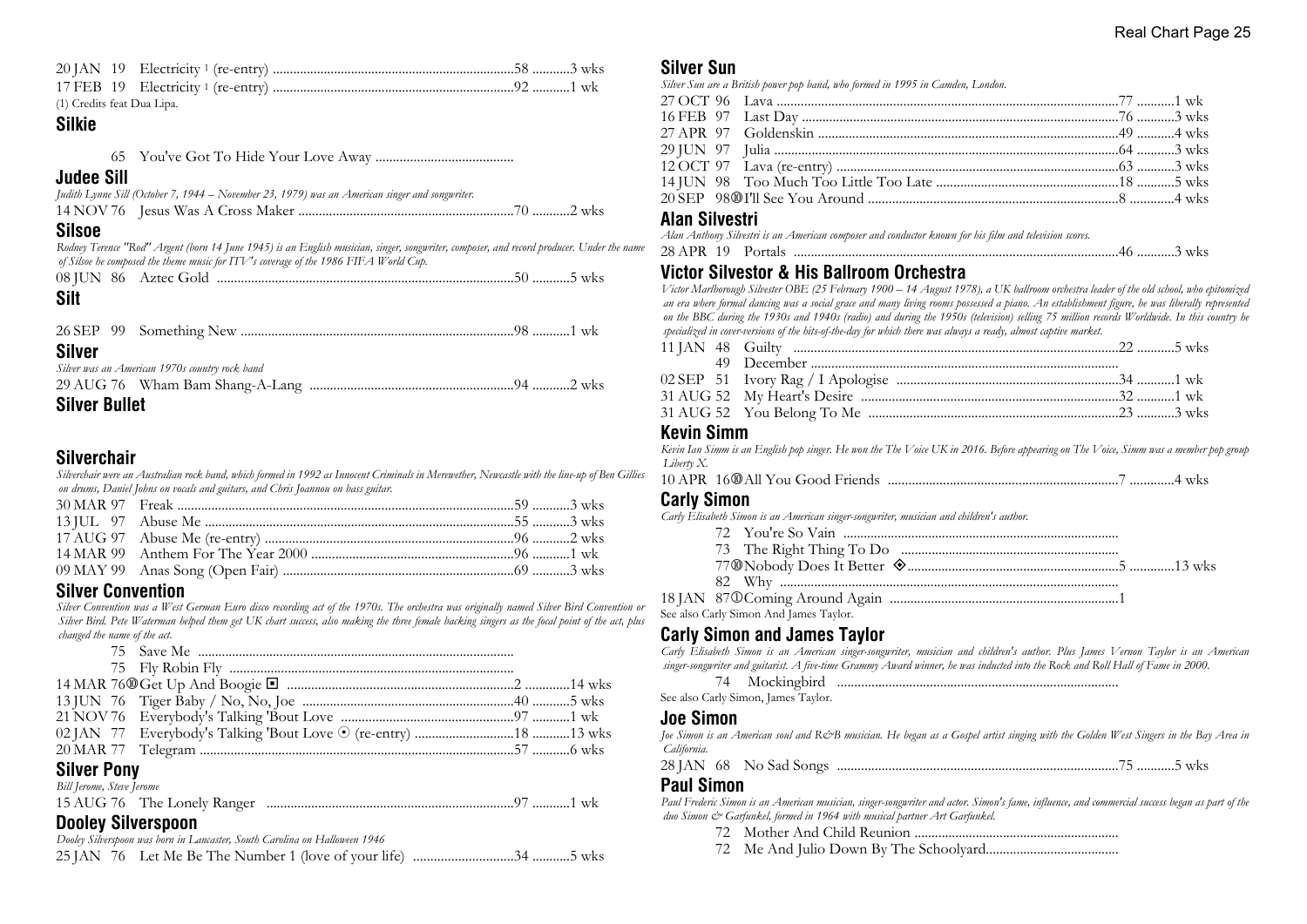20 JAN 19 Electricity [1] (re-entry) ..................................................................58 ...........3 wks
17 FEB 19 Electricity [1] (re-entry) ..................................................................92 ...........1 wk
(1) Credits feat Dua Lipa.

### Silkie

65 You've Got To Hide Your Love Away ........................................

### Judee Sill

*Judith Lynne Sill (October 7, 1944 – November 23, 1979) was an American singer and songwriter.*

14 NOV 76 Jesus Was A Cross Maker ..............................................................70 ...........2 wks

### Silsoe

*Rodney Terence "Rod" Argent (born 14 June 1945) is an English musician, singer, songwriter, composer, and record producer. Under the name of Silsoe he composed the theme music for ITV's coverage of the 1986 FIFA World Cup.*

08 JUN 86 Aztec Gold ......................................................................................50 ...........5 wks

### Silt

26 SEP 99 Something New ...............................................................................98 ...........1 wk

### Silver

*Silver was an American 1970s country rock band*

29 AUG 76 Wham Bam Shang-A-Lang ...........................................................94 ...........2 wks

### Silver Bullet

### Silverchair

*Silverchair were an Australian rock band, which formed in 1992 as Innocent Criminals in Merewether, Newcastle with the line-up of Ben Gillies on drums, Daniel Johns on vocals and guitars, and Chris Joannou on bass guitar.*

30 MAR 97 Freak .................................................................................................59 ...........3 wks
13 JUL 97 Abuse Me .........................................................................................55 ...........3 wks
17 AUG 97 Abuse Me (re-entry) ........................................................................96 ...........2 wks
14 MAR 99 Anthem For The Year 2000 ...........................................................96 ...........1 wk
09 MAY 99 Anas Song (Open Fair) ...................................................................69 ...........3 wks

### Silver Convention

*Silver Convention was a West German Euro disco recording act of the 1970s. The orchestra was originally named Silver Bird Convention or Silver Bird. Pete Waterman helped them get UK chart success, also making the three female backing singers as the focal point of the act, plus changed the name of the act.*

75 Save Me ............................................................................................
75 Fly Robin Fly ....................................................................................
14 MAR 76⑩Get Up And Boogie ◘ .................................................................2 .............14 wks
13 JUN 76 Tiger Baby / No, No, Joe .............................................................40 ...........5 wks
21 NOV 76 Everybody's Talking 'Bout Love ..................................................97 ...........1 wk
02 JAN 77 Everybody's Talking 'Bout Love ⊙ (re-entry) .............................18 ...........13 wks
20 MAR 77 Telegram ..........................................................................................57 ...........6 wks

### Silver Pony

*Bill Jerome, Steve Jerome*

15 AUG 76 The Lonely Ranger .......................................................................97 ...........1 wk

### Dooley Silverspoon

*Dooley Silverspoon was born in Lancaster, South Carolina on Halloween 1946*

25 JAN 76 Let Me Be The Number 1 (love of your life) .............................34 ...........5 wks

### Silver Sun

*Silver Sun are a British power pop band, who formed in 1995 in Camden, London.*

27 OCT 96 Lava ..................................................................................................77 ...........1 wk
16 FEB 97 Last Day ...........................................................................................76 ...........3 wks
27 APR 97 Goldenskin .......................................................................................49 ...........4 wks
29 JUN 97 Julia ....................................................................................................64 ...........3 wks
12 OCT 97 Lava (re-entry) ..................................................................................63 ...........3 wks
14 JUN 98 Too Much Too Little Too Late ....................................................18 ...........5 wks
20 SEP 98⑩I'll See You Around ........................................................................8 .............4 wks

### Alan Silvestri

*Alan Anthony Silvestri is an American composer and conductor known for his film and television scores.*

28 APR 19 Portals ..............................................................................................46 ...........3 wks

### Victor Silvestor & His Ballroom Orchestra

*Victor Marlborough Silvester OBE (25 February 1900 – 14 August 1978), a UK ballroom orchestra leader of the old school, who epitomized an era where formal dancing was a social grace and many living rooms possessed a piano. An establishment figure, he was liberally represented on the BBC during the 1930s and 1940s (radio) and during the 1950s (television) selling 75 million records Worldwide. In this country he specialized in cover-versions of the hits-of-the-day for which there was always a ready, almost captive market.*

11 JAN 48 Guilty ..............................................................................................22 ...........5 wks
49 December .........................................................................................
02 SEP 51 Ivory Rag / I Apologise ................................................................34 ...........1 wk
31 AUG 52 My Heart's Desire ..........................................................................32 ...........1 wk
31 AUG 52 You Belong To Me ........................................................................23 ...........3 wks

### Kevin Simm

*Kevin Ian Simm is an English pop singer. He won the The Voice UK in 2016. Before appearing on The Voice, Simm was a member pop group Liberty X.*

10 APR 16⑩All You Good Friends ..................................................................7 .............4 wks

### Carly Simon

*Carly Elisabeth Simon is an American singer-songwriter, musician and children's author.*

72 You're So Vain ................................................................................
73 The Right Thing To Do ...............................................................
77⑩Nobody Does It Better ◈...............................................................5 .............13 wks
82 Why ..................................................................................................
18 JAN 87①Coming Around Again ..................................................................1
See also Carly Simon And James Taylor.

### Carly Simon and James Taylor

*Carly Elisabeth Simon is an American singer-songwriter, musician and children's author. Plus James Vernon Taylor is an American singer-songwriter and guitarist. A five-time Grammy Award winner, he was inducted into the Rock and Roll Hall of Fame in 2000.*

74 Mockingbird .................................................................................
See also Carly Simon, James Taylor.

### Joe Simon

*Joe Simon is an American soul and R&B musician. He began as a Gospel artist singing with the Golden West Singers in the Bay Area in California.*

28 JAN 68 No Sad Songs .................................................................................75 ...........5 wks

### Paul Simon

*Paul Frederic Simon is an American musician, singer-songwriter and actor. Simon's fame, influence, and commercial success began as part of the duo Simon & Garfunkel, formed in 1964 with musical partner Art Garfunkel.*

72 Mother And Child Reunion ............................................................
72 Me And Julio Down By The Schoolyard.......................................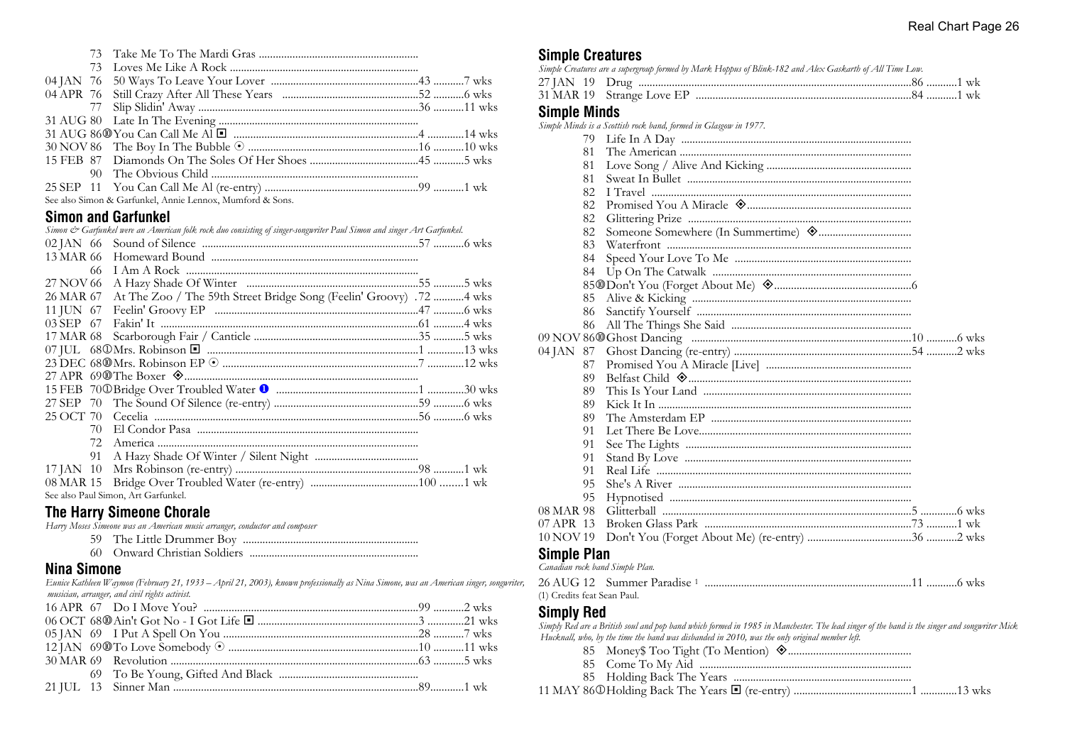| | | | |
|---|---|---|---|
| 73 | Take Me To The Mardi Gras | | |
| 73 | Loves Me Like A Rock | | |
| 04 JAN 76 | 50 Ways To Leave Your Lover | 43 | 7 wks |
| 04 APR 76 | Still Crazy After All These Years | 52 | 6 wks |
| 77 | Slip Slidin' Away | 36 | 11 wks |
| 31 AUG 80 | Late In The Evening | | |
| 31 AUG 86 ⑩ | You Can Call Me Al ▣ | 4 | 14 wks |
| 30 NOV 86 | The Boy In The Bubble ⊙ | 16 | 10 wks |
| 15 FEB 87 | Diamonds On The Soles Of Her Shoes | 45 | 5 wks |
| 90 | The Obvious Child | | |
| 25 SEP 11 | You Can Call Me Al (re-entry) | 99 | 1 wk |

See also Simon & Garfunkel, Annie Lennox, Mumford & Sons.

## Simon and Garfunkel

*Simon & Garfunkel were an American folk rock duo consisting of singer-songwriter Paul Simon and singer Art Garfunkel.*

| | | | |
|---|---|---|---|
| 02 JAN 66 | Sound of Silence | 57 | 6 wks |
| 13 MAR 66 | Homeward Bound | | |
| 66 | I Am A Rock | | |
| 27 NOV 66 | A Hazy Shade Of Winter | 55 | 5 wks |
| 26 MAR 67 | At The Zoo / The 59th Street Bridge Song (Feelin' Groovy) | 72 | 4 wks |
| 11 JUN 67 | Feelin' Groovy EP | 47 | 6 wks |
| 03 SEP 67 | Fakin' It | 61 | 4 wks |
| 17 MAR 68 | Scarborough Fair / Canticle | 35 | 5 wks |
| 07 JUL 68 ① | Mrs. Robinson ▣ | 1 | 13 wks |
| 23 DEC 68 ⑩ | Mrs. Robinson EP ⊙ | 7 | 12 wks |
| 27 APR 69 ⑩ | The Boxer ◈ | | |
| 15 FEB 70 ① | Bridge Over Troubled Water ❶ | 1 | 30 wks |
| 27 SEP 70 | The Sound Of Silence (re-entry) | 59 | 6 wks |
| 25 OCT 70 | Cecelia | 56 | 6 wks |
| 70 | El Condor Pasa | | |
| 72 | America | | |
| 91 | A Hazy Shade Of Winter / Silent Night | | |
| 17 JAN 10 | Mrs Robinson (re-entry) | 98 | 1 wk |
| 08 MAR 15 | Bridge Over Troubled Water (re-entry) | 100 | 1 wk |

See also Paul Simon, Art Garfunkel.

## The Harry Simeone Chorale

*Harry Moses Simeone was an American music arranger, conductor and composer*

| | | | |
|---|---|---|---|
| 59 | The Little Drummer Boy | | |
| 60 | Onward Christian Soldiers | | |

## Nina Simone

*Eunice Kathleen Waymon (February 21, 1933 – April 21, 2003), known professionally as Nina Simone, was an American singer, songwriter, musician, arranger, and civil rights activist.*

| | | | |
|---|---|---|---|
| 16 APR 67 | Do I Move You? | 99 | 2 wks |
| 06 OCT 68 ⑩ | Ain't Got No - I Got Life ▣ | 3 | 21 wks |
| 05 JAN 69 | I Put A Spell On You | 28 | 7 wks |
| 12 JAN 69 ⑩ | To Love Somebody ⊙ | 10 | 11 wks |
| 30 MAR 69 | Revolution | 63 | 5 wks |
| 69 | To Be Young, Gifted And Black | | |
| 21 JUL 13 | Sinner Man | 89 | 1 wk |

## Simple Creatures

*Simple Creatures are a supergroup formed by Mark Hoppus of Blink-182 and Alex Gaskarth of All Time Low.*

| | | | |
|---|---|---|---|
| 27 JAN 19 | Drug | 86 | 1 wk |
| 31 MAR 19 | Strange Love EP | 84 | 1 wk |

## Simple Minds

*Simple Minds is a Scottish rock band, formed in Glasgow in 1977.*

| | | | |
|---|---|---|---|
| 79 | Life In A Day | | |
| 81 | The American | | |
| 81 | Love Song / Alive And Kicking | | |
| 81 | Sweat In Bullet | | |
| 82 | I Travel | | |
| 82 | Promised You A Miracle ◈ | | |
| 82 | Glittering Prize | | |
| 82 | Someone Somewhere (In Summertime) ◈ | | |
| 83 | Waterfront | | |
| 84 | Speed Your Love To Me | | |
| 84 | Up On The Catwalk | | |
| 85 ⑩ | Don't You (Forget About Me) ◈ | 6 | |
| 85 | Alive & Kicking | | |
| 86 | Sanctify Yourself | | |
| 86 | All The Things She Said | | |
| 09 NOV 86 ⑩ | Ghost Dancing | 10 | 6 wks |
| 04 JAN 87 | Ghost Dancing (re-entry) | 54 | 2 wks |
| 87 | Promised You A Miracle [Live] | | |
| 89 | Belfast Child ◈ | | |
| 89 | This Is Your Land | | |
| 89 | Kick It In | | |
| 89 | The Amsterdam EP | | |
| 91 | Let There Be Love | | |
| 91 | See The Lights | | |
| 91 | Stand By Love | | |
| 91 | Real Life | | |
| 95 | She's A River | | |
| 95 | Hypnotised | | |
| 08 MAR 98 | Glitterball | 5 | 6 wks |
| 07 APR 13 | Broken Glass Park | 73 | 1 wk |
| 10 NOV 19 | Don't You (Forget About Me) (re-entry) | 36 | 2 wks |

## Simple Plan

*Canadian rock band Simple Plan.*

| | | | |
|---|---|---|---|
| 26 AUG 12 | Summer Paradise [1] | 11 | 6 wks |

(1) Credits feat Sean Paul.

## Simply Red

*Simply Red are a British soul and pop band which formed in 1985 in Manchester. The lead singer of the band is the singer and songwriter Mick Hucknall, who, by the time the band was disbanded in 2010, was the only original member left.*

| | | | |
|---|---|---|---|
| 85 | Money$ Too Tight (To Mention) ◈ | | |
| 85 | Come To My Aid | | |
| 85 | Holding Back The Years | | |
| 11 MAY 86 ① | Holding Back The Years ▣ (re-entry) | 1 | 13 wks |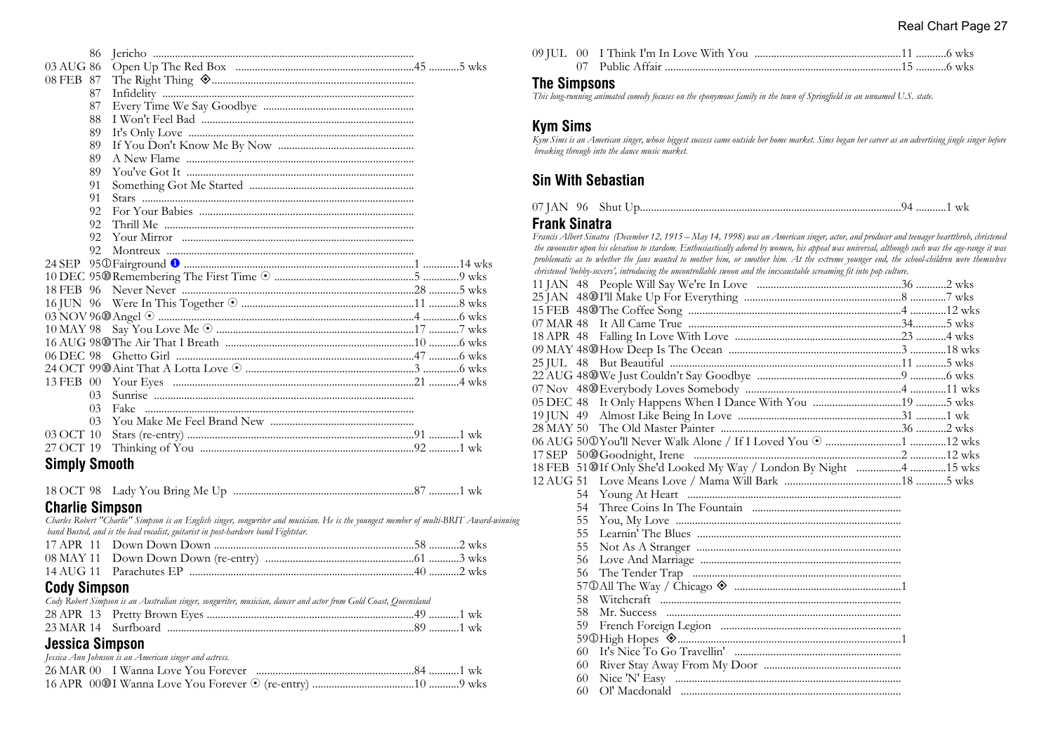| | | | | |
|---|---|---|---|---|
| 86 | Jericho | | | |
| 03 AUG 86 | Open Up The Red Box | | 45 | 5 wks |
| 08 FEB 87 | The Right Thing ◈ | | | |
| 87 | Infidelity | | | |
| 87 | Every Time We Say Goodbye | | | |
| 88 | I Won't Feel Bad | | | |
| 89 | It's Only Love | | | |
| 89 | If You Don't Know Me By Now | | | |
| 89 | A New Flame | | | |
| 89 | You've Got It | | | |
| 91 | Something Got Me Started | | | |
| 91 | Stars | | | |
| 92 | For Your Babies | | | |
| 92 | Thrill Me | | | |
| 92 | Your Mirror | | | |
| 92 | Montreux | | | |
| 24 SEP 95 | ①Fairground ❶ | | 1 | 14 wks |
| 10 DEC 95 | ⑩Remembering The First Time ⊙ | | 5 | 9 wks |
| 18 FEB 96 | Never Never | | 28 | 5 wks |
| 16 JUN 96 | Were In This Together ⊙ | | 11 | 8 wks |
| 03 NOV 96 | ⑩Angel ⊙ | | 4 | 6 wks |
| 10 MAY 98 | Say You Love Me ⊙ | | 17 | 7 wks |
| 16 AUG 98 | ⑩The Air That I Breath | | 10 | 6 wks |
| 06 DEC 98 | Ghetto Girl | | 47 | 6 wks |
| 24 OCT 99 | ⑩Aint That A Lotta Love ⊙ | | 3 | 6 wks |
| 13 FEB 00 | Your Eyes | | 21 | 4 wks |
| 03 | Sunrise | | | |
| 03 | Fake | | | |
| 03 | You Make Me Feel Brand New | | | |
| 03 OCT 10 | Stars (re-entry) | | 91 | 1 wk |
| 27 OCT 19 | Thinking of You | | 92 | 1 wk |

## Simply Smooth

18 OCT 98 Lady You Bring Me Up ... 87 ... 1 wk

## Charlie Simpson

*Charles Robert "Charlie" Simpson is an English singer, songwriter and musician. He is the youngest member of multi-BRIT Award-winning band Busted, and is the lead vocalist, guitarist in post-hardcore band Fightstar.*

| | | | |
|---|---|---|---|
| 17 APR 11 | Down Down Down | 58 | 2 wks |
| 08 MAY 11 | Down Down Down (re-entry) | 61 | 3 wks |
| 14 AUG 11 | Parachutes EP | 40 | 2 wks |

## Cody Simpson

*Cody Robert Simpson is an Australian singer, songwriter, musician, dancer and actor from Gold Coast, Queensland*

| | | | |
|---|---|---|---|
| 28 APR 13 | Pretty Brown Eyes | 49 | 1 wk |
| 23 MAR 14 | Surfboard | 89 | 1 wk |

## Jessica Simpson

*Jessica Ann Johnson is an American singer and actress.*

| | | | |
|---|---|---|---|
| 26 MAR 00 | I Wanna Love You Forever | 84 | 1 wk |
| 16 APR 00 | ⑩I Wanna Love You Forever ⊙ (re-entry) | 10 | 9 wks |
| 09 JUL 00 | I Think I'm In Love With You | 11 | 6 wks |
| 07 | Public Affair | 15 | 6 wks |

## The Simpsons

*This long-running animated comedy focuses on the eponymous family in the town of Springfield in an unnamed U.S. state.*

## Kym Sims

*Kym Sims is an American singer, whose biggest success came outside her home market. Sims began her career as an advertising jingle singer before breaking through into the dance music market.*

## Sin With Sebastian

07 JAN 96 Shut Up ... 94 ... 1 wk

## Frank Sinatra

*Francis Albert Sinatra (December 12, 1915 – May 14, 1998) was an American singer, actor, and producer and teenager heartthrob, christened the swoonster upon his elevation to stardom. Enthusiastically adored by women, his appeal was universal, although such was the age-range it was problematic as to whether the fans wanted to mother him, or smother him. At the extreme younger end, the school-children were themselves christened 'bobby-soxers', introducing the uncontrollable swoon and the inexaustable screaming fit into pop culture.*

| | | | |
|---|---|---|---|
| 11 JAN 48 | People Will Say We're In Love | 36 | 2 wks |
| 25 JAN 48 | ⑩I'll Make Up For Everything | 8 | 7 wks |
| 15 FEB 48 | ⑩The Coffee Song | 4 | 12 wks |
| 07 MAR 48 | It All Came True | 34 | 5 wks |
| 18 APR 48 | Falling In Love With Love | 23 | 4 wks |
| 09 MAY 48 | ⑩How Deep Is The Ocean | 3 | 18 wks |
| 25 JUL 48 | But Beautiful | 11 | 5 wks |
| 22 AUG 48 | ⑩We Just Couldn't Say Goodbye | 9 | 6 wks |
| 07 Nov 48 | ⑩Everybody Loves Somebody | 4 | 11 wks |
| 05 DEC 48 | It Only Happens When I Dance With You | 19 | 5 wks |
| 19 JUN 49 | Almost Like Being In Love | 31 | 1 wk |
| 28 MAY 50 | The Old Master Painter | 36 | 2 wks |
| 06 AUG 50 | ①You'll Never Walk Alone / If I Loved You ⊙ | 1 | 12 wks |
| 17 SEP 50 | ⑩Goodnight, Irene | 2 | 12 wks |
| 18 FEB 51 | ⑩If Only She'd Looked My Way / London By Night | 4 | 15 wks |
| 12 AUG 51 | Love Means Love / Mama Will Bark | 18 | 5 wks |
| 54 | Young At Heart | | |
| 54 | Three Coins In The Fountain | | |
| 55 | You, My Love | | |
| 55 | Learnin' The Blues | | |
| 55 | Not As A Stranger | | |
| 56 | Love And Marriage | | |
| 56 | The Tender Trap | | |
| 57 | ①All The Way / Chicago ◈ | 1 | |
| 58 | Witchcraft | | |
| 58 | Mr. Success | | |
| 59 | French Foreign Legion | | |
| 59 | ①High Hopes ◈ | 1 | |
| 60 | It's Nice To Go Travellin' | | |
| 60 | River Stay Away From My Door | | |
| 60 | Nice 'N' Easy | | |
| 60 | Ol' Macdonald | | |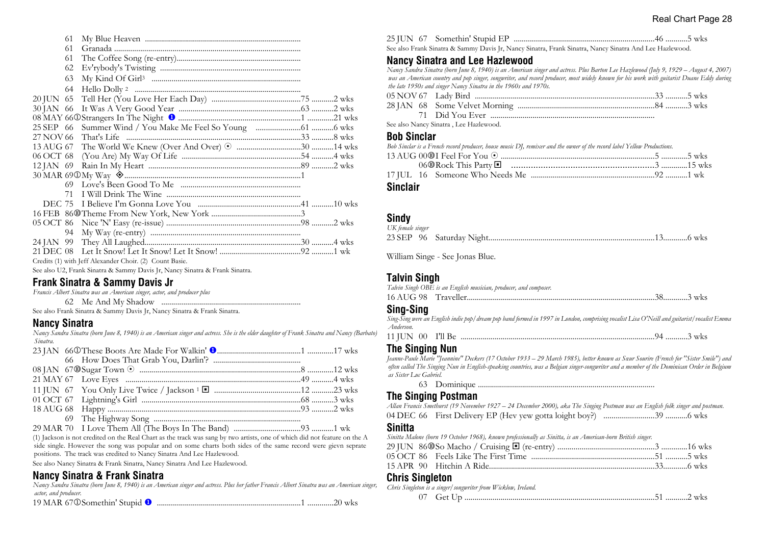61 My Blue Heaven
61 Granada
61 The Coffee Song (re-entry)
62 Ev'rybody's Twisting
63 My Kind Of Girl[3]
64 Hello Dolly [2]
20 JUN 65 Tell Her (You Love Her Each Day) ....75 ....2 wks
30 JAN 66 It Was A Very Good Year ....63 ....2 wks
08 MAY 66 ① Strangers In The Night ❶ ....1 ....21 wks
25 SEP 66 Summer Wind / You Make Me Feel So Young ....61 ....6 wks
27 NOV 66 That's Life ....33 ....8 wks
13 AUG 67 The World We Knew (Over And Over) ⊙ ....30 ....14 wks
06 OCT 68 (You Are) My Way Of Life ....54 ....4 wks
12 JAN 69 Rain In My Heart ....89 ....2 wks
30 MAR 69 ① My Way ◈ ....1
69 Love's Been Good To Me
71 I Will Drink The Wine
DEC 75 I Believe I'm Gonna Love You ....41 ....10 wks
16 FEB 86 ⑩ Theme From New York, New York ....3
05 OCT 86 Nice 'N' Easy (re-issue) ....98 ....2 wks
94 My Way (re-entry)
24 JAN 99 They All Laughed ....30 ....4 wks
21 DEC 08 Let It Snow! Let It Snow! Let It Snow! ....92 ....1 wk

Credits (1) with Jeff Alexander Choir. (2) Count Basie.

See also U2, Frank Sinatra & Sammy Davis Jr, Nancy Sinatra & Frank Sinatra.

## Frank Sinatra & Sammy Davis Jr

*Francis Albert Sinatra was an American singer, actor, and producer plus*

62 Me And My Shadow

See also Frank Sinatra & Sammy Davis Jr, Nancy Sinatra & Frank Sinatra.

## Nancy Sinatra

*Nancy Sandra Sinatra (born June 8, 1940) is an American singer and actress. She is the elder daughter of Frank Sinatra and Nancy (Barbato) Sinatra.*

23 JAN 66 ① These Boots Are Made For Walkin' ❶ ....1 ....17 wks
66 How Does That Grab You, Darlin'?
08 JAN 67 ⑩ Sugar Town ⊙ ....8 ....12 wks
21 MAY 67 Love Eyes ....49 ....4 wks
11 JUN 67 You Only Live Twice / Jackson [1] ▣ ....12 ....23 wks
01 OCT 67 Lightning's Girl ....68 ....3 wks
18 AUG 68 Happy ....93 ....2 wks
69 The Highway Song
29 MAR 70 I Love Them All (The Boys In The Band) ....93 ....1 wk

(1) Jackson is not credited on the Real Chart as the track was sang by two artists, one of which did not feature on the A side single. However the song was popular and on some charts both sides of the same record were gievn seprate positions. The track was credited to Nancy Sinatra And Lee Hazlewood.

See also Nancy Sinatra & Frank Sinatra, Nancy Sinatra And Lee Hazlewood.

## Nancy Sinatra & Frank Sinatra

*Nancy Sandra Sinatra (born June 8, 1940) is an American singer and actress. Plus her father Francis Albert Sinatra was an American singer, actor, and producer.*

19 MAR 67 ① Somethin' Stupid ❶ ....1 ....20 wks
25 JUN 67 Somethin' Stupid EP ....46 ....5 wks

See also Frank Sinatra & Sammy Davis Jr, Nancy Sinatra, Frank Sinatra, Nancy Sinatra And Lee Hazlewood.

## Nancy Sinatra and Lee Hazlewood

*Nancy Sandra Sinatra (born June 8, 1940) is an American singer and actress. Plus Barton Lee Hazlewood (July 9, 1929 – August 4, 2007) was an American country and pop singer, songwriter, and record producer, most widely known for his work with guitarist Duane Eddy during the late 1950s and singer Nancy Sinatra in the 1960s and 1970s.*

05 NOV 67 Lady Bird ....33 ....5 wks
28 JAN 68 Some Velvet Morning ....84 ....3 wks
71 Did You Ever

See also Nancy Sinatra , Lee Hazlewood.

## Bob Sinclar

*Bob Sinclar is a French record producer, house music DJ, remixer and the owner of the record label Yellow Productions.*

13 AUG 00 ⑩ I Feel For You ⊙ ....5 ....5 wks
06 ⑩ Rock This Party ▣ ....3 ....15 wks
17 JUL 16 Someone Who Needs Me ....92 ....1 wk

## Sinclair

## Sindy

*UK female singer*

23 SEP 96 Saturday Night ....13 ....6 wks

William Singe - See Jonas Blue.

## Talvin Singh

*Talvin Singh OBE is an English musician, producer, and composer.*

16 AUG 98 Traveller ....38 ....3 wks

## Sing-Sing

*Sing-Sing were an English indie pop/dream pop band formed in 1997 in London, comprising vocalist Lisa O'Neill and guitarist/vocalist Emma Anderson.*

11 JUN 00 I'll Be ....94 ....3 wks

## The Singing Nun

*Jeanne-Paule Marie "Jeannine" Deckers (17 October 1933 – 29 March 1985), better known as Sœur Sourire (French for "Sister Smile") and often called The Singing Nun in English-speaking countries, was a Belgian singer-songwriter and a member of the Dominican Order in Belgium as Sister Luc Gabriel.*

63 Dominique

## The Singing Postman

*Allan Francis Smethurst (19 November 1927 – 24 December 2000), aka The Singing Postman was an English folk singer and postman.*

04 DEC 66 First Delivery EP (Hev yew gotta loight boy?) ....39 ....6 wks

## Sinitta

*Sinitta Malone (born 19 October 1968), known professionally as Sinitta, is an American-born British singer.*

29 JUN 86 ⑩ So Macho / Cruising ▣ (re-entry) ....3 ....16 wks
05 OCT 86 Feels Like The First Time ....51 ....5 wks
15 APR 90 Hitchin A Ride ....33 ....6 wks

## Chris Singleton

*Chris Singleton is a singer/songwriter from Wicklow, Ireland.*

07 Get Up ....51 ....2 wks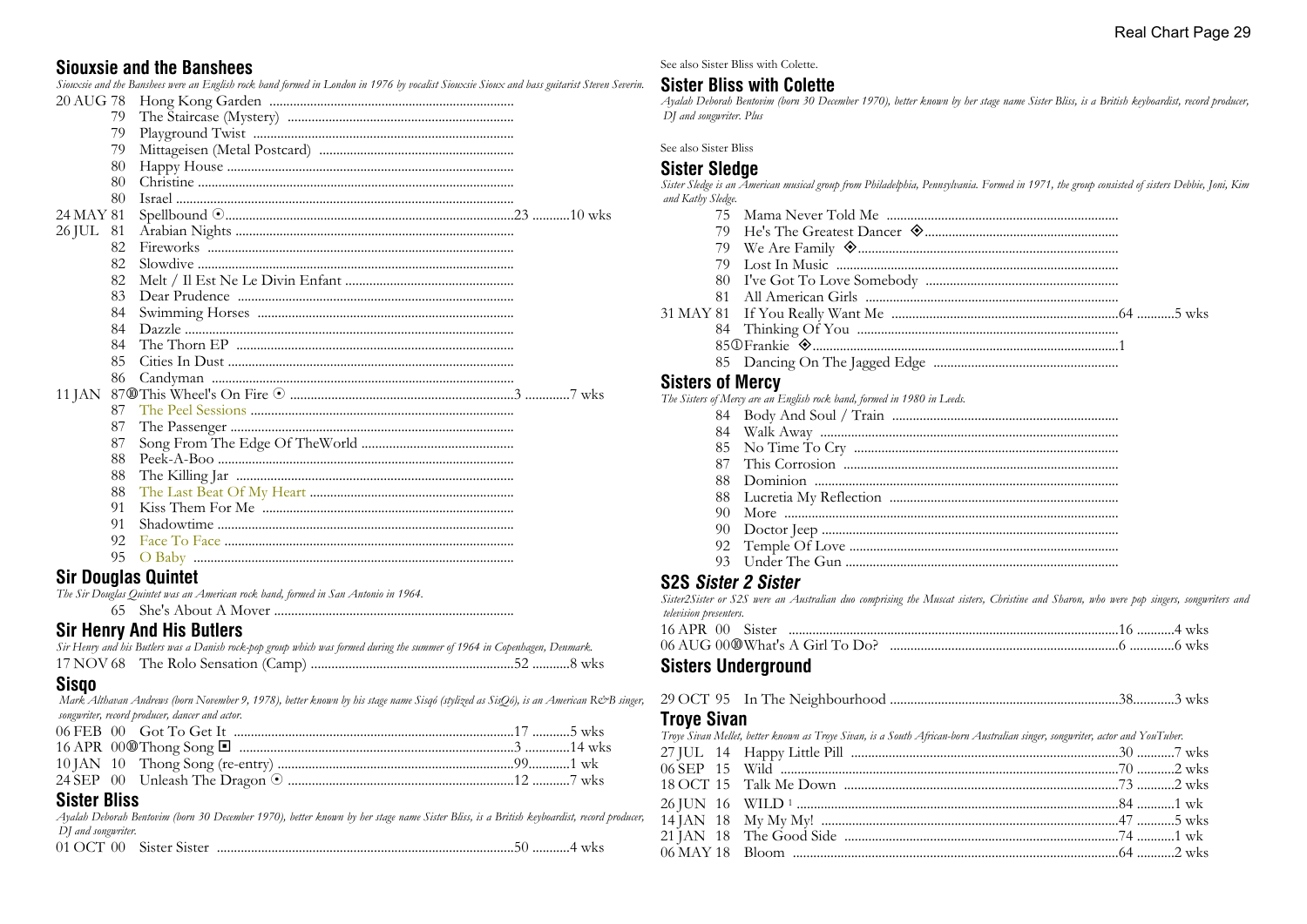## Siouxsie and the Banshees

*Siouxsie and the Banshees were an English rock band formed in London in 1976 by vocalist Siouxsie Sioux and bass guitarist Steven Severin.*

| Date | Yr | Title | Pos | Wks |
|---|---|---|---|---|
| 20 AUG | 78 | Hong Kong Garden | | |
| | 79 | The Staircase (Mystery) | | |
| | 79 | Playground Twist | | |
| | 79 | Mittageisen (Metal Postcard) | | |
| | 80 | Happy House | | |
| | 80 | Christine | | |
| | 80 | Israel | | |
| 24 MAY | 81 | Spellbound ⦿ | 23 | 10 wks |
| 26 JUL | 81 | Arabian Nights | | |
| | 82 | Fireworks | | |
| | 82 | Slowdive | | |
| | 82 | Melt / Il Est Ne Le Divin Enfant | | |
| | 83 | Dear Prudence | | |
| | 84 | Swimming Horses | | |
| | 84 | Dazzle | | |
| | 84 | The Thorn EP | | |
| | 85 | Cities In Dust | | |
| | 86 | Candyman | | |
| 11 JAN | 87⑩ | This Wheel's On Fire ⦿ | 3 | 7 wks |
| | 87 | The Peel Sessions | | |
| | 87 | The Passenger | | |
| | 87 | Song From The Edge Of TheWorld | | |
| | 88 | Peek-A-Boo | | |
| | 88 | The Killing Jar | | |
| | 88 | The Last Beat Of My Heart | | |
| | 91 | Kiss Them For Me | | |
| | 91 | Shadowtime | | |
| | 92 | Face To Face | | |
| | 95 | O Baby | | |

## Sir Douglas Quintet

*The Sir Douglas Quintet was an American rock band, formed in San Antonio in 1964.*

| Date | Yr | Title | Pos | Wks |
|---|---|---|---|---|
| | 65 | She's About A Mover | | |

## Sir Henry And His Butlers

*Sir Henry and his Butlers was a Danish rock-pop group which was formed during the summer of 1964 in Copenhagen, Denmark.*

| Date | Yr | Title | Pos | Wks |
|---|---|---|---|---|
| 17 NOV | 68 | The Rolo Sensation (Camp) | 52 | 8 wks |

## Sisqo

*Mark Althavan Andrews (born November 9, 1978), better known by his stage name Sisqó (stylized as SisQó), is an American R&B singer, songwriter, record producer, dancer and actor.*

| Date | Yr | Title | Pos | Wks |
|---|---|---|---|---|
| 06 FEB | 00 | Got To Get It | 17 | 5 wks |
| 16 APR | 00⑩ | Thong Song ◘ | 3 | 14 wks |
| 10 JAN | 10 | Thong Song (re-entry) | 99 | 1 wk |
| 24 SEP | 00 | Unleash The Dragon ⦿ | 12 | 7 wks |

## Sister Bliss

*Ayalah Deborah Bentovim (born 30 December 1970), better known by her stage name Sister Bliss, is a British keyboardist, record producer, DJ and songwriter.*

| Date | Yr | Title | Pos | Wks |
|---|---|---|---|---|
| 01 OCT | 00 | Sister Sister | 50 | 4 wks |

See also Sister Bliss with Colette.

## Sister Bliss with Colette

*Ayalah Deborah Bentovim (born 30 December 1970), better known by her stage name Sister Bliss, is a British keyboardist, record producer, DJ and songwriter. Plus*

See also Sister Bliss

## Sister Sledge

*Sister Sledge is an American musical group from Philadelphia, Pennsylvania. Formed in 1971, the group consisted of sisters Debbie, Joni, Kim and Kathy Sledge.*

| Date | Yr | Title | Pos | Wks |
|---|---|---|---|---|
| | 75 | Mama Never Told Me | | |
| | 79 | He's The Greatest Dancer ◈ | | |
| | 79 | We Are Family ◈ | | |
| | 79 | Lost In Music | | |
| | 80 | I've Got To Love Somebody | | |
| | 81 | All American Girls | | |
| 31 MAY | 81 | If You Really Want Me | 64 | 5 wks |
| | 84 | Thinking Of You | | |
| | 85① | Frankie ◈ | 1 | |
| | 85 | Dancing On The Jagged Edge | | |

## Sisters of Mercy

*The Sisters of Mercy are an English rock band, formed in 1980 in Leeds.*

| Date | Yr | Title | Pos | Wks |
|---|---|---|---|---|
| | 84 | Body And Soul / Train | | |
| | 84 | Walk Away | | |
| | 85 | No Time To Cry | | |
| | 87 | This Corrosion | | |
| | 88 | Dominion | | |
| | 88 | Lucretia My Reflection | | |
| | 90 | More | | |
| | 90 | Doctor Jeep | | |
| | 92 | Temple Of Love | | |
| | 93 | Under The Gun | | |

## S2S *Sister 2 Sister*

*Sister2Sister or S2S were an Australian duo comprising the Muscat sisters, Christine and Sharon, who were pop singers, songwriters and television presenters.*

| Date | Yr | Title | Pos | Wks |
|---|---|---|---|---|
| 16 APR | 00 | Sister | 16 | 4 wks |
| 06 AUG | 00⑩ | What's A Girl To Do? | 6 | 6 wks |

## Sisters Underground

| Date | Yr | Title | Pos | Wks |
|---|---|---|---|---|
| 29 OCT | 95 | In The Neighbourhood | 38 | 3 wks |

## Troye Sivan

*Troye Sivan Mellet, better known as Troye Sivan, is a South African-born Australian singer, songwriter, actor and YouTuber.*

| Date | Yr | Title | Pos | Wks |
|---|---|---|---|---|
| 27 JUL | 14 | Happy Little Pill | 30 | 7 wks |
| 06 SEP | 15 | Wild | 70 | 2 wks |
| 18 OCT | 15 | Talk Me Down | 73 | 2 wks |
| 26 JUN | 16 | WILD [1] | 84 | 1 wk |
| 14 JAN | 18 | My My My! | 47 | 5 wks |
| 21 JAN | 18 | The Good Side | 74 | 1 wk |
| 06 MAY | 18 | Bloom | 64 | 2 wks |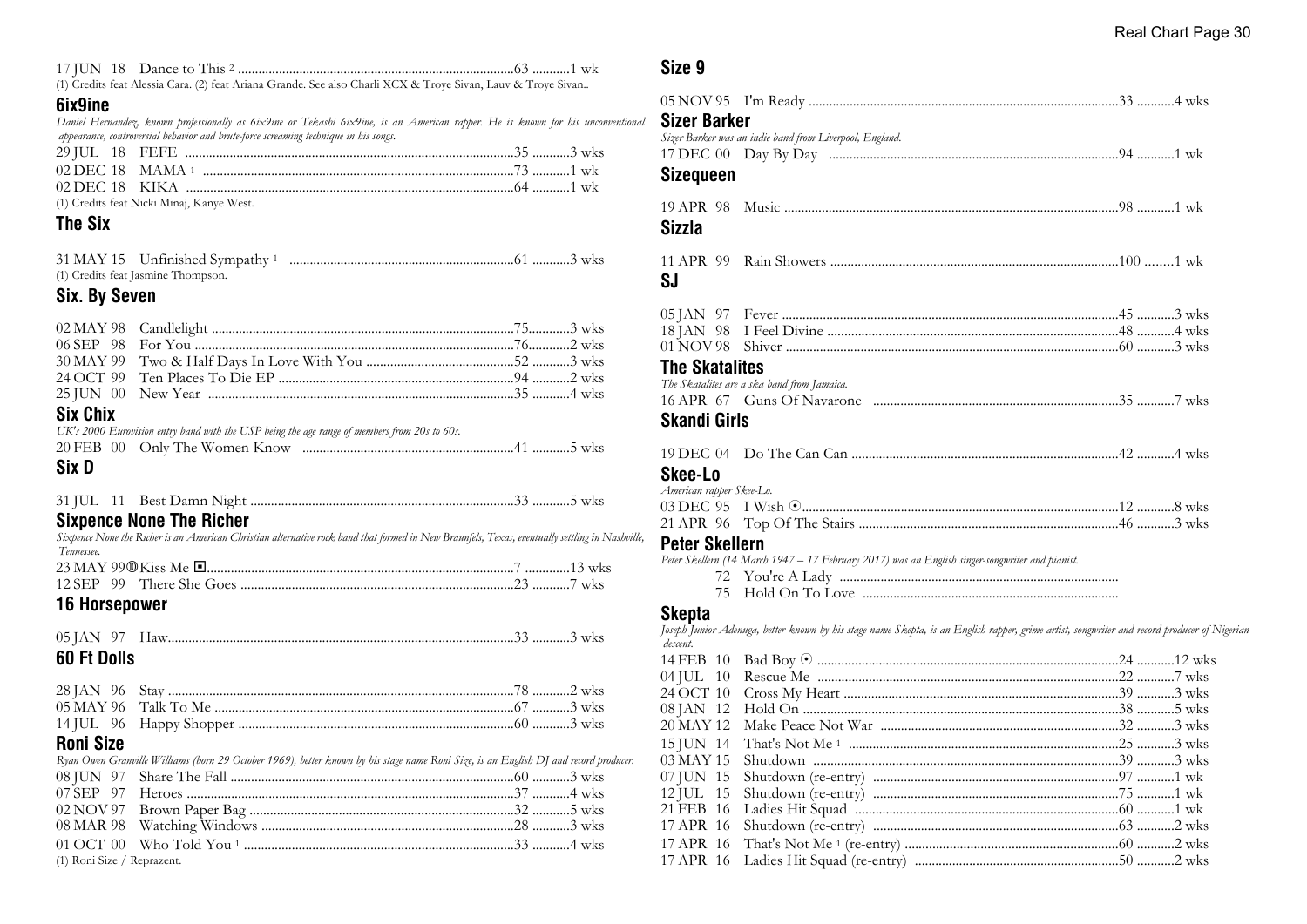17 JUN 18 Dance to This [2] ..................................................................................63 ...........1 wk

(1) Credits feat Alessia Cara. (2) feat Ariana Grande. See also Charli XCX & Troye Sivan, Lauv & Troye Sivan..

## 6ix9ine

*Daniel Hernandez, known professionally as 6ix9ine or Tekashi 6ix9ine, is an American rapper. He is known for his unconventional appearance, controversial behavior and brute-force screaming technique in his songs.*

29 JUL 18 FEFE ..................................................................................35 ...........3 wks
02 DEC 18 MAMA [1] ..................................................................................73 ...........1 wk
02 DEC 18 KIKA ..................................................................................64 ...........1 wk

(1) Credits feat Nicki Minaj, Kanye West.

## The Six

31 MAY 15 Unfinished Sympathy [1] ..................................................................................61 ...........3 wks

(1) Credits feat Jasmine Thompson.

## Six. By Seven

02 MAY 98 Candlelight ..................................................................................75............3 wks
06 SEP 98 For You ..................................................................................76............2 wks
30 MAY 99 Two & Half Days In Love With You ..................................................................................52 ...........3 wks
24 OCT 99 Ten Places To Die EP ..................................................................................94 ...........2 wks
25 JUN 00 New Year ..................................................................................35 ...........4 wks

## Six Chix

*UK's 2000 Eurovision entry band with the USP being the age range of members from 20s to 60s.*

20 FEB 00 Only The Women Know ..................................................................................41 ...........5 wks

## Six D

31 JUL 11 Best Damn Night ..................................................................................33 ...........5 wks

## Sixpence None The Richer

*Sixpence None the Richer is an American Christian alternative rock band that formed in New Braunfels, Texas, eventually settling in Nashville, Tennessee.*

23 MAY 99⑩Kiss Me ◘..................................................................................7 .............13 wks
12 SEP 99 There She Goes ..................................................................................23 ...........7 wks

## 16 Horsepower

05 JAN 97 Haw..................................................................................33 ...........3 wks

## 60 Ft Dolls

28 JAN 96 Stay ..................................................................................78 ...........2 wks
05 MAY 96 Talk To Me ..................................................................................67 ...........3 wks
14 JUL 96 Happy Shopper ..................................................................................60 ...........3 wks

## Roni Size

*Ryan Owen Granville Williams (born 29 October 1969), better known by his stage name Roni Size, is an English DJ and record producer.*

08 JUN 97 Share The Fall ..................................................................................60 ...........3 wks
07 SEP 97 Heroes ..................................................................................37 ...........4 wks
02 NOV 97 Brown Paper Bag ..................................................................................32 ...........5 wks
08 MAR 98 Watching Windows ..................................................................................28 ...........3 wks
01 OCT 00 Who Told You [1] ..................................................................................33 ...........4 wks

(1) Roni Size / Reprazent.

## Size 9

05 NOV 95 I'm Ready ..................................................................................33 ...........4 wks

## Sizer Barker

*Sizer Barker was an indie band from Liverpool, England.*

17 DEC 00 Day By Day ..................................................................................94 ...........1 wk

## Sizequeen

19 APR 98 Music ..................................................................................98 ...........1 wk

## Sizzla

11 APR 99 Rain Showers ..................................................................................100 ........1 wk

## SJ

05 JAN 97 Fever ..................................................................................45 ...........3 wks
18 JAN 98 I Feel Divine ..................................................................................48 ...........4 wks
01 NOV 98 Shiver ..................................................................................60 ...........3 wks

## The Skatalites

*The Skatalites are a ska band from Jamaica.*

16 APR 67 Guns Of Navarone ..................................................................................35 ...........7 wks

## Skandi Girls

19 DEC 04 Do The Can Can ..................................................................................42 ...........4 wks

## Skee-Lo

*American rapper Skee-Lo.*

03 DEC 95 I Wish ⊙..................................................................................12 ...........8 wks
21 APR 96 Top Of The Stairs ..................................................................................46 ...........3 wks

## Peter Skellern

*Peter Skellern (14 March 1947 – 17 February 2017) was an English singer-songwriter and pianist.*

72 You're A Lady ..................................................................................
75 Hold On To Love ..................................................................................

## Skepta

*Joseph Junior Adenuga, better known by his stage name Skepta, is an English rapper, grime artist, songwriter and record producer of Nigerian descent.*

14 FEB 10 Bad Boy ⊙ ..................................................................................24 ...........12 wks
04 JUL 10 Rescue Me ..................................................................................22 ...........7 wks
24 OCT 10 Cross My Heart ..................................................................................39 ...........3 wks
08 JAN 12 Hold On ..................................................................................38 ...........5 wks
20 MAY 12 Make Peace Not War ..................................................................................32 ...........3 wks
15 JUN 14 That's Not Me [1] ..................................................................................25 ...........3 wks
03 MAY 15 Shutdown ..................................................................................39 ...........3 wks
07 JUN 15 Shutdown (re-entry) ..................................................................................97 ...........1 wk
12 JUL 15 Shutdown (re-entry) ..................................................................................75 ...........1 wk
21 FEB 16 Ladies Hit Squad ..................................................................................60 ...........1 wk
17 APR 16 Shutdown (re-entry) ..................................................................................63 ...........2 wks
17 APR 16 That's Not Me [1] (re-entry) ..................................................................................60 ...........2 wks
17 APR 16 Ladies Hit Squad (re-entry) ..................................................................................50 ...........2 wks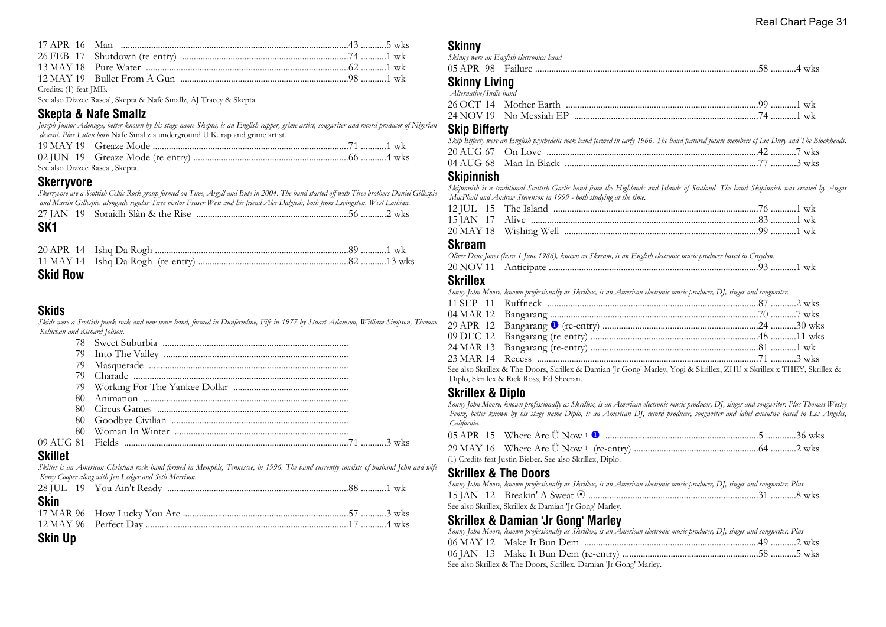| | | | |
|---|---|---|---|
| 17 APR 16 | Man | 43 | 5 wks |
| 26 FEB 17 | Shutdown (re-entry) | 74 | 1 wk |
| 13 MAY 18 | Pure Water | 62 | 1 wk |
| 12 MAY 19 | Bullet From A Gun | 98 | 1 wk |

Credits: (1) feat JME.

See also Dizzee Rascal, Skepta & Nafe Smallz, AJ Tracey & Skepta.

## Skepta & Nafe Smallz

*Joseph Junior Adenuga, better known by his stage name Skepta, is an English rapper, grime artist, songwriter and record producer of Nigerian descent. Plus Luton born* Nafe Smallz a underground U.K. rap and grime artist.

| | | | |
|---|---|---|---|
| 19 MAY 19 | Greaze Mode | 71 | 1 wk |
| 02 JUN 19 | Greaze Mode (re-entry) | 66 | 4 wks |

See also Dizzee Rascal, Skepta.

## Skerryvore

*Skerryvore are a Scottish Celtic Rock group formed on Tiree, Argyll and Bute in 2004. The band started off with Tiree brothers Daniel Gillespie and Martin Gillespie, alongside regular Tiree visitor Fraser West and his friend Alec Dalglish, both from Livingston, West Lothian.*

| | | | |
|---|---|---|---|
| 27 JAN 19 | Soraidh Slàn & the Rise | 56 | 2 wks |

## SK1

| | | | |
|---|---|---|---|
| 20 APR 14 | Ishq Da Rogh | 89 | 1 wk |
| 11 MAY 14 | Ishq Da Rogh (re-entry) | 82 | 13 wks |

## Skid Row

## Skids

*Skids were a Scottish punk rock and new wave band, formed in Dunfermline, Fife in 1977 by Stuart Adamson, William Simpson, Thomas Kellichan and Richard Jobson.*

| | | | |
|---|---|---|---|
| 78 | Sweet Suburbia | | |
| 79 | Into The Valley | | |
| 79 | Masquerade | | |
| 79 | Charade | | |
| 79 | Working For The Yankee Dollar | | |
| 80 | Animation | | |
| 80 | Circus Games | | |
| 80 | Goodbye Civilian | | |
| 80 | Woman In Winter | | |
| 09 AUG 81 | Fields | 71 | 3 wks |

## Skillet

*Skillet is an American Christian rock band formed in Memphis, Tennessee, in 1996. The band currently consists of husband John and wife Korey Cooper along with Jen Ledger and Seth Morrison.*

| | | | |
|---|---|---|---|
| 28 JUL 19 | You Ain't Ready | 88 | 1 wk |

## Skin

| | | | |
|---|---|---|---|
| 17 MAR 96 | How Lucky You Are | 57 | 3 wks |
| 12 MAY 96 | Perfect Day | 17 | 4 wks |

## Skin Up

## Skinny

*Skinny were an English electronica band*

| | | | |
|---|---|---|---|
| 05 APR 98 | Failure | 58 | 4 wks |

## Skinny Living

*Alternative/Indie band*

| | | | |
|---|---|---|---|
| 26 OCT 14 | Mother Earth | 99 | 1 wk |
| 24 NOV 19 | No Messiah EP | 74 | 1 wk |

## Skip Bifferty

*Skip Bifferty were an English psychedelic rock band formed in early 1966. The band featured future members of Ian Dury and The Blockheads.*

| | | | |
|---|---|---|---|
| 20 AUG 67 | On Love | 42 | 7 wks |
| 04 AUG 68 | Man In Black | 77 | 3 wks |

## Skipinnish

*Skipinnish is a traditional Scottish Gaelic band from the Highlands and Islands of Scotland. The band Skipinnish was created by Angus MacPhail and Andrew Stevenson in 1999 - both studying at the time.*

| | | | |
|---|---|---|---|
| 12 JUL 15 | The Island | 76 | 1 wk |
| 15 JAN 17 | Alive | 83 | 1 wk |
| 20 MAY 18 | Wishing Well | 99 | 1 wk |

## Skream

*Oliver Dene Jones (born 1 June 1986), known as Skream, is an English electronic music producer based in Croydon.*

| | | | |
|---|---|---|---|
| 20 NOV 11 | Anticipate | 93 | 1 wk |

## Skrillex

*Sonny John Moore, known professionally as Skrillex, is an American electronic music producer, DJ, singer and songwriter.*

| | | | |
|---|---|---|---|
| 11 SEP 11 | Ruffneck | 87 | 2 wks |
| 04 MAR 12 | Bangarang | 70 | 7 wks |
| 29 APR 12 | Bangarang ❶ (re-entry) | 24 | 30 wks |
| 09 DEC 12 | Bangarang (re-entry) | 48 | 11 wks |
| 24 MAR 13 | Bangarang (re-entry) | 81 | 1 wk |
| 23 MAR 14 | Recess | 71 | 3 wks |

See also Skrillex & The Doors, Skrillex & Damian 'Jr Gong' Marley, Yogi & Skrillex, ZHU x Skrillex x THEY, Skrillex & Diplo, Skrillex & Rick Ross, Ed Sheeran.

## Skrillex & Diplo

*Sonny John Moore, known professionally as Skrillex, is an American electronic music producer, DJ, singer and songwriter. Plus Thomas Wesley Pentz, better known by his stage name Diplo, is an American DJ, record producer, songwriter and label executive based in Los Angeles, California.*

| | | | |
|---|---|---|---|
| 05 APR 15 | Where Are Ü Now (1) ❶ | 5 | 36 wks |
| 29 MAY 16 | Where Are Ü Now (1) (re-entry) | 64 | 2 wks |

(1) Credits feat Justin Bieber. See also Skrillex, Diplo.

## Skrillex & The Doors

*Sonny John Moore, known professionally as Skrillex, is an American electronic music producer, DJ, singer and songwriter. Plus*

| | | | |
|---|---|---|---|
| 15 JAN 12 | Breakin' A Sweat ⊙ | 31 | 8 wks |

See also Skrillex, Skrillex & Damian 'Jr Gong' Marley.

## Skrillex & Damian 'Jr Gong' Marley

*Sonny John Moore, known professionally as Skrillex, is an American electronic music producer, DJ, singer and songwriter. Plus*

| | | | |
|---|---|---|---|
| 06 MAY 12 | Make It Bun Dem | 49 | 2 wks |
| 06 JAN 13 | Make It Bun Dem (re-entry) | 58 | 5 wks |

See also Skrillex & The Doors, Skrillex, Damian 'Jr Gong' Marley.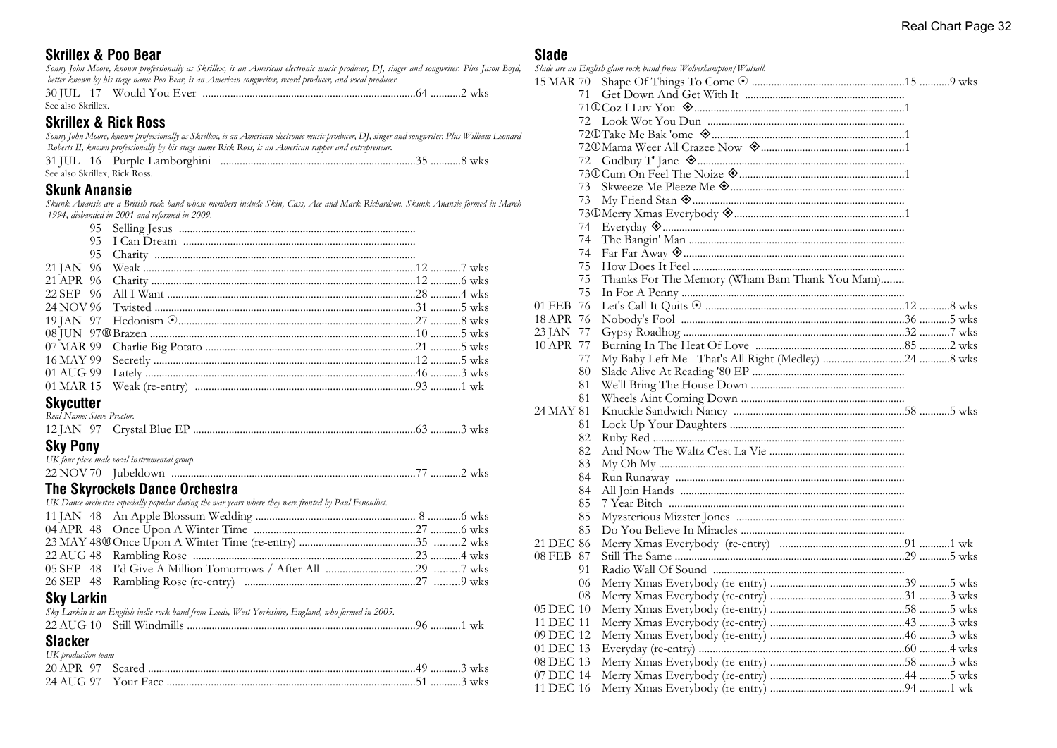## Skrillex & Poo Bear

*Sonny John Moore, known professionally as Skrillex, is an American electronic music producer, DJ, singer and songwriter. Plus Jason Boyd, better known by his stage name Poo Bear, is an American songwriter, record producer, and vocal producer.*

| Date | Year | Title | Peak | Weeks |
|---|---|---|---|---|
| 30 JUL | 17 | Would You Ever | 64 | 2 wks |

See also Skrillex.

## Skrillex & Rick Ross

*Sonny John Moore, known professionally as Skrillex, is an American electronic music producer, DJ, singer and songwriter. Plus William Leonard Roberts II, known professionally by his stage name Rick Ross, is an American rapper and entrepreneur.*

| Date | Year | Title | Peak | Weeks |
|---|---|---|---|---|
| 31 JUL | 16 | Purple Lamborghini | 35 | 8 wks |

See also Skrillex, Rick Ross.

## Skunk Anansie

*Skunk Anansie are a British rock band whose members include Skin, Cass, Ace and Mark Richardson. Skunk Anansie formed in March 1994, disbanded in 2001 and reformed in 2009.*

| Date | Year | Title | Peak | Weeks |
|---|---|---|---|---|
| | 95 | Selling Jesus | | |
| | 95 | I Can Dream | | |
| | 95 | Charity | | |
| 21 JAN | 96 | Weak | 12 | 7 wks |
| 21 APR | 96 | Charity | 12 | 6 wks |
| 22 SEP | 96 | All I Want | 28 | 4 wks |
| 24 NOV | 96 | Twisted | 31 | 5 wks |
| 19 JAN | 97 | Hedonism ⊙ | 27 | 8 wks |
| 08 JUN | 97 ⑩ | Brazen | 10 | 5 wks |
| 07 MAR | 99 | Charlie Big Potato | 21 | 5 wks |
| 16 MAY | 99 | Secretly | 12 | 5 wks |
| 01 AUG | 99 | Lately | 46 | 3 wks |
| 01 MAR | 15 | Weak (re-entry) | 93 | 1 wk |

## Skycutter

*Real Name: Steve Proctor.*

| Date | Year | Title | Peak | Weeks |
|---|---|---|---|---|
| 12 JAN | 97 | Crystal Blue EP | 63 | 3 wks |

## Sky Pony

*UK four piece male vocal instrumental group.*

| Date | Year | Title | Peak | Weeks |
|---|---|---|---|---|
| 22 NOV | 70 | Jubeldown | 77 | 2 wks |

## The Skyrockets Dance Orchestra

*UK Dance orchestra especially popular during the war years where they were fronted by Paul Fenoulhet.*

| Date | Year | Title | Peak | Weeks |
|---|---|---|---|---|
| 11 JAN | 48 | An Apple Blossom Wedding | 8 | 6 wks |
| 04 APR | 48 | Once Upon A Winter Time | 27 | 6 wks |
| 23 MAY | 48 ⑩ | Once Upon A Winter Time (re-entry) | 35 | 2 wks |
| 22 AUG | 48 | Rambling Rose | 23 | 4 wks |
| 05 SEP | 48 | I'd Give A Million Tomorrows / After All | 29 | 7 wks |
| 26 SEP | 48 | Rambling Rose (re-entry) | 27 | 9 wks |

## Sky Larkin

*Sky Larkin is an English indie rock band from Leeds, West Yorkshire, England, who formed in 2005.*

| Date | Year | Title | Peak | Weeks |
|---|---|---|---|---|
| 22 AUG | 10 | Still Windmills | 96 | 1 wk |

## Slacker

*UK production team*

| Date | Year | Title | Peak | Weeks |
|---|---|---|---|---|
| 20 APR | 97 | Scared | 49 | 3 wks |
| 24 AUG | 97 | Your Face | 51 | 3 wks |

## Slade

*Slade are an English glam rock band from Wolverhampton/Walsall.*

| Date | Year | Title | Peak | Weeks |
|---|---|---|---|---|
| 15 MAR | 70 | Shape Of Things To Come ⊙ | 15 | 9 wks |
| | 71 | Get Down And Get With It | | |
| | 71 ① | Coz I Luv You ◈ | 1 | |
| | 72 | Look Wot You Dun | | |
| | 72 ① | Take Me Bak 'ome ◈ | 1 | |
| | 72 ① | Mama Weer All Crazee Now ◈ | 1 | |
| | 72 | Gudbuy T' Jane ◈ | | |
| | 73 ① | Cum On Feel The Noize ◈ | 1 | |
| | 73 | Skweeze Me Pleeze Me ◈ | | |
| | 73 | My Friend Stan ◈ | | |
| | 73 ① | Merry Xmas Everybody ◈ | 1 | |
| | 74 | Everyday ◈ | | |
| | 74 | The Bangin' Man | | |
| | 74 | Far Far Away ◈ | | |
| | 75 | How Does It Feel | | |
| | 75 | Thanks For The Memory (Wham Bam Thank You Mam) | | |
| | 75 | In For A Penny | | |
| 01 FEB | 76 | Let's Call It Quits ⊙ | 12 | 8 wks |
| 18 APR | 76 | Nobody's Fool | 36 | 5 wks |
| 23 JAN | 77 | Gypsy Roadhog | 32 | 7 wks |
| 10 APR | 77 | Burning In The Heat Of Love | 85 | 2 wks |
| | 77 | My Baby Left Me - That's All Right (Medley) | 24 | 8 wks |
| | 80 | Slade Alive At Reading '80 EP | | |
| | 81 | We'll Bring The House Down | | |
| | 81 | Wheels Aint Coming Down | | |
| 24 MAY | 81 | Knuckle Sandwich Nancy | 58 | 5 wks |
| | 81 | Lock Up Your Daughters | | |
| | 82 | Ruby Red | | |
| | 82 | And Now The Waltz C'est La Vie | | |
| | 83 | My Oh My | | |
| | 84 | Run Runaway | | |
| | 84 | All Join Hands | | |
| | 85 | 7 Year Bitch | | |
| | 85 | Myzsterious Mizster Jones | | |
| | 85 | Do You Believe In Miracles | | |
| 21 DEC | 86 | Merry Xmas Everybody (re-entry) | 91 | 1 wk |
| 08 FEB | 87 | Still The Same | 29 | 5 wks |
| | 91 | Radio Wall Of Sound | | |
| | 06 | Merry Xmas Everybody (re-entry) | 39 | 5 wks |
| | 08 | Merry Xmas Everybody (re-entry) | 31 | 3 wks |
| 05 DEC | 10 | Merry Xmas Everybody (re-entry) | 58 | 5 wks |
| 11 DEC | 11 | Merry Xmas Everybody (re-entry) | 43 | 3 wks |
| 09 DEC | 12 | Merry Xmas Everybody (re-entry) | 46 | 3 wks |
| 01 DEC | 13 | Everyday (re-entry) | 60 | 4 wks |
| 08 DEC | 13 | Merry Xmas Everybody (re-entry) | 58 | 3 wks |
| 07 DEC | 14 | Merry Xmas Everybody (re-entry) | 44 | 5 wks |
| 11 DEC | 16 | Merry Xmas Everybody (re-entry) | 94 | 1 wk |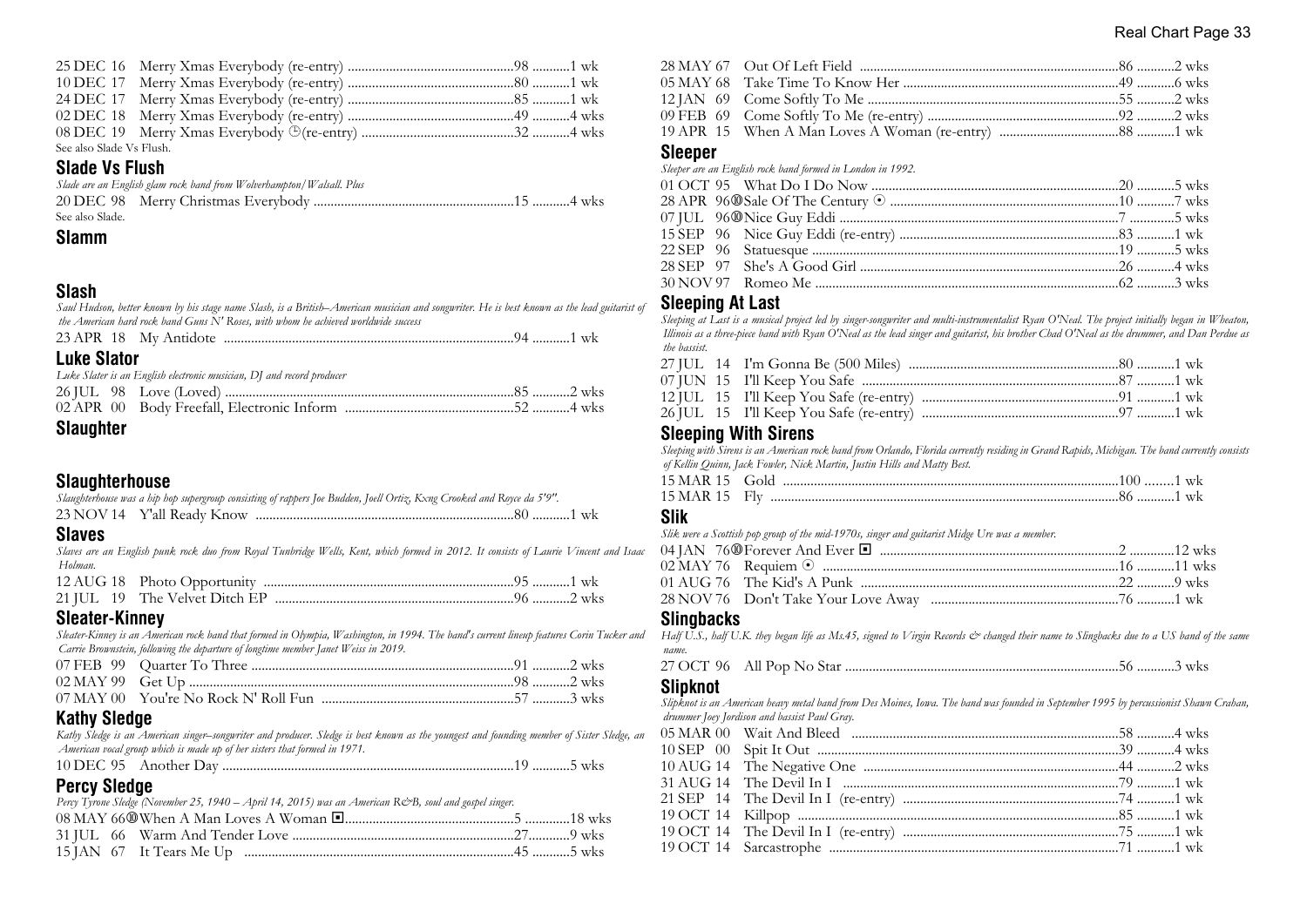25 DEC 16 Merry Xmas Everybody (re-entry) ................................................98 ...........1 wk
10 DEC 17 Merry Xmas Everybody (re-entry) ................................................80 ...........1 wk
24 DEC 17 Merry Xmas Everybody (re-entry) ................................................85 ...........1 wk
02 DEC 18 Merry Xmas Everybody (re-entry) ................................................49 ...........4 wks
08 DEC 19 Merry Xmas Everybody ⊕(re-entry) ...........................................32 ...........4 wks

See also Slade Vs Flush.

## Slade Vs Flush

*Slade are an English glam rock band from Wolverhampton/Walsall. Plus*

20 DEC 98 Merry Christmas Everybody ..........................................................15 ...........4 wks

See also Slade.

## Slamm

## Slash

*Saul Hudson, better known by his stage name Slash, is a British–American musician and songwriter. He is best known as the lead guitarist of the American hard rock band Guns N' Roses, with whom he achieved worldwide success*

23 APR 18 My Antidote ...................................................................................94 ...........1 wk

## Luke Slator

*Luke Slater is an English electronic musician, DJ and record producer*

26 JUL 98 Love (Loved) ..................................................................................85 ...........2 wks
02 APR 00 Body Freefall, Electronic Inform .................................................52 ...........4 wks

## Slaughter

## Slaughterhouse

*Slaughterhouse was a hip hop supergroup consisting of rappers Joe Budden, Joell Ortiz, Kxng Crooked and Royce da 5'9".*

23 NOV 14 Y'all Ready Know ..........................................................................80 ...........1 wk

## Slaves

*Slaves are an English punk rock duo from Royal Tunbridge Wells, Kent, which formed in 2012. It consists of Laurie Vincent and Isaac Holman.*

12 AUG 18 Photo Opportunity .......................................................................95 ...........1 wk
21 JUL 19 The Velvet Ditch EP ....................................................................96 ...........2 wks

## Sleater-Kinney

*Sleater-Kinney is an American rock band that formed in Olympia, Washington, in 1994. The band's current lineup features Corin Tucker and Carrie Brownstein, following the departure of longtime member Janet Weiss in 2019.*

07 FEB 99 Quarter To Three ...........................................................................91 ...........2 wks
02 MAY 99 Get Up .............................................................................................98 ...........2 wks
07 MAY 00 You're No Rock N' Roll Fun .......................................................57 ...........3 wks

## Kathy Sledge

*Kathy Sledge is an American singer–songwriter and producer. Sledge is best known as the youngest and founding member of Sister Sledge, an American vocal group which is made up of her sisters that formed in 1971.*

10 DEC 95 Another Day ...................................................................................19 ...........5 wks

## Percy Sledge

*Percy Tyrone Sledge (November 25, 1940 – April 14, 2015) was an American R&B, soul and gospel singer.*

08 MAY 66⑩When A Man Loves A Woman ◼................................................5 .............18 wks
31 JUL 66 Warm And Tender Love ................................................................27............9 wks
15 JAN 67 It Tears Me Up .............................................................................45 ...........5 wks
28 MAY 67 Out Of Left Field ..........................................................................86 ...........2 wks
05 MAY 68 Take Time To Know Her ..............................................................49 ...........6 wks
12 JAN 69 Come Softly To Me .......................................................................55 ...........2 wks
09 FEB 69 Come Softly To Me (re-entry) .......................................................92 ...........2 wks
19 APR 15 When A Man Loves A Woman (re-entry) ..................................88 ...........1 wk

## Sleeper

*Sleeper are an English rock band formed in London in 1992.*

01 OCT 95 What Do I Do Now .......................................................................20 ...........5 wks
28 APR 96⑩Sale Of The Century ⊙ .................................................................10 ...........7 wks
07 JUL 96⑩Nice Guy Eddi ................................................................................7 ...........5 wks
15 SEP 96 Nice Guy Eddi (re-entry) ..............................................................83 ...........1 wk
22 SEP 96 Statuesque ........................................................................................19 ...........5 wks
28 SEP 97 She's A Good Girl ..........................................................................26 ...........4 wks
30 NOV 97 Romeo Me .......................................................................................62 ...........3 wks

## Sleeping At Last

*Sleeping at Last is a musical project led by singer-songwriter and multi-instrumentalist Ryan O'Neal. The project initially began in Wheaton, Illinois as a three-piece band with Ryan O'Neal as the lead singer and guitarist, his brother Chad O'Neal as the drummer, and Dan Perdue as the bassist.*

27 JUL 14 I'm Gonna Be (500 Miles) ............................................................80 ...........1 wk
07 JUN 15 I'll Keep You Safe .........................................................................87 ...........1 wk
12 JUL 15 I'll Keep You Safe (re-entry) ........................................................91 ...........1 wk
26 JUL 15 I'll Keep You Safe (re-entry) ........................................................97 ...........1 wk

## Sleeping With Sirens

*Sleeping with Sirens is an American rock band from Orlando, Florida currently residing in Grand Rapids, Michigan. The band currently consists of Kellin Quinn, Jack Fowler, Nick Martin, Justin Hills and Matty Best.*

15 MAR 15 Gold ...............................................................................................100 ........1 wk
15 MAR 15 Fly ....................................................................................................86 ...........1 wk

## Slik

*Slik were a Scottish pop group of the mid-1970s, singer and guitarist Midge Ure was a member.*

04 JAN 76⑩Forever And Ever ◼ ....................................................................2 .............12 wks
02 MAY 76 Requiem ⊙ .....................................................................................16 ...........11 wks
01 AUG 76 The Kid's A Punk .........................................................................22 ...........9 wks
28 NOV 76 Don't Take Your Love Away .....................................................76 ...........1 wk

## Slingbacks

*Half U.S., half U.K. they began life as Ms.45, signed to Virgin Records & changed their name to Slingbacks due to a US band of the same name.*

27 OCT 96 All Pop No Star ...............................................................................56 ...........3 wks

## Slipknot

*Slipknot is an American heavy metal band from Des Moines, Iowa. The band was founded in September 1995 by percussionist Shawn Crahan, drummer Joey Jordison and bassist Paul Gray.*

05 MAR 00 Wait And Bleed .............................................................................58 ...........4 wks
10 SEP 00 Spit It Out ......................................................................................39 ...........4 wks
10 AUG 14 The Negative One .........................................................................44 ...........2 wks
31 AUG 14 The Devil In I ...............................................................................79 ...........1 wk
21 SEP 14 The Devil In I (re-entry) .............................................................74 ...........1 wk
19 OCT 14 Killpop ...........................................................................................85 ...........1 wk
19 OCT 14 The Devil In I (re-entry) .............................................................75 ...........1 wk
19 OCT 14 Sarcastrophe ..................................................................................71 ...........1 wk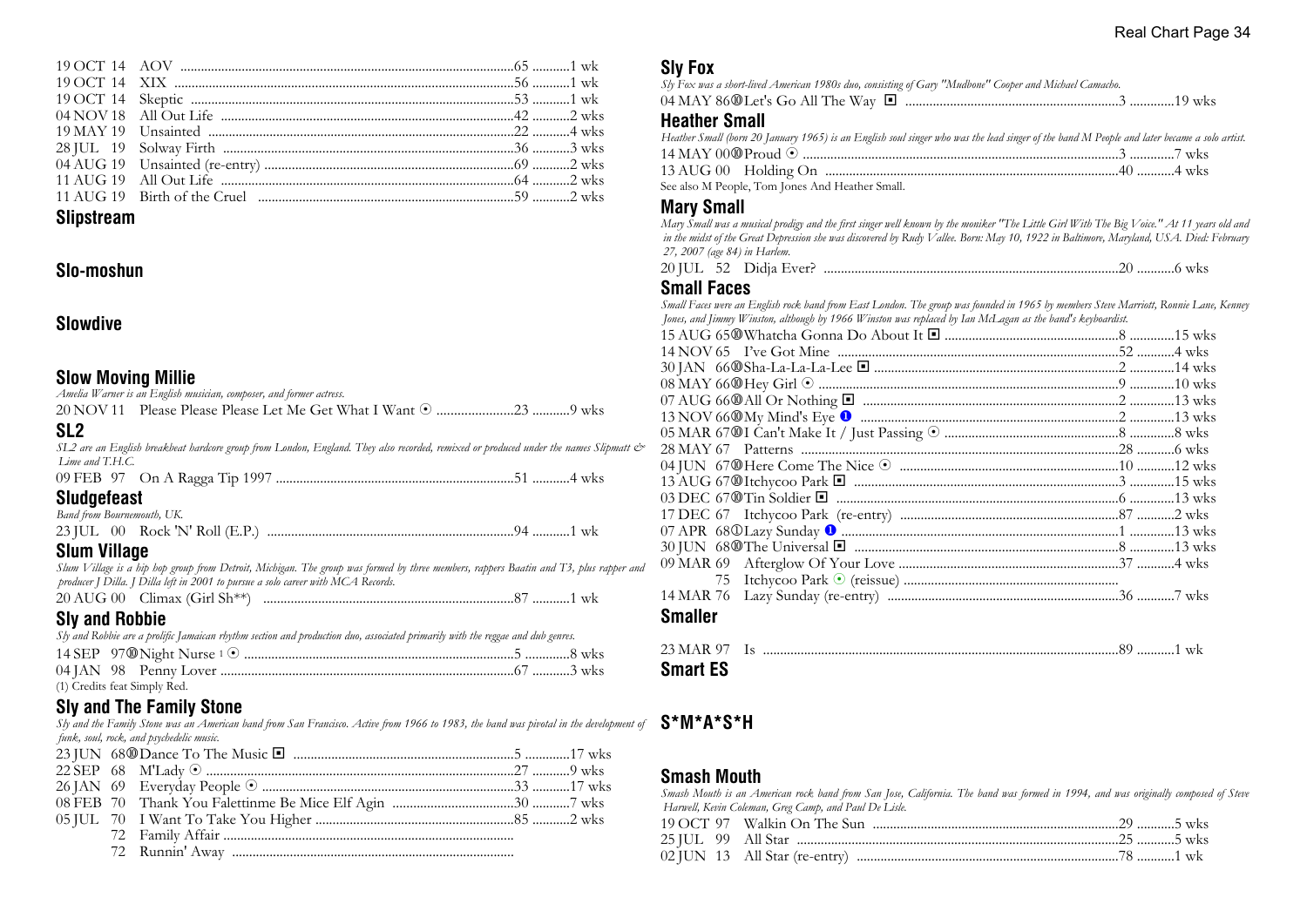19 OCT 14 AOV ......................................................................................................65 ...........1 wk
19 OCT 14 XIX ......................................................................................................56 ...........1 wk
19 OCT 14 Skeptic ..................................................................................................53 ...........1 wk
04 NOV 18 All Out Life ..........................................................................................42 ...........2 wks
19 MAY 19 Unsainted ..............................................................................................22 ...........4 wks
28 JUL 19 Solway Firth ..........................................................................................36 ...........3 wks
04 AUG 19 Unsainted (re-entry) ..............................................................................69 ...........2 wks
11 AUG 19 All Out Life ..........................................................................................64 ...........2 wks
11 AUG 19 Birth of the Cruel ..................................................................................59 ...........2 wks

## Slipstream

## Slo-moshun

## Slowdive

## Slow Moving Millie

*Amelia Warner is an English musician, composer, and former actress.*

20 NOV 11 Please Please Please Let Me Get What I Want ⊙ ......................23 ...........9 wks

## SL2

*SL2 are an English breakbeat hardcore group from London, England. They also recorded, remixed or produced under the names Slipmatt & Lime and T.H.C.*

09 FEB 97 On A Ragga Tip 1997 ......................................................................51 ...........4 wks

## Sludgefeast

*Band from Bournemouth, UK.*

23 JUL 00 Rock 'N' Roll (E.P.) ........................................................................94 ...........1 wk

## Slum Village

*Slum Village is a hip hop group from Detroit, Michigan. The group was formed by three members, rappers Baatin and T3, plus rapper and producer J Dilla. J Dilla left in 2001 to pursue a solo career with MCA Records.*

20 AUG 00 Climax (Girl Sh**) ..........................................................................87 ...........1 wk

## Sly and Robbie

*Sly and Robbie are a prolific Jamaican rhythm section and production duo, associated primarily with the reggae and dub genres.*

14 SEP 97⑩Night Nurse [1] ⊙ ..........................................................................5 .............8 wks
04 JAN 98 Penny Lover ......................................................................................67 ...........3 wks

(1) Credits feat Simply Red.

## Sly and The Family Stone

*Sly and the Family Stone was an American band from San Francisco. Active from 1966 to 1983, the band was pivotal in the development of funk, soul, rock, and psychedelic music.*

23 JUN 68⑩Dance To The Music ◘ ..........................................................5 .............17 wks
22 SEP 68 M'Lady ⊙ ..................................................................................27 ...........9 wks
26 JAN 69 Everyday People ⊙ ..................................................................33 ...........17 wks
08 FEB 70 Thank You Falettinme Be Mice Elf Agin ....................................30 ...........7 wks
05 JUL 70 I Want To Take You Higher ..........................................................85 ...........2 wks
72 Family Affair ......................................................................................
72 Runnin' Away ....................................................................................

## Sly Fox

*Sly Fox was a short-lived American 1980s duo, consisting of Gary "Mudbone" Cooper and Michael Camacho.*

04 MAY 86⑩Let's Go All The Way ◘ ..............................................................3 .............19 wks

## Heather Small

*Heather Small (born 20 January 1965) is an English soul singer who was the lead singer of the band M People and later became a solo artist.*

14 MAY 00⑩Proud ⊙ ..................................................................................3 .............7 wks
13 AUG 00 Holding On ..............................................................................40 ...........4 wks

See also M People, Tom Jones And Heather Small.

## Mary Small

*Mary Small was a musical prodigy and the first singer well known by the moniker "The Little Girl With The Big Voice." At 11 years old and in the midst of the Great Depression she was discovered by Rudy Vallee. Born: May 10, 1922 in Baltimore, Maryland, USA. Died: February 27, 2007 (age 84) in Harlem.*

20 JUL 52 Didja Ever? ..............................................................................20 ...........6 wks

## Small Faces

*Small Faces were an English rock band from East London. The group was founded in 1965 by members Steve Marriott, Ronnie Lane, Kenney Jones, and Jimmy Winston, although by 1966 Winston was replaced by Ian McLagan as the band's keyboardist.*

15 AUG 65⑩Whatcha Gonna Do About It ◘ ..................................................8 .............15 wks
14 NOV 65 I've Got Mine ............................................................................52 ...........4 wks
30 JAN 66⑩Sha-La-La-La-Lee ◘ ......................................................................2 .............14 wks
08 MAY 66⑩Hey Girl ⊙ ..............................................................................9 .............10 wks
07 AUG 66⑩All Or Nothing ◘ ..........................................................................2 .............13 wks
13 NOV 66⑩My Mind's Eye ❶ ........................................................................2 .............13 wks
05 MAR 67⑩I Can't Make It / Just Passing ⊙ ..................................................8 .............8 wks
28 MAY 67 Patterns ..................................................................................28 ...........6 wks
04 JUN 67⑩Here Come The Nice ⊙ ..........................................................10 .............12 wks
13 AUG 67⑩Itchycoo Park ◘ ............................................................................3 .............15 wks
03 DEC 67⑩Tin Soldier ◘ ..............................................................................6 .............13 wks
17 DEC 67 Itchycoo Park (re-entry) ......................................................87 ...........2 wks
07 APR 68①Lazy Sunday ❶ ..............................................................................1 .............13 wks
30 JUN 68⑩The Universal ◘ ..........................................................................8 .............13 wks
09 MAR 69 Afterglow Of Your Love ..........................................................37 ...........4 wks
75 Itchycoo Park ⊙ (reissue) ......................................................
14 MAR 76 Lazy Sunday (re-entry) ..........................................................36 ...........7 wks

## Smaller

23 MAR 97 Is ..............................................................................................89 ...........1 wk

## Smart ES

## S*M*A*S*H

## Smash Mouth

*Smash Mouth is an American rock band from San Jose, California. The band was formed in 1994, and was originally composed of Steve Harwell, Kevin Coleman, Greg Camp, and Paul De Lisle.*

19 OCT 97 Walkin On The Sun ..............................................................29 ...........5 wks
25 JUL 99 All Star ....................................................................................25 ...........5 wks
02 JUN 13 All Star (re-entry) ......................................................................78 ...........1 wk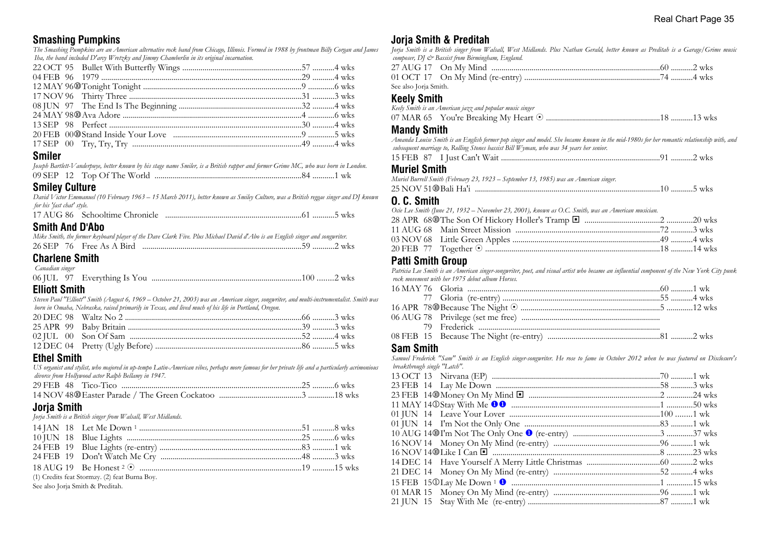## Smashing Pumpkins

*The Smashing Pumpkins are an American alternative rock band from Chicago, Illinois. Formed in 1988 by frontman Billy Corgan and James Iha, the band included D'arcy Wretzky and Jimmy Chamberlin in its original incarnation.*

| Date | Title | Pos | Wks |
|---|---|---|---|
| 22 OCT 95 | Bullet With Butterfly Wings | 57 | 4 wks |
| 04 FEB 96 | 1979 | 29 | 4 wks |
| 12 MAY 96 ⑩ | Tonight Tonight | 9 | 6 wks |
| 17 NOV 96 | Thirty Three | 31 | 3 wks |
| 08 JUN 97 | The End Is The Beginning | 32 | 4 wks |
| 24 MAY 98 ⑩ | Ava Adore | 4 | 6 wks |
| 13 SEP 98 | Perfect | 30 | 4 wks |
| 20 FEB 00 ⑩ | Stand Inside Your Love | 9 | 5 wks |
| 17 SEP 00 | Try, Try, Try | 49 | 4 wks |

## Smiler

*Joseph Bartlett-Vanderpuye, better known by his stage name Smiler, is a British rapper and former Grime MC, who was born in London.*

| Date | Title | Pos | Wks |
|---|---|---|---|
| 09 SEP 12 | Top Of The World | 84 | 1 wk |

## Smiley Culture

*David Victor Emmanuel (10 February 1963 – 15 March 2011), better known as Smiley Culture, was a British reggae singer and DJ known for his 'fast chat' style.*

| Date | Title | Pos | Wks |
|---|---|---|---|
| 17 AUG 86 | Schooltime Chronicle | 61 | 5 wks |

## Smith And D'Abo

*Mike Smith, the former keyboard player of the Dave Clark Five. Plus Michael David d'Abo is an English singer and songwriter.*

| Date | Title | Pos | Wks |
|---|---|---|---|
| 26 SEP 76 | Free As A Bird | 59 | 2 wks |

## Charlene Smith

*Canadian singer*

| Date | Title | Pos | Wks |
|---|---|---|---|
| 06 JUL 97 | Everything Is You | 100 | 2 wks |

## Elliott Smith

*Steven Paul "Elliott" Smith (August 6, 1969 – October 21, 2003) was an American singer, songwriter, and multi-instrumentalist. Smith was born in Omaha, Nebraska, raised primarily in Texas, and lived much of his life in Portland, Oregon.*

| Date | Title | Pos | Wks |
|---|---|---|---|
| 20 DEC 98 | Waltz No 2 | 66 | 3 wks |
| 25 APR 99 | Baby Britain | 39 | 3 wks |
| 02 JUL 00 | Son Of Sam | 52 | 4 wks |
| 12 DEC 04 | Pretty (Ugly Before) | 86 | 5 wks |

## Ethel Smith

*US organist and stylist, who majored in up-tempo Latin-American vibes, perhaps more famous for her private life and a particularly acrimonious divorce from Hollywood actor Ralph Bellamy in 1947.*

| Date | Title | Pos | Wks |
|---|---|---|---|
| 29 FEB 48 | Tico-Tico | 25 | 6 wks |
| 14 NOV 48 ⑩ | Easter Parade / The Green Cockatoo | 3 | 18 wks |

## Jorja Smith

*Jorja Smith is a British singer from Walsall, West Midlands.*

| Date | Title | Pos | Wks |
|---|---|---|---|
| 14 JAN 18 | Let Me Down [1] | 51 | 8 wks |
| 10 JUN 18 | Blue Lights | 25 | 6 wks |
| 24 FEB 19 | Blue Lights (re-entry) | 83 | 1 wk |
| 24 FEB 19 | Don't Watch Me Cry | 48 | 3 wks |
| 18 AUG 19 | Be Honest [2] ⊙ | 19 | 15 wks |

(1) Credits feat Stormzy. (2) feat Burna Boy.

See also Jorja Smith & Preditah.

## Jorja Smith & Preditah

*Jorja Smith is a British singer from Walsall, West Midlands. Plus Nathan Gerald, better known as Preditah is a Garage/Grime music composer, DJ & Bassist from Birmingham, England.*

| Date | Title | Pos | Wks |
|---|---|---|---|
| 27 AUG 17 | On My Mind | 60 | 2 wks |
| 01 OCT 17 | On My Mind (re-entry) | 74 | 4 wks |

See also Jorja Smith.

## Keely Smith

*Keely Smith is an American jazz and popular music singer*

| Date | Title | Pos | Wks |
|---|---|---|---|
| 07 MAR 65 | You're Breaking My Heart ⊙ | 18 | 13 wks |

## Mandy Smith

*Amanda Louise Smith is an English former pop singer and model. She became known in the mid-1980s for her romantic relationship with, and subsequent marriage to, Rolling Stones bassist Bill Wyman, who was 34 years her senior.*

| Date | Title | Pos | Wks |
|---|---|---|---|
| 15 FEB 87 | I Just Can't Wait | 91 | 2 wks |

## Muriel Smith

*Muriel Burrell Smith (February 23, 1923 – September 13, 1985) was an American singer.*

| Date | Title | Pos | Wks |
|---|---|---|---|
| 25 NOV 51 ⑩ | Bali Ha'i | 10 | 5 wks |

## O. C. Smith

*Ocie Lee Smith (June 21, 1932 – November 23, 2001), known as O.C. Smith, was an American musician.*

| Date | Title | Pos | Wks |
|---|---|---|---|
| 28 APR 68 ⑩ | The Son Of Hickory Holler's Tramp ◼ | 2 | 20 wks |
| 11 AUG 68 | Main Street Mission | 72 | 3 wks |
| 03 NOV 68 | Little Green Apples | 49 | 4 wks |
| 20 FEB 77 | Together ⊙ | 18 | 14 wks |

## Patti Smith Group

*Patricia Lee Smith is an American singer-songwriter, poet, and visual artist who became an influential component of the New York City punk rock movement with her 1975 debut album Horses.*

| Date | Title | Pos | Wks |
|---|---|---|---|
| 16 MAY 76 | Gloria | 60 | 1 wk |
| 77 | Gloria (re-entry) | 55 | 4 wks |
| 16 APR 78 ⑩ | Because The Night ⊙ | 5 | 12 wks |
| 06 AUG 78 | Privilege (set me free) | | |
| 79 | Frederick | | |
| 08 FEB 15 | Because The Night (re-entry) | 81 | 2 wks |

## Sam Smith

*Samuel Frederick "Sam" Smith is an English singer-songwriter. He rose to fame in October 2012 when he was featured on Disclosure's breakthrough single "Latch".*

| Date | Title | Pos | Wks |
|---|---|---|---|
| 13 OCT 13 | Nirvana (EP) | 70 | 1 wk |
| 23 FEB 14 | Lay Me Down | 58 | 3 wks |
| 23 FEB 14 ⑩ | Money On My Mind ◼ | 2 | 24 wks |
| 11 MAY 14 ① | Stay With Me ❶❶ | 1 | 50 wks |
| 01 JUN 14 | Leave Your Lover | 100 | 1 wk |
| 01 JUN 14 | I'm Not the Only One | 83 | 1 wk |
| 10 AUG 14 ⑩ | I'm Not The Only One ❶ (re-entry) | 3 | 37 wks |
| 16 NOV 14 | Money On My Mind (re-entry) | 96 | 1 wk |
| 16 NOV 14 ⑩ | Like I Can ◼ | 8 | 23 wks |
| 14 DEC 14 | Have Yourself A Merry Little Christmas | 60 | 2 wks |
| 21 DEC 14 | Money On My Mind (re-entry) | 52 | 4 wks |
| 15 FEB 15 ① | Lay Me Down [1] ❶ | 1 | 15 wks |
| 01 MAR 15 | Money On My Mind (re-entry) | 96 | 1 wk |
| 21 JUN 15 | Stay With Me (re-entry) | 87 | 1 wk |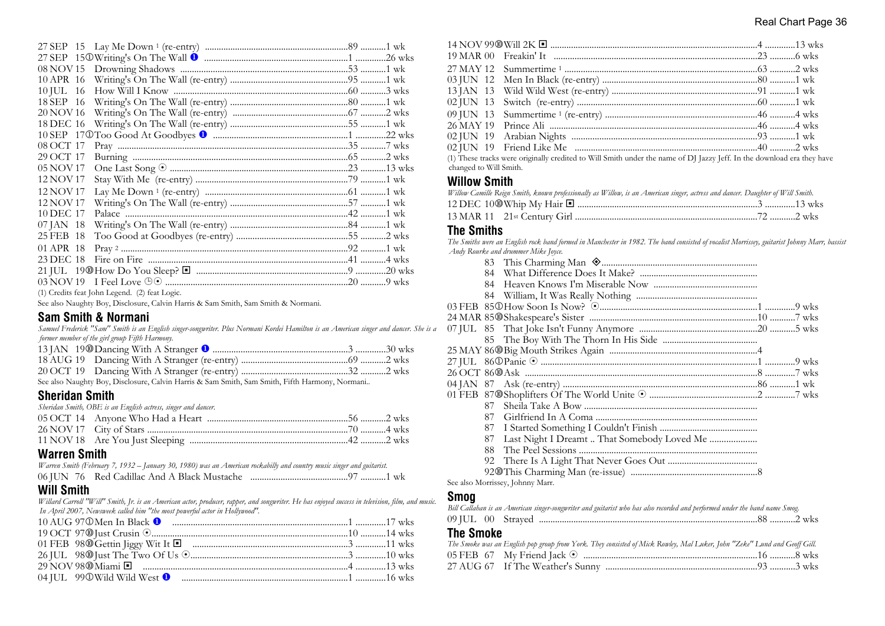| Date | Pos | Title | Peak | Weeks |
|---|---|---|---|---|
| 27 SEP | 15 | Lay Me Down [1] (re-entry) | 89 | 1 wk |
| 27 SEP | 15① | Writing's On The Wall ❶ | 1 | 26 wks |
| 08 NOV | 15 | Drowning Shadows | 53 | 1 wk |
| 10 APR | 16 | Writing's On The Wall (re-entry) | 95 | 1 wk |
| 10 JUL | 16 | How Will I Know | 60 | 3 wks |
| 18 SEP | 16 | Writing's On The Wall (re-entry) | 80 | 1 wk |
| 20 NOV | 16 | Writing's On The Wall (re-entry) | 67 | 2 wks |
| 18 DEC | 16 | Writing's On The Wall (re-entry) | 55 | 1 wk |
| 10 SEP | 17① | Too Good At Goodbyes ❶ | 1 | 22 wks |
| 08 OCT | 17 | Pray | 35 | 7 wks |
| 29 OCT | 17 | Burning | 65 | 2 wks |
| 05 NOV | 17 | One Last Song ⦿ | 23 | 13 wks |
| 12 NOV | 17 | Stay With Me (re-entry) | 79 | 1 wk |
| 12 NOV | 17 | Lay Me Down [1] (re-entry) | 61 | 1 wk |
| 12 NOV | 17 | Writing's On The Wall (re-entry) | 57 | 1 wk |
| 10 DEC | 17 | Palace | 42 | 1 wk |
| 07 JAN | 18 | Writing's On The Wall (re-entry) | 84 | 1 wk |
| 25 FEB | 18 | Too Good at Goodbyes (re-entry) | 55 | 2 wks |
| 01 APR | 18 | Pray [2] | 92 | 1 wk |
| 23 DEC | 18 | Fire on Fire | 41 | 4 wks |
| 21 JUL | 19⑩ | How Do You Sleep? ◘ | 9 | 20 wks |
| 03 NOV | 19 | I Feel Love ⦿⦿ | 20 | 9 wks |

(1) Credits feat John Legend. (2) feat Logic.

See also Naughty Boy, Disclosure, Calvin Harris & Sam Smith, Sam Smith & Normani.

## Sam Smith & Normani

*Samuel Frederick "Sam" Smith is an English singer-songwriter. Plus Normani Kordei Hamilton is an American singer and dancer. She is a former member of the girl group Fifth Harmony.*

| Date | Pos | Title | Peak | Weeks |
|---|---|---|---|---|
| 13 JAN | 19⑩ | Dancing With A Stranger ❶ | 3 | 30 wks |
| 18 AUG | 19 | Dancing With A Stranger (re-entry) | 69 | 2 wks |
| 20 OCT | 19 | Dancing With A Stranger (re-entry) | 32 | 2 wks |

See also Naughty Boy, Disclosure, Calvin Harris & Sam Smith, Sam Smith, Fifth Harmony, Normani..

## Sheridan Smith

*Sheridan Smith, OBE is an English actress, singer and dancer.*

| Date | Pos | Title | Peak | Weeks |
|---|---|---|---|---|
| 05 OCT | 14 | Anyone Who Had a Heart | 56 | 2 wks |
| 26 NOV | 17 | City of Stars | 70 | 4 wks |
| 11 NOV | 18 | Are You Just Sleeping | 42 | 2 wks |

## Warren Smith

*Warren Smith (February 7, 1932 – January 30, 1980) was an American rockabilly and country music singer and guitarist.*

| Date | Pos | Title | Peak | Weeks |
|---|---|---|---|---|
| 06 JUN | 76 | Red Cadillac And A Black Mustache | 97 | 1 wk |

## Will Smith

*Willard Carroll "Will" Smith, Jr. is an American actor, producer, rapper, and songwriter. He has enjoyed success in television, film, and music. In April 2007, Newsweek called him "the most powerful actor in Hollywood".*

| Date | Pos | Title | Peak | Weeks |
|---|---|---|---|---|
| 10 AUG | 97① | Men In Black ❶ | 1 | 17 wks |
| 19 OCT | 97⑩ | Just Crusin ⦿ | 10 | 14 wks |
| 01 FEB | 98⑩ | Gettin Jiggy Wit It ◘ | 3 | 11 wks |
| 26 JUL | 98⑩ | Just The Two Of Us ⦿ | 3 | 10 wks |
| 29 NOV | 98⑩ | Miami ◘ | 4 | 13 wks |
| 04 JUL | 99① | Wild Wild West ❶ | 1 | 16 wks |
| 14 NOV | 99⑩ | Will 2K ◘ | 4 | 13 wks |
| 19 MAR | 00 | Freakin' It | 23 | 6 wks |
| 27 MAY | 12 | Summertime [1] | 63 | 2 wks |
| 03 JUN | 12 | Men In Black (re-entry) | 80 | 1 wk |
| 13 JAN | 13 | Wild Wild West (re-entry) | 91 | 1 wk |
| 02 JUN | 13 | Switch (re-entry) | 60 | 1 wk |
| 09 JUN | 13 | Summertime [1] (re-entry) | 46 | 4 wks |
| 26 MAY | 19 | Prince Ali | 46 | 4 wks |
| 02 JUN | 19 | Arabian Nights | 93 | 1 wk |
| 02 JUN | 19 | Friend Like Me | 40 | 2 wks |

(1) These tracks were originally credited to Will Smith under the name of DJ Jazzy Jeff. In the download era they have changed to Will Smith.

## Willow Smith

*Willow Camille Reign Smith, known professionally as Willow, is an American singer, actress and dancer. Daughter of Will Smith.*

| Date | Pos | Title | Peak | Weeks |
|---|---|---|---|---|
| 12 DEC | 10⑩ | Whip My Hair ◘ | 3 | 13 wks |
| 13 MAR | 11 | 21st Century Girl | 72 | 2 wks |

## The Smiths

*The Smiths were an English rock band formed in Manchester in 1982. The band consisted of vocalist Morrissey, guitarist Johnny Marr, bassist Andy Rourke and drummer Mike Joyce.*

| Date | Pos | Title | Peak | Weeks |
|---|---|---|---|---|
| | 83 | This Charming Man ◈ | | |
| | 84 | What Difference Does It Make? | | |
| | 84 | Heaven Knows I'm Miserable Now | | |
| | 84 | William, It Was Really Nothing | | |
| 03 FEB | 85① | How Soon Is Now? ⦿ | 1 | 9 wks |
| 24 MAR | 85⑩ | Shakespeare's Sister | 10 | 7 wks |
| 07 JUL | 85 | That Joke Isn't Funny Anymore | 20 | 5 wks |
| | 85 | The Boy With The Thorn In His Side | | |
| 25 MAY | 86⑩ | Big Mouth Strikes Again | 4 | |
| 27 JUL | 86① | Panic ⦿ | 1 | 9 wks |
| 26 OCT | 86⑩ | Ask | 8 | 7 wks |
| 04 JAN | 87 | Ask (re-entry) | 86 | 1 wk |
| 01 FEB | 87⑩ | Shoplifters Of The World Unite ⦿ | 2 | 7 wks |
| | 87 | Sheila Take A Bow | | |
| | 87 | Girlfriend In A Coma | | |
| | 87 | I Started Something I Couldn't Finish | | |
| | 87 | Last Night I Dreamt .. That Somebody Loved Me | | |
| | 88 | The Peel Sessions | | |
| | 92 | There Is A Light That Never Goes Out | | |
| | 92⑩ | This Charming Man (re-issue) | 8 | |

See also Morrissey, Johnny Marr.

## Smog

*Bill Callahan is an American singer-songwriter and guitarist who has also recorded and performed under the band name Smog.*

| Date | Pos | Title | Peak | Weeks |
|---|---|---|---|---|
| 09 JUL | 00 | Strayed | 88 | 2 wks |

## The Smoke

*The Smoke was an English pop group from York. They consisted of Mick Rowley, Mal Luker, John "Zeke" Lund and Geoff Gill.*

| Date | Pos | Title | Peak | Weeks |
|---|---|---|---|---|
| 05 FEB | 67 | My Friend Jack ⦿ | 16 | 8 wks |
| 27 AUG | 67 | If The Weather's Sunny | 93 | 3 wks |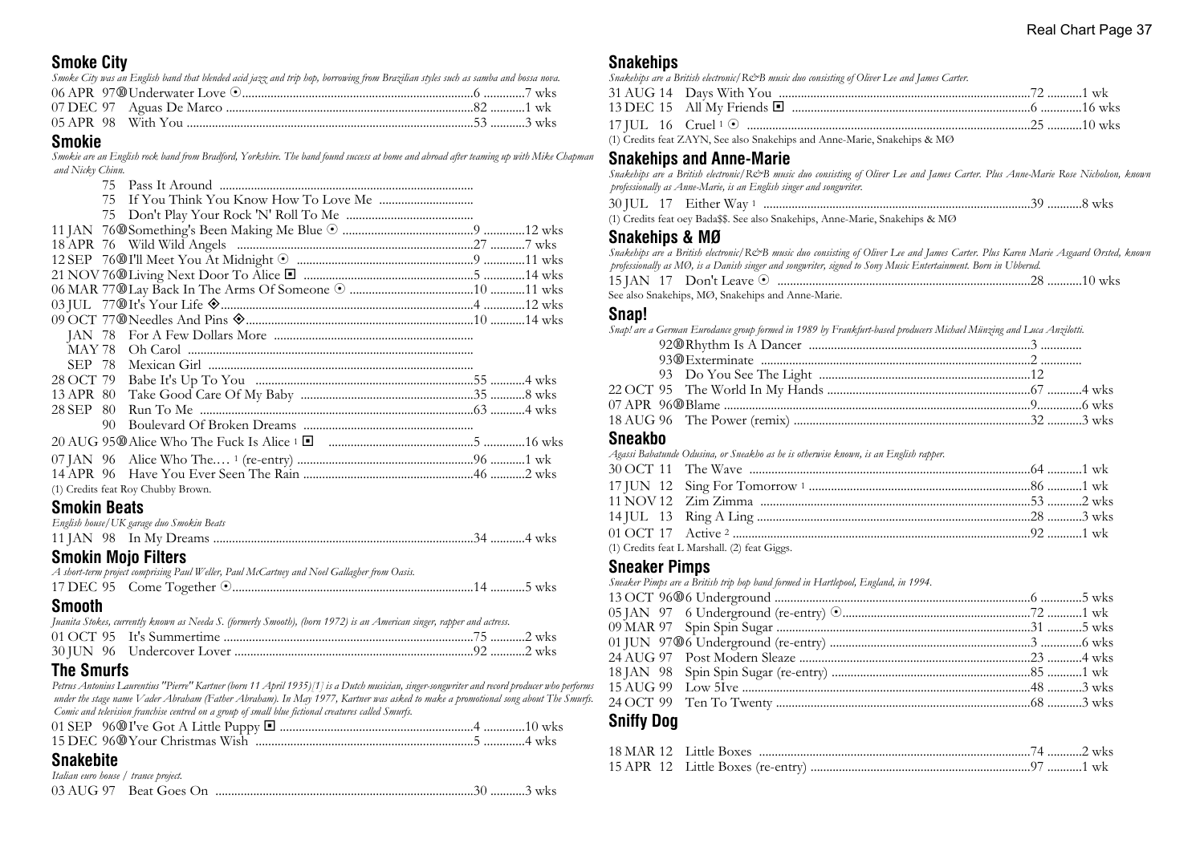## Smoke City

*Smoke City was an English band that blended acid jazz and trip hop, borrowing from Brazilian styles such as samba and bossa nova.*

06 APR 97⑩Underwater Love ⊙ ........................................................................6 .............7 wks
07 DEC 97 Aguas De Marco ..............................................................................82 ...........1 wk
05 APR 98 With You ..........................................................................................53 ...........3 wks

## Smokie

*Smokie are an English rock band from Bradford, Yorkshire. The band found success at home and abroad after teaming up with Mike Chapman and Nicky Chinn.*

75 Pass It Around ................................................................................
75 If You Think You Know How To Love Me .............................
75 Don't Play Your Rock 'N' Roll To Me ........................................
11 JAN 76⑩Something's Been Making Me Blue ⊙ .........................................9 .............12 wks
18 APR 76 Wild Wild Angels ..........................................................................27 ...........7 wks
12 SEP 76⑩I'll Meet You At Midnight ⊙ .......................................................9 .............11 wks
21 NOV 76⑩Living Next Door To Alice ◘ .....................................................5 .............14 wks
06 MAR 77⑩Lay Back In The Arms Of Someone ⊙ .......................................10 ...........11 wks
03 JUL 77⑩It's Your Life ◈..............................................................................4 .............12 wks
09 OCT 77⑩Needles And Pins ◈.......................................................................10 ...........14 wks
JAN 78 For A Few Dollars More ..............................................................
MAY 78 Oh Carol .........................................................................................
SEP 78 Mexican Girl ...................................................................................
28 OCT 79 Babe It's Up To You ....................................................................55 ...........4 wks
13 APR 80 Take Good Care Of My Baby ......................................................35 ...........8 wks
28 SEP 80 Run To Me ......................................................................................63 ...........4 wks
90 Boulevard Of Broken Dreams .....................................................
20 AUG 95⑩Alice Who The Fuck Is Alice [1] ◘ .............................................5 .............16 wks
07 JAN 96 Alice Who The… [1] (re-entry) .......................................................96 ...........1 wk
14 APR 96 Have You Ever Seen The Rain .....................................................46 ...........2 wks

(1) Credits feat Roy Chubby Brown.

## Smokin Beats

*English house/UK garage duo Smokin Beats*

11 JAN 98 In My Dreams ..................................................................................34 ...........4 wks

## Smokin Mojo Filters

*A short-term project comprising Paul Weller, Paul McCartney and Noel Gallagher from Oasis.*

17 DEC 95 Come Together ⊙............................................................................14 ...........5 wks

## Smooth

*Juanita Stokes, currently known as Needa S. (formerly Smooth), (born 1972) is an American singer, rapper and actress.*

01 OCT 95 It's Summertime .............................................................................75 ...........2 wks
30 JUN 96 Undercover Lover ..........................................................................92 ...........2 wks

## The Smurfs

*Petrus Antonius Laurentius "Pierre" Kartner (born 11 April 1935)[1] is a Dutch musician, singer-songwriter and record producer who performs under the stage name Vader Abraham (Father Abraham). In May 1977, Kartner was asked to make a promotional song about The Smurfs. Comic and television franchise centred on a group of small blue fictional creatures called Smurfs.*

01 SEP 96⑩I've Got A Little Puppy ◘ ............................................................4 .............10 wks
15 DEC 96⑩Your Christmas Wish ....................................................................5 .............4 wks

## Snakebite

*Italian euro house / trance project.*

03 AUG 97 Beat Goes On .................................................................................30 ...........3 wks

## Snakehips

*Snakehips are a British electronic/R&B music duo consisting of Oliver Lee and James Carter.*

31 AUG 14 Days With You ...............................................................................72 ...........1 wk
13 DEC 15 All My Friends ◘ ...........................................................................6 .............16 wks
17 JUL 16 Cruel [1] ⊙ .........................................................................................25 ...........10 wks

(1) Credits feat ZAYN, See also Snakehips and Anne-Marie, Snakehips & MØ

## Snakehips and Anne-Marie

*Snakehips are a British electronic/R&B music duo consisting of Oliver Lee and James Carter. Plus Anne-Marie Rose Nicholson, known professionally as Anne-Marie, is an English singer and songwriter.*

30 JUL 17 Either Way [1] ....................................................................................39 ...........8 wks

(1) Credits feat oey Bada$$. See also Snakehips, Anne-Marie, Snakehips & MØ

## Snakehips & MØ

*Snakehips are a British electronic/R&B music duo consisting of Oliver Lee and James Carter. Plus Karen Marie Aagaard Ørsted, known professionally as MØ, is a Danish singer and songwriter, signed to Sony Music Entertainment. Born in Ubberud.*

15 JAN 17 Don't Leave ⊙ ..............................................................................28 ...........10 wks

See also Snakehips, MØ, Snakehips and Anne-Marie.

## Snap!

*Snap! are a German Eurodance group formed in 1989 by Frankfurt-based producers Michael Münzing and Luca Anzilotti.*

92⑩Rhythm Is A Dancer .....................................................................3 .............
93⑩Exterminate ....................................................................................2 .............
93 Do You See The Light ..................................................................12
22 OCT 95 The World In My Hands ...............................................................67 ...........4 wks
07 APR 96⑩Blame ......................................................................................9..............6 wks
18 AUG 96 The Power (remix) ........................................................................32 ...........3 wks

## Sneakbo

*Agassi Babatunde Odusina, or Sneakbo as he is otherwise known, is an English rapper.*

30 OCT 11 The Wave ........................................................................................64 ...........1 wk
17 JUN 12 Sing For Tomorrow [1] .....................................................................86 ...........1 wk
11 NOV 12 Zim Zimma .....................................................................................53 ...........2 wks
14 JUL 13 Ring A Ling ......................................................................................28 ...........3 wks
01 OCT 17 Active [2] ............................................................................................92 ...........1 wk

(1) Credits feat L Marshall. (2) feat Giggs.

## Sneaker Pimps

*Sneaker Pimps are a British trip hop band formed in Hartlepool, England, in 1994.*

13 OCT 96⑩6 Underground .................................................................................6 .............5 wks
05 JAN 97 6 Underground (re-entry) ⊙...........................................................72 ...........1 wk
09 MAR 97 Spin Spin Sugar ..............................................................................31 ...........5 wks
01 JUN 97⑩6 Underground (re-entry) ...............................................................3 .............6 wks
24 AUG 97 Post Modern Sleaze .........................................................................23 ...........4 wks
18 JAN 98 Spin Spin Sugar (re-entry) ..............................................................85 ...........1 wk
15 AUG 99 Low 5Ive .........................................................................................48 ...........3 wks
24 OCT 99 Ten To Twenty ................................................................................68 ...........3 wks

## Sniffy Dog

18 MAR 12 Little Boxes .....................................................................................74 ...........2 wks
15 APR 12 Little Boxes (re-entry) .....................................................................97 ...........1 wk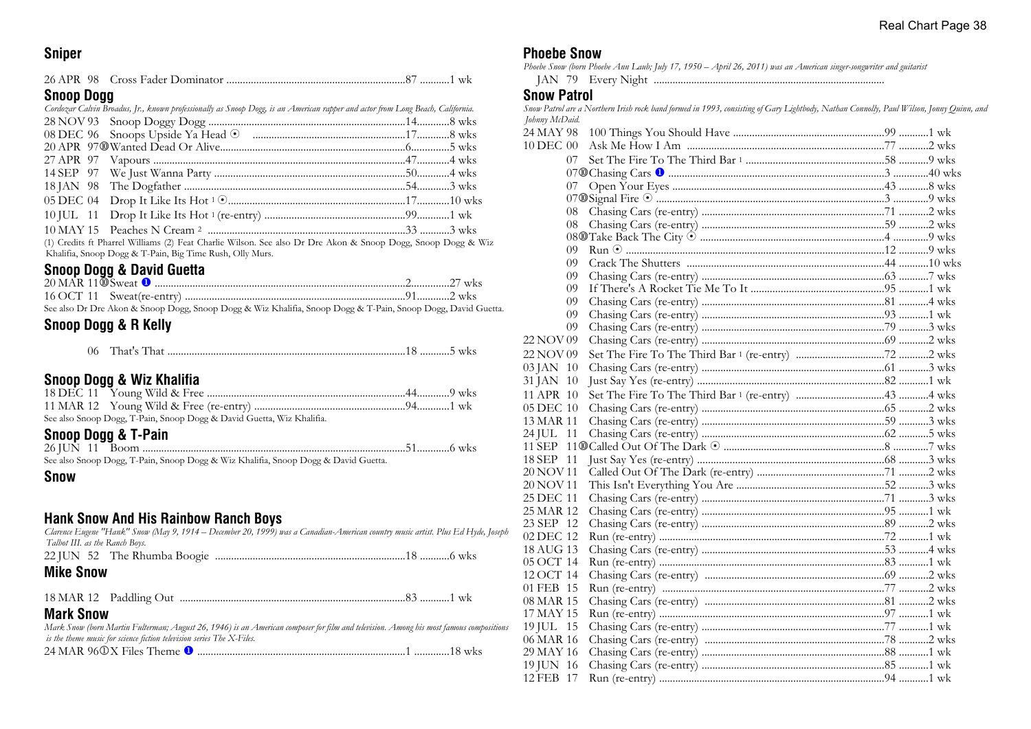## Sniper

26 APR 98 Cross Fader Dominator ..................87 ..........1 wk

## Snoop Dogg

*Cordozar Calvin Broadus, Jr., known professionally as Snoop Dogg, is an American rapper and actor from Long Beach, California.*

28 NOV 93 Snoop Doggy Dogg ..................14..........8 wks
08 DEC 96 Snoops Upside Ya Head ⊙ ..................17..........8 wks
20 APR 97⑩Wanted Dead Or Alive..................6..........5 wks
27 APR 97 Vapours ..................47..........4 wks
14 SEP 97 We Just Wanna Party ..................50..........4 wks
18 JAN 98 The Dogfather ..................54..........3 wks
05 DEC 04 Drop It Like Its Hot [1] ⊙..................17..........10 wks
10 JUL 11 Drop It Like Its Hot [1] (re-entry) ..................99..........1 wk
10 MAY 15 Peaches N Cream [2] ..................33 ..........3 wks

(1) Credits ft Pharrel Williams (2) Feat Charlie Wilson. See also Dr Dre Akon & Snoop Dogg, Snoop Dogg & Wiz Khalifia, Snoop Dogg & T-Pain, Big Time Rush, Olly Murs.

## Snoop Dogg & David Guetta

20 MAR 11⑩Sweat ❶ ..................2..........27 wks
16 OCT 11 Sweat(re-entry) ..................91..........2 wks

See also Dr Dre Akon & Snoop Dogg, Snoop Dogg & Wiz Khalifia, Snoop Dogg & T-Pain, Snoop Dogg, David Guetta.

## Snoop Dogg & R Kelly

06 That's That ..................18 ..........5 wks

## Snoop Dogg & Wiz Khalifia

18 DEC 11 Young Wild & Free ..................44..........9 wks
11 MAR 12 Young Wild & Free (re-entry) ..................94..........1 wk

See also Snoop Dogg, T-Pain, Snoop Dogg & David Guetta, Wiz Khalifia.

## Snoop Dogg & T-Pain

26 JUN 11 Boom ..................51..........6 wks

See also Snoop Dogg, T-Pain, Snoop Dogg & Wiz Khalifia, Snoop Dogg & David Guetta.

## Snow

## Hank Snow And His Rainbow Ranch Boys

*Clarence Eugene "Hank" Snow (May 9, 1914 – December 20, 1999) was a Canadian-American country music artist. Plus Ed Hyde, Joseph Talbot III. as the Ranch Boys.*

22 JUN 52 The Rhumba Boogie ..................18 ..........6 wks

## Mike Snow

18 MAR 12 Paddling Out ..................83 ..........1 wk

## Mark Snow

*Mark Snow (born Martin Fulterman; August 26, 1946) is an American composer for film and television. Among his most famous compositions is the theme music for science fiction television series The X-Files.*

24 MAR 96①X Files Theme ❶ ..................1 ..........18 wks

## Phoebe Snow

*Phoebe Snow (born Phoebe Ann Laub; July 17, 1950 – April 26, 2011) was an American singer-songwriter and guitarist*

JAN 79 Every Night ..................

## Snow Patrol

*Snow Patrol are a Northern Irish rock band formed in 1993, consisting of Gary Lightbody, Nathan Connolly, Paul Wilson, Jonny Quinn, and Johnny McDaid.*

24 MAY 98 100 Things You Should Have ..................99 ..........1 wk
10 DEC 00 Ask Me How I Am ..................77 ..........2 wks
07 Set The Fire To The Third Bar [1] ..................58 ..........9 wks
07⑩Chasing Cars ❶ ..................3 ..........40 wks
07 Open Your Eyes ..................43 ..........8 wks
07⑩Signal Fire ⊙ ..................3 ..........9 wks
08 Chasing Cars (re-entry) ..................71 ..........2 wks
08 Chasing Cars (re-entry) ..................59 ..........2 wks
08⑩Take Back The City ⊙ ..................4 ..........9 wks
09 Run ⊙ ..................12 ..........9 wks
09 Crack The Shutters ..................44 ..........10 wks
09 Chasing Cars (re-entry) ..................63 ..........7 wks
09 If There's A Rocket Tie Me To It ..................95 ..........1 wk
09 Chasing Cars (re-entry) ..................81 ..........4 wks
09 Chasing Cars (re-entry) ..................93 ..........1 wk
09 Chasing Cars (re-entry) ..................79 ..........3 wks
22 NOV 09 Chasing Cars (re-entry) ..................69 ..........2 wks
22 NOV 09 Set The Fire To The Third Bar [1] (re-entry) ..................72 ..........2 wks
03 JAN 10 Chasing Cars (re-entry) ..................61 ..........3 wks
31 JAN 10 Just Say Yes (re-entry) ..................82 ..........1 wk
11 APR 10 Set The Fire To The Third Bar [1] (re-entry) ..................43 ..........4 wks
05 DEC 10 Chasing Cars (re-entry) ..................65 ..........2 wks
13 MAR 11 Chasing Cars (re-entry) ..................59 ..........3 wks
24 JUL 11 Chasing Cars (re-entry) ..................62 ..........5 wks
11 SEP 11⑩Called Out Of The Dark ⊙ ..................8 ..........7 wks
18 SEP 11 Just Say Yes (re-entry) ..................68 ..........3 wks
20 NOV 11 Called Out Of The Dark (re-entry) ..................71 ..........2 wks
20 NOV 11 This Isn't Everything You Are ..................52 ..........3 wks
25 DEC 11 Chasing Cars (re-entry) ..................71 ..........3 wks
25 MAR 12 Chasing Cars (re-entry) ..................95 ..........1 wk
23 SEP 12 Chasing Cars (re-entry) ..................89 ..........2 wks
02 DEC 12 Run (re-entry) ..................72 ..........1 wk
18 AUG 13 Chasing Cars (re-entry) ..................53 ..........4 wks
05 OCT 14 Run (re-entry) ..................83 ..........1 wk
12 OCT 14 Chasing Cars (re-entry) ..................69 ..........2 wks
01 FEB 15 Run (re-entry) ..................77 ..........2 wks
08 MAR 15 Chasing Cars (re-entry) ..................81 ..........2 wks
17 MAY 15 Run (re-entry) ..................97 ..........1 wk
19 JUL 15 Chasing Cars (re-entry) ..................77 ..........1 wk
06 MAR 16 Chasing Cars (re-entry) ..................78 ..........2 wks
29 MAY 16 Chasing Cars (re-entry) ..................88 ..........1 wk
19 JUN 16 Chasing Cars (re-entry) ..................85 ..........1 wk
12 FEB 17 Run (re-entry) ..................94 ..........1 wk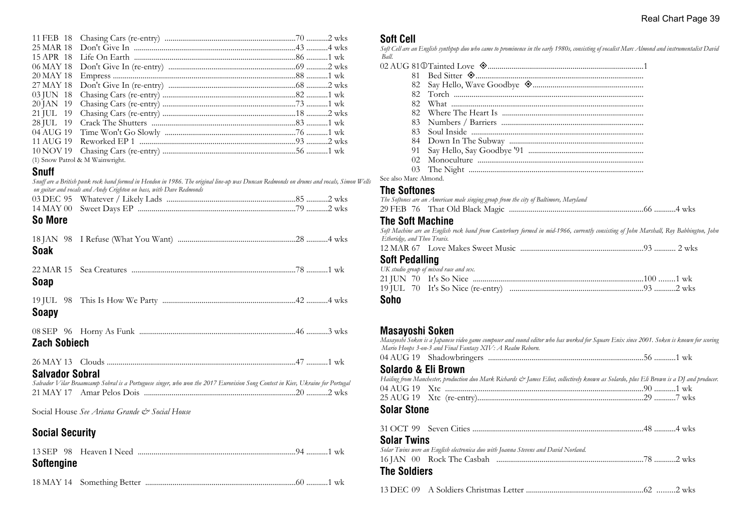| | | | |
|---|---|---|---|
| 11 FEB 18 | Chasing Cars (re-entry) | 70 | 2 wks |
| 25 MAR 18 | Don't Give In | 43 | 4 wks |
| 15 APR 18 | Life On Earth | 86 | 1 wk |
| 06 MAY 18 | Don't Give In (re-entry) | 69 | 2 wks |
| 20 MAY 18 | Empress | 88 | 1 wk |
| 27 MAY 18 | Don't Give In (re-entry) | 68 | 2 wks |
| 03 JUN 18 | Chasing Cars (re-entry) | 82 | 1 wk |
| 20 JAN 19 | Chasing Cars (re-entry) | 73 | 1 wk |
| 21 JUL 19 | Chasing Cars (re-entry) | 18 | 2 wks |
| 28 JUL 19 | Crack The Shutters | 83 | 1 wk |
| 04 AUG 19 | Time Won't Go Slowly | 76 | 1 wk |
| 11 AUG 19 | Reworked EP 1 | 93 | 2 wks |
| 10 NOV 19 | Chasing Cars (re-entry) | 56 | 1 wk |

(1) Snow Patrol & M Wainwright.

## Snuff

*Snuff are a British punk rock band formed in Hendon in 1986. The original line-up was Duncan Redmonds on drums and vocals, Simon Wells on guitar and vocals and Andy Crighton on bass, with Dave Redmonds*

| | | | |
|---|---|---|---|
| 03 DEC 95 | Whatever / Likely Lads | 85 | 2 wks |
| 14 MAY 00 | Sweet Days EP | 79 | 2 wks |

## So More

| | | | |
|---|---|---|---|
| 18 JAN 98 | I Refuse (What You Want) | 28 | 4 wks |

## Soak

| | | | |
|---|---|---|---|
| 22 MAR 15 | Sea Creatures | 78 | 1 wk |

## Soap

| | | | |
|---|---|---|---|
| 19 JUL 98 | This Is How We Party | 42 | 4 wks |

## Soapy

| | | | |
|---|---|---|---|
| 08 SEP 96 | Horny As Funk | 46 | 3 wks |

## Zach Sobiech

| | | | |
|---|---|---|---|
| 26 MAY 13 | Clouds | 47 | 1 wk |

## Salvador Sobral

*Salvador Vilar Braamcamp Sobral is a Portuguese singer, who won the 2017 Eurovision Song Contest in Kiev, Ukraine for Portugal*

| | | | |
|---|---|---|---|
| 21 MAY 17 | Amar Pelos Dois | 20 | 2 wks |

Social House *See Ariana Grande & Social House*

## Social Security

| | | | |
|---|---|---|---|
| 13 SEP 98 | Heaven I Need | 94 | 1 wk |

## Softengine

| | | | |
|---|---|---|---|
| 18 MAY 14 | Something Better | 60 | 1 wk |

## Soft Cell

*Soft Cell are an English synthpop duo who came to prominence in the early 1980s, consisting of vocalist Marc Almond and instrumentalist David Ball.*

| | | | |
|---|---|---|---|
| 02 AUG 81 ① | Tainted Love ◈ | 1 | |
| 81 | Bed Sitter ◈ | | |
| 82 | Say Hello, Wave Goodbye ◈ | | |
| 82 | Torch | | |
| 82 | What | | |
| 82 | Where The Heart Is | | |
| 83 | Numbers / Barriers | | |
| 83 | Soul Inside | | |
| 84 | Down In The Subway | | |
| 91 | Say Hello, Say Goodbye '91 | | |
| 02 | Monoculture | | |
| 03 | The Night | | |

See also Marc Almond.

## The Softones

*The Softones are an American male singing group from the city of Baltimore, Maryland*

| | | | |
|---|---|---|---|
| 29 FEB 76 | That Old Black Magic | 66 | 4 wks |

## The Soft Machine

*Soft Machine are an English rock band from Canterbury formed in mid-1966, currently consisting of John Marshall, Roy Babbington, John Etheridge, and Theo Travis.*

| | | | |
|---|---|---|---|
| 12 MAR 67 | Love Makes Sweet Music | 93 | 2 wks |

## Soft Pedalling

*UK studio group of mixed race and sex.*

| | | | |
|---|---|---|---|
| 21 JUN 70 | It's So Nice | 100 | 1 wk |
| 19 JUL 70 | It's So Nice (re-entry) | 93 | 2 wks |

## Soho

## Masayoshi Soken

*Masayoshi Soken is a Japanese video game composer and sound editor who has worked for Square Enix since 2001. Soken is known for scoring Mario Hoops 3-on-3 and Final Fantasy XIV: A Realm Reborn.*

| | | | |
|---|---|---|---|
| 04 AUG 19 | Shadowbringers | 56 | 1 wk |

## Solardo & Eli Brown

*Hailing from Manchester, production duo Mark Richards & James Eliot, collectively known as Solardo, plus Eli Brown is a DJ and producer.*

| | | | |
|---|---|---|---|
| 04 AUG 19 | Xtc | 90 | 1 wk |
| 25 AUG 19 | Xtc (re-entry) | 29 | 7 wks |

## Solar Stone

| | | | |
|---|---|---|---|
| 31 OCT 99 | Seven Cities | 48 | 4 wks |

## Solar Twins

*Solar Twins were an English electronica duo with Joanna Stevens and David Norland.*

| | | | |
|---|---|---|---|
| 16 JAN 00 | Rock The Casbah | 78 | 2 wks |

## The Soldiers

| | | | |
|---|---|---|---|
| 13 DEC 09 | A Soldiers Christmas Letter | 62 | 2 wks |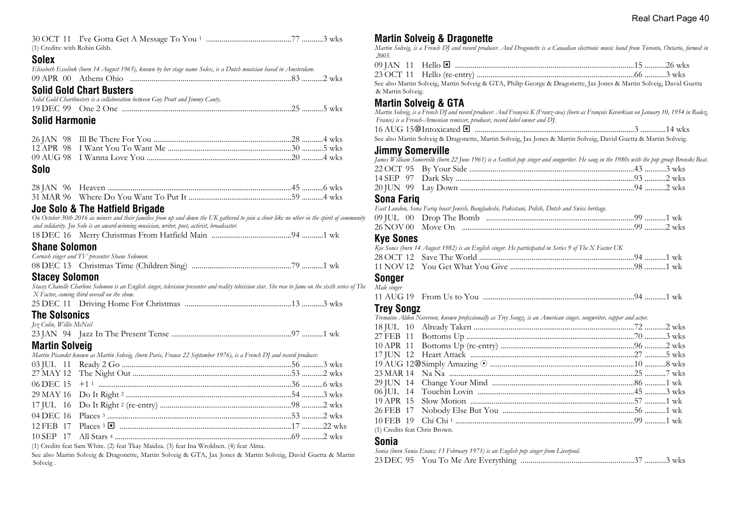30 OCT 11 I've Gotta Get A Message To You [1] ............................................77 ...........3 wks

(1) Credits: with Robin Gibb.

## Solex

*Elisabeth Esselink (born 14 August 1965), known by her stage name Solex, is a Dutch musician based in Amsterdam.*

09 APR 00 Athens Ohio ..................................................................................83 ...........2 wks

## Solid Gold Chart Busters

*Solid Gold Chartbusters is a collaboration between Guy Pratt and Jimmy Cauty.*

19 DEC 99 One 2 One .....................................................................................25 ...........5 wks

## Solid Harmonie

26 JAN 98 Ill Be There For You .......................................................................28 ...........4 wks
12 APR 98 I Want You To Want Me ...............................................................30 ...........5 wks
09 AUG 98 I Wanna Love You ..........................................................................20 ...........4 wks

## Solo

28 JAN 96 Heaven ..............................................................................................45 ...........6 wks
31 MAR 96 Where Do You Want To Put It .....................................................59 ...........4 wks

## Joe Solo & The Hatfield Brigade

*On October 30th 2016 as miners and their families from up and down the UK gathered to join a choir like no other in the spirit of community and solidarity. Joe Solo is an award-winning musician, writer, poet, activist, broadcaster.*

18 DEC 16 Merry Christmas From Hatfield Main ........................................94 ...........1 wk

## Shane Solomon

*Cornish singer and TV presenter Shane Solomon.*

08 DEC 13 Christmas Time (Children Sing) ...................................................79 ...........1 wk

## Stacey Solomon

*Stacey Chanelle Charlene Solomon is an English singer, television presenter and reality television star. She rose to fame on the sixth series of The X Factor, coming third overall on the show.*

25 DEC 11 Driving Home For Christmas ......................................................13 ...........3 wks

## The Solsonics

*Jez Colin, Willie McNeil*

23 JAN 94 Jazz In The Present Tense .............................................................97 ...........1 wk

## Martin Solveig

*Martin Picandet known as Martin Solveig, (born Paris, France 22 September 1976), is a French DJ and record producer.*

03 JUL 11 Ready 2 Go .......................................................................................56 ...........3 wks
27 MAY 12 The Night Out .................................................................................53 ...........2 wks
06 DEC 15 +1 [1] ...................................................................................................36 ...........6 wks
29 MAY 16 Do It Right [2] ....................................................................................54 ...........3 wks
17 JUL 16 Do It Right [2] (re-entry) ...................................................................98 ...........2 wks
04 DEC 16 Places [3] ..............................................................................................53 ...........2 wks
12 FEB 17 Places [3] ◘ ........................................................................................17 ...........22 wks
10 SEP 17 All Stars [4] ..........................................................................................69 ...........2 wks

(1) Credits feat Sam White. (2) feat Tkay Maidza. (3) feat Ina Wroldsen. (4) feat Alma.

See also Martin Solveig & Dragonette, Martin Solveig & GTA, Jax Jones & Martin Solveig, David Guetta & Martin Solveig .

## Martin Solveig & Dragonette

*Martin Solveig, is a French DJ and record producer. And Dragonette is a Canadian electronic music band from Toronto, Ontario, formed in 2005.*

09 JAN 11 Hello ◘ ...........................................................................................15 ...........26 wks
23 OCT 11 Hello (re-entry) ..................................................................................66 ...........3 wks

See also Martin Solveig, Martin Solveig & GTA, Philip George & Dragonette, Jax Jones & Martin Solveig, David Guetta & Martin Solveig.

## Martin Solveig & GTA

*Martin Solveig, is a French DJ and record producer. And François K (Franz-swa) (born as François Kevorkian on January 10, 1954 in Rodez, France) is a French-Armenian remixer, producer, record label owner and DJ.*

16 AUG 15⑩Intoxicated ◘ .................................................................................3 ............14 wks

See also Martin Solveig & Dragonette, Martin Solveig, Jax Jones & Martin Solveig, David Guetta & Martin Solveig.

## Jimmy Somerville

*James William Somerville (born 22 June 1961) is a Scottish pop singer and songwriter. He sang in the 1980s with the pop group Bronski Beat.*

22 OCT 95 By Your Side ...................................................................................43 ...........3 wks
14 SEP 97 Dark Sky ..........................................................................................93 ...........2 wks
20 JUN 99 Lay Down ........................................................................................94 ...........2 wks

## Sona Fariq

*East London, Sona Fariq boast Jewish, Bangladeshi, Pakistani, Polish, Dutch and Swiss heritage.*

09 JUL 00 Drop The Bomb ...........................................................................99 ...........1 wk
26 NOV 00 Move On ........................................................................................99 ...........2 wks

## Kye Sones

*Kye Sones (born 14 August 1982) is an English singer. He participated in Series 9 of The X Factor UK*

28 OCT 12 Save The World ...............................................................................94 ...........1 wk
11 NOV 12 You Get What You Give ...............................................................98 ...........1 wk

## Songer

*Male singer*

11 AUG 19 From Us to You ............................................................................94 ...........1 wk

## Trey Songz

*Tremaine Aldon Neverson, known professionally as Trey Songz, is an American singer, songwriter, rapper and actor.*

18 JUL 10 Already Taken ..................................................................................72 ...........2 wks
27 FEB 11 Bottoms Up ......................................................................................70 ...........3 wks
10 APR 11 Bottoms Up (re-entry) ...................................................................96 ...........2 wks
17 JUN 12 Heart Attack ...................................................................................27 ...........5 wks
19 AUG 12⑩Simply Amazing ⊙ ........................................................................10 ...........8 wks
23 MAR 14 Na Na .............................................................................................25 ...........7 wks
29 JUN 14 Change Your Mind ........................................................................86 ...........1 wk
06 JUL 14 Touchin Lovin ................................................................................45 ...........3 wks
19 APR 15 Slow Motion ..................................................................................57 ...........1 wk
26 FEB 17 Nobody Else But You ..................................................................56 ...........1 wk
10 FEB 19 Chi Chi [1] ........................................................................................99 ...........1 wk

(1) Credits feat Chris Brown.

## Sonia

*Sonia (born Sonia Evans; 13 February 1971) is an English pop singer from Liverpool.*

23 DEC 95 You To Me Are Everything .........................................................37 ...........3 wks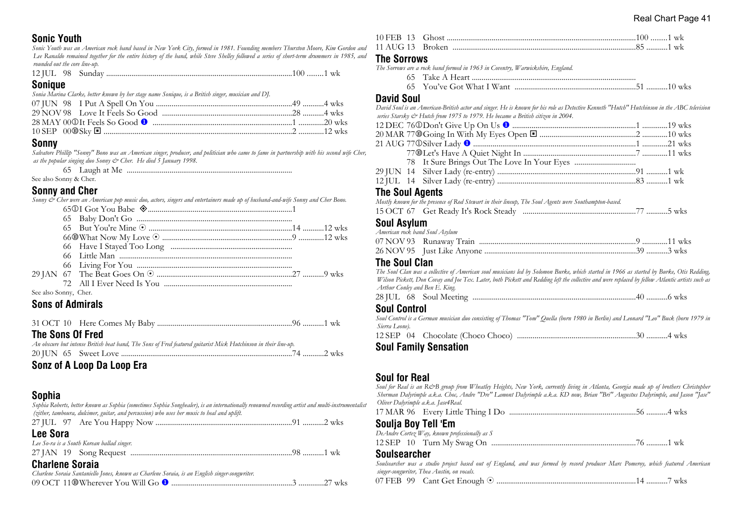## Sonic Youth

*Sonic Youth was an American rock band based in New York City, formed in 1981. Founding members Thurston Moore, Kim Gordon and Lee Ranaldo remained together for the entire history of the band, while Steve Shelley followed a series of short-term drummers in 1985, and rounded out the core line-up.*

12 JUL 98 Sunday ..........100 ........1 wk

## Sonique

*Sonia Marina Clarke, better known by her stage name Sonique, is a British singer, musician and DJ.*

07 JUN 98 I Put A Spell On You ..........49 ...........4 wks
29 NOV 98 Love It Feels So Good ..........28 ...........4 wks
28 MAY 00① It Feels So Good ❶ ..........1 .............20 wks
10 SEP 00⑩ Sky ▣ ..........2 .............12 wks

## Sonny

*Salvatore Phillip "Sonny" Bono was an American singer, producer, and politician who came to fame in partnership with his second wife Cher, as the popular singing duo Sonny & Cher. He died 5 January 1998.*

65 Laugh at Me ..........

See also Sonny & Cher.

## Sonny and Cher

*Sonny & Cher were an American pop music duo, actors, singers and entertainers made up of husband-and-wife Sonny and Cher Bono.*

65① I Got You Babe ◈ ..........1
65 Baby Don't Go ..........
65 But You're Mine ⊙ ..........14 ...........12 wks
66⑩ What Now My Love ⊙ ..........9 .............12 wks
66 Have I Stayed Too Long ..........
66 Little Man ..........
66 Living For You ..........
29 JAN 67 The Beat Goes On ⊙ ..........27 ...........9 wks
72 All I Ever Need Is You ..........

See also Sonny, Cher.

## Sons of Admirals

31 OCT 10 Here Comes My Baby ..........96 ...........1 wk

## The Sons Of Fred

*An obscure but intense British beat band, The Sons of Fred featured guitarist Mick Hutchinson in their line-up.*

20 JUN 65 Sweet Love ..........74 ...........2 wks

## Sonz of A Loop Da Loop Era

## Sophia

*Sophia Roberts, better known as Sophia (sometimes Sophia Songhealer), is an internationally renowned recording artist and multi-instrumentalist (zither, tamboura, dulcimer, guitar, and percussion) who uses her music to heal and uplift.*

27 JUL 97 Are You Happy Now ..........91 ...........2 wks

## Lee Sora

*Lee So-ra is a South Korean ballad singer.*

27 JAN 19 Song Request ..........98 ...........1 wk

## Charlene Soraia

*Charlene Soraia Santaniello Jones, known as Charlene Soraia, is an English singer-songwriter.*

09 OCT 11⑩ Wherever You Will Go ❶ ..........3 .............27 wks

10 FEB 13 Ghost ..........100 ........1 wk
11 AUG 13 Broken ..........85 ...........1 wk

## The Sorrows

*The Sorrows are a rock band formed in 1963 in Coventry, Warwickshire, England.*

65 Take A Heart ..........
65 You've Got What I Want ..........51 ...........10 wks

## David Soul

*David Soul is an American-British actor and singer. He is known for his role as Detective Kenneth "Hutch" Hutchinson in the ABC television series Starsky & Hutch from 1975 to 1979. He became a British citizen in 2004.*

12 DEC 76① Don't Give Up On Us ❶ ..........1 .............19 wks
20 MAR 77⑩ Going In With My Eyes Open ▣ ..........2 .............10 wks
21 AUG 77① Silver Lady ❶ ..........1 .............21 wks
77⑩ Let's Have A Quiet Night In ..........7 .............11 wks
78 It Sure Brings Out The Love In Your Eyes ..........
29 JUN 14 Silver Lady (re-entry) ..........91 ...........1 wk
12 JUL 14 Silver Lady (re-entry) ..........83 ...........1 wk

## The Soul Agents

*Mostly known for the presence of Rod Stewart in their lineup, The Soul Agents were Southampton-based.*

15 OCT 67 Get Ready It's Rock Steady ..........77 ...........5 wks

## Soul Asylum

*American rock band Soul Asylum*

07 NOV 93 Runaway Train ..........9 .............11 wks
26 NOV 95 Just Like Anyone ..........39 ...........3 wks

## The Soul Clan

*The Soul Clan was a collective of American soul musicians led by Solomon Burke, which started in 1966 as started by Burke, Otis Redding, Wilson Pickett, Don Covay and Joe Tex. Later, both Pickett and Redding left the collective and were replaced by fellow Atlantic artists such as Arthur Conley and Ben E. King.*

28 JUL 68 Soul Meeting ..........40 ...........6 wks

## Soul Control

*Soul Control is a German musician duo consisting of Thomas "Tom" Quella (born 1980 in Berlin) and Leonard "Leo" Buck (born 1979 in Sierra Leone).*

12 SEP 04 Chocolate (Choco Choco) ..........30 ...........4 wks

## Soul Family Sensation

## Soul for Real

*Soul for Real is an R&B group from Wheatley Heights, New York, currently living in Atlanta, Georgia made up of brothers Christopher Sherman Dalyrimple a.k.a. Choc, Andre "Dre" Lamont Dalyrimple a.k.a. KD now, Brian "Bri" Augustus Dalyrimple, and Jason "Jase" Oliver Dalyrimple a.k.a. Jase4Real.*

17 MAR 96 Every Little Thing I Do ..........56 ...........4 wks

## Soulja Boy Tell 'Em

*DeAndre Cortez Way, known professionally as S*

12 SEP 10 Turn My Swag On ..........76 ...........1 wk

## Soulsearcher

*Soulsearcher was a studio project based out of England, and was formed by record producer Marc Pomeroy, which featured American singer-songwriter, Thea Austin, on vocals.*

07 FEB 99 Cant Get Enough ⊙ ..........14 ...........7 wks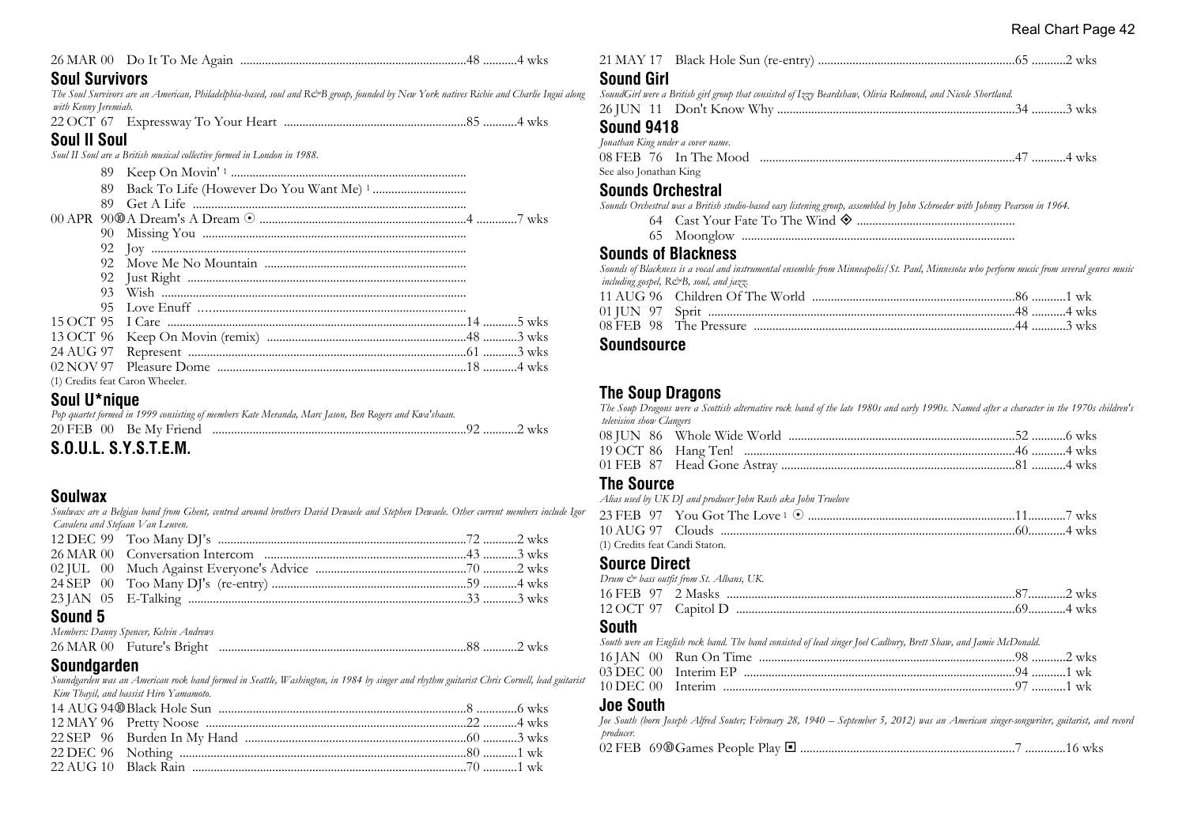26 MAR 00 Do It To Me Again ........................................................................48 ...........4 wks

## Soul Survivors

*The Soul Survivors are an American, Philadelphia-based, soul and R&B group, founded by New York natives Richie and Charlie Ingui along with Kenny Jeremiah.*

22 OCT 67 Expressway To Your Heart ..........................................................85 ...........4 wks

## Soul II Soul

*Soul II Soul are a British musical collective formed in London in 1988.*

89 Keep On Movin' [1] ..........................................................................

89 Back To Life (However Do You Want Me) [1] .............................

89 Get A Life ........................................................................................

00 APR 90⑩A Dream's A Dream ⊙ ..................................................................4 .............7 wks

90 Missing You .....................................................................................

92 Joy ......................................................................................................

92 Move Me No Mountain .................................................................

92 Just Right ..........................................................................................

93 Wish ...................................................................................................

95 Love Enuff .........................................................................................

15 OCT 95 I Care .................................................................................................14 ...........5 wks

13 OCT 96 Keep On Movin (remix) ................................................................48 ...........3 wks

24 AUG 97 Represent .........................................................................................61 ...........3 wks

02 NOV 97 Pleasure Dome ...............................................................................18 ...........4 wks

(1) Credits feat Caron Wheeler.

## Soul U*nique

*Pop quartet formed in 1999 consisting of members Kate Meranda, Marc Jason, Ben Rogers and Kwa'shaan.*

20 FEB 00 Be My Friend .................................................................................92 ...........2 wks

## S.O.U.L. S.Y.S.T.E.M.

## Soulwax

*Soulwax are a Belgian band from Ghent, centred around brothers David Dewaele and Stephen Dewaele. Other current members include Igor Cavalera and Stefaan Van Leuven.*

12 DEC 99 Too Many DJ's ...............................................................................72 ...........2 wks

26 MAR 00 Conversation Intercom ................................................................43 ...........3 wks

02 JUL 00 Much Against Everyone's Advice .................................................70 ...........2 wks

24 SEP 00 Too Many DJ's (re-entry) ..............................................................59 ...........4 wks

23 JAN 05 E-Talking .........................................................................................33 ...........3 wks

## Sound 5

*Members: Danny Spencer, Kelvin Andrews*

26 MAR 00 Future's Bright ...............................................................................88 ...........2 wks

## Soundgarden

*Soundgarden was an American rock band formed in Seattle, Washington, in 1984 by singer and rhythm guitarist Chris Cornell, lead guitarist Kim Thayil, and bassist Hiro Yamamoto.*

14 AUG 94⑩Black Hole Sun ...............................................................................8 .............6 wks

12 MAY 96 Pretty Noose ...................................................................................22 ...........4 wks

22 SEP 96 Burden In My Hand .......................................................................60 ...........3 wks

22 DEC 96 Nothing ............................................................................................80 ...........1 wk

22 AUG 10 Black Rain .......................................................................................70 ...........1 wk

21 MAY 17 Black Hole Sun (re-entry) ...............................................................65 ...........2 wks

## Sound Girl

*SoundGirl were a British girl group that consisted of Izzy Beardshaw, Olivia Redmond, and Nicole Shortland.*

26 JUN 11 Don't Know Why ............................................................................34 ...........3 wks

## Sound 9418

*Jonathan King under a cover name.*

08 FEB 76 In The Mood .................................................................................47 ...........4 wks

See also Jonathan King

## Sounds Orchestral

*Sounds Orchestral was a British studio-based easy listening group, assembled by John Schroeder with Johnny Pearson in 1964.*

64 Cast Your Fate To The Wind ◈ ...................................................

65 Moonglow .......................................................................................

## Sounds of Blackness

*Sounds of Blackness is a vocal and instrumental ensemble from Minneapolis/St. Paul, Minnesota who perform music from several genres music including gospel, R&B, soul, and jazz.*

11 AUG 96 Children Of The World .................................................................86 ...........1 wk

01 JUN 97 Sprit .................................................................................................48 ...........4 wks

08 FEB 98 The Pressure ...................................................................................44 ...........3 wks

## Soundsource

## The Soup Dragons

*The Soup Dragons were a Scottish alternative rock band of the late 1980s and early 1990s. Named after a character in the 1970s children's television show Clangers*

08 JUN 86 Whole Wide World .........................................................................52 ...........6 wks

19 OCT 86 Hang Ten! .......................................................................................46 ...........4 wks

01 FEB 87 Head Gone Astray ...........................................................................81 ...........4 wks

## The Source

*Alias used by UK DJ and producer John Rush aka John Truelove*

23 FEB 97 You Got The Love [1] ⊙ ..................................................................11............7 wks

10 AUG 97 Clouds .............................................................................................60............4 wks

(1) Credits feat Candi Staton.

## Source Direct

*Drum & bass outfit from St. Albans, UK.*

16 FEB 97 2 Masks ............................................................................................87............2 wks

12 OCT 97 Capitol D .........................................................................................69............4 wks

## South

*South were an English rock band. The band consisted of lead singer Joel Cadbury, Brett Shaw, and Jamie McDonald.*

16 JAN 00 Run On Time ..................................................................................98 ...........2 wks

03 DEC 00 Interim EP .......................................................................................94 ...........1 wk

10 DEC 00 Interim .............................................................................................97 ...........1 wk

## Joe South

*Joe South (born Joseph Alfred Souter; February 28, 1940 – September 5, 2012) was an American singer-songwriter, guitarist, and record producer.*

02 FEB 69⑩Games People Play ◙ ....................................................................7 ............16 wks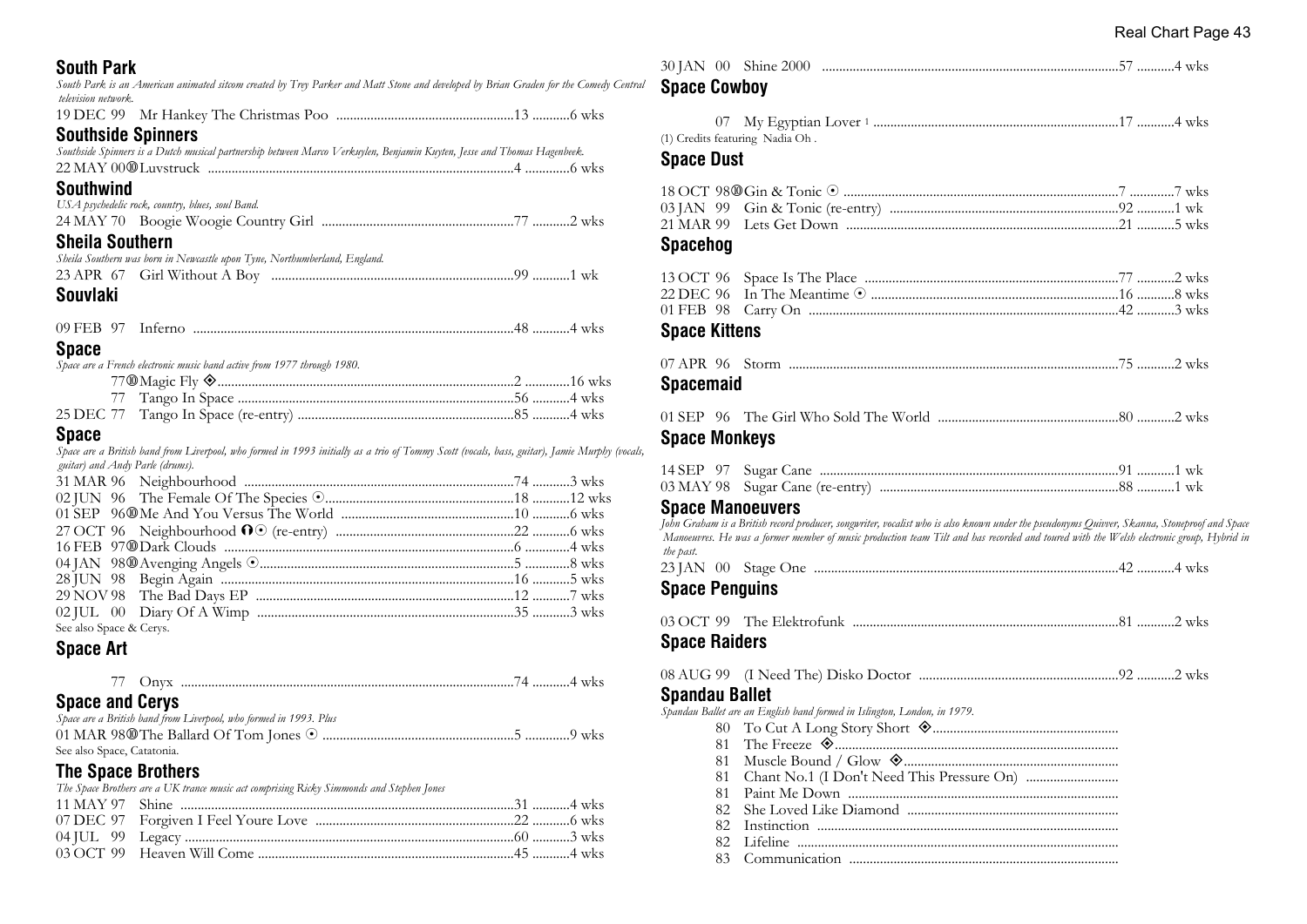## South Park

*South Park is an American animated sitcom created by Trey Parker and Matt Stone and developed by Brian Graden for the Comedy Central television network.*

19 DEC 99 Mr Hankey The Christmas Poo ....13 ....6 wks

## Southside Spinners

*Southside Spinners is a Dutch musical partnership between Marco Verkuylen, Benjamin Kuyten, Jesse and Thomas Hagenbeek.*

22 MAY 00 ⑩ Luvstruck ....4 ....6 wks

## Southwind

*USA psychedelic rock, country, blues, soul Band.*

24 MAY 70 Boogie Woogie Country Girl ....77 ....2 wks

## Sheila Southern

*Sheila Southern was born in Newcastle upon Tyne, Northumberland, England.*

23 APR 67 Girl Without A Boy ....99 ....1 wk

## Souvlaki

09 FEB 97 Inferno ....48 ....4 wks

## Space

*Space are a French electronic music band active from 1977 through 1980.*

77 ⑩ Magic Fly ◈ ....2 ....16 wks
77 Tango In Space ....56 ....4 wks
25 DEC 77 Tango In Space (re-entry) ....85 ....4 wks

## Space

*Space are a British band from Liverpool, who formed in 1993 initially as a trio of Tommy Scott (vocals, bass, guitar), Jamie Murphy (vocals, guitar) and Andy Parle (drums).*

31 MAR 96 Neighbourhood ....74 ....3 wks
02 JUN 96 The Female Of The Species ⊙ ....18 ....12 wks
01 SEP 96 ⑩ Me And You Versus The World ....10 ....6 wks
27 OCT 96 Neighbourhood ⓘ ⊙ (re-entry) ....22 ....6 wks
16 FEB 97 ⑩ Dark Clouds ....6 ....4 wks
04 JAN 98 ⑩ Avenging Angels ⊙ ....5 ....8 wks
28 JUN 98 Begin Again ....16 ....5 wks
29 NOV 98 The Bad Days EP ....12 ....7 wks
02 JUL 00 Diary Of A Wimp ....35 ....3 wks

See also Space & Cerys.

## Space Art

77 Onyx ....74 ....4 wks

## Space and Cerys

*Space are a British band from Liverpool, who formed in 1993. Plus*

01 MAR 98 ⑩ The Ballard Of Tom Jones ⊙ ....5 ....9 wks

See also Space, Catatonia.

## The Space Brothers

*The Space Brothers are a UK trance music act comprising Ricky Simmonds and Stephen Jones*

11 MAY 97 Shine ....31 ....4 wks
07 DEC 97 Forgiven I Feel Youre Love ....22 ....6 wks
04 JUL 99 Legacy ....60 ....3 wks
03 OCT 99 Heaven Will Come ....45 ....4 wks
30 JAN 00 Shine 2000 ....57 ....4 wks

## Space Cowboy

07 My Egyptian Lover [1] ....17 ....4 wks

(1) Credits featuring Nadia Oh .

## Space Dust

18 OCT 98 ⑩ Gin & Tonic ⊙ ....7 ....7 wks
03 JAN 99 Gin & Tonic (re-entry) ....92 ....1 wk
21 MAR 99 Lets Get Down ....21 ....5 wks

## Spacehog

13 OCT 96 Space Is The Place ....77 ....2 wks
22 DEC 96 In The Meantime ⊙ ....16 ....8 wks
01 FEB 98 Carry On ....42 ....3 wks

## Space Kittens

07 APR 96 Storm ....75 ....2 wks

## Spacemaid

01 SEP 96 The Girl Who Sold The World ....80 ....2 wks

## Space Monkeys

14 SEP 97 Sugar Cane ....91 ....1 wk
03 MAY 98 Sugar Cane (re-entry) ....88 ....1 wk

## Space Manoeuvers

*John Graham is a British record producer, songwriter, vocalist who is also known under the pseudonyms Quivver, Skanna, Stoneproof and Space Manoeuvres. He was a former member of music production team Tilt and has recorded and toured with the Welsh electronic group, Hybrid in the past.*

23 JAN 00 Stage One ....42 ....4 wks

## Space Penguins

03 OCT 99 The Elektrofunk ....81 ....2 wks

## Space Raiders

08 AUG 99 (I Need The) Disko Doctor ....92 ....2 wks

## Spandau Ballet

*Spandau Ballet are an English band formed in Islington, London, in 1979.*

80 To Cut A Long Story Short ◈ ....
81 The Freeze ◈ ....
81 Muscle Bound / Glow ◈ ....
81 Chant No.1 (I Don't Need This Pressure On) ....
81 Paint Me Down ....
82 She Loved Like Diamond ....
82 Instinction ....
82 Lifeline ....
83 Communication ....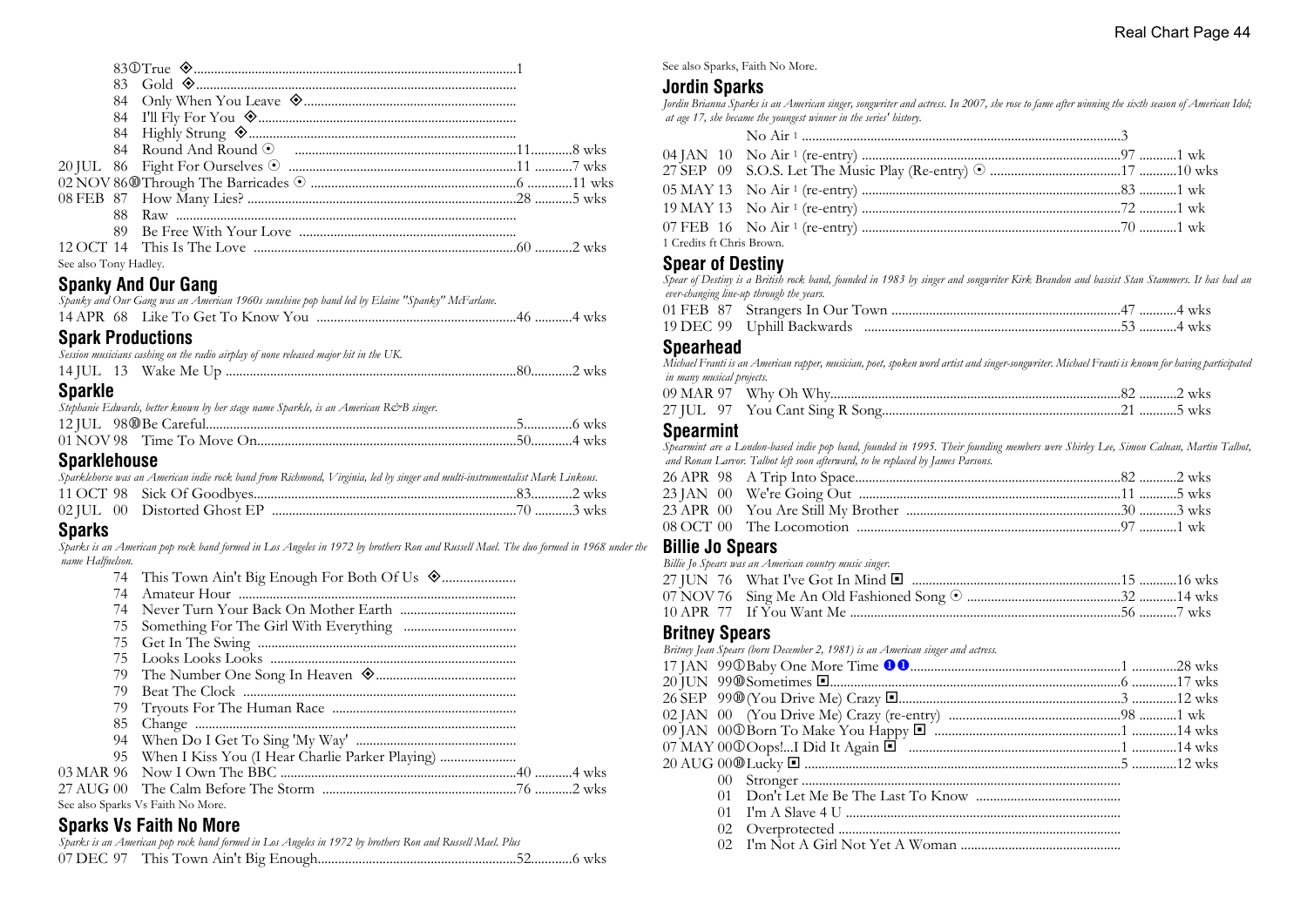| Date | Title | Pos | Wks |
|---|---|---|---|
| 83① | True ◈ | 1 | |
| 83 | Gold ◈ | | |
| 84 | Only When You Leave ◈ | | |
| 84 | I'll Fly For You ◈ | | |
| 84 | Highly Strung ◈ | | |
| 84 | Round And Round ⊙ | 11 | 8 wks |
| 20 JUL 86 | Fight For Ourselves ⊙ | 11 | 7 wks |
| 02 NOV 86⑩ | Through The Barricades ⊙ | 6 | 11 wks |
| 08 FEB 87 | How Many Lies? | 28 | 5 wks |
| 88 | Raw | | |
| 89 | Be Free With Your Love | | |
| 12 OCT 14 | This Is The Love | 60 | 2 wks |

See also Tony Hadley.

## Spanky And Our Gang

*Spanky and Our Gang was an American 1960s sunshine pop band led by Elaine "Spanky" McFarlane.*

| Date | Title | Pos | Wks |
|---|---|---|---|
| 14 APR 68 | Like To Get To Know You | 46 | 4 wks |

## Spark Productions

*Session musicians cashing on the radio airplay of none released major hit in the UK.*

| Date | Title | Pos | Wks |
|---|---|---|---|
| 14 JUL 13 | Wake Me Up | 80 | 2 wks |

## Sparkle

*Stephanie Edwards, better known by her stage name Sparkle, is an American R&B singer.*

| Date | Title | Pos | Wks |
|---|---|---|---|
| 12 JUL 98⑩ | Be Careful | 5 | 6 wks |
| 01 NOV 98 | Time To Move On | 50 | 4 wks |

## Sparklehouse

*Sparklehorse was an American indie rock band from Richmond, Virginia, led by singer and multi-instrumentalist Mark Linkous.*

| Date | Title | Pos | Wks |
|---|---|---|---|
| 11 OCT 98 | Sick Of Goodbyes | 83 | 2 wks |
| 02 JUL 00 | Distorted Ghost EP | 70 | 3 wks |

## Sparks

*Sparks is an American pop rock band formed in Los Angeles in 1972 by brothers Ron and Russell Mael. The duo formed in 1968 under the name Halfnelson.*

| Date | Title | Pos | Wks |
|---|---|---|---|
| 74 | This Town Ain't Big Enough For Both Of Us ◈ | | |
| 74 | Amateur Hour | | |
| 74 | Never Turn Your Back On Mother Earth | | |
| 75 | Something For The Girl With Everything | | |
| 75 | Get In The Swing | | |
| 75 | Looks Looks Looks | | |
| 79 | The Number One Song In Heaven ◈ | | |
| 79 | Beat The Clock | | |
| 79 | Tryouts For The Human Race | | |
| 85 | Change | | |
| 94 | When Do I Get To Sing 'My Way' | | |
| 95 | When I Kiss You (I Hear Charlie Parker Playing) | | |
| 03 MAR 96 | Now I Own The BBC | 40 | 4 wks |
| 27 AUG 00 | The Calm Before The Storm | 76 | 2 wks |

See also Sparks Vs Faith No More.

## Sparks Vs Faith No More

*Sparks is an American pop rock band formed in Los Angeles in 1972 by brothers Ron and Russell Mael. Plus*

| Date | Title | Pos | Wks |
|---|---|---|---|
| 07 DEC 97 | This Town Ain't Big Enough | 52 | 6 wks |

See also Sparks, Faith No More.

## Jordin Sparks

*Jordin Brianna Sparks is an American singer, songwriter and actress. In 2007, she rose to fame after winning the sixth season of American Idol; at age 17, she became the youngest winner in the series' history.*

| Date | Title | Pos | Wks |
|---|---|---|---|
| | No Air [1] | 3 | |
| 04 JAN 10 | No Air [1] (re-entry) | 97 | 1 wk |
| 27 SEP 09 | S.O.S. Let The Music Play (Re-entry) ⊙ | 17 | 10 wks |
| 05 MAY 13 | No Air [1] (re-entry) | 83 | 1 wk |
| 19 MAY 13 | No Air [1] (re-entry) | 72 | 1 wk |
| 07 FEB 16 | No Air [1] (re-entry) | 70 | 1 wk |

1 Credits ft Chris Brown.

## Spear of Destiny

*Spear of Destiny is a British rock band, founded in 1983 by singer and songwriter Kirk Brandon and bassist Stan Stammers. It has had an ever-changing line-up through the years.*

| Date | Title | Pos | Wks |
|---|---|---|---|
| 01 FEB 87 | Strangers In Our Town | 47 | 4 wks |
| 19 DEC 99 | Uphill Backwards | 53 | 4 wks |

## Spearhead

*Michael Franti is an American rapper, musician, poet, spoken word artist and singer-songwriter. Michael Franti is known for having participated in many musical projects.*

| Date | Title | Pos | Wks |
|---|---|---|---|
| 09 MAR 97 | Why Oh Why | 82 | 2 wks |
| 27 JUL 97 | You Cant Sing R Song | 21 | 5 wks |

## Spearmint

*Spearmint are a London-based indie pop band, founded in 1995. Their founding members were Shirley Lee, Simon Calnan, Martin Talbot, and Ronan Larvor. Talbot left soon afterward, to be replaced by James Parsons.*

| Date | Title | Pos | Wks |
|---|---|---|---|
| 26 APR 98 | A Trip Into Space | 82 | 2 wks |
| 23 JAN 00 | We're Going Out | 11 | 5 wks |
| 23 APR 00 | You Are Still My Brother | 30 | 3 wks |
| 08 OCT 00 | The Locomotion | 97 | 1 wk |

## Billie Jo Spears

*Billie Jo Spears was an American country music singer.*

| Date | Title | Pos | Wks |
|---|---|---|---|
| 27 JUN 76 | What I've Got In Mind ◘ | 15 | 16 wks |
| 07 NOV 76 | Sing Me An Old Fashioned Song ⊙ | 32 | 14 wks |
| 10 APR 77 | If You Want Me | 56 | 7 wks |

## Britney Spears

*Britney Jean Spears (born December 2, 1981) is an American singer and actress.*

| Date | Title | Pos | Wks |
|---|---|---|---|
| 17 JAN 99① | Baby One More Time ❶❶ | 1 | 28 wks |
| 20 JUN 99⑩ | Sometimes ◘ | 6 | 17 wks |
| 26 SEP 99⑩ | (You Drive Me) Crazy ◘ | 3 | 12 wks |
| 02 JAN 00 | (You Drive Me) Crazy (re-entry) | 98 | 1 wk |
| 09 JAN 00① | Born To Make You Happy ◘ | 1 | 14 wks |
| 07 MAY 00① | Oops!...I Did It Again ◘ | 1 | 14 wks |
| 20 AUG 00⑩ | Lucky ◘ | 5 | 12 wks |
| 00 | Stronger | | |
| 01 | Don't Let Me Be The Last To Know | | |
| 01 | I'm A Slave 4 U | | |
| 02 | Overprotected | | |
| 02 | I'm Not A Girl Not Yet A Woman | | |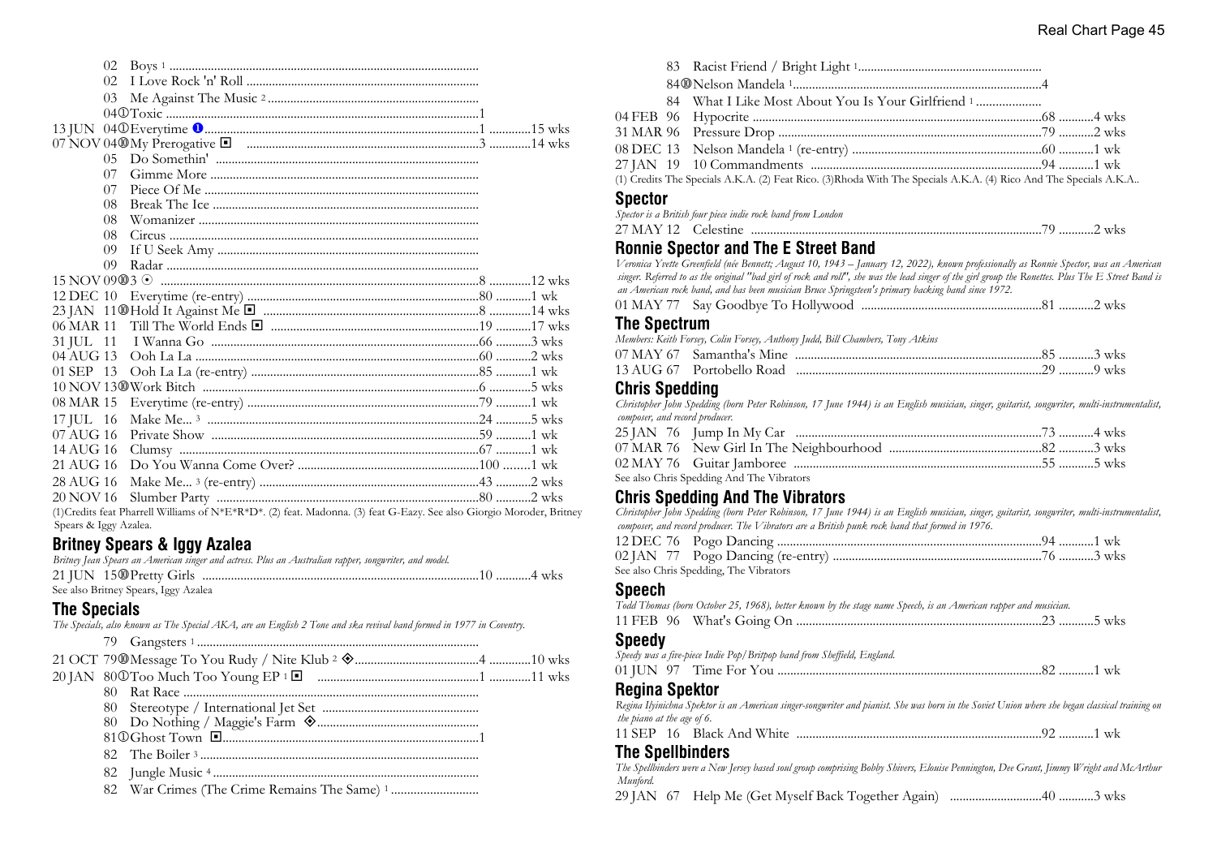02 Boys [1] ...........................................................................................
02 I Love Rock 'n' Roll ...........................................................................
03 Me Against The Music [2] ......................................................................
04①Toxic ..............................................................................................1
13 JUN 04①Everytime ❶...........................................................................1 .............15 wks
07 NOV 04⑩My Prerogative ◘ ...............................................................3 .............14 wks
05 Do Somethin' ......................................................................................
07 Gimme More ......................................................................................
07 Piece Of Me .......................................................................................
08 Break The Ice .....................................................................................
08 Womanizer .........................................................................................
08 Circus .................................................................................................
09 If U Seek Amy ....................................................................................
09 Radar ..................................................................................................
15 NOV 09⑩3 ☉ ......................................................................................8 .............12 wks
12 DEC 10 Everytime (re-entry) ..............................................................80 ...........1 wk
23 JAN 11⑩Hold It Against Me ◘ ............................................................8 .............14 wks
06 MAR 11 Till The World Ends ◘ .........................................................19 ...........17 wks
31 JUL 11 I Wanna Go ........................................................................66 ...........3 wks
04 AUG 13 Ooh La La .........................................................................60 ...........2 wks
01 SEP 13 Ooh La La (re-entry) ........................................................85 ...........1 wk
10 NOV 13⑩Work Bitch ..........................................................................6 .............5 wks
08 MAR 15 Everytime (re-entry) ...........................................................79 ...........1 wk
17 JUL 16 Make Me... [3] ......................................................................24 ...........5 wks
07 AUG 16 Private Show ......................................................................59 ...........1 wk
14 AUG 16 Clumsy ...............................................................................67 ...........1 wk
21 AUG 16 Do You Wanna Come Over? ...............................................100 ........1 wk
28 AUG 16 Make Me... [3] (re-entry) ......................................................43 ...........2 wks
20 NOV 16 Slumber Party ...................................................................80 ...........2 wks

(1)Credits feat Pharrell Williams of N*E*R*D*. (2) feat. Madonna. (3) feat G-Eazy. See also Giorgio Moroder, Britney Spears & Iggy Azalea.

## Britney Spears & Iggy Azalea

*Britney Jean Spears an American singer and actress. Plus an Australian rapper, songwriter, and model.*

21 JUN 15⑩Pretty Girls ..........................................................................10 ...........4 wks

See also Britney Spears, Iggy Azalea

## The Specials

*The Specials, also known as The Special AKA, are an English 2 Tone and ska revival band formed in 1977 in Coventry.*

79 Gangsters [1] .........................................................................................
21 OCT 79⑩Message To You Rudy / Nite Klub [2] ◈.....................................4 .............10 wks
20 JAN 80①Too Much Too Young EP [1] ◘ ................................................1 .............11 wks
80 Rat Race ...............................................................................................
80 Stereotype / International Jet Set .......................................................
80 Do Nothing / Maggie's Farm ◈.............................................................
81①Ghost Town ◘.......................................................................................1
82 The Boiler [3] ..........................................................................................
82 Jungle Music [4] ......................................................................................
82 War Crimes (The Crime Remains The Same) [1] .......................................
83 Racist Friend / Bright Light [1] ...............................................................
84⑩Nelson Mandela [1] ................................................................................4
84 What I Like Most About You Is Your Girlfriend [1] ...................................
04 FEB 96 Hypocrite ..........................................................................68 ...........4 wks
31 MAR 96 Pressure Drop ...................................................................79 ...........2 wks
08 DEC 13 Nelson Mandela [1] (re-entry) ...............................................60 ...........1 wk
27 JAN 19 10 Commandments .............................................................94 ...........1 wk

(1) Credits The Specials A.K.A. (2) Feat Rico. (3)Rhoda With The Specials A.K.A. (4) Rico And The Specials A.K.A..

## Spector

*Spector is a British four piece indie rock band from London*

27 MAY 12 Celestine ..................................................................................79 ...........2 wks

## Ronnie Spector and The E Street Band

*Veronica Yvette Greenfield (née Bennett; August 10, 1943 – January 12, 2022), known professionally as Ronnie Spector, was an American singer. Referred to as the original "bad girl of rock and roll", she was the lead singer of the girl group the Ronettes. Plus The E Street Band is an American rock band, and has been musician Bruce Springsteen's primary backing band since 1972.*

01 MAY 77 Say Goodbye To Hollywood ...............................................81 ...........2 wks

## The Spectrum

*Members: Keith Forsey, Colin Forsey, Anthony Judd, Bill Chambers, Tony Atkins*

07 MAY 67 Samantha's Mine ............................................................85 ...........3 wks
13 AUG 67 Portobello Road ............................................................29 ...........9 wks

## Chris Spedding

*Christopher John Spedding (born Peter Robinson, 17 June 1944) is an English musician, singer, guitarist, songwriter, multi-instrumentalist, composer, and record producer.*

25 JAN 76 Jump In My Car ............................................................73 ...........4 wks
07 MAR 76 New Girl In The Neighbourhood ...............................................82 ...........3 wks
02 MAY 76 Guitar Jamboree ............................................................55 ...........5 wks

See also Chris Spedding And The Vibrators

## Chris Spedding And The Vibrators

*Christopher John Spedding (born Peter Robinson, 17 June 1944) is an English musician, singer, guitarist, songwriter, multi-instrumentalist, composer, and record producer. The Vibrators are a British punk rock band that formed in 1976.*

12 DEC 76 Pogo Dancing ..................................................................94 ...........1 wk
02 JAN 77 Pogo Dancing (re-entry) .................................................76 ...........3 wks

See also Chris Spedding, The Vibrators

## Speech

*Todd Thomas (born October 25, 1968), better known by the stage name Speech, is an American rapper and musician.*

11 FEB 96 What's Going On ............................................................23 ...........5 wks

## Speedy

*Speedy was a five-piece Indie Pop/Britpop band from Sheffield, England.*

01 JUN 97 Time For You .................................................................82 ...........1 wk

## Regina Spektor

*Regina Ilyinichna Spektor is an American singer-songwriter and pianist. She was born in the Soviet Union where she began classical training on the piano at the age of 6.*

11 SEP 16 Black And White ............................................................92 ...........1 wk

## The Spellbinders

*The Spellbinders were a New Jersey based soul group comprising Bobby Shivers, Elouise Pennington, Dee Grant, Jimmy Wright and McArthur Munford.*

29 JAN 67 Help Me (Get Myself Back Together Again) ............................40 ...........3 wks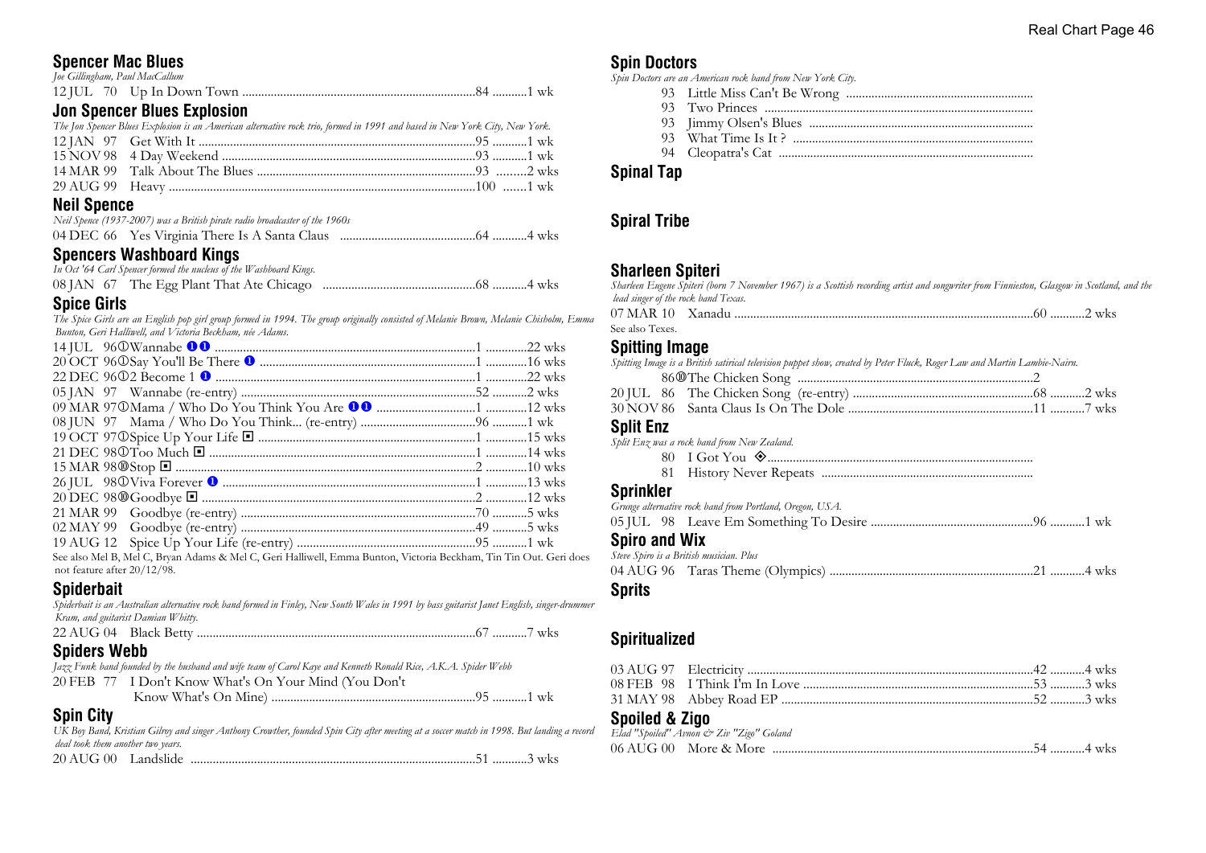## Spencer Mac Blues

*Joe Gillingham, Paul MacCallum*

12 JUL 70 Up In Down Town ....................................................................84 ...........1 wk

## Jon Spencer Blues Explosion

*The Jon Spencer Blues Explosion is an American alternative rock trio, formed in 1991 and based in New York City, New York.*

12 JAN 97 Get With It ....................................................................95 ...........1 wk
15 NOV 98 4 Day Weekend ....................................................................93 ...........1 wk
14 MAR 99 Talk About The Blues ....................................................................93 .........2 wks
29 AUG 99 Heavy ....................................................................100 .......1 wk

## Neil Spence

*Neil Spence (1937-2007) was a British pirate radio broadcaster of the 1960s*

04 DEC 66 Yes Virginia There Is A Santa Claus ....................................................................64 ...........4 wks

## Spencers Washboard Kings

*In Oct '64 Carl Spencer formed the nucleus of the Washboard Kings.*

08 JAN 67 The Egg Plant That Ate Chicago ....................................................................68 ...........4 wks

## Spice Girls

*The Spice Girls are an English pop girl group formed in 1994. The group originally consisted of Melanie Brown, Melanie Chisholm, Emma Bunton, Geri Halliwell, and Victoria Beckham, née Adams.*

14 JUL 96①Wannabe ❶❶ ....................................................................1 .............22 wks
20 OCT 96①Say You'll Be There ❶ ....................................................................1 .............16 wks
22 DEC 96①2 Become 1 ❶ ....................................................................1 .............22 wks
05 JAN 97 Wannabe (re-entry) ....................................................................52 ...........2 wks
09 MAR 97①Mama / Who Do You Think You Are ❶❶ ....................................................................1 .............12 wks
08 JUN 97 Mama / Who Do You Think... (re-entry) ....................................................................96 ...........1 wk
19 OCT 97①Spice Up Your Life ◘ ....................................................................1 .............15 wks
21 DEC 98①Too Much ◘ ....................................................................1 .............14 wks
15 MAR 98⑩Stop ◘ ....................................................................2 .............10 wks
26 JUL 98①Viva Forever ❶ ....................................................................1 .............13 wks
20 DEC 98⑩Goodbye ◘ ....................................................................2 .............12 wks
21 MAR 99 Goodbye (re-entry) ....................................................................70 ...........5 wks
02 MAY 99 Goodbye (re-entry) ....................................................................49 ...........5 wks
19 AUG 12 Spice Up Your Life (re-entry) ....................................................................95 ...........1 wk

See also Mel B, Mel C, Bryan Adams & Mel C, Geri Halliwell, Emma Bunton, Victoria Beckham, Tin Tin Out. Geri does not feature after 20/12/98.

## Spiderbait

*Spiderbait is an Australian alternative rock band formed in Finley, New South Wales in 1991 by bass guitarist Janet English, singer-drummer Kram, and guitarist Damian Whitty.*

22 AUG 04 Black Betty ....................................................................67 ...........7 wks

## Spiders Webb

*Jazz Funk band founded by the husband and wife team of Carol Kaye and Kenneth Ronald Rice, A.K.A. Spider Webb*

20 FEB 77 I Don't Know What's On Your Mind (You Don't Know What's On Mine) ....................................................................95 ...........1 wk

## Spin City

*UK Boy Band, Kristian Gilroy and singer Anthony Crowther, founded Spin City after meeting at a soccer match in 1998. But landing a record deal took them another two years.*

20 AUG 00 Landslide ....................................................................51 ...........3 wks

## Spin Doctors

*Spin Doctors are an American rock band from New York City.*

93 Little Miss Can't Be Wrong ....................................................................
93 Two Princes ....................................................................
93 Jimmy Olsen's Blues ....................................................................
93 What Time Is It ? ....................................................................
94 Cleopatra's Cat ....................................................................

## Spinal Tap

## Spiral Tribe

## Sharleen Spiteri

*Sharleen Eugene Spiteri (born 7 November 1967) is a Scottish recording artist and songwriter from Finnieston, Glasgow in Scotland, and the lead singer of the rock band Texas.*

07 MAR 10 Xanadu ....................................................................60 ...........2 wks

See also Texes.

## Spitting Image

*Spitting Image is a British satirical television puppet show, created by Peter Fluck, Roger Law and Martin Lambie-Nairn.*

86⑩The Chicken Song ....................................................................2
20 JUL 86 The Chicken Song (re-entry) ....................................................................68 ...........2 wks
30 NOV 86 Santa Claus Is On The Dole ....................................................................11 ...........7 wks

## Split Enz

*Split Enz was a rock band from New Zealand.*

80 I Got You ◈....................................................................
81 History Never Repeats ....................................................................

## Sprinkler

*Grunge alternative rock band from Portland, Oregon, USA.*

05 JUL 98 Leave Em Something To Desire ....................................................................96 ...........1 wk

## Spiro and Wix

*Steve Spiro is a British musician. Plus*

04 AUG 96 Taras Theme (Olympics) ....................................................................21 ...........4 wks

## Sprits

## Spiritualized

03 AUG 97 Electricity ....................................................................42 ...........4 wks
08 FEB 98 I Think I'm In Love ....................................................................53 ...........3 wks
31 MAY 98 Abbey Road EP ....................................................................52 ...........3 wks

## Spoiled & Zigo

*Elad "Spoiled" Avnon & Ziv "Zigo" Goland*

06 AUG 00 More & More ....................................................................54 ...........4 wks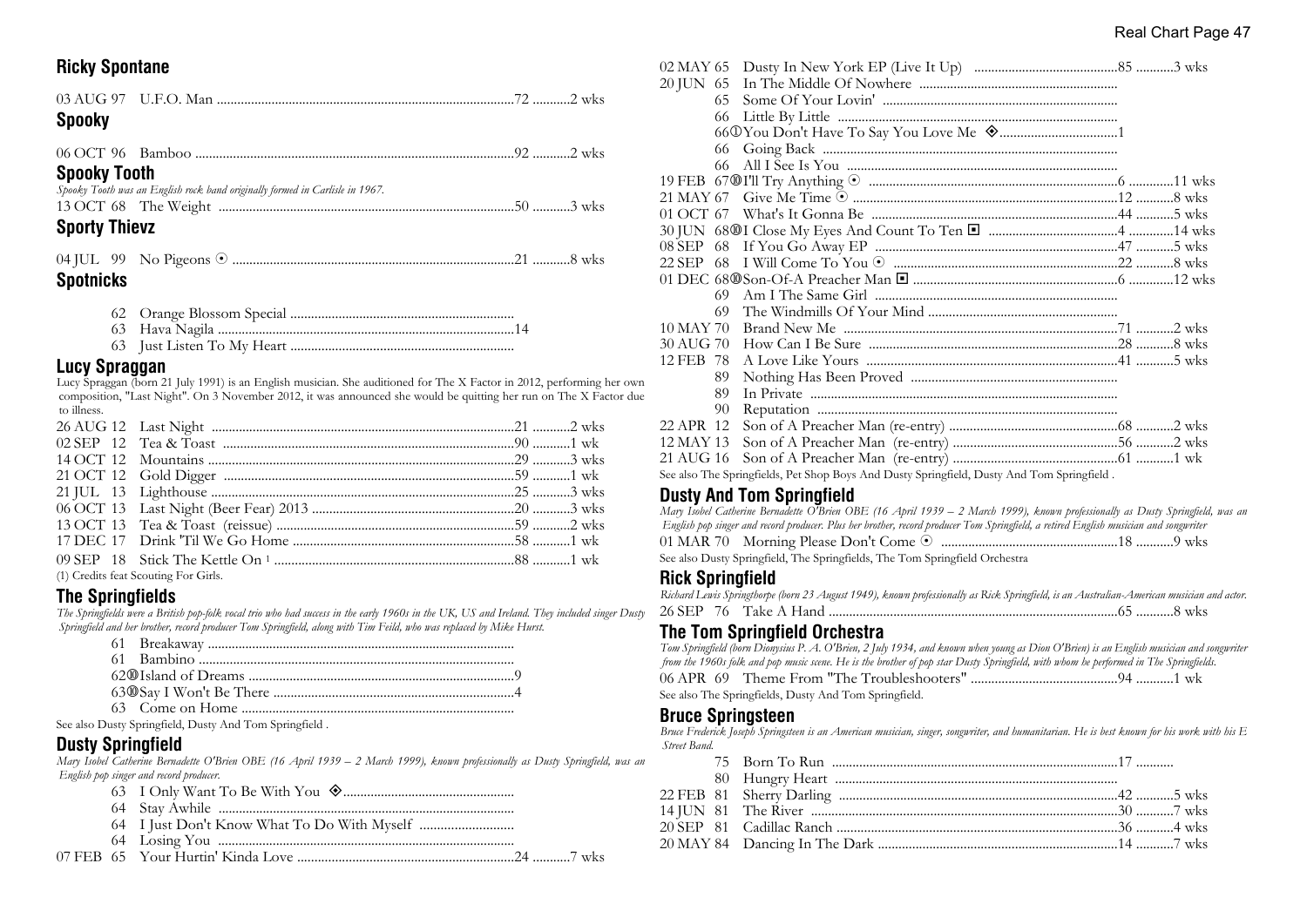## Ricky Spontane

03 AUG 97 U.F.O. Man ....................................................................................72 ...........2 wks

## Spooky

06 OCT 96 Bamboo ..........................................................................................92 ...........2 wks

## Spooky Tooth

*Spooky Tooth was an English rock band originally formed in Carlisle in 1967.*

13 OCT 68 The Weight ....................................................................................50 ...........3 wks

## Sporty Thievz

04 JUL 99 No Pigeons ⊙ ................................................................................21 ...........8 wks

## Spotnicks

62 Orange Blossom Special ................................................................
63 Hava Nagila ....................................................................................14
63 Just Listen To My Heart ................................................................

## Lucy Spraggan

Lucy Spraggan (born 21 July 1991) is an English musician. She auditioned for The X Factor in 2012, performing her own composition, "Last Night". On 3 November 2012, it was announced she would be quitting her run on The X Factor due to illness.

26 AUG 12 Last Night .......................................................................................21 ...........2 wks
02 SEP 12 Tea & Toast ....................................................................................90 ...........1 wk
14 OCT 12 Mountains .......................................................................................29 ...........3 wks
21 OCT 12 Gold Digger ...................................................................................59 ...........1 wk
21 JUL 13 Lighthouse .......................................................................................25 ...........3 wks
06 OCT 13 Last Night (Beer Fear) 2013 ..........................................................20 ...........3 wks
13 OCT 13 Tea & Toast (reissue) ...................................................................59 ...........2 wks
17 DEC 17 Drink 'Til We Go Home ................................................................58 ...........1 wk
09 SEP 18 Stick The Kettle On [1] ...................................................................88 ...........1 wk

(1) Credits feat Scouting For Girls.

## The Springfields

*The Springfields were a British pop-folk vocal trio who had success in the early 1960s in the UK, US and Ireland. They included singer Dusty Springfield and her brother, record producer Tom Springfield, along with Tim Feild, who was replaced by Mike Hurst.*

61 Breakaway .........................................................................................
61 Bambino ...........................................................................................
62⑩Island of Dreams ............................................................................9
63⑩Say I Won't Be There .....................................................................4
63 Come on Home ...............................................................................

See also Dusty Springfield, Dusty And Tom Springfield .

## Dusty Springfield

*Mary Isobel Catherine Bernadette O'Brien OBE (16 April 1939 – 2 March 1999), known professionally as Dusty Springfield, was an English pop singer and record producer.*

63 I Only Want To Be With You ⊗.................................................
64 Stay Awhile ......................................................................................
64 I Just Don't Know What To Do With Myself ...........................
64 Losing You ......................................................................................
07 FEB 65 Your Hurtin' Kinda Love ..............................................................24 ...........7 wks
02 MAY 65 Dusty In New York EP (Live It Up) .........................................85 ...........3 wks
20 JUN 65 In The Middle Of Nowhere .........................................................
65 Some Of Your Lovin' ...................................................................
66 Little By Little .................................................................................
66①You Don't Have To Say You Love Me ⊗.................................1
66 Going Back ....................................................................................
66 All I See Is You ..............................................................................
19 FEB 67⑩I'll Try Anything ⊙ ......................................................................6 ............11 wks
21 MAY 67 Give Me Time ⊙ .........................................................................12 ...........8 wks
01 OCT 67 What's It Gonna Be .......................................................................44 ...........5 wks
30 JUN 68⑩I Close My Eyes And Count To Ten ◘ ....................................4 ............14 wks
08 SEP 68 If You Go Away EP .....................................................................47 ...........5 wks
22 SEP 68 I Will Come To You ⊙ ................................................................22 ...........8 wks
01 DEC 68⑩Son-Of-A Preacher Man ◘ ..........................................................6 ............12 wks
69 Am I The Same Girl ......................................................................
69 The Windmills Of Your Mind .......................................................
10 MAY 70 Brand New Me ...............................................................................71 ...........2 wks
30 AUG 70 How Can I Be Sure .......................................................................28 ...........8 wks
12 FEB 78 A Love Like Yours ........................................................................41 ...........5 wks
89 Nothing Has Been Proved ...........................................................
89 In Private .........................................................................................
90 Reputation .......................................................................................
22 APR 12 Son of A Preacher Man (re-entry) ................................................68 ...........2 wks
12 MAY 13 Son of A Preacher Man (re-entry) ...............................................56 ...........2 wks
21 AUG 16 Son of A Preacher Man (re-entry) ...............................................61 ...........1 wk

See also The Springfields, Pet Shop Boys And Dusty Springfield, Dusty And Tom Springfield .

## Dusty And Tom Springfield

*Mary Isobel Catherine Bernadette O'Brien OBE (16 April 1939 – 2 March 1999), known professionally as Dusty Springfield, was an English pop singer and record producer. Plus her brother, record producer Tom Springfield, a retired English musician and songwriter*

01 MAR 70 Morning Please Don't Come ⊙ ...................................................18 ...........9 wks

See also Dusty Springfield, The Springfields, The Tom Springfield Orchestra

## Rick Springfield

*Richard Lewis Springthorpe (born 23 August 1949), known professionally as Rick Springfield, is an Australian-American musician and actor.*

26 SEP 76 Take A Hand ...................................................................................65 ...........8 wks

## The Tom Springfield Orchestra

*Tom Springfield (born Dionysius P. A. O'Brien, 2 July 1934, and known when young as Dion O'Brien) is an English musician and songwriter from the 1960s folk and pop music scene. He is the brother of pop star Dusty Springfield, with whom he performed in The Springfields.*

06 APR 69 Theme From "The Troubleshooters" ..........................................94 ...........1 wk

See also The Springfields, Dusty And Tom Springfield.

## Bruce Springsteen

*Bruce Frederick Joseph Springsteen is an American musician, singer, songwriter, and humanitarian. He is best known for his work with his E Street Band.*

75 Born To Run ...................................................................................17 ...........
80 Hungry Heart ..................................................................................
22 FEB 81 Sherry Darling ................................................................................42 ...........5 wks
14 JUN 81 The River ........................................................................................30 ...........7 wks
20 SEP 81 Cadillac Ranch ................................................................................36 ...........4 wks
20 MAY 84 Dancing In The Dark ....................................................................14 ...........7 wks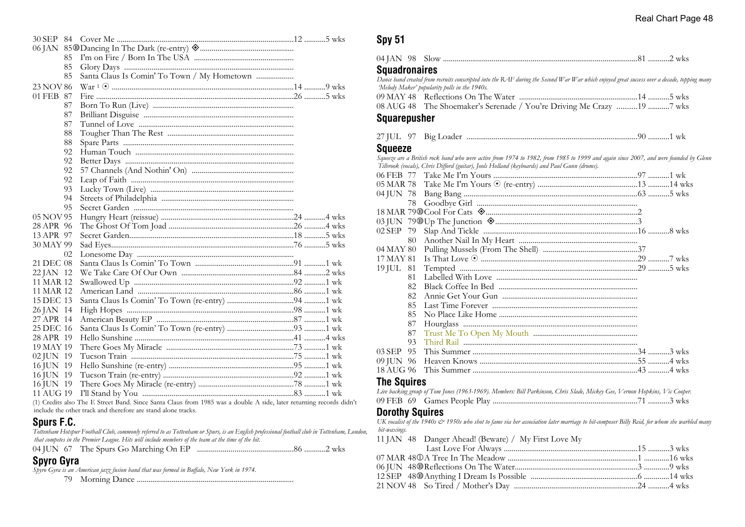| | | | |
|---|---|---|---|
| 30 SEP 84 | Cover Me | 12 | 5 wks |
| 06 JAN 85 | ⑩ Dancing In The Dark (re-entry) ◈ | | |
| 85 | I'm on Fire / Born In The USA | | |
| 85 | Glory Days | | |
| 85 | Santa Claus Is Comin' To Town / My Hometown | | |
| 23 NOV 86 | War [1] ⊙ | 14 | 9 wks |
| 01 FEB 87 | Fire | 26 | 5 wks |
| 87 | Born To Run (Live) | | |
| 87 | Brilliant Disguise | | |
| 87 | Tunnel of Love | | |
| 88 | Tougher Than The Rest | | |
| 88 | Spare Parts | | |
| 92 | Human Touch | | |
| 92 | Better Days | | |
| 92 | 57 Channels (And Nothin' On) | | |
| 92 | Leap of Faith | | |
| 93 | Lucky Town (Live) | | |
| 94 | Streets of Philadelphia | | |
| 95 | Secret Garden | | |
| 05 NOV 95 | Hungry Heart (reissue) | 24 | 4 wks |
| 28 APR 96 | The Ghost Of Tom Joad | 26 | 4 wks |
| 13 APR 97 | Secret Garden | 18 | 5 wks |
| 30 MAY 99 | Sad Eyes | 76 | 5 wks |
| 02 | Lonesome Day | | |
| 21 DEC 08 | Santa Claus Is Comin' To Town | 91 | 1 wk |
| 22 JAN 12 | We Take Care Of Our Own | 84 | 2 wks |
| 11 MAR 12 | Swallowed Up | 92 | 1 wk |
| 11 MAR 12 | American Land | 86 | 1 wk |
| 15 DEC 13 | Santa Claus Is Comin' To Town (re-entry) | 94 | 1 wk |
| 26 JAN 14 | High Hopes | 98 | 1 wk |
| 27 APR 14 | American Beauty EP | 87 | 1 wk |
| 25 DEC 16 | Santa Claus Is Comin' To Town (re-entry) | 93 | 1 wk |
| 28 APR 19 | Hello Sunshine | 41 | 4 wks |
| 19 MAY 19 | There Goes My Miracle | 73 | 1 wk |
| 02 JUN 19 | Tucson Train | 75 | 1 wk |
| 16 JUN 19 | Hello Sunshine (re-entry) | 95 | 1 wk |
| 16 JUN 19 | Tucson Train (re-entry) | 92 | 1 wk |
| 16 JUN 19 | There Goes My Miracle (re-entry) | 78 | 1 wk |
| 11 AUG 19 | I'll Stand by You | 83 | 1 wk |

(1) Credits also The E Street Band. Since Santa Claus from 1985 was a double A side, later returning records didn't include the other track and therefore are stand alone tracks.

## Spurs F.C.

*Tottenham Hotspur Football Club, commonly referred to as Tottenham or Spurs, is an English professional football club in Tottenham, London, that competes in the Premier League. Hits will include members of the team at the time of the hit.*

| | | | |
|---|---|---|---|
| 04 JUN 67 | The Spurs Go Marching On EP | 86 | 2 wks |

## Spyro Gyra

*Spyro Gyra is an American jazz fusion band that was formed in Buffalo, New York in 1974.*

| | | | |
|---|---|---|---|
| 79 | Morning Dance | | |

## Spy 51

| | | | |
|---|---|---|---|
| 04 JAN 98 | Slow | 81 | 2 wks |

## Squadronaires

*Dance band created from recruits conscripted into the RAF during the Second War War which enjoyed great success over a decade, topping many 'Melody Maker' popularity polls in the 1940s.*

| | | | |
|---|---|---|---|
| 09 MAY 48 | Reflections On The Water | 14 | 5 wks |
| 08 AUG 48 | The Shoemaker's Serenade / You're Driving Me Crazy | 19 | 7 wks |

## Squarepusher

| | | | |
|---|---|---|---|
| 27 JUL 97 | Big Loader | 90 | 1 wk |

## Squeeze

*Squeeze are a British rock band who were active from 1974 to 1982, from 1985 to 1999 and again since 2007, and were founded by Glenn Tilbrook (vocals), Chris Difford (guitar), Jools Holland (keyboards) and Paul Gunn (drums).*

| | | | |
|---|---|---|---|
| 06 FEB 77 | Take Me I'm Yours | 97 | 1 wk |
| 05 MAR 78 | Take Me I'm Yours ⊙ (re-entry) | 13 | 14 wks |
| 04 JUN 78 | Bang Bang | 63 | 5 wks |
| 78 | Goodbye Girl | | |
| 18 MAR 79 | ⑩ Cool For Cats ◈ | 2 | |
| 03 JUN 79 | ⑩ Up The Junction ◈ | 3 | |
| 02 SEP 79 | Slap And Tickle | 16 | 8 wks |
| 80 | Another Nail In My Heart | | |
| 04 MAY 80 | Pulling Mussels (From The Shell) | 37 | |
| 17 MAY 81 | Is That Love ⊙ | 29 | 7 wks |
| 19 JUL 81 | Tempted | 29 | 5 wks |
| 81 | Labelled With Love | | |
| 82 | Black Coffee In Bed | | |
| 82 | Annie Get Your Gun | | |
| 85 | Last Time Forever | | |
| 85 | No Place Like Home | | |
| 87 | Hourglass | | |
| 87 | Trust Me To Open My Mouth | | |
| 93 | Third Rail | | |
| 03 SEP 95 | This Summer | 34 | 3 wks |
| 09 JUN 96 | Heaven Knows | 55 | 4 wks |
| 18 AUG 96 | This Summer | 43 | 4 wks |

## The Squires

*Live backing group of Tom Jones (1963-1969). Members: Bill Parkinson, Chris Slade, Mickey Gee, Vernon Hopkins, Vic Cooper.*

| | | | |
|---|---|---|---|
| 09 FEB 69 | Games People Play | 71 | 3 wks |

## Dorothy Squires

*UK vocalist of the 1940s & 1950s who shot to fame via her association later marriage to hit-composer Billy Reid, for whom she warbled many hit-waxings.*

| | | | |
|---|---|---|---|
| 11 JAN 48 | Danger Ahead! (Beware) / My First Love My Last Love For Always | 15 | 3 wks |
| 07 MAR 48 | ① A Tree In The Meadow | 1 | 16 wks |
| 06 JUN 48 | ⑩ Reflections On The Water | 3 | 9 wks |
| 12 SEP 48 | ⑩ Anything I Dream Is Possible | 6 | 14 wks |
| 21 NOV 48 | So Tired / Mother's Day | 24 | 4 wks |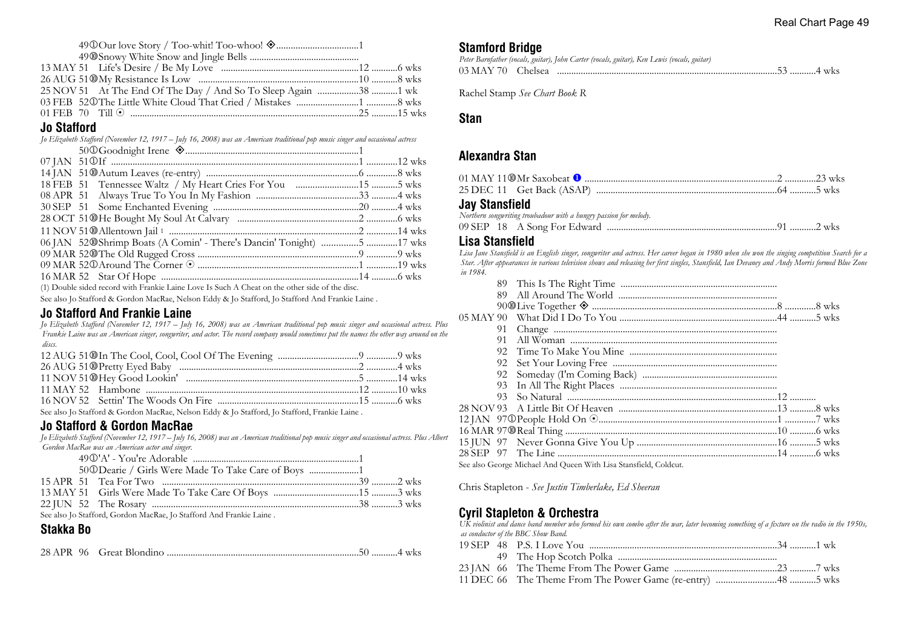| | | | |
|---|---|---|---|
| 49① | Our love Story / Too-whit! Too-whoo! ◈ | 1 | |
| 49⑩ | Snowy White Snow and Jingle Bells | | |
| 13 MAY 51 | Life's Desire / Be My Love | 12 | 6 wks |
| 26 AUG 51⑩ | My Resistance Is Low | 10 | 8 wks |
| 25 NOV 51 | At The End Of The Day / And So To Sleep Again | 38 | 1 wk |
| 03 FEB 52① | The Little White Cloud That Cried / Mistakes | 1 | 8 wks |
| 01 FEB 70 | Till ⊙ | 25 | 15 wks |

## Jo Stafford

*Jo Elizabeth Stafford (November 12, 1917 – July 16, 2008) was an American traditional pop music singer and occasional actress*

| | | | |
|---|---|---|---|
| 50① | Goodnight Irene ◈ | 1 | |
| 07 JAN 51① | If | 1 | 12 wks |
| 14 JAN 51⑩ | Autum Leaves (re-entry) | 6 | 8 wks |
| 18 FEB 51 | Tennessee Waltz / My Heart Cries For You | 15 | 5 wks |
| 08 APR 51 | Always True To You In My Fashion | 33 | 4 wks |
| 30 SEP 51 | Some Enchanted Evening | 20 | 4 wks |
| 28 OCT 51⑩ | He Bought My Soul At Calvary | 2 | 6 wks |
| 11 NOV 51⑩ | Allentown Jail [1] | 2 | 14 wks |
| 06 JAN 52⑩ | Shrimp Boats (A Comin' - There's Dancin' Tonight) | 5 | 17 wks |
| 09 MAR 52⑩ | The Old Rugged Cross | 9 | 9 wks |
| 09 MAR 52① | Around The Corner ⊙ | 1 | 19 wks |
| 16 MAR 52 | Star Of Hope | 14 | 6 wks |

(1) Double sided record with Frankie Laine Love Is Such A Cheat on the other side of the disc.

See also Jo Stafford & Gordon MacRae, Nelson Eddy & Jo Stafford, Jo Stafford And Frankie Laine .

## Jo Stafford And Frankie Laine

*Jo Elizabeth Stafford (November 12, 1917 – July 16, 2008) was an American traditional pop music singer and occasional actress. Plus Frankie Laine was an American singer, songwriter, and actor. The record company would sometimes put the names the other way around on the discs.*

| | | | |
|---|---|---|---|
| 12 AUG 51⑩ | In The Cool, Cool, Cool Of The Evening | 9 | 9 wks |
| 26 AUG 51⑩ | Pretty Eyed Baby | 2 | 4 wks |
| 11 NOV 51⑩ | Hey Good Lookin' | 5 | 14 wks |
| 11 MAY 52 | Hambone | 12 | 10 wks |
| 16 NOV 52 | Settin' The Woods On Fire | 15 | 6 wks |

See also Jo Stafford & Gordon MacRae, Nelson Eddy & Jo Stafford, Jo Stafford, Frankie Laine .

## Jo Stafford & Gordon MacRae

*Jo Elizabeth Stafford (November 12, 1917 – July 16, 2008) was an American traditional pop music singer and occasional actress. Plus Albert Gordon MacRae was an American actor and singer.*

| | | | |
|---|---|---|---|
| 49① | 'A' - You're Adorable | 1 | |
| 50① | Dearie / Girls Were Made To Take Care of Boys | 1 | |
| 15 APR 51 | Tea For Two | 39 | 2 wks |
| 13 MAY 51 | Girls Were Made To Take Care Of Boys | 15 | 3 wks |
| 22 JUN 52 | The Rosary | 38 | 3 wks |

See also Jo Stafford, Gordon MacRae, Jo Stafford And Frankie Laine .

## Stakka Bo

| | | | |
|---|---|---|---|
| 28 APR 96 | Great Blondino | 50 | 4 wks |

## Stamford Bridge

*Peter Barnfather (vocals, guitar), John Carter (vocals, guitar), Ken Lewis (vocals, guitar)*

| | | | |
|---|---|---|---|
| 03 MAY 70 | Chelsea | 53 | 4 wks |

Rachel Stamp *See Chart Book R*

## Stan

## Alexandra Stan

| | | | |
|---|---|---|---|
| 01 MAY 11⑩ | Mr Saxobeat ❶ | 2 | 23 wks |
| 25 DEC 11 | Get Back (ASAP) | 64 | 5 wks |

## Jay Stansfield

*Northern songwriting troubadour with a hungry passion for melody.*

| | | | |
|---|---|---|---|
| 09 SEP 18 | A Song For Edward | 91 | 2 wks |

## Lisa Stansfield

*Lisa Jane Stansfield is an English singer, songwriter and actress. Her career began in 1980 when she won the singing competition Search for a Star. After appearances in various television shows and releasing her first singles, Stansfield, Ian Devaney and Andy Morris formed Blue Zone in 1984.*

| | | | |
|---|---|---|---|
| 89 | This Is The Right Time | | |
| 89 | All Around The World | | |
| 90⑩ | Live Together ◈ | 8 | 8 wks |
| 05 MAY 90 | What Did I Do To You | 44 | 5 wks |
| 91 | Change | | |
| 91 | All Woman | | |
| 92 | Time To Make You Mine | | |
| 92 | Set Your Loving Free | | |
| 92 | Someday (I'm Coming Back) | | |
| 93 | In All The Right Places | | |
| 93 | So Natural | 12 | |
| 28 NOV 93 | A Little Bit Of Heaven | 13 | 8 wks |
| 12 JAN 97① | People Hold On ⊙ | 1 | 7 wks |
| 16 MAR 97⑩ | Real Thing | 10 | 6 wks |
| 15 JUN 97 | Never Gonna Give You Up | 16 | 5 wks |
| 28 SEP 97 | The Line | 14 | 6 wks |

See also George Michael And Queen With Lisa Stansfield, Coldcut.

Chris Stapleton - *See Justin Timberlake, Ed Sheeran*

## Cyril Stapleton & Orchestra

*UK violinist and dance band member who formed his own combo after the war, later becoming something of a fixture on the radio in the 1950s, as conductor of the BBC Show Band.*

| | | | |
|---|---|---|---|
| 19 SEP 48 | P.S. I Love You | 34 | 1 wk |
| 49 | The Hop Scotch Polka | | |
| 23 JAN 66 | The Theme From The Power Game | 23 | 7 wks |
| 11 DEC 66 | The Theme From The Power Game (re-entry) | 48 | 5 wks |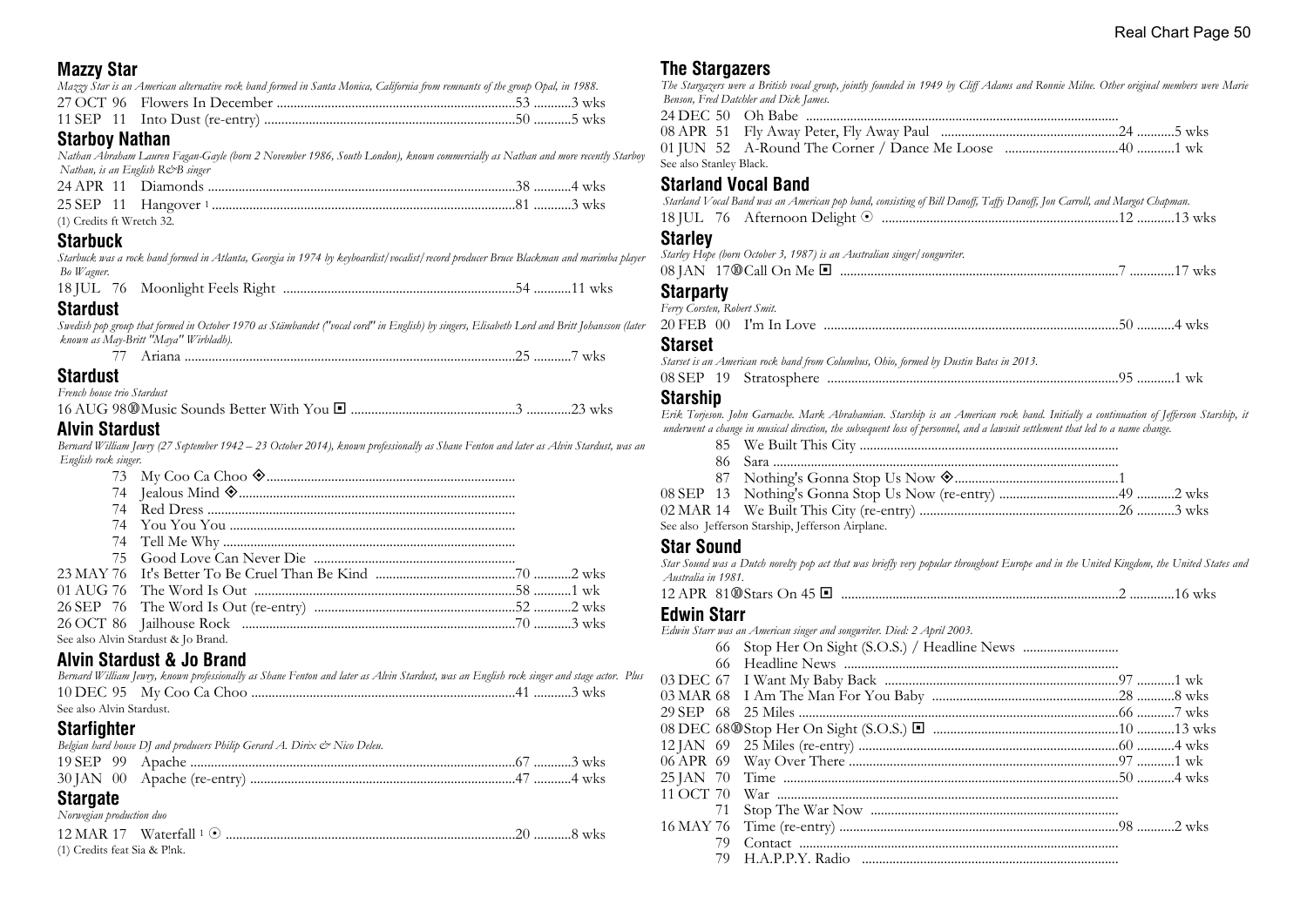## Mazzy Star

*Mazzy Star is an American alternative rock band formed in Santa Monica, California from remnants of the group Opal, in 1988.*

27 OCT 96 Flowers In December ....................................................................53 ...........3 wks
11 SEP 11 Into Dust (re-entry) ........................................................................50 ...........5 wks

## Starboy Nathan

*Nathan Abraham Lauren Fagan-Gayle (born 2 November 1986, South London), known commercially as Nathan and more recently Starboy Nathan, is an English R&B singer*

24 APR 11 Diamonds ........................................................................................38 ...........4 wks
25 SEP 11 Hangover [1] .......................................................................................81 ...........3 wks

(1) Credits ft Wretch 32.

## Starbuck

*Starbuck was a rock band formed in Atlanta, Georgia in 1974 by keyboardist/vocalist/record producer Bruce Blackman and marimba player Bo Wagner.*

18 JUL 76 Moonlight Feels Right ...................................................................54 ...........11 wks

## Stardust

*Swedish pop group that formed in October 1970 as Stämbandet ("vocal cord" in English) by singers, Elisabeth Lord and Britt Johansson (later known as May-Britt "Maya" Wirbladh).*

77 Ariana ................................................................................................25 ...........7 wks

## Stardust

*French house trio Stardust*

16 AUG 98⓪Music Sounds Better With You ◾ ................................................3 .............23 wks

## Alvin Stardust

*Bernard William Jewry (27 September 1942 – 23 October 2014), known professionally as Shane Fenton and later as Alvin Stardust, was an English rock singer.*

73 My Coo Ca Choo ◈.......................................................................
74 Jealous Mind ◈..............................................................................
74 Red Dress ........................................................................................
74 You You You ...................................................................................
74 Tell Me Why ....................................................................................
75 Good Love Can Never Die ..........................................................
23 MAY 76 It's Better To Be Cruel Than Be Kind .........................................70 ...........2 wks
01 AUG 76 The Word Is Out ..........................................................................58 ...........1 wk
26 SEP 76 The Word Is Out (re-entry) ..........................................................52 ...........2 wks
26 OCT 86 Jailhouse Rock ..............................................................................70 ...........3 wks

See also Alvin Stardust & Jo Brand.

## Alvin Stardust & Jo Brand

*Bernard William Jewry, known professionally as Shane Fenton and later as Alvin Stardust, was an English rock singer and stage actor. Plus*

10 DEC 95 My Coo Ca Choo ............................................................................41 ...........3 wks

See also Alvin Stardust.

## Starfighter

*Belgian hard house DJ and producers Philip Gerard A. Dirix & Nico Deleu.*

19 SEP 99 Apache ...............................................................................................67 ...........3 wks
30 JAN 00 Apache (re-entry) ..............................................................................47 ...........4 wks

## Stargate

*Norwegian production duo*

12 MAR 17 Waterfall [1] ⊙ ...................................................................................20 ...........8 wks

(1) Credits feat Sia & P!nk.

## The Stargazers

*The Stargazers were a British vocal group, jointly founded in 1949 by Cliff Adams and Ronnie Milne. Other original members were Marie Benson, Fred Datchler and Dick James.*

24 DEC 50 Oh Babe ..........................................................................................
08 APR 51 Fly Away Peter, Fly Away Paul ...................................................24 ...........5 wks
01 JUN 52 A-Round The Corner / Dance Me Loose ................................40 ...........1 wk

See also Stanley Black.

## Starland Vocal Band

*Starland Vocal Band was an American pop band, consisting of Bill Danoff, Taffy Danoff, Jon Carroll, and Margot Chapman.*

18 JUL 76 Afternoon Delight ⊙ ...................................................................12 ...........13 wks

## Starley

*Starley Hope (born October 3, 1987) is an Australian singer/songwriter.*

08 JAN 17⓪Call On Me ◾ ................................................................................7 .............17 wks

## Starparty

*Ferry Corsten, Robert Smit.*

20 FEB 00 I'm In Love ....................................................................................50 ...........4 wks

## Starset

*Starset is an American rock band from Columbus, Ohio, formed by Dustin Bates in 2013.*

08 SEP 19 Stratosphere ..................................................................................95 ...........1 wk

## Starship

*Erik Torjeson. John Garnache. Mark Abrahamian. Starship is an American rock band. Initially a continuation of Jefferson Starship, it underwent a change in musical direction, the subsequent loss of personnel, and a lawsuit settlement that led to a name change.*

85 We Built This City ..........................................................................
86 Sara ..................................................................................................
87 Nothing's Gonna Stop Us Now ◈...............................................1
08 SEP 13 Nothing's Gonna Stop Us Now (re-entry) ..................................49 ...........2 wks
02 MAR 14 We Built This City (re-entry) .........................................................26 ...........3 wks

See also Jefferson Starship, Jefferson Airplane.

## Star Sound

*Star Sound was a Dutch novelty pop act that was briefly very popular throughout Europe and in the United Kingdom, the United States and Australia in 1981.*

12 APR 81⓪Stars On 45 ◾ ................................................................................2 .............16 wks

## Edwin Starr

*Edwin Starr was an American singer and songwriter. Died: 2 April 2003.*

66 Stop Her On Sight (S.O.S.) / Headline News ............................
66 Headline News ...............................................................................
03 DEC 67 I Want My Baby Back ..................................................................97 ...........1 wk
03 MAR 68 I Am The Man For You Baby .....................................................28 ...........8 wks
29 SEP 68 25 Miles ...........................................................................................66 ...........7 wks
08 DEC 68⓪Stop Her On Sight (S.O.S.) ◾ .....................................................10 ...........13 wks
12 JAN 69 25 Miles (re-entry) .........................................................................60 ...........4 wks
06 APR 69 Way Over There ...........................................................................97 ...........1 wk
25 JAN 70 Time ...............................................................................................50 ...........4 wks
11 OCT 70 War .................................................................................................
71 Stop The War Now .......................................................................
16 MAY 76 Time (re-entry) ...............................................................................98 ...........2 wks
79 Contact ...........................................................................................
79 H.A.P.P.Y. Radio .........................................................................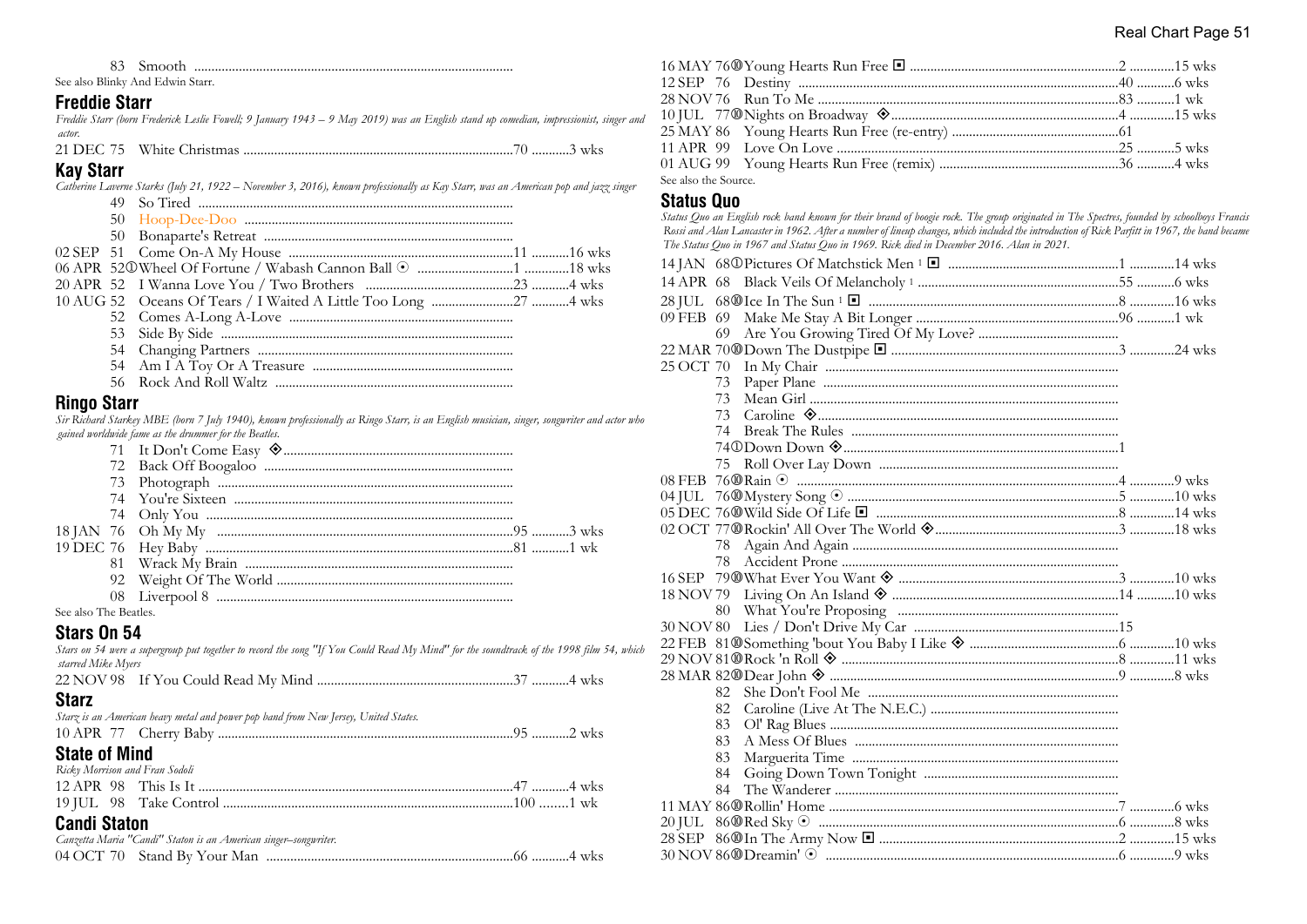83 Smooth ...........................................................................................

See also Blinky And Edwin Starr.

## Freddie Starr

*Freddie Starr (born Frederick Leslie Fowell; 9 January 1943 – 9 May 2019) was an English stand up comedian, impressionist, singer and actor.*

21 DEC 75 White Christmas ..............................................................................70 ...........3 wks

## Kay Starr

*Catherine Laverne Starks (July 21, 1922 – November 3, 2016), known professionally as Kay Starr, was an American pop and jazz singer*

49 So Tired ...........................................................................................
50 Hoop-Dee-Doo ..............................................................................
50 Bonaparte's Retreat ........................................................................
02 SEP 51 Come On-A My House .................................................................11 ...........16 wks
06 APR 52① Wheel Of Fortune / Wabash Cannon Ball ⊙ ............................1 .............18 wks
20 APR 52 I Wanna Love You / Two Brothers ...........................................23 ...........4 wks
10 AUG 52 Oceans Of Tears / I Waited A Little Too Long ........................27 ...........4 wks
52 Comes A-Long A-Love ................................................................
53 Side By Side .....................................................................................
54 Changing Partners ..........................................................................
54 Am I A Toy Or A Treasure ..........................................................
56 Rock And Roll Waltz .....................................................................

## Ringo Starr

*Sir Richard Starkey MBE (born 7 July 1940), known professionally as Ringo Starr, is an English musician, singer, songwriter and actor who gained worldwide fame as the drummer for the Beatles.*

71 It Don't Come Easy ◈..................................................................
72 Back Off Boogaloo ........................................................................
73 Photograph ......................................................................................
74 You're Sixteen .................................................................................
74 Only You ..........................................................................................
18 JAN 76 Oh My My ......................................................................................95 ...........3 wks
19 DEC 76 Hey Baby .........................................................................................81 ...........1 wk
81 Wrack My Brain .............................................................................
92 Weight Of The World ....................................................................
08 Liverpool 8 ......................................................................................

See also The Beatles.

## Stars On 54

*Stars on 54 were a supergroup put together to record the song "If You Could Read My Mind" for the soundtrack of the 1998 film 54, which starred Mike Myers*

22 NOV 98 If You Could Read My Mind .........................................................37 ...........4 wks

## Starz

*Starz is an American heavy metal and power pop band from New Jersey, United States.*

10 APR 77 Cherry Baby ......................................................................................95 ...........2 wks

## State of Mind

*Ricky Morrison and Fran Sodoli*

12 APR 98 This Is It ...........................................................................................47 ...........4 wks
19 JUL 98 Take Control ....................................................................................100 ........1 wk

## Candi Staton

*Canzetta Maria "Candi" Staton is an American singer–songwriter.*

04 OCT 70 Stand By Your Man .......................................................................66 ...........4 wks

16 MAY 76⑩ Young Hearts Run Free ▣ ............................................................2 .............15 wks
12 SEP 76 Destiny ............................................................................................40 ...........6 wks
28 NOV 76 Run To Me .......................................................................................83 ...........1 wk
10 JUL 77⑩ Nights on Broadway ◈..................................................................4 .............15 wks
25 MAY 86 Young Hearts Run Free (re-entry) .................................................61
11 APR 99 Love On Love ..................................................................................25 ...........5 wks
01 AUG 99 Young Hearts Run Free (remix) ....................................................36 ...........4 wks

See also the Source.

## Status Quo

*Status Quo an English rock band known for their brand of boogie rock. The group originated in The Spectres, founded by schoolboys Francis Rossi and Alan Lancaster in 1962. After a number of lineup changes, which included the introduction of Rick Parfitt in 1967, the band became The Status Quo in 1967 and Status Quo in 1969. Rick died in December 2016. Alan in 2021.*

14 JAN 68① Pictures Of Matchstick Men [1] ▣ .................................................1 .............14 wks
14 APR 68 Black Veils Of Melancholy [1] ..........................................................55 ...........6 wks
28 JUL 68⑩ Ice In The Sun [1] ▣ ........................................................................8 .............16 wks
09 FEB 69 Make Me Stay A Bit Longer ..........................................................96 ...........1 wk
69 Are You Growing Tired Of My Love? .........................................
22 MAR 70⑩ Down The Dustpipe ▣ .................................................................3 .............24 wks
25 OCT 70 In My Chair ....................................................................................
73 Paper Plane .....................................................................................
73 Mean Girl .........................................................................................
73 Caroline ◈.......................................................................................
74 Break The Rules .............................................................................
74① Down Down ◈...............................................................................1
75 Roll Over Lay Down .....................................................................
08 FEB 76⑩ Rain ⊙ .............................................................................................4 .............9 wks
04 JUL 76⑩ Mystery Song ⊙ .............................................................................5 .............10 wks
05 DEC 76⑩ Wild Side Of Life ▣ .....................................................................8 .............14 wks
02 OCT 77⑩ Rockin' All Over The World ◈.....................................................3 .............18 wks
78 Again And Again .............................................................................
78 Accident Prone ................................................................................
16 SEP 79⑩ What Ever You Want ◈ ...............................................................3 .............10 wks
18 NOV 79 Living On An Island ◈ .................................................................14 ...........10 wks
80 What You're Proposing .................................................................
30 NOV 80 Lies / Don't Drive My Car ...........................................................15
22 FEB 81⑩ Something 'bout You Baby I Like ◈ ...........................................6 .............10 wks
29 NOV 81⑩ Rock 'n Roll ◈ ................................................................................8 .............11 wks
28 MAR 82⑩ Dear John ◈ ...................................................................................9 .............8 wks
82 She Don't Fool Me ........................................................................
82 Caroline (Live At The N.E.C.) .......................................................
83 Ol' Rag Blues ...................................................................................
83 A Mess Of Blues ............................................................................
83 Marguerita Time .............................................................................
84 Going Down Town Tonight .........................................................
84 The Wanderer .................................................................................
11 MAY 86⑩ Rollin' Home ...................................................................................7 .............6 wks
20 JUL 86⑩ Red Sky ⊙ ......................................................................................6 .............8 wks
28 SEP 86⑩ In The Army Now ▣ .....................................................................2 .............15 wks
30 NOV 86⑩ Dreamin' ⊙ ....................................................................................6 .............9 wks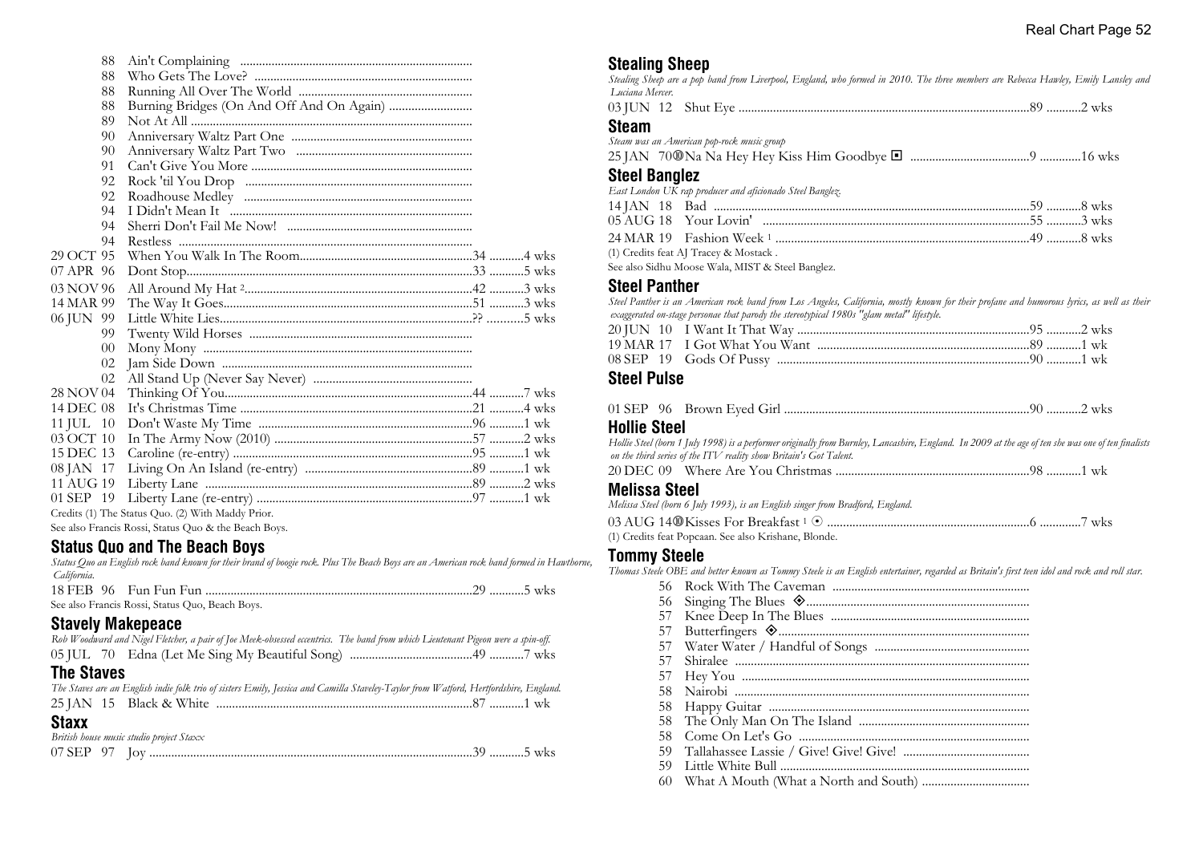| | | | |
|---|---|---|---|
| 88 | Ain't Complaining | | |
| 88 | Who Gets The Love? | | |
| 88 | Running All Over The World | | |
| 88 | Burning Bridges (On And Off And On Again) | | |
| 89 | Not At All | | |
| 90 | Anniversary Waltz Part One | | |
| 90 | Anniversary Waltz Part Two | | |
| 91 | Can't Give You More | | |
| 92 | Rock 'til You Drop | | |
| 92 | Roadhouse Medley | | |
| 94 | I Didn't Mean It | | |
| 94 | Sherri Don't Fail Me Now! | | |
| 94 | Restless | | |
| 29 OCT 95 | When You Walk In The Room | 34 | 4 wks |
| 07 APR 96 | Dont Stop | 33 | 5 wks |
| 03 NOV 96 | All Around My Hat [2] | 42 | 3 wks |
| 14 MAR 99 | The Way It Goes | 51 | 3 wks |
| 06 JUN 99 | Little White Lies | ?? | 5 wks |
| 99 | Twenty Wild Horses | | |
| 00 | Mony Mony | | |
| 02 | Jam Side Down | | |
| 02 | All Stand Up (Never Say Never) | | |
| 28 NOV 04 | Thinking Of You | 44 | 7 wks |
| 14 DEC 08 | It's Christmas Time | 21 | 4 wks |
| 11 JUL 10 | Don't Waste My Time | 96 | 1 wk |
| 03 OCT 10 | In The Army Now (2010) | 57 | 2 wks |
| 15 DEC 13 | Caroline (re-entry) | 95 | 1 wk |
| 08 JAN 17 | Living On An Island (re-entry) | 89 | 1 wk |
| 11 AUG 19 | Liberty Lane | 89 | 2 wks |
| 01 SEP 19 | Liberty Lane (re-entry) | 97 | 1 wk |

Credits (1) The Status Quo. (2) With Maddy Prior.

See also Francis Rossi, Status Quo & the Beach Boys.

## Status Quo and The Beach Boys

*Status Quo an English rock band known for their brand of boogie rock. Plus The Beach Boys are an American rock band formed in Hawthorne, California.*

| | | | |
|---|---|---|---|
| 18 FEB 96 | Fun Fun Fun | 29 | 5 wks |

See also Francis Rossi, Status Quo, Beach Boys.

## Stavely Makepeace

*Rob Woodward and Nigel Fletcher, a pair of Joe Meek-obsessed eccentrics. The band from which Lieutenant Pigeon were a spin-off.*

| | | | |
|---|---|---|---|
| 05 JUL 70 | Edna (Let Me Sing My Beautiful Song) | 49 | 7 wks |

## The Staves

*The Staves are an English indie folk trio of sisters Emily, Jessica and Camilla Staveley-Taylor from Watford, Hertfordshire, England.*

| | | | |
|---|---|---|---|
| 25 JAN 15 | Black & White | 87 | 1 wk |

## Staxx

*British house music studio project Staxx*

| | | | |
|---|---|---|---|
| 07 SEP 97 | Joy | 39 | 5 wks |

## Stealing Sheep

*Stealing Sheep are a pop band from Liverpool, England, who formed in 2010. The three members are Rebecca Hawley, Emily Lansley and Luciana Mercer.*

| | | | |
|---|---|---|---|
| 03 JUN 12 | Shut Eye | 89 | 2 wks |

## Steam

*Steam was an American pop-rock music group*

| | | | |
|---|---|---|---|
| 25 JAN 70 | ⑩ Na Na Hey Hey Kiss Him Goodbye ◘ | 9 | 16 wks |

## Steel Banglez

*East London UK rap producer and aficionado Steel Banglez.*

| | | | |
|---|---|---|---|
| 14 JAN 18 | Bad | 59 | 8 wks |
| 05 AUG 18 | Your Lovin' | 55 | 3 wks |
| 24 MAR 19 | Fashion Week [1] | 49 | 8 wks |

(1) Credits feat AJ Tracey & Mostack .

See also Sidhu Moose Wala, MIST & Steel Banglez.

## Steel Panther

*Steel Panther is an American rock band from Los Angeles, California, mostly known for their profane and humorous lyrics, as well as their exaggerated on-stage personae that parody the stereotypical 1980s "glam metal" lifestyle.*

| | | | |
|---|---|---|---|
| 20 JUN 10 | I Want It That Way | 95 | 2 wks |
| 19 MAR 17 | I Got What You Want | 89 | 1 wk |
| 08 SEP 19 | Gods Of Pussy | 90 | 1 wk |

## Steel Pulse

| | | | |
|---|---|---|---|
| 01 SEP 96 | Brown Eyed Girl | 90 | 2 wks |

## Hollie Steel

*Hollie Steel (born 1 July 1998) is a performer originally from Burnley, Lancashire, England. In 2009 at the age of ten she was one of ten finalists on the third series of the ITV reality show Britain's Got Talent.*

| | | | |
|---|---|---|---|
| 20 DEC 09 | Where Are You Christmas | 98 | 1 wk |

## Melissa Steel

*Melissa Steel (born 6 July 1993), is an English singer from Bradford, England.*

| | | | |
|---|---|---|---|
| 03 AUG 14 | ⑩ Kisses For Breakfast [1] ⊙ | 6 | 7 wks |

(1) Credits feat Popcaan. See also Krishane, Blonde.

## Tommy Steele

*Thomas Steele OBE and better known as Tommy Steele is an English entertainer, regarded as Britain's first teen idol and rock and roll star.*

| | |
|---|---|
| 56 | Rock With The Caveman |
| 56 | Singing The Blues ⊕ |
| 57 | Knee Deep In The Blues |
| 57 | Butterfingers ⊕ |
| 57 | Water Water / Handful of Songs |
| 57 | Shiralee |
| 57 | Hey You |
| 58 | Nairobi |
| 58 | Happy Guitar |
| 58 | The Only Man On The Island |
| 58 | Come On Let's Go |
| 59 | Tallahassee Lassie / Give! Give! Give! |
| 59 | Little White Bull |
| 60 | What A Mouth (What a North and South) |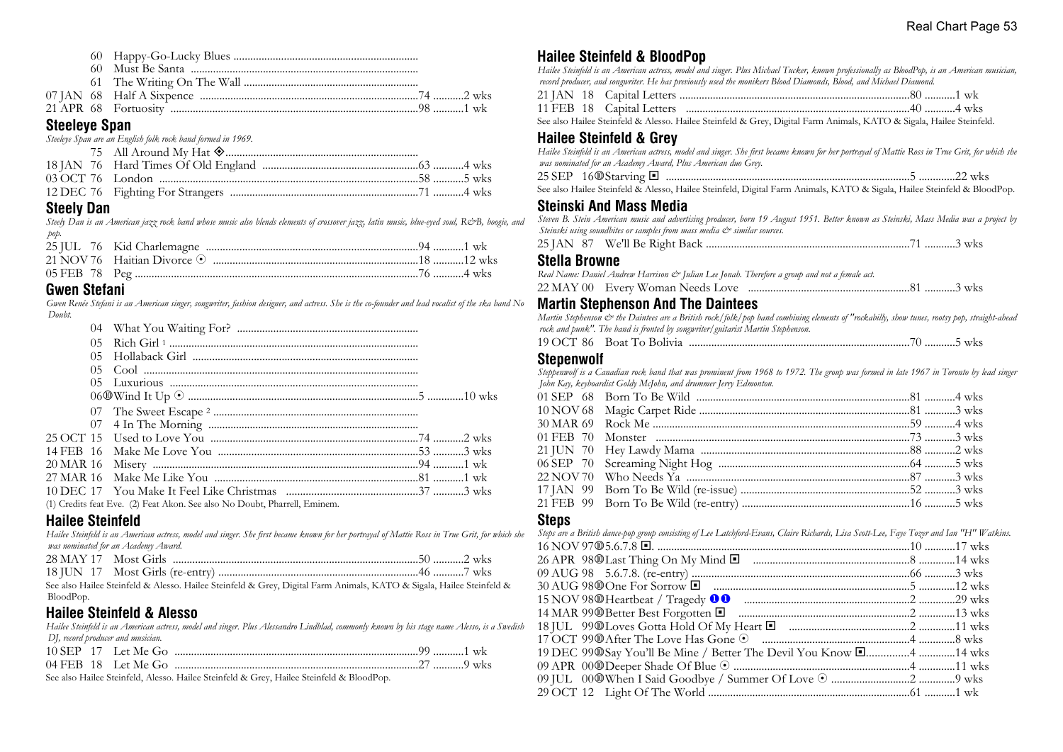60 Happy-Go-Lucky Blues
60 Must Be Santa
61 The Writing On The Wall
07 JAN 68 Half A Sixpence ....74 ....2 wks
21 APR 68 Fortuosity ....98 ....1 wk

## Steeleye Span

*Steeleye Span are an English folk rock band formed in 1969.*

75 All Around My Hat ◈
18 JAN 76 Hard Times Of Old England ....63 ....4 wks
03 OCT 76 London ....58 ....5 wks
12 DEC 76 Fighting For Strangers ....71 ....4 wks

## Steely Dan

*Steely Dan is an American jazz rock band whose music also blends elements of crossover jazz, latin music, blue-eyed soul, R&B, boogie, and pop.*

25 JUL 76 Kid Charlemagne ....94 ....1 wk
21 NOV 76 Haitian Divorce ⊙ ....18 ....12 wks
05 FEB 78 Peg ....76 ....4 wks

## Gwen Stefani

*Gwen Renée Stefani is an American singer, songwriter, fashion designer, and actress. She is the co-founder and lead vocalist of the ska band No Doubt.*

04 What You Waiting For?
05 Rich Girl [1]
05 Hollaback Girl
05 Cool
05 Luxurious
06 ⑩ Wind It Up ⊙ ....5 ....10 wks
07 The Sweet Escape [2]
07 4 In The Morning
25 OCT 15 Used to Love You ....74 ....2 wks
14 FEB 16 Make Me Love You ....53 ....3 wks
20 MAR 16 Misery ....94 ....1 wk
27 MAR 16 Make Me Like You ....81 ....1 wk
10 DEC 17 You Make It Feel Like Christmas ....37 ....3 wks

(1) Credits feat Eve. (2) Feat Akon. See also No Doubt, Pharrell, Eminem.

## Hailee Steinfeld

*Hailee Steinfeld is an American actress, model and singer. She first became known for her portrayal of Mattie Ross in True Grit, for which she was nominated for an Academy Award.*

28 MAY 17 Most Girls ....50 ....2 wks
18 JUN 17 Most Girls (re-entry) ....46 ....7 wks

See also Hailee Steinfeld & Alesso. Hailee Steinfeld & Grey, Digital Farm Animals, KATO & Sigala, Hailee Steinfeld & BloodPop.

## Hailee Steinfeld & Alesso

*Hailee Steinfeld is an American actress, model and singer. Plus Alessandro Lindblad, commonly known by his stage name Alesso, is a Swedish DJ, record producer and musician.*

10 SEP 17 Let Me Go ....99 ....1 wk
04 FEB 18 Let Me Go ....27 ....9 wks

See also Hailee Steinfeld, Alesso. Hailee Steinfeld & Grey, Hailee Steinfeld & BloodPop.

## Hailee Steinfeld & BloodPop

*Hailee Steinfeld is an American actress, model and singer. Plus Michael Tucker, known professionally as BloodPop, is an American musician, record producer, and songwriter. He has previously used the monikers Blood Diamonds, Blood, and Michael Diamond.*

21 JAN 18 Capital Letters ....80 ....1 wk
11 FEB 18 Capital Letters ....40 ....4 wks

See also Hailee Steinfeld & Alesso. Hailee Steinfeld & Grey, Digital Farm Animals, KATO & Sigala, Hailee Steinfeld.

## Hailee Steinfeld & Grey

*Hailee Steinfeld is an American actress, model and singer. She first became known for her portrayal of Mattie Ross in True Grit, for which she was nominated for an Academy Award, Plus American duo Grey.*

25 SEP 16 ⑩ Starving ◘ ....5 ....22 wks

See also Hailee Steinfeld & Alesso, Hailee Steinfeld, Digital Farm Animals, KATO & Sigala, Hailee Steinfeld & BloodPop.

## Steinski And Mass Media

*Steven B. Stein American music and advertising producer, born 19 August 1951. Better known as Steinski, Mass Media was a project by Steinski using soundbites or samples from mass media & similar sources.*

25 JAN 87 We'll Be Right Back ....71 ....3 wks

## Stella Browne

*Real Name: Daniel Andrew Harrison & Julian Lee Jonah. Therefore a group and not a female act.*

22 MAY 00 Every Woman Needs Love ....81 ....3 wks

## Martin Stephenson And The Daintees

*Martin Stephenson & the Daintees are a British rock/folk/pop band combining elements of "rockabilly, show tunes, rootsy pop, straight-ahead rock and punk". The band is fronted by songwriter/guitarist Martin Stephenson.*

19 OCT 86 Boat To Bolivia ....70 ....5 wks

## Stepenwolf

*Steppenwolf is a Canadian rock band that was prominent from 1968 to 1972. The group was formed in late 1967 in Toronto by lead singer John Kay, keyboardist Goldy McJohn, and drummer Jerry Edmonton.*

01 SEP 68 Born To Be Wild ....81 ....4 wks
10 NOV 68 Magic Carpet Ride ....81 ....3 wks
30 MAR 69 Rock Me ....59 ....4 wks
01 FEB 70 Monster ....73 ....3 wks
21 JUN 70 Hey Lawdy Mama ....88 ....2 wks
06 SEP 70 Screaming Night Hog ....64 ....5 wks
22 NOV 70 Who Needs Ya ....87 ....3 wks
17 JAN 99 Born To Be Wild (re-issue) ....52 ....3 wks
21 FEB 99 Born To Be Wild (re-entry) ....16 ....5 wks

## Steps

*Steps are a British dance-pop group consisting of Lee Latchford-Evans, Claire Richards, Lisa Scott-Lee, Faye Tozer and Ian "H" Watkins.*

16 NOV 97 ⑩ 5.6.7.8 ◘. ....10 ....17 wks
26 APR 98 ⑩ Last Thing On My Mind ◘ ....8 ....14 wks
09 AUG 98 5.6.7.8. (re-entry) ....66 ....3 wks
30 AUG 98 ⑩ One For Sorrow ◘ ....5 ....12 wks
15 NOV 98 ⑩ Heartbeat / Tragedy ❶❶ ....2 ....29 wks
14 MAR 99 ⑩ Better Best Forgotten ◘ ....2 ....13 wks
18 JUL 99 ⑩ Loves Gotta Hold Of My Heart ◘ ....2 ....11 wks
17 OCT 99 ⑩ After The Love Has Gone ⊙ ....4 ....8 wks
19 DEC 99 ⑩ Say You'll Be Mine / Better The Devil You Know ◘ ....4 ....14 wks
09 APR 00 ⑩ Deeper Shade Of Blue ⊙ ....4 ....11 wks
09 JUL 00 ⑩ When I Said Goodbye / Summer Of Love ⊙ ....2 ....9 wks
29 OCT 12 Light Of The World ....61 ....1 wk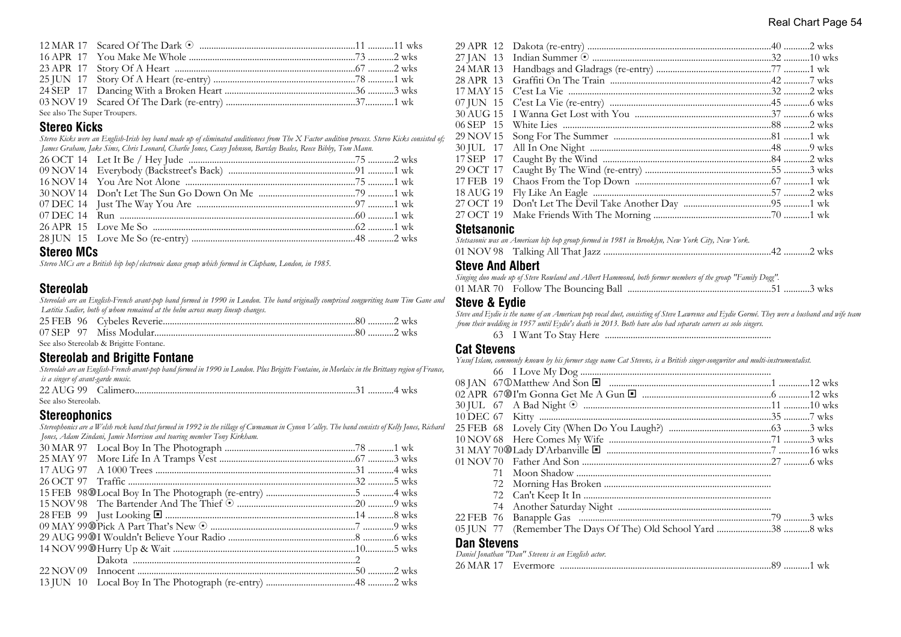| | | | |
|---|---|---|---|
| 12 MAR 17 | Scared Of The Dark ⊙ | 11 | 11 wks |
| 16 APR 17 | You Make Me Whole | 73 | 2 wks |
| 23 APR 17 | Story Of A Heart | 67 | 2 wks |
| 25 JUN 17 | Story Of A Heart (re-entry) | 78 | 1 wk |
| 24 SEP 17 | Dancing With a Broken Heart | 36 | 3 wks |
| 03 NOV 19 | Scared Of The Dark (re-entry) | 37 | 1 wk |

See also The Super Troupers.

## Stereo Kicks

*Stereo Kicks were an English-Irish boy band made up of eliminated auditionees from The X Factor audition process. Stereo Kicks consisted of; James Graham, Jake Sims, Chris Leonard, Charlie Jones, Casey Johnson, Barclay Beales, Reece Bibby, Tom Mann.*

| | | | |
|---|---|---|---|
| 26 OCT 14 | Let It Be / Hey Jude | 75 | 2 wks |
| 09 NOV 14 | Everybody (Backstreet's Back) | 91 | 1 wk |
| 16 NOV 14 | You Are Not Alone | 75 | 1 wk |
| 30 NOV 14 | Don't Let The Sun Go Down On Me | 79 | 1 wk |
| 07 DEC 14 | Just The Way You Are | 97 | 1 wk |
| 07 DEC 14 | Run | 60 | 1 wk |
| 26 APR 15 | Love Me So | 62 | 1 wk |
| 28 JUN 15 | Love Me So (re-entry) | 48 | 2 wks |

## Stereo MCs

*Stereo MCs are a British hip hop/electronic dance group which formed in Clapham, London, in 1985.*

## Stereolab

*Stereolab are an English-French avant-pop band formed in 1990 in London. The band originally comprised songwriting team Tim Gane and Lætitia Sadier, both of whom remained at the helm across many lineup changes.*

| | | | |
|---|---|---|---|
| 25 FEB 96 | Cybeles Reverie | 80 | 2 wks |
| 07 SEP 97 | Miss Modular | 80 | 2 wks |

See also Stereolab & Brigitte Fontane.

## Stereolab and Brigitte Fontane

*Stereolab are an English-French avant-pop band formed in 1990 in London. Plus Brigitte Fontaine, in Morlaix in the Brittany region of France, is a singer of avant-garde music.*

| | | | |
|---|---|---|---|
| 22 AUG 99 | Calimero | 31 | 4 wks |

See also Stereolab.

## Stereophonics

*Stereophonics are a Welsh rock band that formed in 1992 in the village of Cwmaman in Cynon Valley. The band consists of Kelly Jones, Richard Jones, Adam Zindani, Jamie Morrison and touring member Tony Kirkham.*

| | | | |
|---|---|---|---|
| 30 MAR 97 | Local Boy In The Photograph | 78 | 1 wk |
| 25 MAY 97 | More Life In A Tramps Vest | 67 | 3 wks |
| 17 AUG 97 | A 1000 Trees | 31 | 4 wks |
| 26 OCT 97 | Traffic | 32 | 5 wks |
| 15 FEB 98 | ⑩ Local Boy In The Photograph (re-entry) | 5 | 4 wks |
| 15 NOV 98 | The Bartender And The Thief ⊙ | 20 | 9 wks |
| 28 FEB 99 | Just Looking ◘ | 14 | 8 wks |
| 09 MAY 99 | ⑩ Pick A Part That's New ⊙ | 7 | 9 wks |
| 29 AUG 99 | ⑩ I Wouldn't Believe Your Radio | 8 | 6 wks |
| 14 NOV 99 | ⑩ Hurry Up & Wait | 10 | 5 wks |
| | Dakota | 2 | |
| 22 NOV 09 | Innocent | 50 | 2 wks |
| 13 JUN 10 | Local Boy In The Photograph (re-entry) | 48 | 2 wks |
| 29 APR 12 | Dakota (re-entry) | 40 | 2 wks |
| 27 JAN 13 | Indian Summer ⊙ | 32 | 10 wks |
| 24 MAR 13 | Handbags and Gladrags (re-entry) | 77 | 1 wk |
| 28 APR 13 | Graffiti On The Train | 42 | 7 wks |
| 17 MAY 15 | C'est La Vie | 32 | 2 wks |
| 07 JUN 15 | C'est La Vie (re-entry) | 45 | 6 wks |
| 30 AUG 15 | I Wanna Get Lost with You | 37 | 6 wks |
| 06 SEP 15 | White Lies | 88 | 2 wks |
| 29 NOV 15 | Song For The Summer | 81 | 1 wk |
| 30 JUL 17 | All In One Night | 48 | 9 wks |
| 17 SEP 17 | Caught By the Wind | 84 | 2 wks |
| 29 OCT 17 | Caught By The Wind (re-entry) | 55 | 3 wks |
| 17 FEB 19 | Chaos From the Top Down | 67 | 1 wk |
| 18 AUG 19 | Fly Like An Eagle | 57 | 2 wks |
| 27 OCT 19 | Don't Let The Devil Take Another Day | 95 | 1 wk |
| 27 OCT 19 | Make Friends With The Morning | 70 | 1 wk |

## Stetsanonic

*Stetsasonic was an American hip hop group formed in 1981 in Brooklyn, New York City, New York.*

| | | | |
|---|---|---|---|
| 01 NOV 98 | Talking All That Jazz | 42 | 2 wks |

## Steve And Albert

*Singing duo made up of Steve Rowland and Albert Hammond, both former members of the group "Family Dogg".*

| | | | |
|---|---|---|---|
| 01 MAR 70 | Follow The Bouncing Ball | 51 | 3 wks |

## Steve & Eydie

*Steve and Eydie is the name of an American pop vocal duet, consisting of Steve Lawrence and Eydie Gormé. They were a husband and wife team from their wedding in 1957 until Eydie's death in 2013. Both have also had separate careers as solo singers.*

| | | | |
|---|---|---|---|
| 63 | I Want To Stay Here | | |

## Cat Stevens

*Yusuf Islam, commonly known by his former stage name Cat Stevens, is a British singer-songwriter and multi-instrumentalist.*

| | | | |
|---|---|---|---|
| 66 | I Love My Dog | | |
| 08 JAN 67 | ① Matthew And Son ◘ | 1 | 12 wks |
| 02 APR 67 | ⑩ I'm Gonna Get Me A Gun ◘ | 6 | 12 wks |
| 30 JUL 67 | A Bad Night ⊙ | 11 | 10 wks |
| 10 DEC 67 | Kitty | 35 | 7 wks |
| 25 FEB 68 | Lovely City (When Do You Laugh?) | 63 | 3 wks |
| 10 NOV 68 | Here Comes My Wife | 71 | 3 wks |
| 31 MAY 70 | ⑩ Lady D'Arbanville ◘ | 7 | 16 wks |
| 01 NOV 70 | Father And Son | 27 | 6 wks |
| 71 | Moon Shadow | | |
| 72 | Morning Has Broken | | |
| 72 | Can't Keep It In | | |
| 74 | Another Saturday Night | | |
| 22 FEB 76 | Banapple Gas | 79 | 3 wks |
| 05 JUN 77 | (Remember The Days Of The) Old School Yard | 38 | 8 wks |

## Dan Stevens

*Daniel Jonathan "Dan" Stevens is an English actor.*

| | | | |
|---|---|---|---|
| 26 MAR 17 | Evermore | 89 | 1 wk |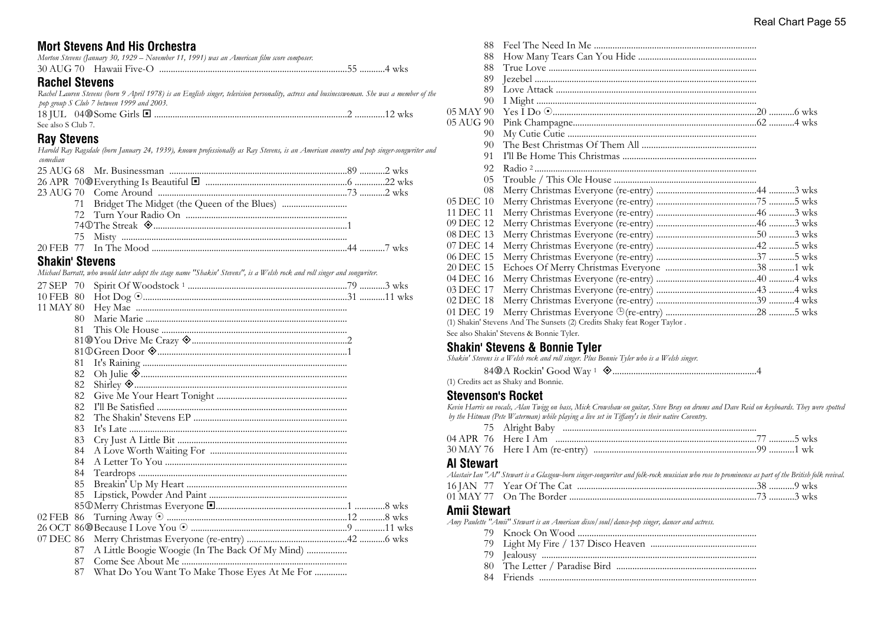## Mort Stevens And His Orchestra

*Morton Stevens (January 30, 1929 – November 11, 1991) was an American film score composer.*

30 AUG 70 Hawaii Five-O ..........................................................................55 ...........4 wks

## Rachel Stevens

*Rachel Lauren Stevens (born 9 April 1978) is an English singer, television personality, actress and businesswoman. She was a member of the pop group S Club 7 between 1999 and 2003.*

18 JUL 04⑩Some Girls ◘ ..........................................................................2 .............12 wks

See also S Club 7.

## Ray Stevens

*Harold Ray Ragsdale (born January 24, 1939), known professionally as Ray Stevens, is an American country and pop singer-songwriter and comedian*

25 AUG 68 Mr. Businessman ..........................................................................89 ...........2 wks
26 APR 70⑩Everything Is Beautiful ◘ ..........................................................................6 .............22 wks
23 AUG 70 Come Around ..........................................................................73 ...........2 wks
71 Bridget The Midget (the Queen of the Blues) ............................
72 Turn Your Radio On ..........................................................................
74①The Streak ◈..........................................................................1
75 Misty ..........................................................................
20 FEB 77 In The Mood ..........................................................................44 ...........7 wks

## Shakin' Stevens

*Michael Barratt, who would later adopt the stage name "Shakin' Stevens", is a Welsh rock and roll singer and songwriter.*

27 SEP 70 Spirit Of Woodstock [1] ..........................................................................79 ...........3 wks
10 FEB 80 Hot Dog ⊙..........................................................................31 ...........11 wks
11 MAY 80 Hey Mae ..........................................................................
80 Marie Marie ..........................................................................
81 This Ole House ..........................................................................
81⑩You Drive Me Crazy ◈..........................................................................2
81①Green Door ◈..........................................................................1
81 It's Raining ..........................................................................
82 Oh Julie ◈..........................................................................
82 Shirley ◈..........................................................................
82 Give Me Your Heart Tonight ..........................................................................
82 I'll Be Satisfied ..........................................................................
82 The Shakin' Stevens EP ..........................................................................
83 It's Late ..........................................................................
83 Cry Just A Little Bit ..........................................................................
84 A Love Worth Waiting For ..........................................................................
84 A Letter To You ..........................................................................
84 Teardrops ..........................................................................
85 Breakin' Up My Heart ..........................................................................
85 Lipstick, Powder And Paint ..........................................................................
85①Merry Christmas Everyone ◘..........................................................................1 .............8 wks
02 FEB 86 Turning Away ⊙ ..........................................................................12 ...........8 wks
26 OCT 86⑩Because I Love You ⊙ ..........................................................................9 .............11 wks
07 DEC 86 Merry Christmas Everyone (re-entry) ..........................................................................42 ...........6 wks
87 A Little Boogie Woogie (In The Back Of My Mind) .................
87 Come See About Me ..........................................................................
87 What Do You Want To Make Those Eyes At Me For ..............
88 Feel The Need In Me ..........................................................................
88 How Many Tears Can You Hide ..........................................................................
88 True Love ..........................................................................
89 Jezebel ..........................................................................
89 Love Attack ..........................................................................
90 I Might ..........................................................................
05 MAY 90 Yes I Do ⊙..........................................................................20 ...........6 wks
05 AUG 90 Pink Champagne..........................................................................62 ...........4 wks
90 My Cutie Cutie ..........................................................................
90 The Best Christmas Of Them All ..........................................................................
91 I'll Be Home This Christmas ..........................................................................
92 Radio [2] ..........................................................................
05 Trouble / This Ole House ..........................................................................
08 Merry Christmas Everyone (re-entry) ..........................................................................44 ...........3 wks
05 DEC 10 Merry Christmas Everyone (re-entry) ..........................................................................75 ...........5 wks
11 DEC 11 Merry Christmas Everyone (re-entry) ..........................................................................46 ...........3 wks
09 DEC 12 Merry Christmas Everyone (re-entry) ..........................................................................46 ...........3 wks
08 DEC 13 Merry Christmas Everyone (re-entry) ..........................................................................50 ...........3 wks
07 DEC 14 Merry Christmas Everyone (re-entry) ..........................................................................42 ...........5 wks
06 DEC 15 Merry Christmas Everyone (re-entry) ..........................................................................37 ...........5 wks
20 DEC 15 Echoes Of Merry Christmas Everyone ..........................................................................38 ...........1 wk
04 DEC 16 Merry Christmas Everyone (re-entry) ..........................................................................40 ...........4 wks
03 DEC 17 Merry Christmas Everyone (re-entry) ..........................................................................43 ...........4 wks
02 DEC 18 Merry Christmas Everyone (re-entry) ..........................................................................39 ...........4 wks
01 DEC 19 Merry Christmas Everyone ⊕(re-entry) ..........................................................................28 ...........5 wks

(1) Shakin' Stevens And The Sunsets (2) Credits Shaky feat Roger Taylor .

See also Shakin' Stevens & Bonnie Tyler.

## Shakin' Stevens & Bonnie Tyler

*Shakin' Stevens is a Welsh rock and roll singer. Plus Bonnie Tyler who is a Welsh singer.*

84⑩A Rockin' Good Way [1] ◈..........................................................................4

(1) Credits act as Shaky and Bonnie.

## Stevenson's Rocket

*Kevin Harris on vocals, Alan Twigg on bass, Mick Crowshaw on guitar, Steve Bray on drums and Dave Reid on keyboards. They were spotted by the Hitman (Pete Waterman) while playing a live set in Tiffany's in their native Coventry.*

75 Alright Baby ..........................................................................
04 APR 76 Here I Am ..........................................................................77 ...........5 wks
30 MAY 76 Here I Am (re-entry) ..........................................................................99 ...........1 wk

## Al Stewart

*Alastair Ian "Al" Stewart is a Glasgow-born singer-songwriter and folk-rock musician who rose to prominence as part of the British folk revival.*

16 JAN 77 Year Of The Cat ..........................................................................38 ...........9 wks
01 MAY 77 On The Border ..........................................................................73 ...........3 wks

## Amii Stewart

*Amy Paulette "Amii" Stewart is an American disco/soul/dance-pop singer, dancer and actress.*

79 Knock On Wood ..........................................................................
79 Light My Fire / 137 Disco Heaven ..........................................................................
79 Jealousy ..........................................................................
80 The Letter / Paradise Bird ..........................................................................
84 Friends ..........................................................................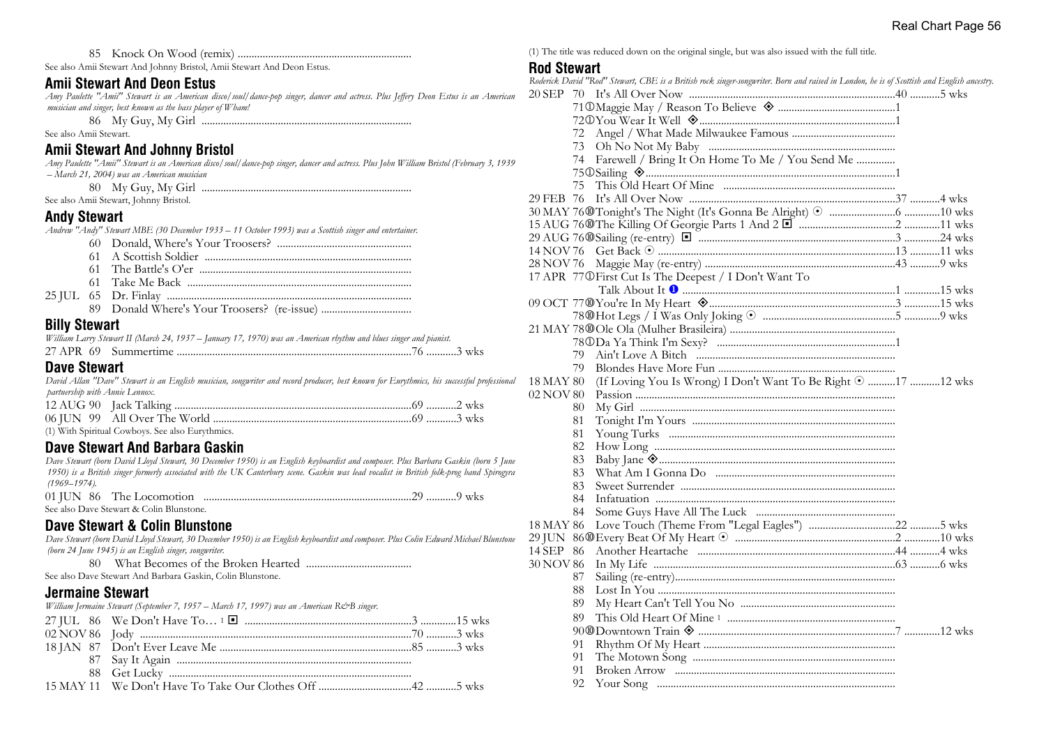85 Knock On Wood (remix) ..............................................................

See also Amii Stewart And Johnny Bristol, Amii Stewart And Deon Estus.

## Amii Stewart And Deon Estus

*Amy Paulette "Amii" Stewart is an American disco/soul/dance-pop singer, dancer and actress. Plus Jeffery Deon Estus is an American musician and singer, best known as the bass player of Wham!*

86 My Guy, My Girl ..........................................................................

See also Amii Stewart.

## Amii Stewart And Johnny Bristol

*Amy Paulette "Amii" Stewart is an American disco/soul/dance-pop singer, dancer and actress. Plus John William Bristol (February 3, 1939 – March 21, 2004) was an American musician*

80 My Guy, My Girl ..........................................................................

See also Amii Stewart, Johnny Bristol.

## Andy Stewart

*Andrew "Andy" Stewart MBE (30 December 1933 – 11 October 1993) was a Scottish singer and entertainer.*

| Date | Yr | Title | Pos | Wks |
|---|---|---|---|---|
| | 60 | Donald, Where's Your Troosers? | | |
| | 61 | A Scottish Soldier | | |
| | 61 | The Battle's O'er | | |
| | 61 | Take Me Back | | |
| 25 JUL | 65 | Dr. Finlay | | |
| | 89 | Donald Where's Your Troosers? (re-issue) | | |

## Billy Stewart

*William Larry Stewart II (March 24, 1937 – January 17, 1970) was an American rhythm and blues singer and pianist.*

| Date | Yr | Title | Pos | Wks |
|---|---|---|---|---|
| 27 APR | 69 | Summertime | 76 | 3 wks |

## Dave Stewart

*David Allan "Dave" Stewart is an English musician, songwriter and record producer, best known for Eurythmics, his successful professional partnership with Annie Lennox.*

| Date | Yr | Title | Pos | Wks |
|---|---|---|---|---|
| 12 AUG | 90 | Jack Talking | 69 | 2 wks |
| 06 JUN | 99 | All Over The World | 69 | 3 wks |

(1) With Spiritual Cowboys. See also Eurythmics.

## Dave Stewart And Barbara Gaskin

*Dave Stewart (born David Lloyd Stewart, 30 December 1950) is an English keyboardist and composer. Plus Barbara Gaskin (born 5 June 1950) is a British singer formerly associated with the UK Canterbury scene. Gaskin was lead vocalist in British folk-prog band Spirogyra (1969–1974).*

| Date | Yr | Title | Pos | Wks |
|---|---|---|---|---|
| 01 JUN | 86 | The Locomotion | 29 | 9 wks |

See also Dave Stewart & Colin Blunstone.

## Dave Stewart & Colin Blunstone

*Dave Stewart (born David Lloyd Stewart, 30 December 1950) is an English keyboardist and composer. Plus Colin Edward Michael Blunstone (born 24 June 1945) is an English singer, songwriter.*

80 What Becomes of the Broken Hearted ......................................

See also Dave Stewart And Barbara Gaskin, Colin Blunstone.

## Jermaine Stewart

*William Jermaine Stewart (September 7, 1957 – March 17, 1997) was an American R&B singer.*

| Date | Yr | Title | Pos | Wks |
|---|---|---|---|---|
| 27 JUL | 86 | We Don't Have To… 1 ◘ | 3 | 15 wks |
| 02 NOV | 86 | Jody | 70 | 3 wks |
| 18 JAN | 87 | Don't Ever Leave Me | 85 | 3 wks |
| | 87 | Say It Again | | |
| | 88 | Get Lucky | | |
| 15 MAY | 11 | We Don't Have To Take Our Clothes Off | 42 | 5 wks |

(1) The title was reduced down on the original single, but was also issued with the full title.

## Rod Stewart

*Roderick David "Rod" Stewart, CBE is a British rock singer-songwriter. Born and raised in London, he is of Scottish and English ancestry.*

| Date | Yr | Title | Pos | Wks |
|---|---|---|---|---|
| 20 SEP | 70 | It's All Over Now | 40 | 5 wks |
| | 71① | Maggie May / Reason To Believe ◈ | 1 | |
| | 72① | You Wear It Well ◈ | 1 | |
| | 72 | Angel / What Made Milwaukee Famous | | |
| | 73 | Oh No Not My Baby | | |
| | 74 | Farewell / Bring It On Home To Me / You Send Me | | |
| | 75① | Sailing ◈ | 1 | |
| | 75 | This Old Heart Of Mine | | |
| 29 FEB | 76 | It's All Over Now | 37 | 4 wks |
| 30 MAY | 76⑩ | Tonight's The Night (It's Gonna Be Alright) ⊙ | 6 | 10 wks |
| 15 AUG | 76⑩ | The Killing Of Georgie Parts 1 And 2 ◘ | 2 | 11 wks |
| 29 AUG | 76⑩ | Sailing (re-entry) ◘ | 3 | 24 wks |
| 14 NOV | 76 | Get Back ⊙ | 13 | 11 wks |
| 28 NOV | 76 | Maggie May (re-entry) | 43 | 9 wks |
| 17 APR | 77① | First Cut Is The Deepest / I Don't Want To Talk About It ❶ | 1 | 15 wks |
| 09 OCT | 77⑩ | You're In My Heart ◈ | 3 | 15 wks |
| | 78⑩ | Hot Legs / I Was Only Joking ⊙ | 5 | 9 wks |
| 21 MAY | 78⑩ | Ole Ola (Mulher Brasileira) | | |
| | 78① | Da Ya Think I'm Sexy? | 1 | |
| | 79 | Ain't Love A Bitch | | |
| | 79 | Blondes Have More Fun | | |
| 18 MAY | 80 | (If Loving You Is Wrong) I Don't Want To Be Right ⊙ | 17 | 12 wks |
| 02 NOV | 80 | Passion | | |
| | 80 | My Girl | | |
| | 81 | Tonight I'm Yours | | |
| | 81 | Young Turks | | |
| | 82 | How Long | | |
| | 83 | Baby Jane ◈ | | |
| | 83 | What Am I Gonna Do | | |
| | 83 | Sweet Surrender | | |
| | 84 | Infatuation | | |
| | 84 | Some Guys Have All The Luck | | |
| 18 MAY | 86 | Love Touch (Theme From "Legal Eagles") | 22 | 5 wks |
| 29 JUN | 86⑩ | Every Beat Of My Heart ⊙ | 2 | 10 wks |
| 14 SEP | 86 | Another Heartache | 44 | 4 wks |
| 30 NOV | 86 | In My Life | 63 | 6 wks |
| | 87 | Sailing (re-entry) | | |
| | 88 | Lost In You | | |
| | 89 | My Heart Can't Tell You No | | |
| | 89 | This Old Heart Of Mine 1 | | |
| | 90⑩ | Downtown Train ◈ | 7 | 12 wks |
| | 91 | Rhythm Of My Heart | | |
| | 91 | The Motown Song | | |
| | 91 | Broken Arrow | | |
| | 92 | Your Song | | |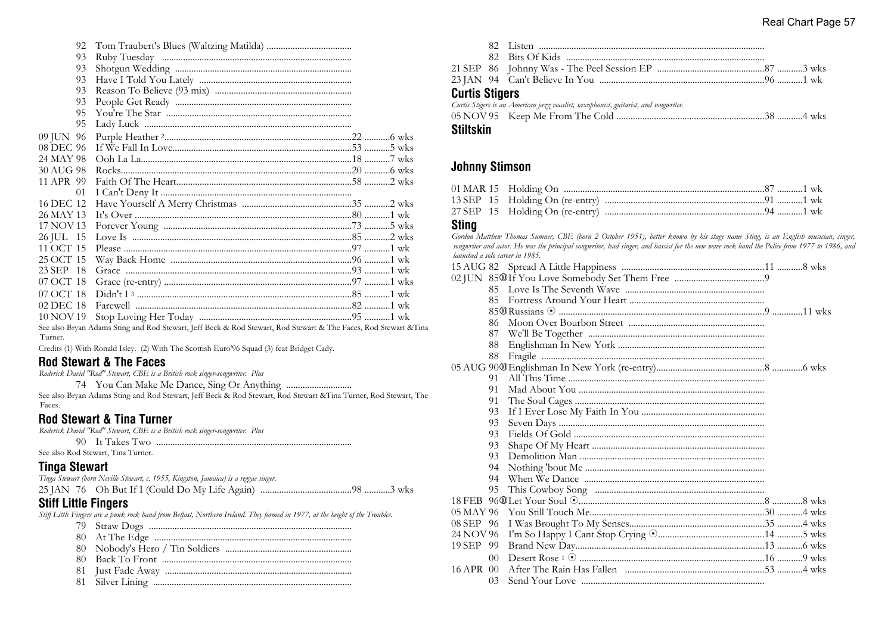92 Tom Traubert's Blues (Waltzing Matilda) ....................................
93 Ruby Tuesday ................................................................................
93 Shotgun Wedding ..........................................................................
93 Have I Told You Lately .................................................................
93 Reason To Believe (93 mix) ..........................................................
93 People Get Ready ..........................................................................
95 You're The Star ..............................................................................
95 Lady Luck .......................................................................................
09 JUN 96 Purple Heather [2]...............................................................22 ...........6 wks
08 DEC 96 If We Fall In Love...........................................................53 ...........5 wks
24 MAY 98 Ooh La La........................................................................18 ...........7 wks
30 AUG 98 Rocks.................................................................................20 ...........6 wks
11 APR 99 Faith Of The Heart..........................................................58 ...........2 wks
01 I Can't Deny It ................................................................................
16 DEC 12 Have Yourself A Merry Christmas ...............................................35 ...........2 wks
26 MAY 13 It's Over ...........................................................................80 ...........1 wk
17 NOV 13 Forever Young ...............................................................73 ...........5 wks
26 JUL 15 Love Is ............................................................................85 ...........2 wks
11 OCT 15 Please ................................................................................97 ...........1 wk
25 OCT 15 Way Back Home ............................................................96 ...........1 wk
23 SEP 18 Grace ................................................................................93 ...........1 wk
07 OCT 18 Grace (re-entry) ...............................................................97 ...........1 wks
07 OCT 18 Didn't I [3] ..........................................................................85 ...........1 wk
02 DEC 18 Farewell ...........................................................................82 ...........1 wk
10 NOV 19 Stop Loving Her Today ................................................95 ...........1 wk

See also Bryan Adams Sting and Rod Stewart, Jeff Beck & Rod Stewart, Rod Stewart & The Faces, Rod Stewart &Tina Turner.

Credits (1) With Ronald Isley. (2) With The Scottish Euro'96 Squad (3) feat Bridget Cady.

## Rod Stewart & The Faces

*Roderick David "Rod" Stewart, CBE is a British rock singer-songwriter. Plus*

74 You Can Make Me Dance, Sing Or Anything ............................

See also Bryan Adams Sting and Rod Stewart, Jeff Beck & Rod Stewart, Rod Stewart &Tina Turner, Rod Stewart, The Faces.

## Rod Stewart & Tina Turner

*Roderick David "Rod" Stewart, CBE is a British rock singer-songwriter. Plus*

90 It Takes Two ..................................................................................

See also Rod Stewart, Tina Turner.

## Tinga Stewart

*Tinga Stewart (born Neville Stewart, c. 1955, Kingston, Jamaica) is a reggae singer.*

25 JAN 76 Oh But If I (Could Do My Life Again) .......................................98 ...........3 wks

## Stiff Little Fingers

*Stiff Little Fingers are a punk rock band from Belfast, Northern Ireland. They formed in 1977, at the height of the Troubles.*

79 Straw Dogs .....................................................................................
80 At The Edge ...................................................................................
80 Nobody's Hero / Tin Soldiers .....................................................
80 Back To Front ................................................................................
81 Just Fade Away ...............................................................................
81 Silver Lining ....................................................................................
82 Listen ................................................................................................
82 Bits Of Kids ....................................................................................
21 SEP 86 Johnny Was - The Peel Session EP .............................................87 ...........3 wks
23 JAN 94 Can't Believe In You ......................................................................96 ...........1 wk

## Curtis Stigers

*Curtis Stigers is an American jazz vocalist, saxophonist, guitarist, and songwriter.*

05 NOV 95 Keep Me From The Cold ..............................................................38 ...........4 wks

## Stiltskin

## Johnny Stimson

01 MAR 15 Holding On .....................................................................................87 ...........1 wk
13 SEP 15 Holding On (re-entry) ...................................................................91 ...........1 wk
27 SEP 15 Holding On (re-entry) ...................................................................94 ...........1 wk

## Sting

*Gordon Matthew Thomas Sumner, CBE (born 2 October 1951), better known by his stage name Sting, is an English musician, singer, songwriter and actor. He was the principal songwriter, lead singer, and bassist for the new wave rock band the Police from 1977 to 1986, and launched a solo career in 1985.*

15 AUG 82 Spread A Little Happiness ............................................................11 ...........8 wks
02 JUN 85⓿If You Love Somebody Set Them Free ......................................9
85 Love Is The Seventh Wave ...........................................................
85 Fortress Around Your Heart .........................................................
85⓿Russians ⊙ .......................................................................................9 ............11 wks
86 Moon Over Bourbon Street ..........................................................
87 We'll Be Together ..........................................................................
88 Englishman In New York ..............................................................
88 Fragile ..............................................................................................
05 AUG 90⓿Englishman In New York (re-entry)..............................................8 ............6 wks
91 All This Time ...................................................................................
91 Mad About You ...............................................................................
91 The Soul Cages ................................................................................
93 If I Ever Lose My Faith In You ....................................................
93 Seven Days .......................................................................................
93 Fields Of Gold .................................................................................
93 Shape Of My Heart .........................................................................
93 Demolition Man ..............................................................................
94 Nothing 'bout Me ............................................................................
94 When We Dance ............................................................................
95 This Cowboy Song .......................................................................
18 FEB 96⓿Let Your Soul ⊙..............................................................................8 ............8 wks
05 MAY 96 You Still Touch Me..........................................................................30 ...........4 wks
08 SEP 96 I Was Brought To My Senses.........................................................35 ...........4 wks
24 NOV 96 I'm So Happy I Cant Stop Crying ⊙.............................................14 ...........5 wks
19 SEP 99 Brand New Day................................................................................13 ...........6 wks
00 Desert Rose [1] ⊙ .............................................................................16 ...........9 wks
16 APR 00 After The Rain Has Fallen ..........................................................53 ...........4 wks
03 Send Your Love .............................................................................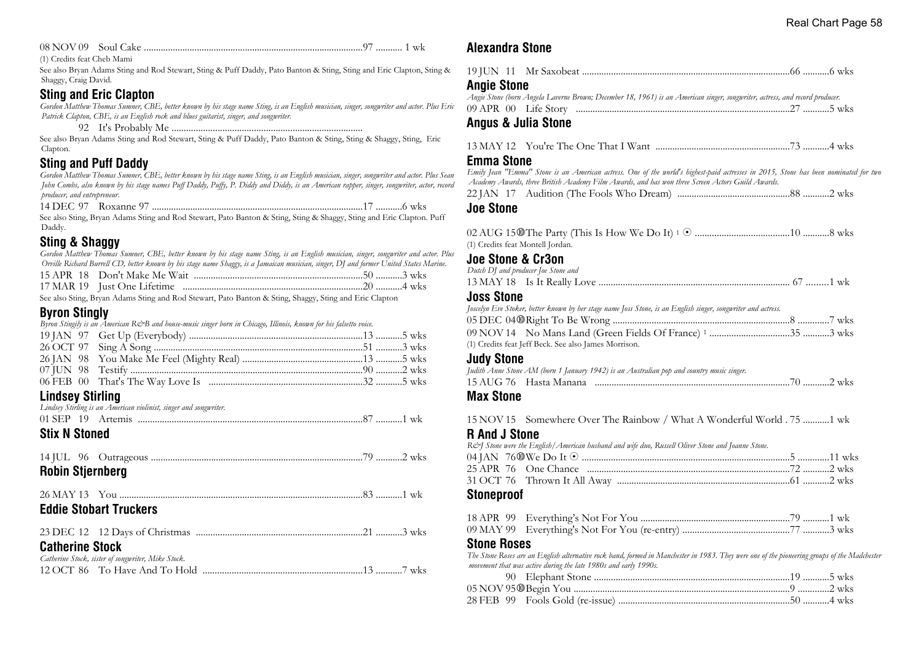08 NOV 09 Soul Cake ..........................................................................................97 ........... 1 wk

(1) Credits feat Cheb Mami

See also Bryan Adams Sting and Rod Stewart, Sting & Puff Daddy, Pato Banton & Sting, Sting and Eric Clapton, Sting & Shaggy, Craig David.

## Sting and Eric Clapton

*Gordon Matthew Thomas Sumner, CBE, better known by his stage name Sting, is an English musician, singer, songwriter and actor. Plus Eric Patrick Clapton, CBE, is an English rock and blues guitarist, singer, and songwriter.*

92 It's Probably Me ...............................................................................

See also Bryan Adams Sting and Rod Stewart, Sting & Puff Daddy, Pato Banton & Sting, Sting & Shaggy, Sting, Eric Clapton.

## Sting and Puff Daddy

*Gordon Matthew Thomas Sumner, CBE, better known by his stage name Sting, is an English musician, singer, songwriter and actor. Plus Sean John Combs, also known by his stage names Puff Daddy, Puffy, P. Diddy and Diddy, is an American rapper, singer, songwriter, actor, record producer, and entrepreneur.*

14 DEC 97 Roxanne 97 .......................................................................................17 ...........6 wks

See also Sting, Bryan Adams Sting and Rod Stewart, Pato Banton & Sting, Sting & Shaggy, Sting and Eric Clapton. Puff Daddy.

## Sting & Shaggy

*Gordon Matthew Thomas Sumner, CBE, better known by his stage name Sting, is an English musician, singer, songwriter and actor. Plus Orville Richard Burrell CD, better known by his stage name Shaggy, is a Jamaican musician, singer, DJ and former United States Marine.*

15 APR 18 Don't Make Me Wait .....................................................................50 ...........3 wks
17 MAR 19 Just One Lifetime ..........................................................................20 ...........4 wks

See also Sting, Bryan Adams Sting and Rod Stewart, Pato Banton & Sting, Shaggy, Sting and Eric Clapton

## Byron Stingily

*Byron Stingily is an American R&B and house-music singer born in Chicago, Illinois, known for his falsetto voice.*

19 JAN 97 Get Up (Everybody) .......................................................................13 ...........5 wks
26 OCT 97 Sing A Song ......................................................................................51 ...........3 wks
26 JAN 98 You Make Me Feel (Mighty Real) .................................................13 ...........5 wks
07 JUN 98 Testify ...............................................................................................90 ...........2 wks
06 FEB 00 That's The Way Love Is ...............................................................32 ...........5 wks

## Lindsey Stirling

*Lindsey Stirling is an American violinist, singer and songwriter.*

01 SEP 19 Artemis ...........................................................................................87 ...........1 wk

## Stix N Stoned

14 JUL 96 Outrageous ......................................................................................79 ...........2 wks

## Robin Stjernberg

26 MAY 13 You ....................................................................................................83 ...........1 wk

## Eddie Stobart Truckers

23 DEC 12 12 Days of Christmas ....................................................................21 ...........3 wks

## Catherine Stock

*Catherine Stock, sister of songwriter, Mike Stock.*

12 OCT 86 To Have And To Hold .................................................................13 ...........7 wks

## Alexandra Stone

19 JUN 11 Mr Saxobeat .....................................................................................66 ...........6 wks

## Angie Stone

*Angie Stone (born Angela Laverne Brown; December 18, 1961) is an American singer, songwriter, actress, and record producer.*

09 APR 00 Life Story ........................................................................................27 ...........5 wks

## Angus & Julia Stone

13 MAY 12 You're The One That I Want .......................................................73 ...........4 wks

## Emma Stone

*Emily Jean "Emma" Stone is an American actress. One of the world's highest-paid actresses in 2015, Stone has been nominated for two Academy Awards, three British Academy Film Awards, and has won three Screen Actors Guild Awards.*

22 JAN 17 Audition (The Fools Who Dream) ..............................................88 ...........2 wks

## Joe Stone

02 AUG 15⑩The Party (This Is How We Do It) [1] ⊙ .......................................10 ...........8 wks

(1) Credits feat Montell Jordan.

## Joe Stone & Cr3on

*Dutch DJ and producer Joe Stone and*

13 MAY 18 Is It Really Love .............................................................................. 67 .........1 wk

## Joss Stone

*Joscelyn Eve Stoker, better known by her stage name Joss Stone, is an English singer, songwriter and actress.*

05 DEC 04⑩Right To Be Wrong ........................................................................8 .............7 wks
09 NOV 14 No Mans Land (Green Fields Of France) [1] .................................35 ...........3 wks

(1) Credits feat Jeff Beck. See also James Morrison.

## Judy Stone

*Judith Anne Stone AM (born 1 January 1942) is an Australian pop and country music singer.*

15 AUG 76 Hasta Manana ................................................................................70 ...........2 wks

## Max Stone

15 NOV 15 Somewhere Over The Rainbow / What A Wonderful World . 75 ...........1 wk

## R And J Stone

*R&J Stone were the English/American husband and wife duo, Russell Oliver Stone and Joanne Stone.*

04 JAN 76⑩We Do It ⊙ ....................................................................................5 .............11 wks
25 APR 76 One Chance ...................................................................................72 ...........2 wks
31 OCT 76 Thrown It All Away .......................................................................61 ...........2 wks

## Stoneproof

18 APR 99 Everything's Not For You .............................................................79 ...........1 wk
09 MAY 99 Everything's Not For You (re-entry) ............................................77 ...........3 wks

## Stone Roses

*The Stone Roses are an English alternative rock band, formed in Manchester in 1983. They were one of the pioneering groups of the Madchester movement that was active during the late 1980s and early 1990s.*

90 Elephant Stone ................................................................................19 ...........5 wks
05 NOV 95⑩Begin You ........................................................................................9 .............2 wks
28 FEB 99 Fools Gold (re-issue) ......................................................................50 ...........4 wks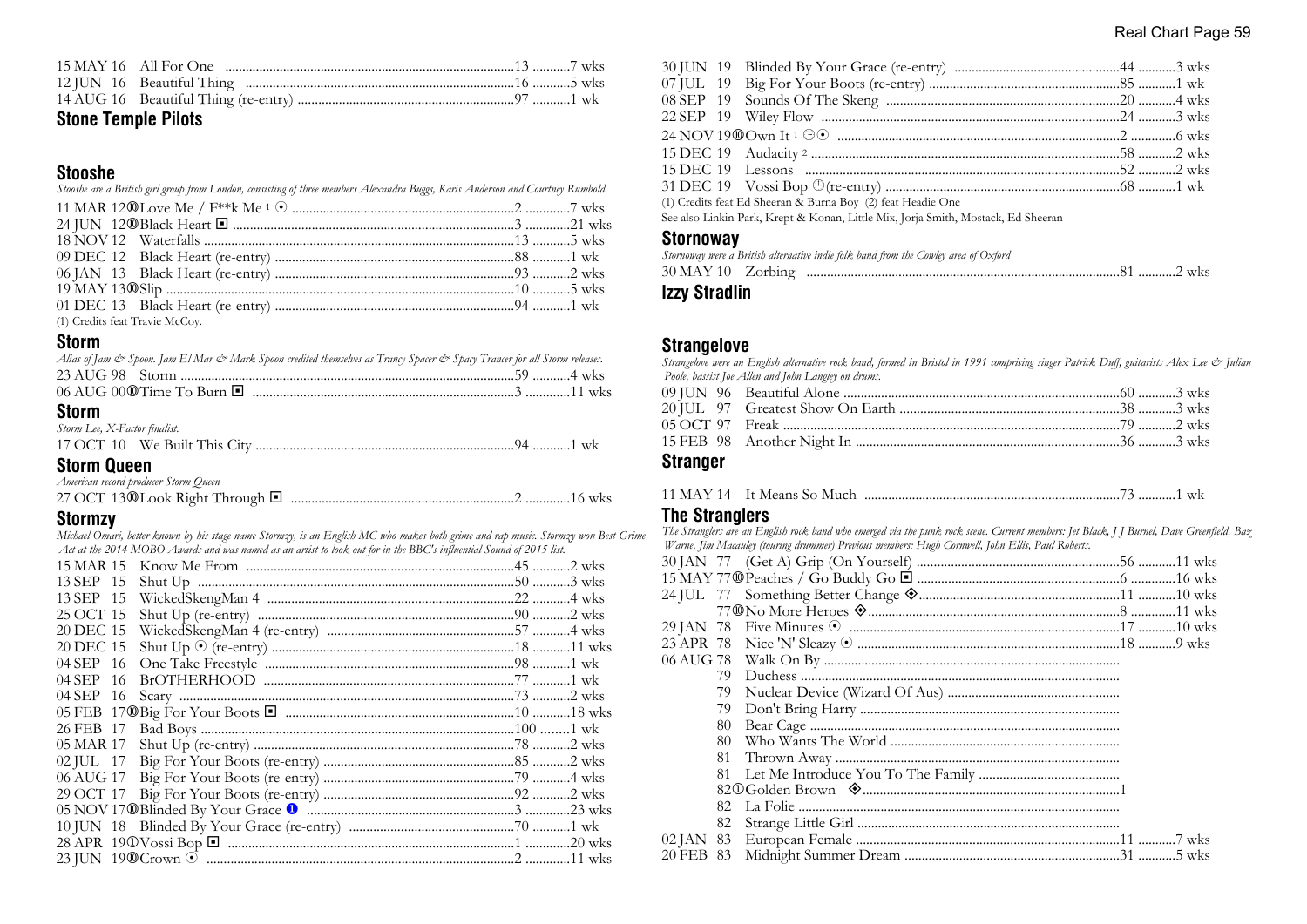15 MAY 16 All For One ....13 ....7 wks
12 JUN 16 Beautiful Thing ....16 ....5 wks
14 AUG 16 Beautiful Thing (re-entry) ....97 ....1 wk

## Stone Temple Pilots

## Stooshe

*Stooshe are a British girl group from London, consisting of three members Alexandra Buggs, Karis Anderson and Courtney Rumbold.*

11 MAR 12⑩Love Me / F**k Me [1] ⊙ ....2 ....7 wks
24 JUN 12⑩Black Heart ◾ ....3 ....21 wks
18 NOV 12 Waterfalls ....13 ....5 wks
09 DEC 12 Black Heart (re-entry) ....88 ....1 wk
06 JAN 13 Black Heart (re-entry) ....93 ....2 wks
19 MAY 13⑩Slip ....10 ....5 wks
01 DEC 13 Black Heart (re-entry) ....94 ....1 wk

(1) Credits feat Travie McCoy.

## Storm

*Alias of Jam & Spoon. Jam El Mar & Mark Spoon credited themselves as Trancy Spacer & Spacy Trancer for all Storm releases.*

23 AUG 98 Storm ....59 ....4 wks
06 AUG 00⑩Time To Burn ◾ ....3 ....11 wks

## Storm

*Storm Lee, X-Factor finalist.*

17 OCT 10 We Built This City ....94 ....1 wk

## Storm Queen

*American record producer Storm Queen*

27 OCT 13⑩Look Right Through ◾ ....2 ....16 wks

## Stormzy

*Michael Omari, better known by his stage name Stormzy, is an English MC who makes both grime and rap music. Stormzy won Best Grime Act at the 2014 MOBO Awards and was named as an artist to look out for in the BBC's influential Sound of 2015 list.*

15 MAR 15 Know Me From ....45 ....2 wks
13 SEP 15 Shut Up ....50 ....3 wks
13 SEP 15 WickedSkengMan 4 ....22 ....4 wks
25 OCT 15 Shut Up (re-entry) ....90 ....2 wks
20 DEC 15 WickedSkengMan 4 (re-entry) ....57 ....4 wks
20 DEC 15 Shut Up ⊙ (re-entry) ....18 ....11 wks
04 SEP 16 One Take Freestyle ....98 ....1 wk
04 SEP 16 BrOTHERHOOD ....77 ....1 wk
04 SEP 16 Scary ....73 ....2 wks
05 FEB 17⑩Big For Your Boots ◾ ....10 ....18 wks
26 FEB 17 Bad Boys ....100 ....1 wk
05 MAR 17 Shut Up (re-entry) ....78 ....2 wks
02 JUL 17 Big For Your Boots (re-entry) ....85 ....2 wks
06 AUG 17 Big For Your Boots (re-entry) ....79 ....4 wks
29 OCT 17 Big For Your Boots (re-entry) ....92 ....2 wks
05 NOV 17⑩Blinded By Your Grace ❶ ....3 ....23 wks
10 JUN 18 Blinded By Your Grace (re-entry) ....70 ....1 wk
28 APR 19①Vossi Bop ◾ ....1 ....20 wks
23 JUN 19⑩Crown ⊙ ....2 ....11 wks
30 JUN 19 Blinded By Your Grace (re-entry) ....44 ....3 wks
07 JUL 19 Big For Your Boots (re-entry) ....85 ....1 wk
08 SEP 19 Sounds Of The Skeng ....20 ....4 wks
22 SEP 19 Wiley Flow ....24 ....3 wks
24 NOV 19⑩Own It [1] ⊕⊙ ....2 ....6 wks
15 DEC 19 Audacity [2] ....58 ....2 wks
15 DEC 19 Lessons ....52 ....2 wks
31 DEC 19 Vossi Bop ⊕(re-entry) ....68 ....1 wk

(1) Credits feat Ed Sheeran & Burna Boy (2) feat Headie One

See also Linkin Park, Krept & Konan, Little Mix, Jorja Smith, Mostack, Ed Sheeran

## Stornoway

*Stornoway were a British alternative indie folk band from the Cowley area of Oxford*

30 MAY 10 Zorbing ....81 ....2 wks

## Izzy Stradlin

## Strangelove

*Strangelove were an English alternative rock band, formed in Bristol in 1991 comprising singer Patrick Duff, guitarists Alex Lee & Julian Poole, bassist Joe Allen and John Langley on drums.*

09 JUN 96 Beautiful Alone ....60 ....3 wks
20 JUL 97 Greatest Show On Earth ....38 ....3 wks
05 OCT 97 Freak ....79 ....2 wks
15 FEB 98 Another Night In ....36 ....3 wks

## Stranger

11 MAY 14 It Means So Much ....73 ....1 wk

## The Stranglers

*The Stranglers are an English rock band who emerged via the punk rock scene. Current members: Jet Black, J J Burnel, Dave Greenfield, Baz Warne, Jim Macauley (touring drummer) Previous members: Hugh Cornwell, John Ellis, Paul Roberts.*

30 JAN 77 (Get A) Grip (On Yourself) ....56 ....11 wks
15 MAY 77⑩Peaches / Go Buddy Go ◾ ....6 ....16 wks
24 JUL 77 Something Better Change ◈ ....11 ....10 wks
77⑩No More Heroes ◈ ....8 ....11 wks
29 JAN 78 Five Minutes ⊙ ....17 ....10 wks
23 APR 78 Nice 'N' Sleazy ⊙ ....18 ....9 wks
06 AUG 78 Walk On By ....
79 Duchess ....
79 Nuclear Device (Wizard Of Aus) ....
79 Don't Bring Harry ....
80 Bear Cage ....
80 Who Wants The World ....
81 Thrown Away ....
81 Let Me Introduce You To The Family ....
82①Golden Brown ◈ ....1
82 La Folie ....
82 Strange Little Girl ....
02 JAN 83 European Female ....11 ....7 wks
20 FEB 83 Midnight Summer Dream ....31 ....5 wks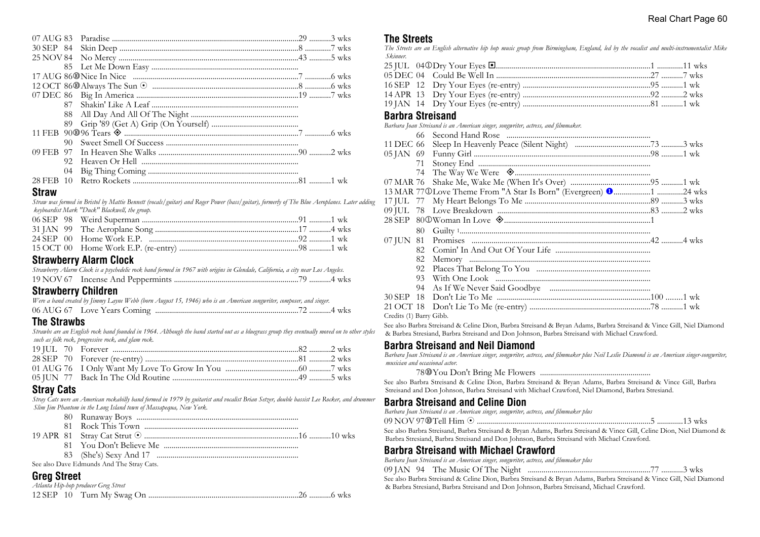07 AUG 83 Paradise ............................................................................................29 ...........3 wks
30 SEP 84 Skin Deep ..........................................................................................8 .............7 wks
25 NOV 84 No Mercy ........................................................................................43 ...........5 wks
85 Let Me Down Easy .........................................................................
17 AUG 86⑩Nice In Nice ..................................................................................7 .............6 wks
12 OCT 86⑩Always The Sun ⊙ .........................................................................8 .............6 wks
07 DEC 86 Big In America ................................................................................19 ...........7 wks
87 Shakin' Like A Leaf .........................................................................
88 All Day And All Of The Night ......................................................
89 Grip '89 (Get A) Grip (On Yourself) ............................................
11 FEB 90⑩96 Tears ◈ ......................................................................................7 .............6 wks
90 Sweet Smell Of Success ..................................................................
09 FEB 97 In Heaven She Walks ......................................................................90 ...........2 wks
92 Heaven Or Hell ...............................................................................
04 Big Thing Coming ...........................................................................
28 FEB 10 Retro Rockets ..................................................................................81 ...........1 wk

## Straw

*Straw was formed in Bristol by Mattie Bennett (vocals/guitar) and Roger Power (bass/guitar), formerly of The Blue Aeroplanes. Later adding keyboardist Mark "Duck" Blackwell, the group.*

06 SEP 98 Weird Superman ..............................................................................91 ...........1 wk
31 JAN 99 The Aeroplane Song .......................................................................17 ...........4 wks
24 SEP 00 Home Work E.P. ..........................................................................92 ...........1 wk
15 OCT 00 Home Work E.P. (re-entry) ...........................................................98 ...........1 wk

## Strawberry Alarm Clock

*Strawberry Alarm Clock is a psychedelic rock band formed in 1967 with origins in Glendale, California, a city near Los Angeles.*

19 NOV 67 Incense And Peppermints ..............................................................79 ...........4 wks

## Strawberry Children

*Were a band created by Jimmy Layne Webb (born August 15, 1946) who is an American songwriter, composer, and singer.*

06 AUG 67 Love Years Coming .......................................................................72 ...........4 wks

## The Strawbs

*Strawbs are an English rock band founded in 1964. Although the band started out as a bluegrass group they eventually moved on to other styles such as folk rock, progressive rock, and glam rock.*

19 JUL 70 Forever ............................................................................................82 ...........2 wks
28 SEP 70 Forever (re-entry) ............................................................................81 ...........2 wks
01 AUG 76 I Only Want My Love To Grow In You ....................................60 ...........7 wks
05 JUN 77 Back In The Old Routine ...............................................................49 ...........5 wks

## Stray Cats

*Stray Cats were an American rockabilly band formed in 1979 by guitarist and vocalist Brian Setzer, double bassist Lee Rocker, and drummer Slim Jim Phantom in the Long Island town of Massapequa, New York.*

80 Runaway Boys .................................................................................
81 Rock This Town .............................................................................
19 APR 81 Stray Cat Strut ⊙ .............................................................................16 ...........10 wks
81 You Don't Believe Me ...................................................................
83 (She's) Sexy And 17 .......................................................................

See also Dave Edmunds And The Stray Cats.

## Greg Street

*Atlanta Hip-hop producer Greg Street*

12 SEP 10 Turn My Swag On ...........................................................................26 ...........6 wks

## The Streets

*The Streets are an English alternative hip hop music group from Birmingham, England, led by the vocalist and multi-instrumentalist Mike Skinner.*

25 JUL 04①Dry Your Eyes ▣...........................................................................1 .............11 wks
05 DEC 04 Could Be Well In ...........................................................................27 ...........7 wks
16 SEP 12 Dry Your Eyes (re-entry) ...............................................................95 ...........1 wk
14 APR 13 Dry Your Eyes (re-entry) ...............................................................92 ...........2 wks
19 JAN 14 Dry Your Eyes (re-entry) ...............................................................81 ...........1 wk

## Barbra Streisand

*Barbara Joan Streisand is an American singer, songwriter, actress, and filmmaker.*

66 Second Hand Rose .......................................................................
11 DEC 66 Sleep In Heavenly Peace (Silent Night) ......................................73 ...........3 wks
05 JAN 69 Funny Girl .......................................................................................98 ...........1 wk
71 Stoney End ....................................................................................
74 The Way We Were ◈....................................................................
07 MAR 76 Shake Me, Wake Me (When It's Over) ........................................95 ...........1 wk
13 MAR 77①Love Theme From "A Star Is Born" (Evergreen) ❶..................1 .............24 wks
17 JUL 77 My Heart Belongs To Me ..............................................................89 ...........3 wks
09 JUL 78 Love Breakdown ............................................................................83 ...........2 wks
28 SEP 80①Woman In Love ◈........................................................................1
80 Guilty [1]...............................................................................................
07 JUN 81 Promises .........................................................................................42 ...........4 wks
82 Comin' In And Out Of Your Life ...............................................
82 Memory .........................................................................................
92 Places That Belong To You .........................................................
93 With One Look .............................................................................
94 As If We Never Said Goodbye ...................................................
30 SEP 18 Don't Lie To Me ............................................................................100 ........1 wk
21 OCT 18 Don't Lie To Me (re-entry) ............................................................78 ...........1 wk

Credits (1) Barry Gibb.

See also Barbra Streisand & Celine Dion, Barbra Streisand & Bryan Adams, Barbra Streisand & Vince Gill, Niel Diamond & Barbra Stresiand, Barbra Streisand and Don Johnson, Barbra Streisand with Michael Crawford.

## Barbra Streisand and Neil Diamond

*Barbara Joan Streisand is an American singer, songwriter, actress, and filmmaker plus Neil Leslie Diamond is an American singer-songwriter, musician and occasional actor.*

78⑩You Don't Bring Me Flowers .......................................................

See also Barbra Streisand & Celine Dion, Barbra Streisand & Bryan Adams, Barbra Streisand & Vince Gill, Barbra Streisand and Don Johnson, Barbra Streisand with Michael Crawford, Niel Diamond, Barbra Stresiand.

## Barbra Streisand and Celine Dion

*Barbara Joan Streisand is an American singer, songwriter, actress, and filmmaker plus*

09 NOV 97⑩Tell Him ⊙ .......................................................................................5 .............13 wks

See also Barbra Streisand, Barbra Streisand & Bryan Adams, Barbra Streisand & Vince Gill, Celine Dion, Niel Diamond & Barbra Stresiand, Barbra Streisand and Don Johnson, Barbra Streisand with Michael Crawford.

## Barbra Streisand with Michael Crawford

*Barbara Joan Streisand is an American singer, songwriter, actress, and filmmaker plus*

09 JAN 94 The Music Of The Night ............................................................77 ...........3 wks

See also Barbra Streisand & Celine Dion, Barbra Streisand & Bryan Adams, Barbra Streisand & Vince Gill, Niel Diamond & Barbra Stresiand, Barbra Streisand and Don Johnson, Barbra Streisand, Michael Crawford.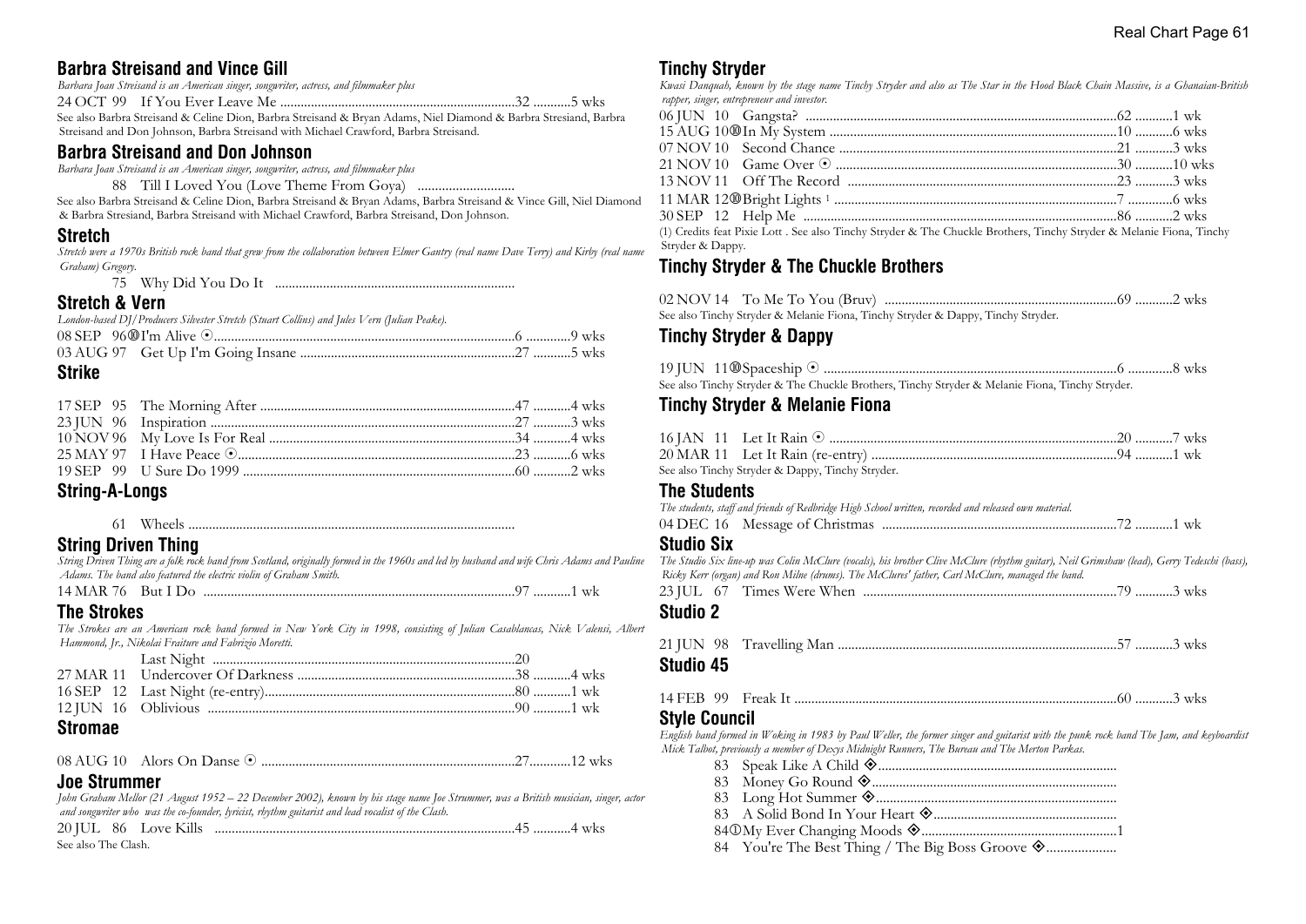## Barbra Streisand and Vince Gill

*Barbara Joan Streisand is an American singer, songwriter, actress, and filmmaker plus*

24 OCT 99 If You Ever Leave Me ....................................................................32 ...........5 wks

See also Barbra Streisand & Celine Dion, Barbra Streisand & Bryan Adams, Niel Diamond & Barbra Stresiand, Barbra Streisand and Don Johnson, Barbra Streisand with Michael Crawford, Barbra Streisand.

## Barbra Streisand and Don Johnson

*Barbara Joan Streisand is an American singer, songwriter, actress, and filmmaker plus*

88 Till I Loved You (Love Theme From Goya) ............................

See also Barbra Streisand & Celine Dion, Barbra Streisand & Bryan Adams, Barbra Streisand & Vince Gill, Niel Diamond & Barbra Stresiand, Barbra Streisand with Michael Crawford, Barbra Streisand, Don Johnson.

## Stretch

*Stretch were a 1970s British rock band that grew from the collaboration between Elmer Gantry (real name Dave Terry) and Kirby (real name Graham) Gregory.*

75 Why Did You Do It .....................................................................

## Stretch & Vern

*London-based DJ/Producers Silvester Stretch (Stuart Collins) and Jules Vern (Julian Peake).*

08 SEP 96⑩I'm Alive ⊙.......................................................................................6 .............9 wks
03 AUG 97 Get Up I'm Going Insane ..............................................................27 ...........5 wks

## Strike

17 SEP 95 The Morning After ..........................................................................47 ...........4 wks
23 JUN 96 Inspiration .........................................................................................27 ...........3 wks
10 NOV 96 My Love Is For Real .......................................................................34 ...........4 wks
25 MAY 97 I Have Peace ⊙................................................................................23 ...........6 wks
19 SEP 99 U Sure Do 1999 ...............................................................................60 ...........2 wks

## String-A-Longs

61 Wheels ...............................................................................................

## String Driven Thing

*String Driven Thing are a folk rock band from Scotland, originally formed in the 1960s and led by husband and wife Chris Adams and Pauline Adams. The band also featured the electric violin of Graham Smith.*

14 MAR 76 But I Do ...........................................................................................97 ...........1 wk

## The Strokes

*The Strokes are an American rock band formed in New York City in 1998, consisting of Julian Casablancas, Nick Valensi, Albert Hammond, Jr., Nikolai Fraiture and Fabrizio Moretti.*

Last Night .......................................................................................20
27 MAR 11 Undercover Of Darkness ...............................................................38 ...........4 wks
16 SEP 12 Last Night (re-entry).........................................................................80 ...........1 wk
12 JUN 16 Oblivious .........................................................................................90 ...........1 wk

## Stromae

08 AUG 10 Alors On Danse ⊙ ........................................................................27............12 wks

## Joe Strummer

*John Graham Mellor (21 August 1952 – 22 December 2002), known by his stage name Joe Strummer, was a British musician, singer, actor and songwriter who was the co-founder, lyricist, rhythm guitarist and lead vocalist of the Clash.*

20 JUL 86 Love Kills .......................................................................................45 ...........4 wks

See also The Clash.

## Tinchy Stryder

*Kwasi Danquah, known by the stage name Tinchy Stryder and also as The Star in the Hood Black Chain Massive, is a Ghanaian-British rapper, singer, entrepreneur and investor.*

06 JUN 10 Gangsta? ..........................................................................................62 ...........1 wk
15 AUG 10⑩In My System ...................................................................................10 ...........6 wks
07 NOV 10 Second Chance .................................................................................21 ...........3 wks
21 NOV 10 Game Over ⊙ ..................................................................................30 ...........10 wks
13 NOV 11 Off The Record ..............................................................................23 ...........3 wks
11 MAR 12⑩Bright Lights [1] ..................................................................................7 .............6 wks
30 SEP 12 Help Me ...........................................................................................86 ...........2 wks

(1) Credits feat Pixie Lott . See also Tinchy Stryder & The Chuckle Brothers, Tinchy Stryder & Melanie Fiona, Tinchy Stryder & Dappy.

## Tinchy Stryder & The Chuckle Brothers

02 NOV 14 To Me To You (Bruv) ....................................................................69 ...........2 wks

See also Tinchy Stryder & Melanie Fiona, Tinchy Stryder & Dappy, Tinchy Stryder.

## Tinchy Stryder & Dappy

19 JUN 11⑩Spaceship ⊙ .....................................................................................6 .............8 wks

See also Tinchy Stryder & The Chuckle Brothers, Tinchy Stryder & Melanie Fiona, Tinchy Stryder.

## Tinchy Stryder & Melanie Fiona

16 JAN 11 Let It Rain ⊙ ...................................................................................20 ...........7 wks
20 MAR 11 Let It Rain (re-entry) .......................................................................94 ...........1 wk

See also Tinchy Stryder & Dappy, Tinchy Stryder.

## The Students

*The students, staff and friends of Redbridge High School written, recorded and released own material.*

04 DEC 16 Message of Christmas ....................................................................72 ...........1 wk

## Studio Six

*The Studio Six line-up was Colin McClure (vocals), his brother Clive McClure (rhythm guitar), Neil Grimshaw (lead), Gerry Tedeschi (bass), Ricky Kerr (organ) and Ron Milne (drums). The McClures' father, Carl McClure, managed the band.*

23 JUL 67 Times Were When ..........................................................................79 ...........3 wks

## Studio 2

21 JUN 98 Travelling Man .................................................................................57 ...........3 wks

## Studio 45

14 FEB 99 Freak It .............................................................................................60 ...........3 wks

## Style Council

*English band formed in Woking in 1983 by Paul Weller, the former singer and guitarist with the punk rock band The Jam, and keyboardist Mick Talbot, previously a member of Dexys Midnight Runners, The Bureau and The Merton Parkas.*

83 Speak Like A Child ◈.....................................................................
83 Money Go Round ◈.......................................................................
83 Long Hot Summer ◈......................................................................
83 A Solid Bond In Your Heart ◈.....................................................
84①My Ever Changing Moods ◈.........................................................1
84 You're The Best Thing / The Big Boss Groove ◈....................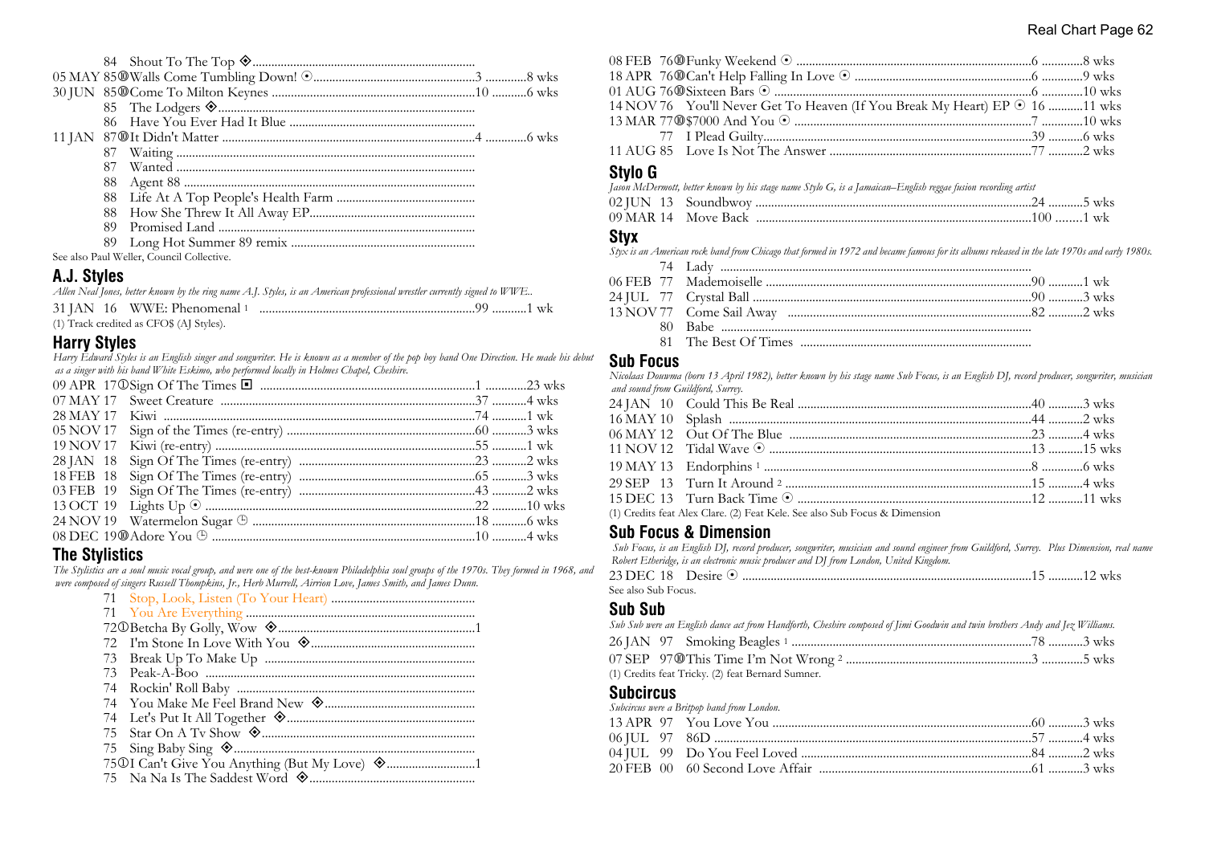| | | | |
|---|---|---|---|
| 84 | Shout To The Top ◈ | | |
| 05 MAY 85 ⑩ | Walls Come Tumbling Down! ⊙ | 3 | 8 wks |
| 30 JUN 85 ⑩ | Come To Milton Keynes | 10 | 6 wks |
| 85 | The Lodgers ◈ | | |
| 86 | Have You Ever Had It Blue | | |
| 11 JAN 87 ⑩ | It Didn't Matter | 4 | 6 wks |
| 87 | Waiting | | |
| 87 | Wanted | | |
| 88 | Agent 88 | | |
| 88 | Life At A Top People's Health Farm | | |
| 88 | How She Threw It All Away EP | | |
| 89 | Promised Land | | |
| 89 | Long Hot Summer 89 remix | | |

See also Paul Weller, Council Collective.

## A.J. Styles

*Allen Neal Jones, better known by the ring name A.J. Styles, is an American professional wrestler currently signed to WWE..*

| | | | |
|---|---|---|---|
| 31 JAN 16 | WWE: Phenomenal [1] | 99 | 1 wk |

(1) Track credited as CFO$ (AJ Styles).

## Harry Styles

*Harry Edward Styles is an English singer and songwriter. He is known as a member of the pop boy band One Direction. He made his debut as a singer with his band White Eskimo, who performed locally in Holmes Chapel, Cheshire.*

| | | | |
|---|---|---|---|
| 09 APR 17 ① | Sign Of The Times ▣ | 1 | 23 wks |
| 07 MAY 17 | Sweet Creature | 37 | 4 wks |
| 28 MAY 17 | Kiwi | 74 | 1 wk |
| 05 NOV 17 | Sign of the Times (re-entry) | 60 | 3 wks |
| 19 NOV 17 | Kiwi (re-entry) | 55 | 1 wk |
| 28 JAN 18 | Sign Of The Times (re-entry) | 23 | 2 wks |
| 18 FEB 18 | Sign Of The Times (re-entry) | 65 | 3 wks |
| 03 FEB 19 | Sign Of The Times (re-entry) | 43 | 2 wks |
| 13 OCT 19 | Lights Up ⊙ | 22 | 10 wks |
| 24 NOV 19 | Watermelon Sugar ◷ | 18 | 6 wks |
| 08 DEC 19 ⑩ | Adore You ◷ | 10 | 4 wks |

## The Stylistics

*The Stylistics are a soul music vocal group, and were one of the best-known Philadelphia soul groups of the 1970s. They formed in 1968, and were composed of singers Russell Thompkins, Jr., Herb Murrell, Airrion Love, James Smith, and James Dunn.*

| | | | |
|---|---|---|---|
| 71 | Stop, Look, Listen (To Your Heart) | | |
| 71 | You Are Everything | | |
| 72 ① | Betcha By Golly, Wow ◈ | 1 | |
| 72 | I'm Stone In Love With You ◈ | | |
| 73 | Break Up To Make Up | | |
| 73 | Peak-A-Boo | | |
| 74 | Rockin' Roll Baby | | |
| 74 | You Make Me Feel Brand New ◈ | | |
| 74 | Let's Put It All Together ◈ | | |
| 75 | Star On A Tv Show ◈ | | |
| 75 | Sing Baby Sing ◈ | | |
| 75 ① | I Can't Give You Anything (But My Love) ◈ | 1 | |
| 75 | Na Na Is The Saddest Word ◈ | | |

| | | | |
|---|---|---|---|
| 08 FEB 76 ⑩ | Funky Weekend ⊙ | 6 | 8 wks |
| 18 APR 76 ⑩ | Can't Help Falling In Love ⊙ | 6 | 9 wks |
| 01 AUG 76 ⑩ | Sixteen Bars ⊙ | 6 | 10 wks |
| 14 NOV 76 | You'll Never Get To Heaven (If You Break My Heart) EP ⊙ | 16 | 11 wks |
| 13 MAR 77 ⑩ | $7000 And You ⊙ | 7 | 10 wks |
| 77 | I Plead Guilty | 39 | 6 wks |
| 11 AUG 85 | Love Is Not The Answer | 77 | 2 wks |

## Stylo G

*Jason McDermott, better known by his stage name Stylo G, is a Jamaican–English reggae fusion recording artist*

| | | | |
|---|---|---|---|
| 02 JUN 13 | Soundbwoy | 24 | 5 wks |
| 09 MAR 14 | Move Back | 100 | 1 wk |

## Styx

*Styx is an American rock band from Chicago that formed in 1972 and became famous for its albums released in the late 1970s and early 1980s.*

| | | | |
|---|---|---|---|
| 74 | Lady | | |
| 06 FEB 77 | Mademoiselle | 90 | 1 wk |
| 24 JUL 77 | Crystal Ball | 90 | 3 wks |
| 13 NOV 77 | Come Sail Away | 82 | 2 wks |
| 80 | Babe | | |
| 81 | The Best Of Times | | |

## Sub Focus

*Nicolaas Douwma (born 13 April 1982), better known by his stage name Sub Focus, is an English DJ, record producer, songwriter, musician and sound from Guildford, Surrey.*

| | | | |
|---|---|---|---|
| 24 JAN 10 | Could This Be Real | 40 | 3 wks |
| 16 MAY 10 | Splash | 44 | 2 wks |
| 06 MAY 12 | Out Of The Blue | 23 | 4 wks |
| 11 NOV 12 | Tidal Wave ⊙ | 13 | 15 wks |
| 19 MAY 13 | Endorphins [1] | 8 | 6 wks |
| 29 SEP 13 | Turn It Around [2] | 15 | 4 wks |
| 15 DEC 13 | Turn Back Time ⊙ | 12 | 11 wks |

(1) Credits feat Alex Clare. (2) Feat Kele. See also Sub Focus & Dimension

## Sub Focus & Dimension

*Sub Focus, is an English DJ, record producer, songwriter, musician and sound engineer from Guildford, Surrey. Plus Dimension, real name Robert Etheridge, is an electronic music producer and DJ from London, United Kingdom.*

| | | | |
|---|---|---|---|
| 23 DEC 18 | Desire ⊙ | 15 | 12 wks |

See also Sub Focus.

## Sub Sub

*Sub Sub were an English dance act from Handforth, Cheshire composed of Jimi Goodwin and twin brothers Andy and Jez Williams.*

| | | | |
|---|---|---|---|
| 26 JAN 97 | Smoking Beagles [1] | 78 | 3 wks |
| 07 SEP 97 ⑩ | This Time I'm Not Wrong [2] | 3 | 5 wks |

(1) Credits feat Tricky. (2) feat Bernard Sumner.

## Subcircus

*Subcircus were a Britpop band from London.*

| | | | |
|---|---|---|---|
| 13 APR 97 | You Love You | 60 | 3 wks |
| 06 JUL 97 | 86D | 57 | 4 wks |
| 04 JUL 99 | Do You Feel Loved | 84 | 2 wks |
| 20 FEB 00 | 60 Second Love Affair | 61 | 3 wks |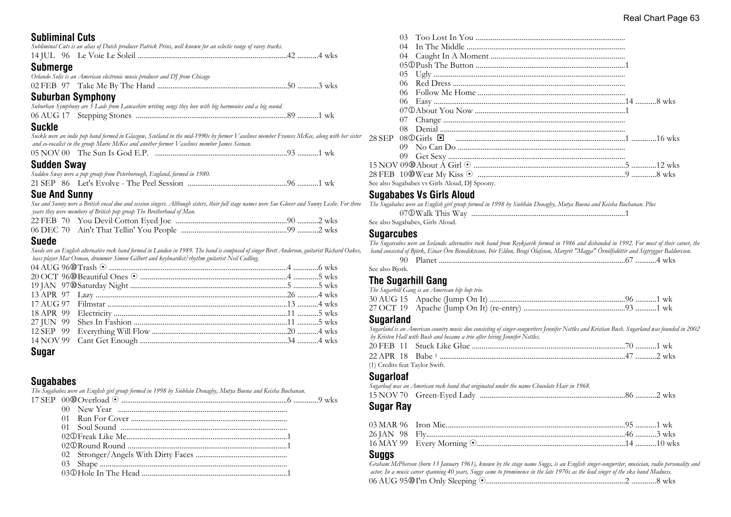## Subliminal Cuts

*Subliminal Cuts is an alias of Dutch producer Patrick Prins, well known for an eclectic range of ravey tracks.*

14 JUL 96 Le Voie Le Soleil ....42 ....4 wks

## Submerge

*Orlando Solis is an American electronic music producer and DJ from Chicago*

02 FEB 97 Take Me By The Hand ....50 ....3 wks

## Suburban Symphony

*Suburban Symphony are 5 Lads from Lancashire writing songs they love with big harmonies and a big sound.*

06 AUG 17 Stepping Stones ....89 ....1 wk

## Suckle

*Suckle were an indie pop band formed in Glasgow, Scotland in the mid-1990s by former Vaselines member Frances McKee, along with her sister and co-vocalist in the group Marie McKee and another former Vaselines member James Seenan.*

05 NOV 00 The Sun Is God E.P. ....93 ....1 wk

## Sudden Sway

*Sudden Sway were a pop group from Peterborough, England, formed in 1980.*

21 SEP 86 Let's Evolve - The Peel Session ....96 ....1 wk

## Sue And Sunny

*Sue and Sunny were a British vocal duo and session singers. Although sisters, their full stage names were Sue Glover and Sunny Leslie. For three years they were members of British pop group The Brotherhood of Man.*

22 FEB 70 You Devil Cotton Eyed Joe ....90 ....2 wks
06 DEC 70 Ain't That Tellin' You People ....99 ....2 wks

## Suede

*Suede are an English alternative rock band formed in London in 1989. The band is composed of singer Brett Anderson, guitarist Richard Oakes, bass player Mat Osman, drummer Simon Gilbert and keyboardist/rhythm guitarist Neil Codling.*

04 AUG 96⑩Trash ⊙ ....4 ....6 wks
20 OCT 96⑩Beautiful Ones ⊙ ....4 ....5 wks
19 JAN 97⑩Saturday Night ....5 ....5 wks
13 APR 97 Lazy ....26 ....4 wks
17 AUG 97 Filmstar ....13 ....4 wks
18 APR 99 Electricity ....11 ....5 wks
27 JUN 99 Shes In Fashion ....11 ....5 wks
12 SEP 99 Everything Will Flow ....20 ....4 wks
14 NOV 99 Cant Get Enough ....34 ....4 wks

## Sugar

## Sugababes

*The Sugababes were an English girl group formed in 1998 by Siobhán Donaghy, Mutya Buena and Keisha Buchanan.*

17 SEP 00⑩Overload ⊙ ....6 ....9 wks
00 New Year ....
01 Run For Cover ....
01 Soul Sound ....
02①Freak Like Me....1
02①Round Round ....1
02 Stronger/Angels With Dirty Faces ....
03 Shape ....
03①Hole In The Head ....1
03 Too Lost In You ....
04 In The Middle ....
04 Caught In A Moment ....
05①Push The Button ....1
05 Ugly ....
06 Red Dress ....
06 Follow Me Home ....
06 Easy ....14 ....8 wks
07①About You Now ....1
07 Change ....
08 Denial ....
28 SEP 08①Girls ◘ ....1 ....16 wks
09 No Can Do ....
09 Get Sexy ....
15 NOV 09⑩About A Girl ⊙ ....5 ....12 wks
28 FEB 10⑩Wear My Kiss ⊙ ....9 ....8 wks

See also Sugababes vs Girls Aloud, DJ Spoony.

## Sugababes Vs Girls Aloud

*The Sugababes were an English girl group formed in 1998 by Siobhán Donaghy, Mutya Buena and Keisha Buchanan. Plus*

07①Walk This Way ....1

See also Sugababes, Girls Aloud.

## Sugarcubes

*The Sugarcubes were an Icelandic alternative rock band from Reykjavík formed in 1986 and disbanded in 1992. For most of their career, the band consisted of Björk, Einar Örn Benediktsson, Þór Eldon, Bragi Ólafsson, Margrét "Magga" Örnólfsdóttir and Sigtryggur Baldursson.*

90 Planet ....67 ....4 wks

See also Bjork.

## The Sugarhill Gang

*The Sugarhill Gang is an American hip hop trio.*

30 AUG 15 Apache (Jump On It) ....96 ....1 wk
27 OCT 19 Apache (Jump On It) (re-entry) ....93 ....1 wk

## Sugarland

*Sugarland is an American country music duo consisting of singer-songwriters Jennifer Nettles and Kristian Bush. Sugarland was founded in 2002 by Kristen Hall with Bush and became a trio after hiring Jennifer Nettles.*

20 FEB 11 Stuck Like Glue ....70 ....1 wk
22 APR 18 Babe [1] ....47 ....2 wks

(1) Credits feat Taylor Swift.

## Sugarloaf

*Sugarloaf was an American rock band that originated under the name Chocolate Hair in 1968.*

15 NOV 70 Green-Eyed Lady ....86 ....2 wks

## Sugar Ray

03 MAR 96 Iron Mic....95 ....1 wk
26 JAN 98 Fly....46 ....3 wks
16 MAY 99 Every Morning ⊙....14 ....10 wks

## Suggs

*Graham McPherson (born 13 January 1961), known by the stage name Suggs, is an English singer-songwriter, musician, radio personality and actor. In a music career spanning 40 years, Suggs came to prominence in the late 1970s as the lead singer of the ska band Madness.*

06 AUG 95⑩I'm Only Sleeping ⊙....2 ....8 wks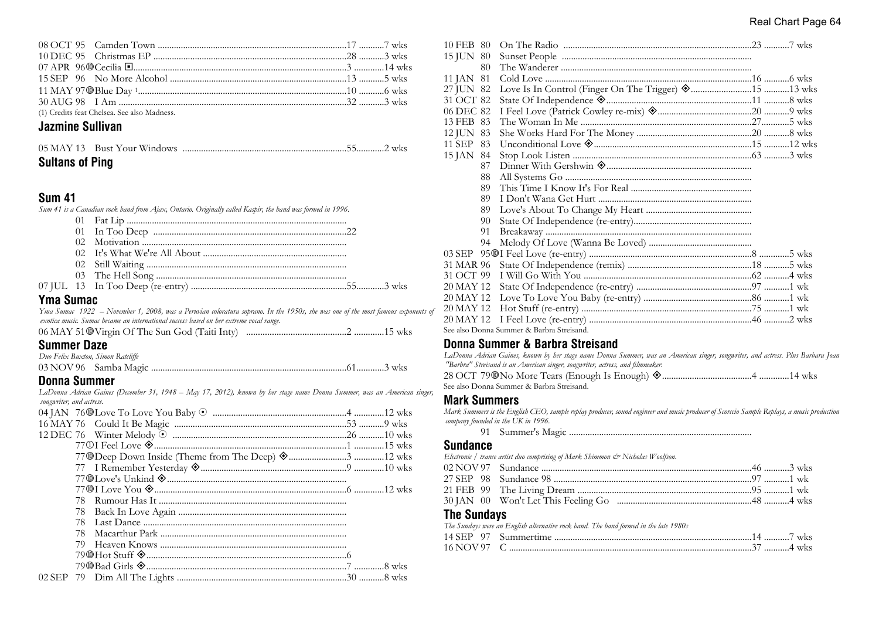08 OCT 95 Camden Town ....17 ....7 wks
10 DEC 95 Christmas EP ....28 ....3 wks
07 APR 96 ⑩ Cecilia ◼ ....3 ....14 wks
15 SEP 96 No More Alcohol ....13 ....5 wks
11 MAY 97 ⑩ Blue Day [1] ....10 ....6 wks
30 AUG 98 I Am ....32 ....3 wks
(1) Credits feat Chelsea. See also Madness.

## Jazmine Sullivan

05 MAY 13 Bust Your Windows ....55....2 wks

## Sultans of Ping

## Sum 41

*Sum 41 is a Canadian rock band from Ajax, Ontario. Originally called Kaspir, the band was formed in 1996.*

01 Fat Lip ....
01 In Too Deep ....22
02 Motivation ....
02 It's What We're All About ....
02 Still Waiting ....
03 The Hell Song ....
07 JUL 13 In Too Deep (re-entry) ....55....3 wks

## Yma Sumac

*Yma Sumac 1922 – November 1, 2008, was a Peruvian coloratura soprano. In the 1950s, she was one of the most famous exponents of exotica music. Sumac became an international success based on her extreme vocal range.*

06 MAY 51 ⑩ Virgin Of The Sun God (Taiti Inty) ....2 ....15 wks

## Summer Daze

*Duo Felix Buxton, Simon Ratcliffe*

03 NOV 96 Samba Magic ....61....3 wks

## Donna Summer

*LaDonna Adrian Gaines (December 31, 1948 – May 17, 2012), known by her stage name Donna Summer, was an American singer, songwriter, and actress.*

04 JAN 76 ⑩ Love To Love You Baby ⊙ ....4 ....12 wks
16 MAY 76 Could It Be Magic ....53 ....9 wks
12 DEC 76 Winter Melody ⊙ ....26 ....10 wks
77 ① I Feel Love ◈ ....1 ....15 wks
77 ⑩ Deep Down Inside (Theme from The Deep) ◈ ....3 ....12 wks
77 I Remember Yesterday ◈ ....9 ....10 wks
77 ⑩ Love's Unkind ◈ ....
77 ⑩ I Love You ◈ ....6 ....12 wks
78 Rumour Has It ....
78 Back In Love Again ....
78 Last Dance ....
78 Macarthur Park ....
79 Heaven Knows ....
79 ⑩ Hot Stuff ◈ ....6
79 ⑩ Bad Girls ◈ ....7 ....8 wks
02 SEP 79 Dim All The Lights ....30 ....8 wks
10 FEB 80 On The Radio ....23 ....7 wks
15 JUN 80 Sunset People ....
80 The Wanderer ....
11 JAN 81 Cold Love ....16 ....6 wks
27 JUN 82 Love Is In Control (Finger On The Trigger) ◈ ....15 ....13 wks
31 OCT 82 State Of Independence ◈ ....11 ....8 wks
06 DEC 82 I Feel Love (Patrick Cowley re-mix) ◈ ....20 ....9 wks
13 FEB 83 The Woman In Me ....27....5 wks
12 JUN 83 She Works Hard For The Money ....20 ....8 wks
11 SEP 83 Unconditional Love ◈ ....15 ....12 wks
15 JAN 84 Stop Look Listen ....63 ....3 wks
87 Dinner With Gershwin ◈ ....
88 All Systems Go ....
89 This Time I Know It's For Real ....
89 I Don't Wana Get Hurt ....
89 Love's About To Change My Heart ....
90 State Of Independence (re-entry) ....
91 Breakaway ....
94 Melody Of Love (Wanna Be Loved) ....
03 SEP 95 ⑩ I Feel Love (re-entry) ....8 ....5 wks
31 MAR 96 State Of Independence (remix) ....18 ....5 wks
31 OCT 99 I Will Go With You ....62 ....4 wks
20 MAY 12 State Of Independence (re-entry) ....97 ....1 wk
20 MAY 12 Love To Love You Baby (re-entry) ....86 ....1 wk
20 MAY 12 Hot Stuff (re-entry) ....75 ....1 wk
20 MAY 12 I Feel Love (re-entry) ....46 ....2 wks
See also Donna Summer & Barbra Streisand.

## Donna Summer & Barbra Streisand

*LaDonna Adrian Gaines, known by her stage name Donna Summer, was an American singer, songwriter, and actress. Plus Barbara Joan "Barbra" Streisand is an American singer, songwriter, actress, and filmmaker.*

28 OCT 79 ⑩ No More Tears (Enough Is Enough) ◈ ....4 ....14 wks
See also Donna Summer & Barbra Streisand.

## Mark Summers

*Mark Summers is the English CEO, sample replay producer, sound engineer and music producer of Scorccio Sample Replays, a music production company founded in the UK in 1996.*

91 Summer's Magic ....

## Sundance

*Electronic / trance artist duo comprising of Mark Shimmon & Nicholas Woolfson.*

02 NOV 97 Sundance ....46 ....3 wks
27 SEP 98 Sundance 98 ....97 ....1 wk
21 FEB 99 The Living Dream ....95 ....1 wk
30 JAN 00 Won't Let This Feeling Go ....48 ....4 wks

## The Sundays

*The Sundays were an English alternative rock band. The band formed in the late 1980s*

14 SEP 97 Summertime ....14 ....7 wks
16 NOV 97 C ....37 ....4 wks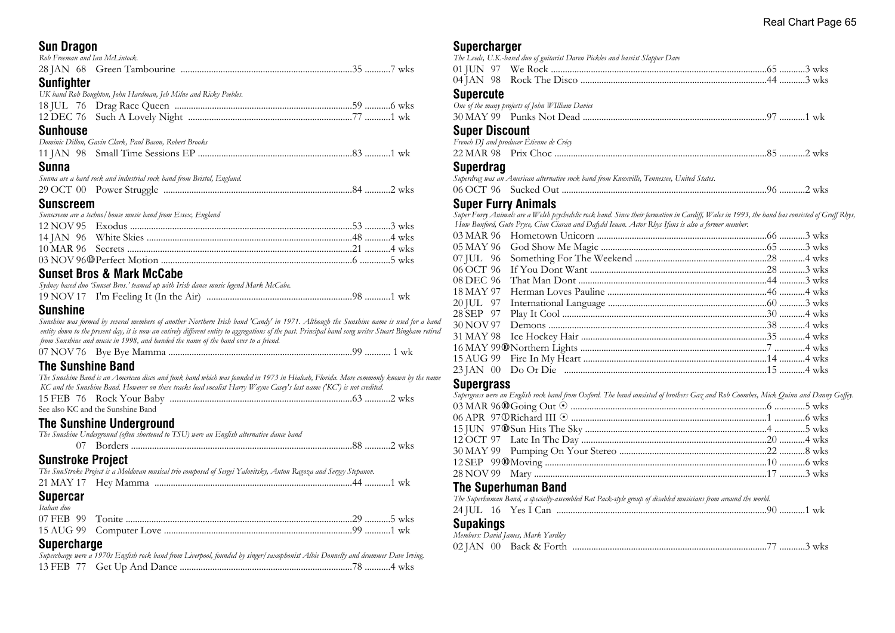## Sun Dragon

*Rob Freeman and Ian McLintock.*

28 JAN 68 Green Tambourine ....35 ....7 wks

## Sunfighter

*UK band Rob Boughton, John Hardman, Jeb Milne and Ricky Peebles.*

18 JUL 76 Drag Race Queen ....59 ....6 wks
12 DEC 76 Such A Lovely Night ....77 ....1 wk

## Sunhouse

*Dominic Dillon, Gavin Clark, Paul Bacon, Robert Brooks*

11 JAN 98 Small Time Sessions EP ....83 ....1 wk

## Sunna

*Sunna are a hard rock and industrial rock band from Bristol, England.*

29 OCT 00 Power Struggle ....84 ....2 wks

## Sunscreem

*Sunscreem are a techno/house music band from Essex, England*

12 NOV 95 Exodus ....53 ....3 wks
14 JAN 96 White Skies ....48 ....4 wks
10 MAR 96 Secrets ....21 ....4 wks
03 NOV 96 ⑩ Perfect Motion ....6 ....5 wks

## Sunset Bros & Mark McCabe

*Sydney based duo 'Sunset Bros.' teamed up with Irish dance music legend Mark McCabe.*

19 NOV 17 I'm Feeling It (In the Air) ....98 ....1 wk

## Sunshine

*Sunshine was formed by several members of another Northern Irish band 'Candy' in 1971. Although the Sunshine name is used for a band entity down to the present day, it is now an entirely different entity to aggregations of the past. Principal band song writer Stuart Bingham retired from Sunshine and music in 1998, and handed the name of the band over to a friend.*

07 NOV 76 Bye Bye Mamma ....99 .... 1 wk

## The Sunshine Band

*The Sunshine Band is an American disco and funk band which was founded in 1973 in Hialeah, Florida. More commonly known by the name KC and the Sunshine Band. However on these tracks lead vocalist Harry Wayne Casey's last name ('KC') is not credited.*

15 FEB 76 Rock Your Baby ....63 ....2 wks

See also KC and the Sunshine Band

## The Sunshine Underground

*The Sunshine Underground (often shortened to TSU) were an English alternative dance band*

07 Borders ....88 ....2 wks

## Sunstroke Project

*The SunStroke Project is a Moldovan musical trio composed of Sergei Yalovitsky, Anton Ragoza and Sergey Stepanov.*

21 MAY 17 Hey Mamma ....44 ....1 wk

## Supercar

*Italian duo*

07 FEB 99 Tonite ....29 ....5 wks
15 AUG 99 Computer Love ....99 ....1 wk

## Supercharge

*Supercharge were a 1970s English rock band from Liverpool, founded by singer/saxophonist Albie Donnelly and drummer Dave Irving.*

13 FEB 77 Get Up And Dance ....78 ....4 wks

## Supercharger

*The Leeds, U.K.-based duo of guitarist Daren Pickles and bassist Slapper Dave*

01 JUN 97 We Rock ....65 ....3 wks
04 JAN 98 Rock The Disco ....44 ....3 wks

## Supercute

*One of the many projects of John WIlliam Davies*

30 MAY 99 Punks Not Dead ....97 ....1 wk

## Super Discount

*French DJ and producer Étienne de Crécy*

22 MAR 98 Prix Choc ....85 ....2 wks

## Superdrag

*Superdrag was an American alternative rock band from Knoxville, Tennessee, United States.*

06 OCT 96 Sucked Out ....96 ....2 wks

## Super Furry Animals

*Super Furry Animals are a Welsh psychedelic rock band. Since their formation in Cardiff, Wales in 1993, the band has consisted of Gruff Rhys, Huw Bunford, Guto Pryce, Cian Ciaran and Dafydd Ieuan. Actor Rhys Ifans is also a former member.*

03 MAR 96 Hometown Unicorn ....66 ....3 wks
05 MAY 96 God Show Me Magic ....65 ....3 wks
07 JUL 96 Something For The Weekend ....28 ....4 wks
06 OCT 96 If You Dont Want ....28 ....3 wks
08 DEC 96 That Man Dont ....44 ....3 wks
18 MAY 97 Herman Loves Pauline ....46 ....4 wks
20 JUL 97 International Language ....60 ....3 wks
28 SEP 97 Play It Cool ....30 ....4 wks
30 NOV 97 Demons ....38 ....4 wks
31 MAY 98 Ice Hockey Hair ....35 ....4 wks
16 MAY 99 ⑩ Northern Lights ....7 ....4 wks
15 AUG 99 Fire In My Heart ....14 ....4 wks
23 JAN 00 Do Or Die ....15 ....4 wks

## Supergrass

*Supergrass were an English rock band from Oxford. The band consisted of brothers Gaz and Rob Coombes, Mick Quinn and Danny Goffey.*

03 MAR 96 ⑩ Going Out ⊙ ....6 ....5 wks
06 APR 97 ① Richard III ⊙ ....1 ....6 wks
15 JUN 97 ⑩ Sun Hits The Sky ....4 ....5 wks
12 OCT 97 Late In The Day ....20 ....4 wks
30 MAY 99 Pumping On Your Stereo ....22 ....8 wks
12 SEP 99 ⑩ Moving ....10 ....6 wks
28 NOV 99 Mary ....17 ....3 wks

## The Superhuman Band

*The Superhuman Band, a specially-assembled Rat Pack-style group of disabled musicians from around the world.*

24 JUL 16 Yes I Can ....90 ....1 wk

## Supakings

*Members: David James, Mark Yardley*

02 JAN 00 Back & Forth ....77 ....3 wks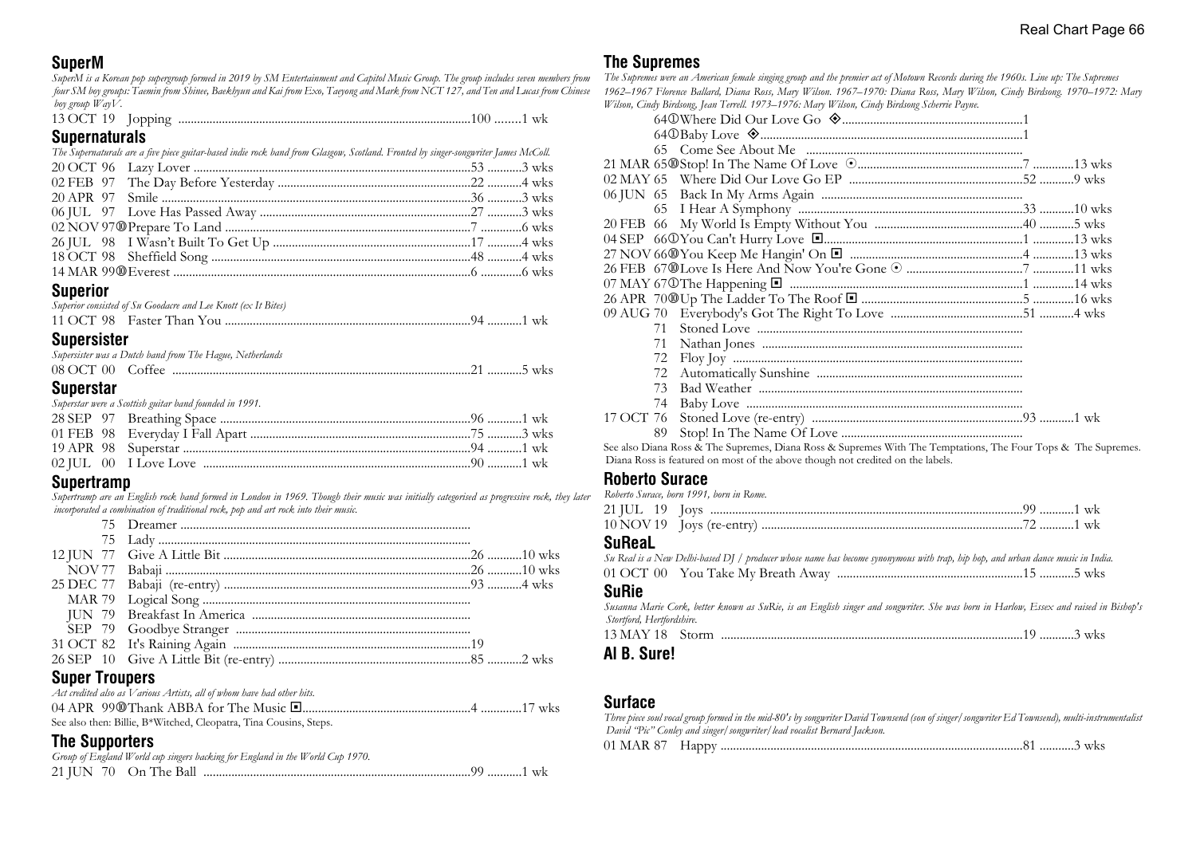## SuperM

*SuperM is a Korean pop supergroup formed in 2019 by SM Entertainment and Capitol Music Group. The group includes seven members from four SM boy groups: Taemin from Shinee, Baekhyun and Kai from Exo, Taeyong and Mark from NCT 127, and Ten and Lucas from Chinese boy group WayV.*

| Date | Title | Pos | Wks |
|---|---|---|---|
| 13 OCT 19 | Jopping | 100 | 1 wk |

## Supernaturals

*The Supernaturals are a five piece guitar-based indie rock band from Glasgow, Scotland. Fronted by singer-songwriter James McColl.*

| Date | Title | Pos | Wks |
|---|---|---|---|
| 20 OCT 96 | Lazy Lover | 53 | 3 wks |
| 02 FEB 97 | The Day Before Yesterday | 22 | 4 wks |
| 20 APR 97 | Smile | 36 | 3 wks |
| 06 JUL 97 | Love Has Passed Away | 27 | 3 wks |
| 02 NOV 97 ⑩ | Prepare To Land | 7 | 6 wks |
| 26 JUL 98 | I Wasn't Built To Get Up | 17 | 4 wks |
| 18 OCT 98 | Sheffield Song | 48 | 4 wks |
| 14 MAR 99 ⑩ | Everest | 6 | 6 wks |

## Superior

*Superior consisted of Su Goodacre and Lee Knott (ex It Bites)*

| Date | Title | Pos | Wks |
|---|---|---|---|
| 11 OCT 98 | Faster Than You | 94 | 1 wk |

## Supersister

*Supersister was a Dutch band from The Hague, Netherlands*

| Date | Title | Pos | Wks |
|---|---|---|---|
| 08 OCT 00 | Coffee | 21 | 5 wks |

## Superstar

*Superstar were a Scottish guitar band founded in 1991.*

| Date | Title | Pos | Wks |
|---|---|---|---|
| 28 SEP 97 | Breathing Space | 96 | 1 wk |
| 01 FEB 98 | Everyday I Fall Apart | 75 | 3 wks |
| 19 APR 98 | Superstar | 94 | 1 wk |
| 02 JUL 00 | I Love Love | 90 | 1 wk |

## Supertramp

*Supertramp are an English rock band formed in London in 1969. Though their music was initially categorised as progressive rock, they later incorporated a combination of traditional rock, pop and art rock into their music.*

| Date | Title | Pos | Wks |
|---|---|---|---|
| 75 | Dreamer | | |
| 75 | Lady | | |
| 12 JUN 77 | Give A Little Bit | 26 | 10 wks |
| NOV 77 | Babaji | 26 | 10 wks |
| 25 DEC 77 | Babaji (re-entry) | 93 | 4 wks |
| MAR 79 | Logical Song | | |
| JUN 79 | Breakfast In America | | |
| SEP 79 | Goodbye Stranger | | |
| 31 OCT 82 | It's Raining Again | 19 | |
| 26 SEP 10 | Give A Little Bit (re-entry) | 85 | 2 wks |

## Super Troupers

*Act credited also as Various Artists, all of whom have had other hits.*

| Date | Title | Pos | Wks |
|---|---|---|---|
| 04 APR 99 ⑩ | Thank ABBA for The Music ◘ | 4 | 17 wks |

See also then: Billie, B*Witched, Cleopatra, Tina Cousins, Steps.

## The Supporters

*Group of England World cup singers backing for England in the World Cup 1970.*

| Date | Title | Pos | Wks |
|---|---|---|---|
| 21 JUN 70 | On The Ball | 99 | 1 wk |

## The Supremes

*The Supremes were an American female singing group and the premier act of Motown Records during the 1960s. Line up: The Supremes 1962–1967 Florence Ballard, Diana Ross, Mary Wilson. 1967–1970: Diana Ross, Mary Wilson, Cindy Birdsong. 1970–1972: Mary Wilson, Cindy Birdsong, Jean Terrell. 1973–1976: Mary Wilson, Cindy Birdsong Scherrie Payne.*

| Date | Title | Pos | Wks |
|---|---|---|---|
| 64 ① | Where Did Our Love Go ◈ | 1 | |
| 64 ① | Baby Love ◈ | 1 | |
| 65 | Come See About Me | | |
| 21 MAR 65 ⑩ | Stop! In The Name Of Love ⊙ | 7 | 13 wks |
| 02 MAY 65 | Where Did Our Love Go EP | 52 | 9 wks |
| 06 JUN 65 | Back In My Arms Again | | |
| 65 | I Hear A Symphony | 33 | 10 wks |
| 20 FEB 66 | My World Is Empty Without You | 40 | 5 wks |
| 04 SEP 66 ① | You Can't Hurry Love ◘ | 1 | 13 wks |
| 27 NOV 66 ⑩ | You Keep Me Hangin' On ◘ | 4 | 13 wks |
| 26 FEB 67 ⑩ | Love Is Here And Now You're Gone ⊙ | 7 | 11 wks |
| 07 MAY 67 ① | The Happening ◘ | 1 | 14 wks |
| 26 APR 70 ⑩ | Up The Ladder To The Roof ◘ | 5 | 16 wks |
| 09 AUG 70 | Everybody's Got The Right To Love | 51 | 4 wks |
| 71 | Stoned Love | | |
| 71 | Nathan Jones | | |
| 72 | Floy Joy | | |
| 72 | Automatically Sunshine | | |
| 73 | Bad Weather | | |
| 74 | Baby Love | | |
| 17 OCT 76 | Stoned Love (re-entry) | 93 | 1 wk |
| 89 | Stop! In The Name Of Love | | |

See also Diana Ross & The Supremes, Diana Ross & Supremes With The Temptations, The Four Tops & The Supremes. Diana Ross is featured on most of the above though not credited on the labels.

## Roberto Surace

*Roberto Surace, born 1991, born in Rome.*

| Date | Title | Pos | Wks |
|---|---|---|---|
| 21 JUL 19 | Joys | 99 | 1 wk |
| 10 NOV 19 | Joys (re-entry) | 72 | 1 wk |

## SuReaL

*Su Real is a New Delhi-based DJ / producer whose name has become synonymous with trap, hip hop, and urban dance music in India.*

| Date | Title | Pos | Wks |
|---|---|---|---|
| 01 OCT 00 | You Take My Breath Away | 15 | 5 wks |

## SuRie

*Susanna Marie Cork, better known as SuRie, is an English singer and songwriter. She was born in Harlow, Essex and raised in Bishop's Stortford, Hertfordshire.*

| Date | Title | Pos | Wks |
|---|---|---|---|
| 13 MAY 18 | Storm | 19 | 3 wks |

## Al B. Sure!

## Surface

*Three piece soul vocal group formed in the mid-80's by songwriter David Townsend (son of singer/songwriter Ed Townsend), multi-instrumentalist David "Pic" Conley and singer/songwriter/lead vocalist Bernard Jackson.*

| Date | Title | Pos | Wks |
|---|---|---|---|
| 01 MAR 87 | Happy | 81 | 3 wks |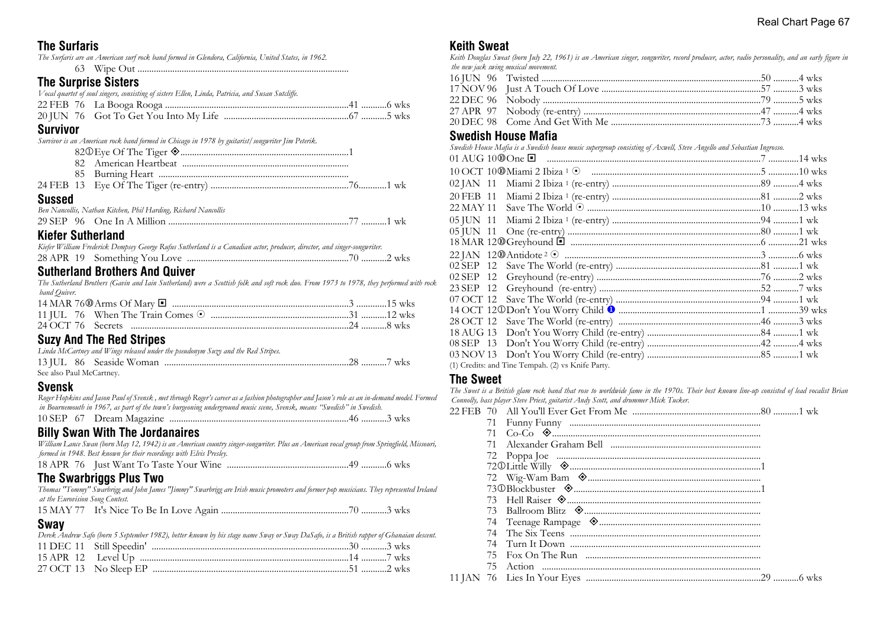## The Surfaris

*The Surfaris are an American surf rock band formed in Glendora, California, United States, in 1962.*

| | | | |
|---|---|---|---|
| 63 | Wipe Out | | |

## The Surprise Sisters

*Vocal quartet of soul singers, consisting of sisters Ellen, Linda, Patricia, and Susan Sutcliffe.*

| | | | |
|---|---|---|---|
| 22 FEB 76 | La Booga Rooga | 41 | 6 wks |
| 20 JUN 76 | Got To Get You Into My Life | 67 | 5 wks |

## Survivor

*Survivor is an American rock band formed in Chicago in 1978 by guitarist/songwriter Jim Peterik.*

| | | | |
|---|---|---|---|
| 82 ① | Eye Of The Tiger ◈ | 1 | |
| 82 | American Heartbeat | | |
| 85 | Burning Heart | | |
| 24 FEB 13 | Eye Of The Tiger (re-entry) | 76 | 1 wk |

## Sussed

*Ben Nancollis, Nathan Kitchen, Phil Harding, Richard Nancollis*

| | | | |
|---|---|---|---|
| 29 SEP 96 | One In A Million | 77 | 1 wk |

## Kiefer Sutherland

*Kiefer William Frederick Dempsey George Rufus Sutherland is a Canadian actor, producer, director, and singer-songwriter.*

| | | | |
|---|---|---|---|
| 28 APR 19 | Something You Love | 70 | 2 wks |

## Sutherland Brothers And Quiver

*The Sutherland Brothers (Gavin and Iain Sutherland) were a Scottish folk and soft rock duo. From 1973 to 1978, they performed with rock band Quiver.*

| | | | |
|---|---|---|---|
| 14 MAR 76 ⑩ | Arms Of Mary ◘ | 3 | 15 wks |
| 11 JUL 76 | When The Train Comes ⊙ | 31 | 12 wks |
| 24 OCT 76 | Secrets | 24 | 8 wks |

## Suzy And The Red Stripes

*Linda McCartney and Wings released under the pseudonym Suzy and the Red Stripes.*

| | | | |
|---|---|---|---|
| 13 JUL 86 | Seaside Woman | 28 | 7 wks |

See also Paul McCartney.

## Svensk

*Roger Hopkins and Jason Paul of Svensk , met through Roger's career as a fashion photographer and Jason's role as an in-demand model. Formed in Bournemouth in 1967, as part of the town's burgeoning underground music scene, Svensk, means "Swedish" in Swedish.*

| | | | |
|---|---|---|---|
| 10 SEP 67 | Dream Magazine | 46 | 3 wks |

## Billy Swan With The Jordanaires

*William Lance Swan (born May 12, 1942) is an American country singer-songwriter. Plus an American vocal group from Springfield, Missouri, formed in 1948. Best known for their recordings with Elvis Presley.*

| | | | |
|---|---|---|---|
| 18 APR 76 | Just Want To Taste Your Wine | 49 | 6 wks |

## The Swarbriggs Plus Two

*Thomas "Tommy" Swarbrigg and John James "Jimmy" Swarbrigg are Irish music promoters and former pop musicians. They represented Ireland at the Eurovision Song Contest.*

| | | | |
|---|---|---|---|
| 15 MAY 77 | It's Nice To Be In Love Again | 70 | 3 wks |

## Sway

*Derek Andrew Safo (born 5 September 1982), better known by his stage name Sway or Sway DaSafo, is a British rapper of Ghanaian descent.*

| | | | |
|---|---|---|---|
| 11 DEC 11 | Still Speedin' | 30 | 3 wks |
| 15 APR 12 | Level Up | 14 | 7 wks |
| 27 OCT 13 | No Sleep EP | 51 | 2 wks |

## Keith Sweat

*Keith Douglas Sweat (born July 22, 1961) is an American singer, songwriter, record producer, actor, radio personality, and an early figure in the new jack swing musical movement.*

| | | | |
|---|---|---|---|
| 16 JUN 96 | Twisted | 50 | 4 wks |
| 17 NOV 96 | Just A Touch Of Love | 57 | 3 wks |
| 22 DEC 96 | Nobody | 79 | 5 wks |
| 27 APR 97 | Nobody (re-entry) | 47 | 4 wks |
| 20 DEC 98 | Come And Get With Me | 73 | 4 wks |

## Swedish House Mafia

*Swedish House Mafia is a Swedish house music supergroup consisting of Axwell, Steve Angello and Sebastian Ingrosso.*

| | | | |
|---|---|---|---|
| 01 AUG 10 ⑩ | One ◘ | 7 | 14 wks |
| 10 OCT 10 ⑩ | Miami 2 Ibiza [1] ⊙ | 5 | 10 wks |
| 02 JAN 11 | Miami 2 Ibiza [1] (re-entry) | 89 | 4 wks |
| 20 FEB 11 | Miami 2 Ibiza [1] (re-entry) | 81 | 2 wks |
| 22 MAY 11 | Save The World ⊙ | 10 | 13 wks |
| 05 JUN 11 | Miami 2 Ibiza [1] (re-entry) | 94 | 1 wk |
| 05 JUN 11 | One (re-entry) | 80 | 1 wk |
| 18 MAR 12 ⑩ | Greyhound ◘ | 6 | 21 wks |
| 22 JAN 12 ⑩ | Antidote [2] ⊙ | 3 | 6 wks |
| 02 SEP 12 | Save The World (re-entry) | 81 | 1 wk |
| 02 SEP 12 | Greyhound (re-entry) | 76 | 2 wks |
| 23 SEP 12 | Greyhound (re-entry) | 52 | 7 wks |
| 07 OCT 12 | Save The World (re-entry) | 94 | 1 wk |
| 14 OCT 12 ① | Don't You Worry Child ❶ | 1 | 39 wks |
| 28 OCT 12 | Save The World (re-entry) | 46 | 3 wks |
| 18 AUG 13 | Don't You Worry Child (re-entry) | 84 | 1 wk |
| 08 SEP 13 | Don't You Worry Child (re-entry) | 42 | 4 wks |
| 03 NOV 13 | Don't You Worry Child (re-entry) | 85 | 1 wk |

(1) Credits: and Tine Tempah. (2) vs Knife Party.

## The Sweet

*The Sweet is a British glam rock band that rose to worldwide fame in the 1970s. Their best known line-up consisted of lead vocalist Brian Connolly, bass player Steve Priest, guitarist Andy Scott, and drummer Mick Tucker.*

| | | | |
|---|---|---|---|
| 22 FEB 70 | All You'll Ever Get From Me | 80 | 1 wk |
| 71 | Funny Funny | | |
| 71 | Co-Co ◈ | | |
| 71 | Alexander Graham Bell | | |
| 72 | Poppa Joe | | |
| 72 ① | Little Willy ◈ | 1 | |
| 72 | Wig-Wam Bam ◈ | | |
| 73 ① | Blockbuster ◈ | 1 | |
| 73 | Hell Raiser ◈ | | |
| 73 | Ballroom Blitz ◈ | | |
| 74 | Teenage Rampage ◈ | | |
| 74 | The Six Teens | | |
| 74 | Turn It Down | | |
| 75 | Fox On The Run | | |
| 75 | Action | | |
| 11 JAN 76 | Lies In Your Eyes | 29 | 6 wks |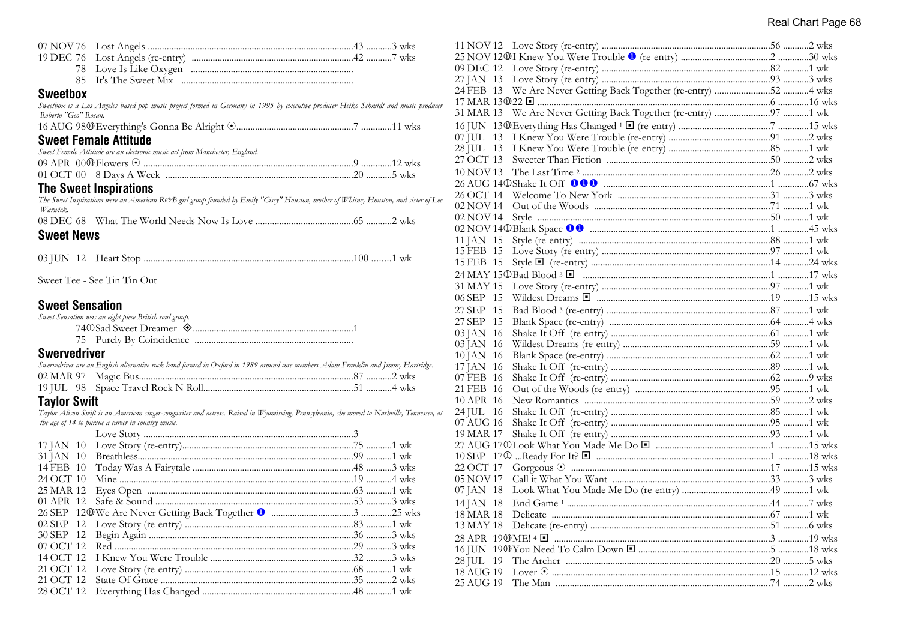07 NOV 76 Lost Angels ....................................................43 ...........3 wks
19 DEC 76 Lost Angels (re-entry) ....................................42 ...........7 wks
78 Love Is Like Oxygen
85 It's The Sweet Mix

## Sweetbox

*Sweetbox is a Los Angeles based pop music project formed in Germany in 1995 by executive producer Heiko Schmidt and music producer Roberto "Geo" Rosan.*

16 AUG 98⑩Everything's Gonna Be Alright ⦿ ....................7 .............11 wks

## Sweet Female Attitude

*Sweet Female Attitude are an electronic music act from Manchester, England.*

09 APR 00⑩Flowers ⦿ ....................................................9 .............12 wks
01 OCT 00 8 Days A Week ...............................................20 ...........5 wks

## The Sweet Inspirations

*The Sweet Inspirations were an American R&B girl group founded by Emily "Cissy" Houston, mother of Whitney Houston, and sister of Lee Warwick.*

08 DEC 68 What The World Needs Now Is Love ....................65 ...........2 wks

## Sweet News

03 JUN 12 Heart Stop ....................................................100 ........1 wk

Sweet Tee - See Tin Tin Out

## Sweet Sensation

*Sweet Sensation was an eight piece British soul group.*

74①Sad Sweet Dreamer ◈ ...............................................1
75 Purely By Coincidence

## Swervedriver

*Swervedriver are an English alternative rock band formed in Oxford in 1989 around core members Adam Franklin and Jimmy Hartridge.*

02 MAR 97 Magic Bus.......................................................87 ...........2 wks
19 JUL 98 Space Travel Rock N Roll....................................51 ...........4 wks

## Taylor Swift

*Taylor Alison Swift is an American singer-songwriter and actress. Raised in Wyomissing, Pennsylvania, she moved to Nashville, Tennessee, at the age of 14 to pursue a career in country music.*

Love Story .......................................................................3
17 JAN 10 Love Story (re-entry)............................................75 ...........1 wk
31 JAN 10 Breathless...........................................................99 ...........1 wk
14 FEB 10 Today Was A Fairytale ........................................48 ...........3 wks
24 OCT 10 Mine ..................................................................19 ...........4 wks
25 MAR 12 Eyes Open .........................................................63 ...........1 wk
01 APR 12 Safe & Sound ....................................................53 ...........3 wks
26 SEP 12⑩We Are Never Getting Back Together ❶ ..............3 .............25 wks
02 SEP 12 Love Story (re-entry) ..........................................83 ...........1 wk
30 SEP 12 Begin Again .......................................................36 ...........3 wks
07 OCT 12 Red ....................................................................29 ...........3 wks
14 OCT 12 I Knew You Were Trouble ...................................32 ...........3 wks
21 OCT 12 Love Story (re-entry) ..........................................68 ...........1 wk
21 OCT 12 State Of Grace ...................................................35 ...........2 wks
28 OCT 12 Everything Has Changed .....................................48 ...........1 wk
11 NOV 12 Love Story (re-entry) ..........................................56 ...........2 wks
25 NOV 12⑩I Knew You Were Trouble ❶ (re-entry) ....................2 .............30 wks
09 DEC 12 Love Story (re-entry) ..........................................82 ...........1 wk
27 JAN 13 Love Story (re-entry) ..........................................93 ...........3 wks
24 FEB 13 We Are Never Getting Back Together (re-entry) ........52 ...........4 wks
17 MAR 13⑩22 ▣ ..................................................................6 .............16 wks
31 MAR 13 We Are Never Getting Back Together (re-entry) ........97 ...........1 wk
16 JUN 13⑩Everything Has Changed [1] ▣ (re-entry) ....................7 .............15 wks
07 JUL 13 I Knew You Were Trouble (re-entry) ........................91 ...........2 wks
28 JUL 13 I Knew You Were Trouble (re-entry) ........................85 ...........1 wk
27 OCT 13 Sweeter Than Fiction ...............................................50 ...........2 wks
10 NOV 13 The Last Time [2] ....................................................26 ...........2 wks
26 AUG 14①Shake It Off ❶❶❶ ..................................................1 .............67 wks
26 OCT 14 Welcome To New York ............................................31 ...........3 wks
02 NOV 14 Out of the Woods ....................................................71 ...........1 wk
02 NOV 14 Style ...............................................................50 ...........1 wk
02 NOV 14①Blank Space ❶❶ ......................................................1 .............45 wks
11 JAN 15 Style (re-entry) .........................................................88 ...........1 wk
15 FEB 15 Love Story (re-entry) ..............................................97 ...........1 wk
15 FEB 15 Style ▣ (re-entry) .....................................................14 ...........24 wks
24 MAY 15①Bad Blood [3] ▣ ........................................................1 .............17 wks
31 MAY 15 Love Story (re-entry) ..............................................97 ...........1 wk
06 SEP 15 Wildest Dreams ▣ .....................................................19 ...........15 wks
27 SEP 15 Bad Blood [3] (re-entry) ...........................................87 ...........1 wk
27 SEP 15 Blank Space (re-entry) ............................................64 ...........4 wks
03 JAN 16 Shake It Off (re-entry) .............................................61 ...........1 wk
03 JAN 16 Wildest Dreams (re-entry) .......................................59 ...........1 wk
10 JAN 16 Blank Space (re-entry) ............................................62 ...........1 wk
17 JAN 16 Shake It Off (re-entry) .............................................89 ...........1 wk
07 FEB 16 Shake It Off (re-entry) .............................................62 ...........9 wks
21 FEB 16 Out of the Woods (re-entry) ....................................95 ...........1 wk
10 APR 16 New Romantics ........................................................59 ...........2 wks
24 JUL 16 Shake It Off (re-entry) .............................................85 ...........1 wk
07 AUG 16 Shake It Off (re-entry) .............................................95 ...........1 wk
19 MAR 17 Shake It Off (re-entry) .............................................93 ...........1 wk
27 AUG 17①Look What You Made Me Do ▣ ....................................1 .............15 wks
10 SEP 17① ...Ready For It? ▣ .....................................................1 .............18 wks
22 OCT 17 Gorgeous ⦿ ..............................................................17 ...........15 wks
05 NOV 17 Call it What You Want ..............................................33 ...........3 wks
07 JAN 18 Look What You Made Me Do (re-entry) ....................49 ...........1 wk
14 JAN 18 End Game [1] ...........................................................44 ...........7 wks
18 MAR 18 Delicate ..................................................................67 ...........1 wk
13 MAY 18 Delicate (re-entry) .....................................................51 ...........6 wks
28 APR 19⑩ME! [4] ▣ .................................................................3 .............19 wks
16 JUN 19⑩You Need To Calm Down ▣ ........................................5 .............18 wks
28 JUL 19 The Archer ..............................................................20 ...........5 wks
18 AUG 19 Lover ⦿ .....................................................................15 ...........12 wks
25 AUG 19 The Man .................................................................74 ...........2 wks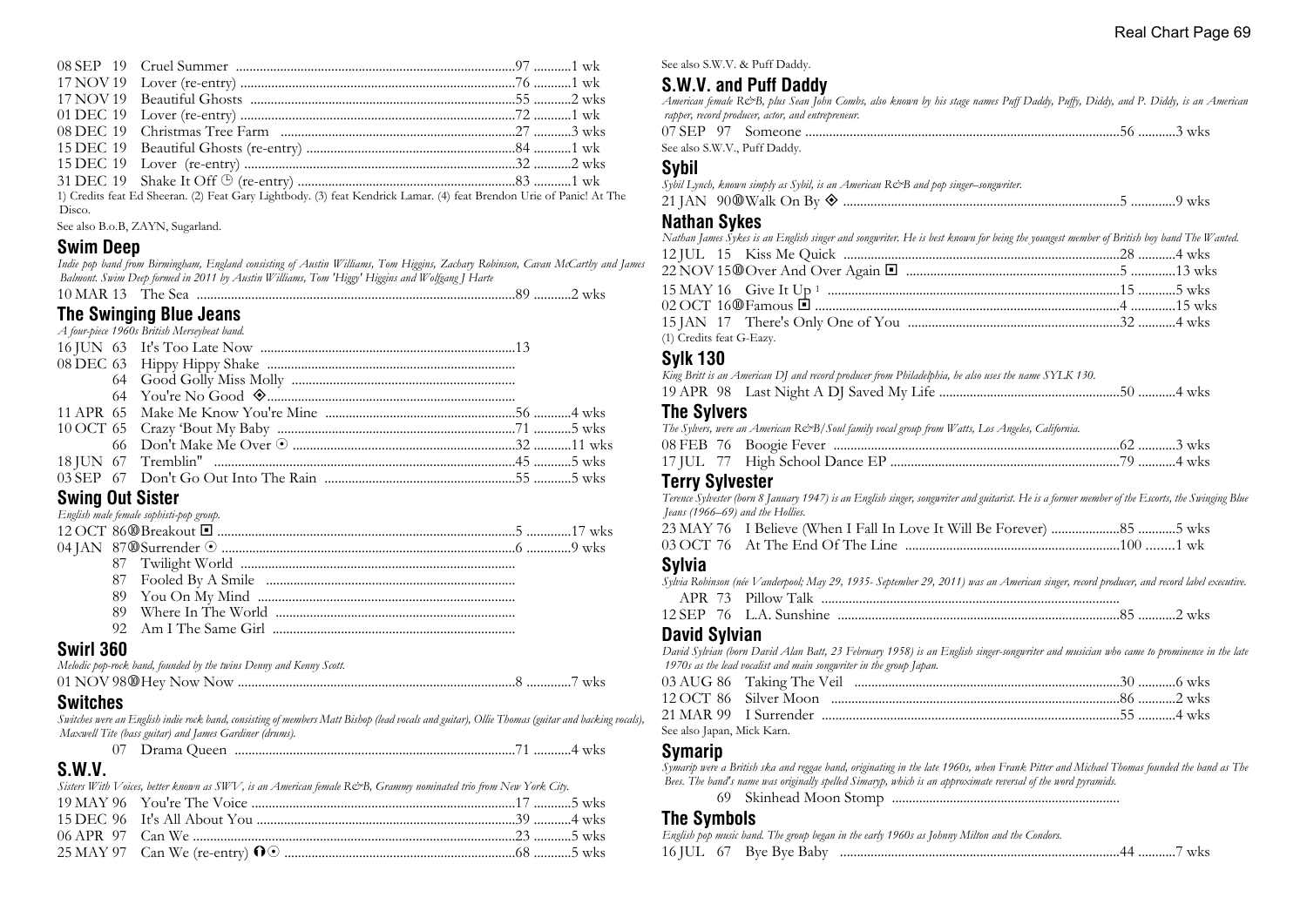08 SEP 19 Cruel Summer ........................................................................................97 ...........1 wk
17 NOV 19 Lover (re-entry) ........................................................................................76 ...........1 wk
17 NOV 19 Beautiful Ghosts ........................................................................................55 ...........2 wks
01 DEC 19 Lover (re-entry) ........................................................................................72 ...........1 wk
08 DEC 19 Christmas Tree Farm ........................................................................................27 ...........3 wks
15 DEC 19 Beautiful Ghosts (re-entry) ........................................................................................84 ...........1 wk
15 DEC 19 Lover (re-entry) ........................................................................................32 ...........2 wks
31 DEC 19 Shake It Off ⊕ (re-entry) ........................................................................................83 ...........1 wk

1) Credits feat Ed Sheeran. (2) Feat Gary Lightbody. (3) feat Kendrick Lamar. (4) feat Brendon Urie of Panic! At The Disco.

See also B.o.B, ZAYN, Sugarland.

## Swim Deep

*Indie pop band from Birmingham, England consisting of Austin Williams, Tom Higgins, Zachary Robinson, Cavan McCarthy and James Balmont. Swim Deep formed in 2011 by Austin Williams, Tom 'Higgy' Higgins and Wolfgang J Harte*

10 MAR 13 The Sea ........................................................................................89 ...........2 wks

## The Swinging Blue Jeans

*A four-piece 1960s British Merseybeat band.*

16 JUN 63 It's Too Late Now ........................................................................................13
08 DEC 63 Hippy Hippy Shake ........................................................................................
64 Good Golly Miss Molly ........................................................................................
64 You're No Good ◈........................................................................................
11 APR 65 Make Me Know You're Mine ........................................................................................56 ...........4 wks
10 OCT 65 Crazy 'Bout My Baby ........................................................................................71 ...........5 wks
66 Don't Make Me Over ⊙ ........................................................................................32 ...........11 wks
18 JUN 67 Tremblin'' ........................................................................................45 ...........5 wks
03 SEP 67 Don't Go Out Into The Rain ........................................................................................55 ...........5 wks

## Swing Out Sister

*English male female sophisti-pop group.*

12 OCT 86⑩Breakout ◘ ........................................................................................5 .............17 wks
04 JAN 87⑩Surrender ⊙ ........................................................................................6 .............9 wks
87 Twilight World ........................................................................................
87 Fooled By A Smile ........................................................................................
89 You On My Mind ........................................................................................
89 Where In The World ........................................................................................
92 Am I The Same Girl ........................................................................................

## Swirl 360

*Melodic pop-rock band, founded by the twins Denny and Kenny Scott.*

01 NOV 98⑩Hey Now Now ........................................................................................8 .............7 wks

## Switches

*Switches were an English indie rock band, consisting of members Matt Bishop (lead vocals and guitar), Ollie Thomas (guitar and backing vocals), Maxwell Tite (bass guitar) and James Gardiner (drums).*

07 Drama Queen ........................................................................................71 ...........4 wks

## S.W.V.

*Sisters With Voices, better known as SWV, is an American female R&B, Grammy nominated trio from New York City.*

19 MAY 96 You're The Voice ........................................................................................17 ...........5 wks
15 DEC 96 It's All About You ........................................................................................39 ...........4 wks
06 APR 97 Can We ........................................................................................23 ...........5 wks
25 MAY 97 Can We (re-entry) ⓘ⊙ ........................................................................................68 ...........5 wks

See also S.W.V. & Puff Daddy.

## S.W.V. and Puff Daddy

*American female R&B, plus Sean John Combs, also known by his stage names Puff Daddy, Puffy, Diddy, and P. Diddy, is an American rapper, record producer, actor, and entrepreneur.*

07 SEP 97 Someone ........................................................................................56 ...........3 wks

See also S.W.V., Puff Daddy.

## Sybil

*Sybil Lynch, known simply as Sybil, is an American R&B and pop singer–songwriter.*

21 JAN 90⑩Walk On By ◈ ........................................................................................5 .............9 wks

## Nathan Sykes

*Nathan James Sykes is an English singer and songwriter. He is best known for being the youngest member of British boy band The Wanted.*

12 JUL 15 Kiss Me Quick ........................................................................................28 ...........4 wks
22 NOV 15⑩Over And Over Again ◘ ........................................................................................5 .............13 wks
15 MAY 16 Give It Up [1] ........................................................................................15 ...........5 wks
02 OCT 16⑩Famous ◘ ........................................................................................4 .............15 wks
15 JAN 17 There's Only One of You ........................................................................................32 ...........4 wks

(1) Credits feat G-Eazy.

## Sylk 130

*King Britt is an American DJ and record producer from Philadelphia, he also uses the name SYLK 130.*

19 APR 98 Last Night A DJ Saved My Life ........................................................................................50 ...........4 wks

## The Sylvers

*The Sylvers, were an American R&B/Soul family vocal group from Watts, Los Angeles, California.*

08 FEB 76 Boogie Fever ........................................................................................62 ...........3 wks
17 JUL 77 High School Dance EP ........................................................................................79 ...........4 wks

## Terry Sylvester

*Terence Sylvester (born 8 January 1947) is an English singer, songwriter and guitarist. He is a former member of the Escorts, the Swinging Blue Jeans (1966–69) and the Hollies.*

23 MAY 76 I Believe (When I Fall In Love It Will Be Forever) ....................85 ...........5 wks
03 OCT 76 At The End Of The Line ........................................................................................100 .........1 wk

## Sylvia

*Sylvia Robinson (née Vanderpool; May 29, 1935- September 29, 2011) was an American singer, record producer, and record label executive.*

APR 73 Pillow Talk ........................................................................................
12 SEP 76 L.A. Sunshine ........................................................................................85 ...........2 wks

## David Sylvian

*David Sylvian (born David Alan Batt, 23 February 1958) is an English singer-songwriter and musician who came to prominence in the late 1970s as the lead vocalist and main songwriter in the group Japan.*

03 AUG 86 Taking The Veil ........................................................................................30 ...........6 wks
12 OCT 86 Silver Moon ........................................................................................86 ...........2 wks
21 MAR 99 I Surrender ........................................................................................55 ...........4 wks

See also Japan, Mick Karn.

## Symarip

*Symarip were a British ska and reggae band, originating in the late 1960s, when Frank Pitter and Michael Thomas founded the band as The Bees. The band's name was originally spelled Simaryp, which is an approximate reversal of the word pyramids.*

69 Skinhead Moon Stomp ........................................................................................

## The Symbols

*English pop music band. The group began in the early 1960s as Johnny Milton and the Condors.*

16 JUL 67 Bye Bye Baby ........................................................................................44 ...........7 wks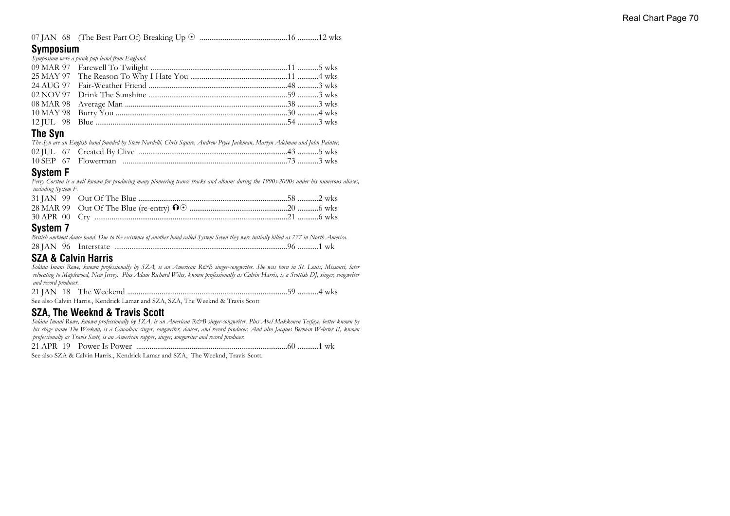07 JAN 68 (The Best Part Of) Breaking Up ⦿ ..............................................16 ...........12 wks

## Symposium

*Symposium were a punk pop band from England.*

09 MAR 97 Farewell To Twilight .......................................................................11 ...........5 wks
25 MAY 97 The Reason To Why I Hate You ..................................................11 ...........4 wks
24 AUG 97 Fair-Weather Friend ........................................................................48 ...........3 wks
02 NOV 97 Drink The Sunshine ........................................................................59 ...........3 wks
08 MAR 98 Average Man ....................................................................................38 ...........3 wks
10 MAY 98 Burry You ..........................................................................................30 ...........4 wks
12 JUL 98 Blue ......................................................................................................54 ...........3 wks

## The Syn

*The Syn are an English band founded by Steve Nardelli, Chris Squire, Andrew Pryce Jackman, Martyn Adelman and John Painter.*

02 JUL 67 Created By Clive ............................................................................43 ...........5 wks
10 SEP 67 Flowerman ......................................................................................73 ...........3 wks

## System F

*Ferry Corsten is a well known for producing many pioneering trance tracks and albums during the 1990s-2000s under his numerous aliases, including System F.*

31 JAN 99 Out Of The Blue .............................................................................58 ...........2 wks
28 MAR 99 Out Of The Blue (re-entry) ⦿ ...................................................20 ...........6 wks
30 APR 00 Cry .....................................................................................................21 ...........6 wks

## System 7

*British ambient dance band. Due to the existence of another band called System Seven they were initially billed as 777 in North America.*

28 JAN 96 Interstate ..........................................................................................96 ...........1 wk

## SZA & Calvin Harris

*Solána Imani Rowe, known professionally by SZA, is an American R&B singer-songwriter. She was born in St. Louis, Missouri, later relocating to Maplewood, New Jersey. Plus Adam Richard Wiles, known professionally as Calvin Harris, is a Scottish DJ, singer, songwriter and record producer.*

21 JAN 18 The Weekend ....................................................................................59 ...........4 wks

See also Calvin Harris., Kendrick Lamar and SZA, SZA, The Weeknd & Travis Scott

## SZA, The Weeknd & Travis Scott

*Solána Imani Rowe, known professionally by SZA, is an American R&B singer-songwriter. Plus Abel Makkonen Tesfaye, better known by his stage name The Weeknd, is a Canadian singer, songwriter, dancer, and record producer. And also Jacques Berman Webster II, known professionally as Travis Scott, is an American rapper, singer, songwriter and record producer.*

21 APR 19 Power Is Power ..............................................................................60 ...........1 wk

See also SZA & Calvin Harris., Kendrick Lamar and SZA, The Weeknd, Travis Scott.